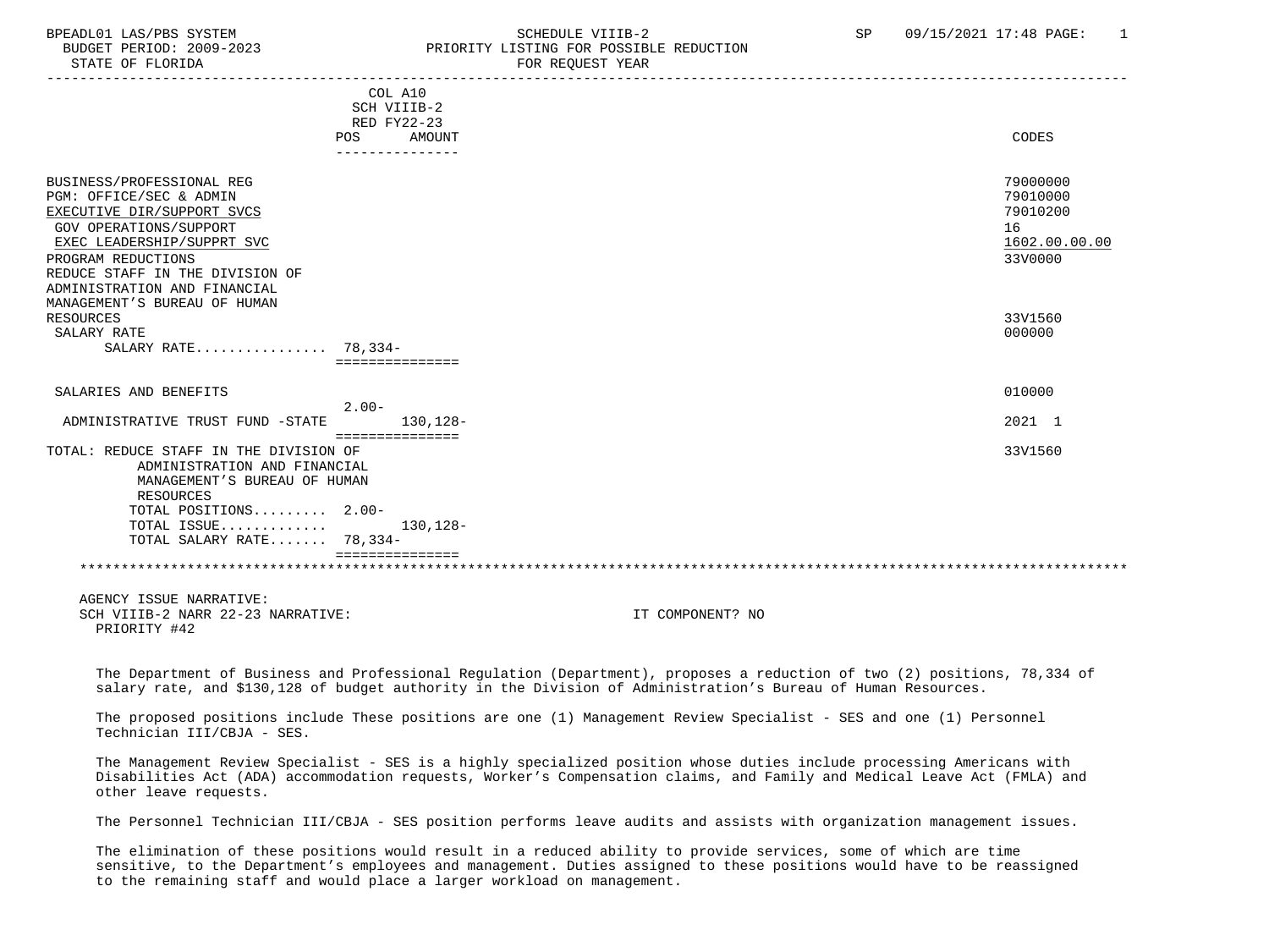BPEADL01 LAS/PBS SYSTEM — SCHEDULE VIIIB-2 — SP 09/15/2021 17:48

BUDGET PERIOD: 2009-2023 — PRIORITY LISTING FOR POSSIBLE REDUCTION

STATE OF FLORIDA — FOR REQUEST YEAR

| | COL A10 SCH VIIIB-2 RED FY22-23 POS | AMOUNT | CODES |
|---|---|---|---|
| BUSINESS/PROFESSIONAL REG | | | 79000000 |
| PGM: OFFICE/SEC & ADMIN | | | 79010000 |
| EXECUTIVE DIR/SUPPORT SVCS | | | 79010200 |
| GOV OPERATIONS/SUPPORT | | | 16 |
| EXEC LEADERSHIP/SUPPRT SVC | | | 1602.00.00.00 |
| PROGRAM REDUCTIONS | | | 33V0000 |
| REDUCE STAFF IN THE DIVISION OF ADMINISTRATION AND FINANCIAL MANAGEMENT'S BUREAU OF HUMAN RESOURCES | | | 33V1560 |
| SALARY RATE | | | 000000 |
| SALARY RATE................ | 78,334- | | |
| SALARIES AND BENEFITS | | | 010000 |
| ADMINISTRATIVE TRUST FUND -STATE | 2.00- | 130,128- | 2021 1 |
| TOTAL: REDUCE STAFF IN THE DIVISION OF ADMINISTRATION AND FINANCIAL MANAGEMENT'S BUREAU OF HUMAN RESOURCES | | | 33V1560 |
| TOTAL POSITIONS......... | 2.00- | | |
| TOTAL ISSUE............. | | 130,128- | |
| TOTAL SALARY RATE....... | 78,334- | | |

AGENCY ISSUE NARRATIVE:

SCH VIIIB-2 NARR 22-23 NARRATIVE: IT COMPONENT? NO

PRIORITY #42

The Department of Business and Professional Regulation (Department), proposes a reduction of two (2) positions, 78,334 of salary rate, and $130,128 of budget authority in the Division of Administration's Bureau of Human Resources.

The proposed positions include These positions are one (1) Management Review Specialist - SES and one (1) Personnel Technician III/CBJA - SES.

The Management Review Specialist - SES is a highly specialized position whose duties include processing Americans with Disabilities Act (ADA) accommodation requests, Worker's Compensation claims, and Family and Medical Leave Act (FMLA) and other leave requests.

The Personnel Technician III/CBJA - SES position performs leave audits and assists with organization management issues.

The elimination of these positions would result in a reduced ability to provide services, some of which are time sensitive, to the Department's employees and management. Duties assigned to these positions would have to be reassigned to the remaining staff and would place a larger workload on management.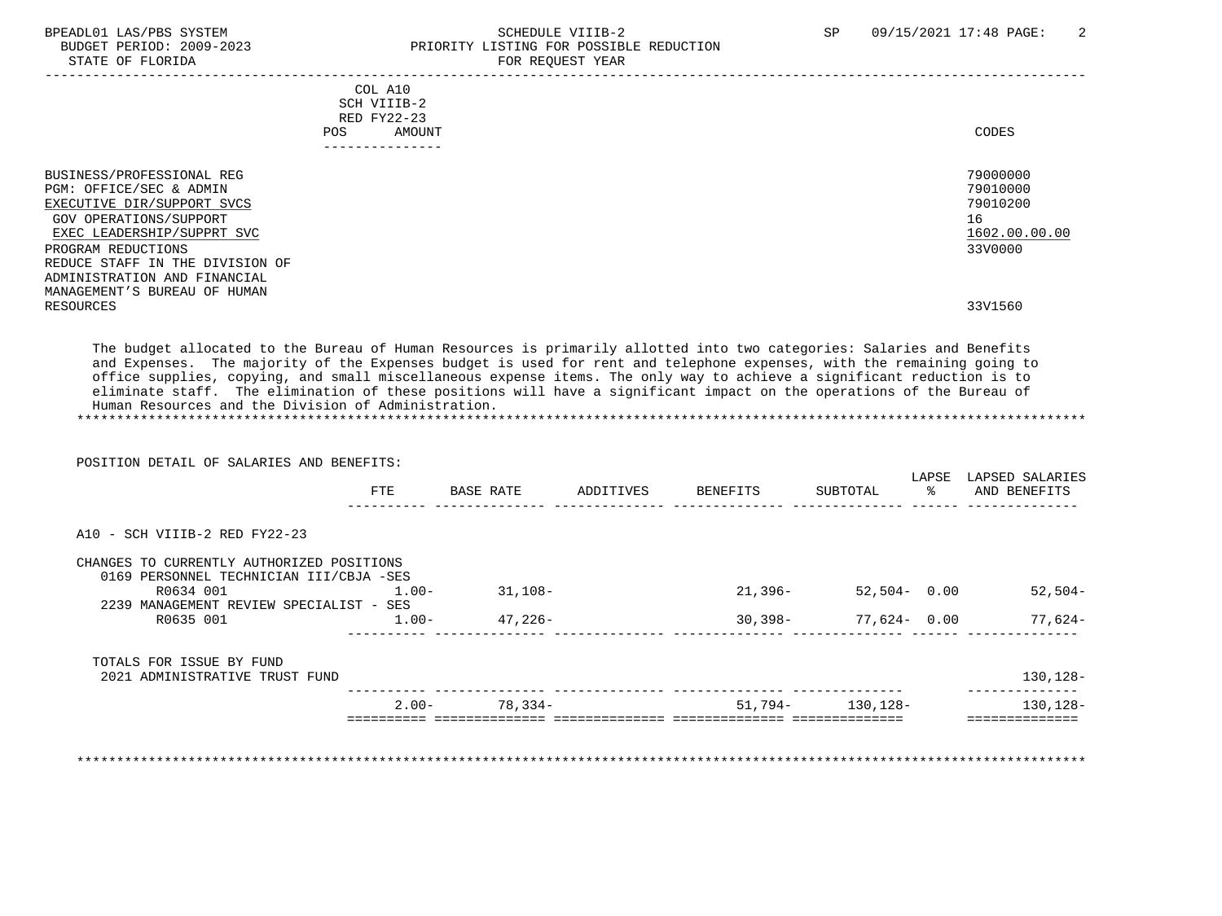BPEADL01 LAS/PBS SYSTEM — SCHEDULE VIIIB-2 — PRIORITY LISTING FOR POSSIBLE REDUCTION — FOR REQUEST YEAR
BUDGET PERIOD: 2009-2023
STATE OF FLORIDA

| | COL A10 SCH VIIIB-2 RED FY22-23 POS AMOUNT | CODES |
|---|---|---|
| BUSINESS/PROFESSIONAL REG | | 79000000 |
| PGM: OFFICE/SEC & ADMIN | | 79010000 |
| EXECUTIVE DIR/SUPPORT SVCS | | 79010200 |
| GOV OPERATIONS/SUPPORT | | 16 |
| EXEC LEADERSHIP/SUPPRT SVC | | 1602.00.00.00 |
| PROGRAM REDUCTIONS | | 33V0000 |
| REDUCE STAFF IN THE DIVISION OF ADMINISTRATION AND FINANCIAL MANAGEMENT'S BUREAU OF HUMAN RESOURCES | | 33V1560 |

The budget allocated to the Bureau of Human Resources is primarily allotted into two categories: Salaries and Benefits and Expenses. The majority of the Expenses budget is used for rent and telephone expenses, with the remaining going to office supplies, copying, and small miscellaneous expense items. The only way to achieve a significant reduction is to eliminate staff. The elimination of these positions will have a significant impact on the operations of the Bureau of Human Resources and the Division of Administration.

POSITION DETAIL OF SALARIES AND BENEFITS:

| | FTE | BASE RATE | ADDITIVES | BENEFITS | SUBTOTAL | LAPSE % | LAPSED SALARIES AND BENEFITS |
|---|---|---|---|---|---|---|---|
| A10 - SCH VIIIB-2 RED FY22-23 | | | | | | | |
| CHANGES TO CURRENTLY AUTHORIZED POSITIONS | | | | | | | |
| 0169 PERSONNEL TECHNICIAN III/CBJA -SES | | | | | | | |
| R0634 001 | 1.00- | 31,108- | | 21,396- | 52,504- | 0.00 | 52,504- |
| 2239 MANAGEMENT REVIEW SPECIALIST - SES | | | | | | | |
| R0635 001 | 1.00- | 47,226- | | 30,398- | 77,624- | 0.00 | 77,624- |
| TOTALS FOR ISSUE BY FUND | | | | | | | |
| 2021 ADMINISTRATIVE TRUST FUND | | | | | | | 130,128- |
| | 2.00- | 78,334- | | 51,794- | 130,128- | | 130,128- |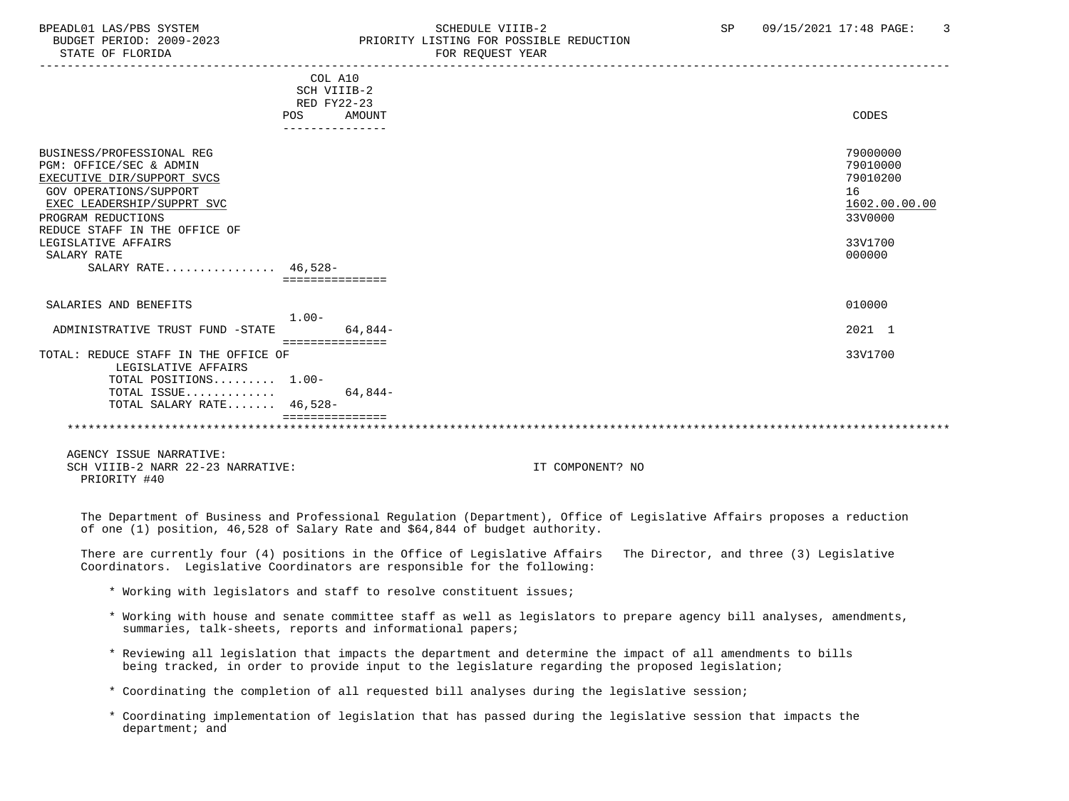| | COL A10 SCH VIIIB-2 RED FY22-23 POS | AMOUNT | CODES |
|---|---|---|---|
| BUSINESS/PROFESSIONAL REG | | | 79000000 |
| PGM: OFFICE/SEC & ADMIN | | | 79010000 |
| EXECUTIVE DIR/SUPPORT SVCS | | | 79010200 |
| GOV OPERATIONS/SUPPORT | | | 16 |
| EXEC LEADERSHIP/SUPPRT SVC | | | 1602.00.00.00 |
| PROGRAM REDUCTIONS | | | 33V0000 |
| REDUCE STAFF IN THE OFFICE OF LEGISLATIVE AFFAIRS | | | 33V1700 |
| SALARY RATE | | | 000000 |
| SALARY RATE................ | 46,528- | | |
| SALARIES AND BENEFITS | | | 010000 |
| ADMINISTRATIVE TRUST FUND -STATE | 1.00- | 64,844- | 2021 1 |
| TOTAL: REDUCE STAFF IN THE OFFICE OF LEGISLATIVE AFFAIRS | | | 33V1700 |
| TOTAL POSITIONS......... | 1.00- | | |
| TOTAL ISSUE............ | | 64,844- | |
| TOTAL SALARY RATE....... | 46,528- | | |

AGENCY ISSUE NARRATIVE:
SCH VIIIB-2 NARR 22-23 NARRATIVE: IT COMPONENT? NO
PRIORITY #40

The Department of Business and Professional Regulation (Department), Office of Legislative Affairs proposes a reduction of one (1) position, 46,528 of Salary Rate and $64,844 of budget authority.

There are currently four (4) positions in the Office of Legislative Affairs The Director, and three (3) Legislative Coordinators. Legislative Coordinators are responsible for the following:

* Working with legislators and staff to resolve constituent issues;
* Working with house and senate committee staff as well as legislators to prepare agency bill analyses, amendments, summaries, talk-sheets, reports and informational papers;
* Reviewing all legislation that impacts the department and determine the impact of all amendments to bills being tracked, in order to provide input to the legislature regarding the proposed legislation;
* Coordinating the completion of all requested bill analyses during the legislative session;
* Coordinating implementation of legislation that has passed during the legislative session that impacts the department; and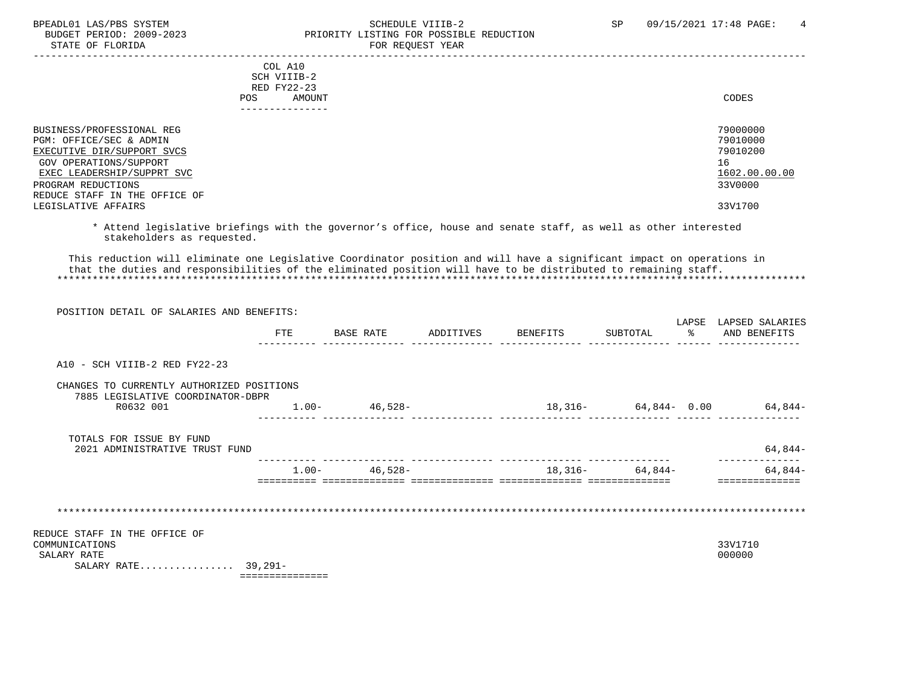BPEADL01 LAS/PBS SYSTEM — SCHEDULE VIIIB-2 — SP 09/15/2021 17:48

BUDGET PERIOD: 2009-2023 — PRIORITY LISTING FOR POSSIBLE REDUCTION

STATE OF FLORIDA — FOR REQUEST YEAR

| | COL A10 SCH VIIIB-2 RED FY22-23 POS AMOUNT | CODES |
|---|---|---|
| BUSINESS/PROFESSIONAL REG | | 79000000 |
| PGM: OFFICE/SEC & ADMIN | | 79010000 |
| EXECUTIVE DIR/SUPPORT SVCS | | 79010200 |
| GOV OPERATIONS/SUPPORT | | 16 |
| EXEC LEADERSHIP/SUPPRT SVC | | 1602.00.00.00 |
| PROGRAM REDUCTIONS | | 33V0000 |
| REDUCE STAFF IN THE OFFICE OF LEGISLATIVE AFFAIRS | | 33V1700 |

* Attend legislative briefings with the governor's office, house and senate staff, as well as other interested stakeholders as requested.

This reduction will eliminate one Legislative Coordinator position and will have a significant impact on operations in that the duties and responsibilities of the eliminated position will have to be distributed to remaining staff.

POSITION DETAIL OF SALARIES AND BENEFITS:

| | FTE | BASE RATE | ADDITIVES | BENEFITS | SUBTOTAL | LAPSE % | LAPSED SALARIES AND BENEFITS |
|---|---|---|---|---|---|---|---|
| A10 - SCH VIIIB-2 RED FY22-23 | | | | | | | |
| CHANGES TO CURRENTLY AUTHORIZED POSITIONS | | | | | | | |
| 7885 LEGISLATIVE COORDINATOR-DBPR R0632 001 | 1.00- | 46,528- | | 18,316- | 64,844- | 0.00 | 64,844- |
| TOTALS FOR ISSUE BY FUND | | | | | | | |
| 2021 ADMINISTRATIVE TRUST FUND | | | | | | | 64,844- |
| | 1.00- | 46,528- | | 18,316- | 64,844- | | 64,844- |

| | | CODES |
|---|---|---|
| REDUCE STAFF IN THE OFFICE OF COMMUNICATIONS | | 33V1710 |
| SALARY RATE | | 000000 |
| SALARY RATE................ | 39,291- | |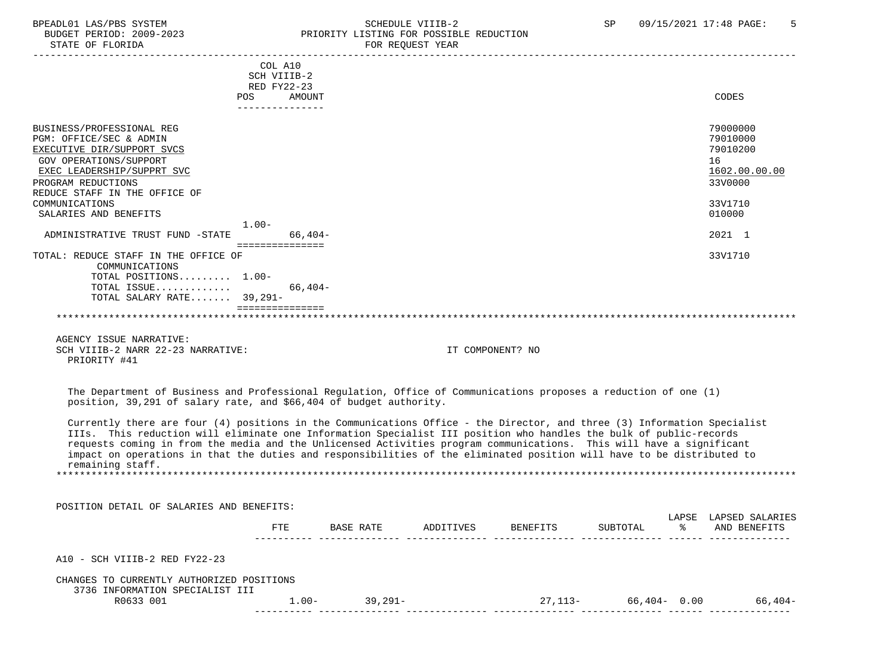BPEADL01 LAS/PBS SYSTEM | SCHEDULE VIIIB-2 | SP 09/15/2021 17:48
BUDGET PERIOD: 2009-2023 | PRIORITY LISTING FOR POSSIBLE REDUCTION
STATE OF FLORIDA | FOR REQUEST YEAR

| | COL A10 SCH VIIIB-2 RED FY22-23 POS | AMOUNT | CODES |
|---|---|---|---|
| BUSINESS/PROFESSIONAL REG | | | 79000000 |
| PGM: OFFICE/SEC & ADMIN | | | 79010000 |
| EXECUTIVE DIR/SUPPORT SVCS | | | 79010200 |
| GOV OPERATIONS/SUPPORT | | | 16 |
| EXEC LEADERSHIP/SUPPRT SVC | | | 1602.00.00.00 |
| PROGRAM REDUCTIONS | | | 33V0000 |
| REDUCE STAFF IN THE OFFICE OF COMMUNICATIONS | | | 33V1710 |
| SALARIES AND BENEFITS | 1.00- | | 010000 |
| ADMINISTRATIVE TRUST FUND -STATE | | 66,404- | 2021 1 |
| TOTAL: REDUCE STAFF IN THE OFFICE OF COMMUNICATIONS | | | 33V1710 |
| TOTAL POSITIONS......... | 1.00- | | |
| TOTAL ISSUE............. | | 66,404- | |
| TOTAL SALARY RATE....... | 39,291- | | |

AGENCY ISSUE NARRATIVE:
SCH VIIIB-2 NARR 22-23 NARRATIVE: IT COMPONENT? NO
PRIORITY #41

The Department of Business and Professional Regulation, Office of Communications proposes a reduction of one (1) position, 39,291 of salary rate, and $66,404 of budget authority.

Currently there are four (4) positions in the Communications Office - the Director, and three (3) Information Specialist IIIs. This reduction will eliminate one Information Specialist III position who handles the bulk of public-records requests coming in from the media and the Unlicensed Activities program communications. This will have a significant impact on operations in that the duties and responsibilities of the eliminated position will have to be distributed to remaining staff.

POSITION DETAIL OF SALARIES AND BENEFITS:

| | FTE | BASE RATE | ADDITIVES | BENEFITS | SUBTOTAL | LAPSE % | LAPSED SALARIES AND BENEFITS |
|---|---|---|---|---|---|---|---|
| A10 - SCH VIIIB-2 RED FY22-23 | | | | | | | |
| CHANGES TO CURRENTLY AUTHORIZED POSITIONS | | | | | | | |
| 3736 INFORMATION SPECIALIST III R0633 001 | 1.00- | 39,291- | | 27,113- | 66,404- | 0.00 | 66,404- |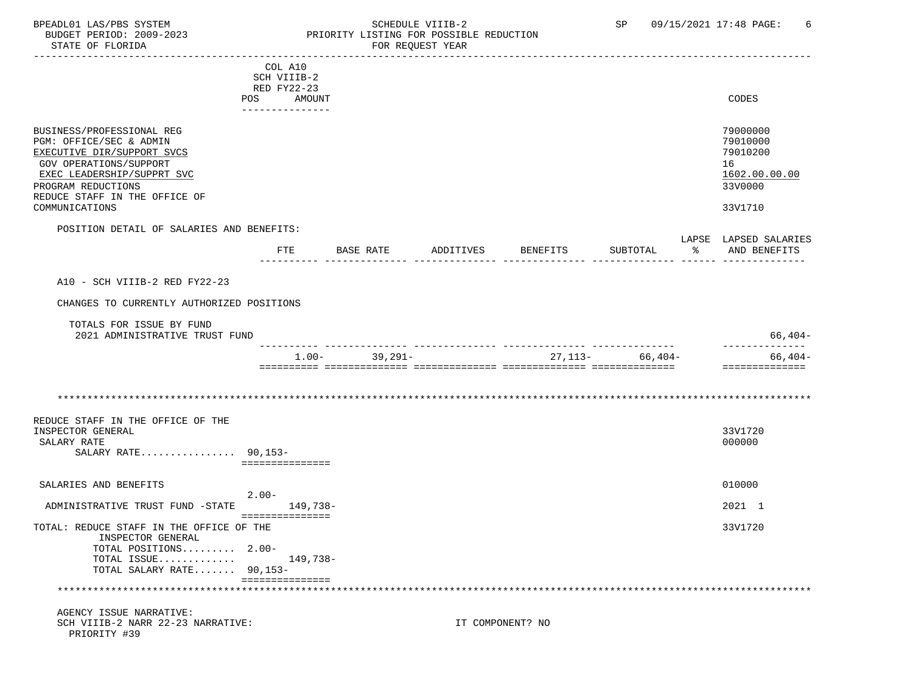BPEADL01 LAS/PBS SYSTEM — SCHEDULE VIIIB-2 — SP 09/15/2021 17:48
BUDGET PERIOD: 2009-2023 — PRIORITY LISTING FOR POSSIBLE REDUCTION
STATE OF FLORIDA — FOR REQUEST YEAR

| | COL A10 SCH VIIIB-2 RED FY22-23 POS AMOUNT | CODES |
|---|---|---|
| BUSINESS/PROFESSIONAL REG | | 79000000 |
| PGM: OFFICE/SEC & ADMIN | | 79010000 |
| EXECUTIVE DIR/SUPPORT SVCS | | 79010200 |
| GOV OPERATIONS/SUPPORT | | 16 |
| EXEC LEADERSHIP/SUPPRT SVC | | 1602.00.00.00 |
| PROGRAM REDUCTIONS | | 33V0000 |
| REDUCE STAFF IN THE OFFICE OF COMMUNICATIONS | | 33V1710 |

POSITION DETAIL OF SALARIES AND BENEFITS:

| | FTE | BASE RATE | ADDITIVES | BENEFITS | SUBTOTAL | LAPSE % | LAPSED SALARIES AND BENEFITS |
|---|---|---|---|---|---|---|---|
| A10 - SCH VIIIB-2 RED FY22-23 | | | | | | | |
| CHANGES TO CURRENTLY AUTHORIZED POSITIONS | | | | | | | |
| TOTALS FOR ISSUE BY FUND | | | | | | | |
| 2021 ADMINISTRATIVE TRUST FUND | | | | | | | 66,404- |
| | 1.00- | 39,291- | | 27,113- | 66,404- | | 66,404- |

\*\*\*\*\*\*\*\*\*\*\*\*\*\*\*\*\*\*\*\*\*\*\*\*\*\*\*\*\*\*\*\*\*\*\*\*\*\*\*\*\*\*\*\*\*\*\*\*\*\*\*\*\*\*\*\*\*\*\*\*\*\*\*\*\*\*\*\*\*\*\*\*\*\*\*\*\*\*

| | POS | AMOUNT | CODES |
|---|---|---|---|
| REDUCE STAFF IN THE OFFICE OF THE INSPECTOR GENERAL | | | 33V1720 |
| SALARY RATE | | | 000000 |
| SALARY RATE................ | 90,153- | | |
| SALARIES AND BENEFITS | 2.00- | | 010000 |
| ADMINISTRATIVE TRUST FUND -STATE | | 149,738- | 2021 1 |
| TOTAL: REDUCE STAFF IN THE OFFICE OF THE INSPECTOR GENERAL | | | 33V1720 |
| TOTAL POSITIONS......... | 2.00- | | |
| TOTAL ISSUE............. | | 149,738- | |
| TOTAL SALARY RATE....... | 90,153- | | |

\*\*\*\*\*\*\*\*\*\*\*\*\*\*\*\*\*\*\*\*\*\*\*\*\*\*\*\*\*\*\*\*\*\*\*\*\*\*\*\*\*\*\*\*\*\*\*\*\*\*\*\*\*\*\*\*\*\*\*\*\*\*\*\*\*\*\*\*\*\*\*\*\*\*\*\*\*\*

AGENCY ISSUE NARRATIVE:
SCH VIIIB-2 NARR 22-23 NARRATIVE: IT COMPONENT? NO
PRIORITY #39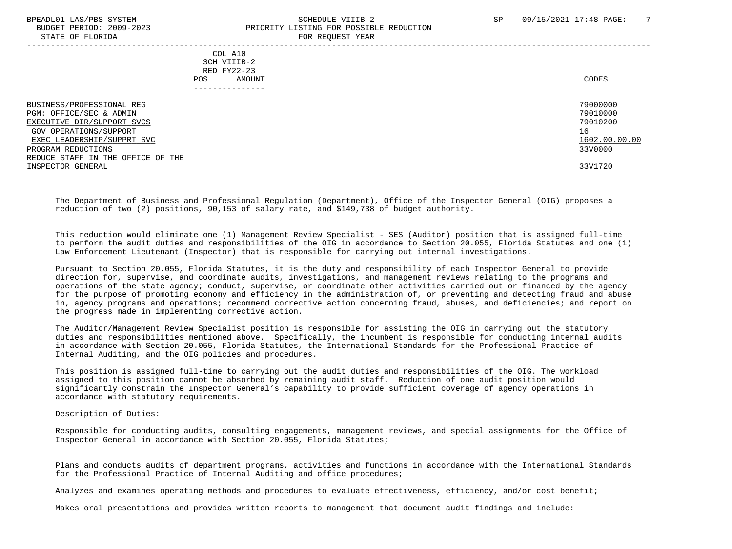| | COL A10 SCH VIIIB-2 RED FY22-23 POS AMOUNT | CODES |
|---|---|---|
| BUSINESS/PROFESSIONAL REG | | 79000000 |
| PGM: OFFICE/SEC & ADMIN | | 79010000 |
| EXECUTIVE DIR/SUPPORT SVCS | | 79010200 |
| GOV OPERATIONS/SUPPORT | | 16 |
| EXEC LEADERSHIP/SUPPRT SVC | | 1602.00.00.00 |
| PROGRAM REDUCTIONS | | 33V0000 |
| REDUCE STAFF IN THE OFFICE OF THE INSPECTOR GENERAL | | 33V1720 |

The Department of Business and Professional Regulation (Department), Office of the Inspector General (OIG) proposes a reduction of two (2) positions, 90,153 of salary rate, and $149,738 of budget authority.

This reduction would eliminate one (1) Management Review Specialist - SES (Auditor) position that is assigned full-time to perform the audit duties and responsibilities of the OIG in accordance to Section 20.055, Florida Statutes and one (1) Law Enforcement Lieutenant (Inspector) that is responsible for carrying out internal investigations.

Pursuant to Section 20.055, Florida Statutes, it is the duty and responsibility of each Inspector General to provide direction for, supervise, and coordinate audits, investigations, and management reviews relating to the programs and operations of the state agency; conduct, supervise, or coordinate other activities carried out or financed by the agency for the purpose of promoting economy and efficiency in the administration of, or preventing and detecting fraud and abuse in, agency programs and operations; recommend corrective action concerning fraud, abuses, and deficiencies; and report on the progress made in implementing corrective action.

The Auditor/Management Review Specialist position is responsible for assisting the OIG in carrying out the statutory duties and responsibilities mentioned above. Specifically, the incumbent is responsible for conducting internal audits in accordance with Section 20.055, Florida Statutes, the International Standards for the Professional Practice of Internal Auditing, and the OIG policies and procedures.

This position is assigned full-time to carrying out the audit duties and responsibilities of the OIG. The workload assigned to this position cannot be absorbed by remaining audit staff. Reduction of one audit position would significantly constrain the Inspector General's capability to provide sufficient coverage of agency operations in accordance with statutory requirements.

Description of Duties:

Responsible for conducting audits, consulting engagements, management reviews, and special assignments for the Office of Inspector General in accordance with Section 20.055, Florida Statutes;

Plans and conducts audits of department programs, activities and functions in accordance with the International Standards for the Professional Practice of Internal Auditing and office procedures;

Analyzes and examines operating methods and procedures to evaluate effectiveness, efficiency, and/or cost benefit;

Makes oral presentations and provides written reports to management that document audit findings and include: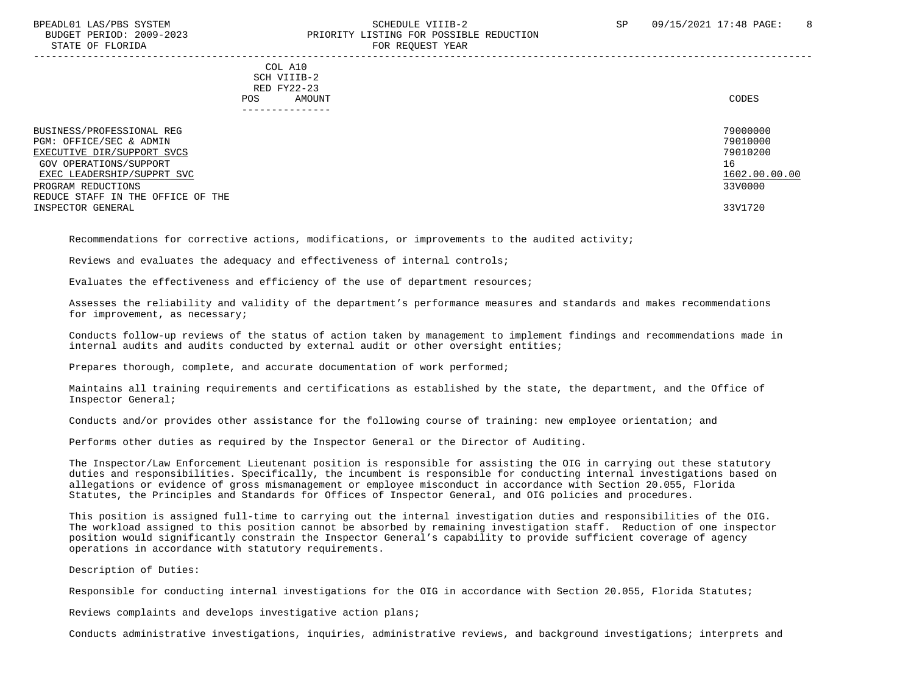| | COL A10 SCH VIIIB-2 RED FY22-23 POS AMOUNT | CODES |
|---|---|---|
| BUSINESS/PROFESSIONAL REG | | 79000000 |
| PGM: OFFICE/SEC & ADMIN | | 79010000 |
| EXECUTIVE DIR/SUPPORT SVCS | | 79010200 |
| GOV OPERATIONS/SUPPORT | | 16 |
| EXEC LEADERSHIP/SUPPRT SVC | | 1602.00.00.00 |
| PROGRAM REDUCTIONS | | 33V0000 |
| REDUCE STAFF IN THE OFFICE OF THE INSPECTOR GENERAL | | 33V1720 |

Recommendations for corrective actions, modifications, or improvements to the audited activity;

Reviews and evaluates the adequacy and effectiveness of internal controls;

Evaluates the effectiveness and efficiency of the use of department resources;

Assesses the reliability and validity of the department's performance measures and standards and makes recommendations for improvement, as necessary;

Conducts follow-up reviews of the status of action taken by management to implement findings and recommendations made in internal audits and audits conducted by external audit or other oversight entities;

Prepares thorough, complete, and accurate documentation of work performed;

Maintains all training requirements and certifications as established by the state, the department, and the Office of Inspector General;

Conducts and/or provides other assistance for the following course of training: new employee orientation; and

Performs other duties as required by the Inspector General or the Director of Auditing.

The Inspector/Law Enforcement Lieutenant position is responsible for assisting the OIG in carrying out these statutory duties and responsibilities. Specifically, the incumbent is responsible for conducting internal investigations based on allegations or evidence of gross mismanagement or employee misconduct in accordance with Section 20.055, Florida Statutes, the Principles and Standards for Offices of Inspector General, and OIG policies and procedures.

This position is assigned full-time to carrying out the internal investigation duties and responsibilities of the OIG. The workload assigned to this position cannot be absorbed by remaining investigation staff. Reduction of one inspector position would significantly constrain the Inspector General's capability to provide sufficient coverage of agency operations in accordance with statutory requirements.

Description of Duties:

Responsible for conducting internal investigations for the OIG in accordance with Section 20.055, Florida Statutes;

Reviews complaints and develops investigative action plans;

Conducts administrative investigations, inquiries, administrative reviews, and background investigations; interprets and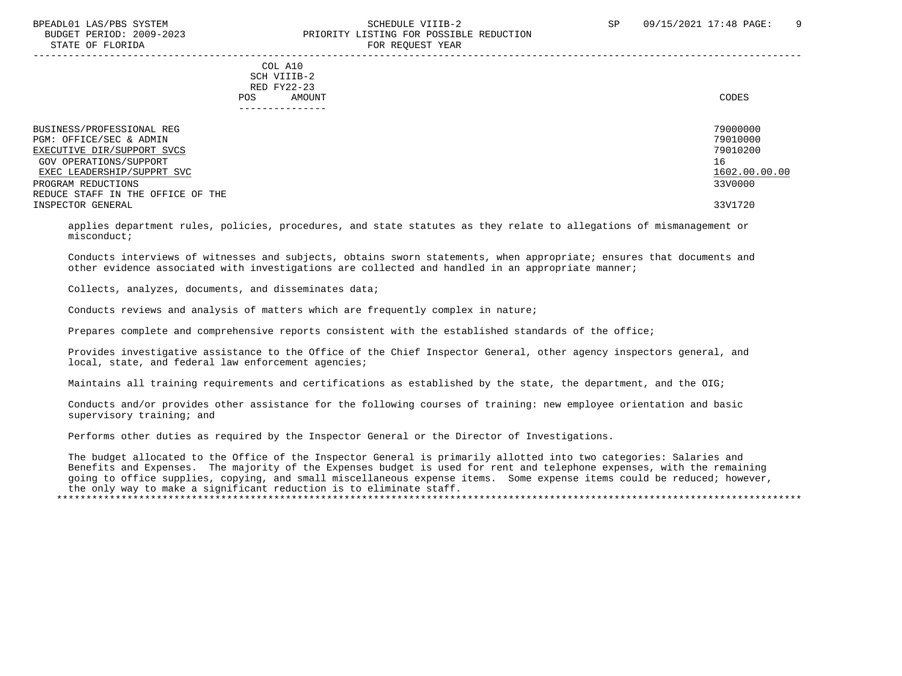COL A10
SCH VIIIB-2
RED FY22-23
POS AMOUNT

| | CODES |
|---|---|
| BUSINESS/PROFESSIONAL REG | 79000000 |
| PGM: OFFICE/SEC & ADMIN | 79010000 |
| EXECUTIVE DIR/SUPPORT SVCS | 79010200 |
| GOV OPERATIONS/SUPPORT | 16 |
| EXEC LEADERSHIP/SUPPRT SVC | 1602.00.00.00 |
| PROGRAM REDUCTIONS | 33V0000 |
| REDUCE STAFF IN THE OFFICE OF THE INSPECTOR GENERAL | 33V1720 |

applies department rules, policies, procedures, and state statutes as they relate to allegations of mismanagement or misconduct;

Conducts interviews of witnesses and subjects, obtains sworn statements, when appropriate; ensures that documents and other evidence associated with investigations are collected and handled in an appropriate manner;

Collects, analyzes, documents, and disseminates data;

Conducts reviews and analysis of matters which are frequently complex in nature;

Prepares complete and comprehensive reports consistent with the established standards of the office;

Provides investigative assistance to the Office of the Chief Inspector General, other agency inspectors general, and local, state, and federal law enforcement agencies;

Maintains all training requirements and certifications as established by the state, the department, and the OIG;

Conducts and/or provides other assistance for the following courses of training: new employee orientation and basic supervisory training; and

Performs other duties as required by the Inspector General or the Director of Investigations.

The budget allocated to the Office of the Inspector General is primarily allotted into two categories: Salaries and Benefits and Expenses. The majority of the Expenses budget is used for rent and telephone expenses, with the remaining going to office supplies, copying, and small miscellaneous expense items. Some expense items could be reduced; however, the only way to make a significant reduction is to eliminate staff.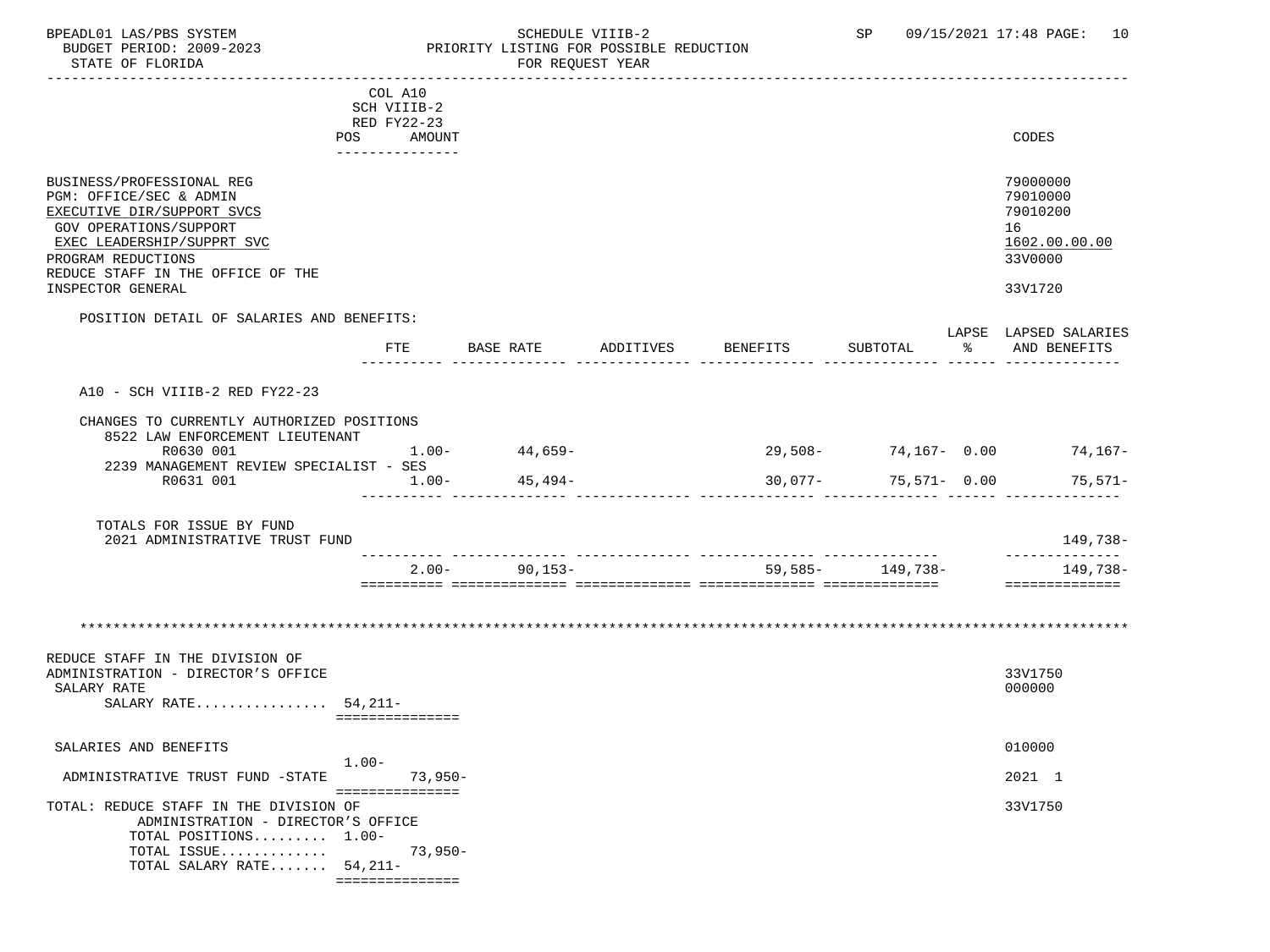| | COL A10 SCH VIIIB-2 RED FY22-23 POS AMOUNT | CODES |
|---|---|---|
| BUSINESS/PROFESSIONAL REG | | 79000000 |
| PGM: OFFICE/SEC & ADMIN | | 79010000 |
| EXECUTIVE DIR/SUPPORT SVCS | | 79010200 |
| GOV OPERATIONS/SUPPORT | | 16 |
| EXEC LEADERSHIP/SUPPRT SVC | | 1602.00.00.00 |
| PROGRAM REDUCTIONS | | 33V0000 |
| REDUCE STAFF IN THE OFFICE OF THE INSPECTOR GENERAL | | 33V1720 |

POSITION DETAIL OF SALARIES AND BENEFITS:

| | FTE | BASE RATE | ADDITIVES | BENEFITS | SUBTOTAL | LAPSE % | LAPSED SALARIES AND BENEFITS |
|---|---|---|---|---|---|---|---|
| A10 - SCH VIIIB-2 RED FY22-23 | | | | | | | |
| CHANGES TO CURRENTLY AUTHORIZED POSITIONS | | | | | | | |
| 8522 LAW ENFORCEMENT LIEUTENANT R0630 001 | 1.00- | 44,659- | | 29,508- | 74,167- | 0.00 | 74,167- |
| 2239 MANAGEMENT REVIEW SPECIALIST - SES R0631 001 | 1.00- | 45,494- | | 30,077- | 75,571- | 0.00 | 75,571- |
| TOTALS FOR ISSUE BY FUND | | | | | | | |
| 2021 ADMINISTRATIVE TRUST FUND | | | | | | | 149,738- |
| | 2.00- | 90,153- | | 59,585- | 149,738- | | 149,738- |

***

| | POS | AMOUNT | CODES |
|---|---|---|---|
| REDUCE STAFF IN THE DIVISION OF ADMINISTRATION - DIRECTOR'S OFFICE | | | 33V1750 |
| SALARY RATE | | | 000000 |
| SALARY RATE................ | 54,211- | | |
| SALARIES AND BENEFITS | 1.00- | | 010000 |
| ADMINISTRATIVE TRUST FUND -STATE | | 73,950- | 2021 1 |
| TOTAL: REDUCE STAFF IN THE DIVISION OF ADMINISTRATION - DIRECTOR'S OFFICE | | | 33V1750 |
| TOTAL POSITIONS......... | 1.00- | | |
| TOTAL ISSUE............. | | 73,950- | |
| TOTAL SALARY RATE....... | 54,211- | | |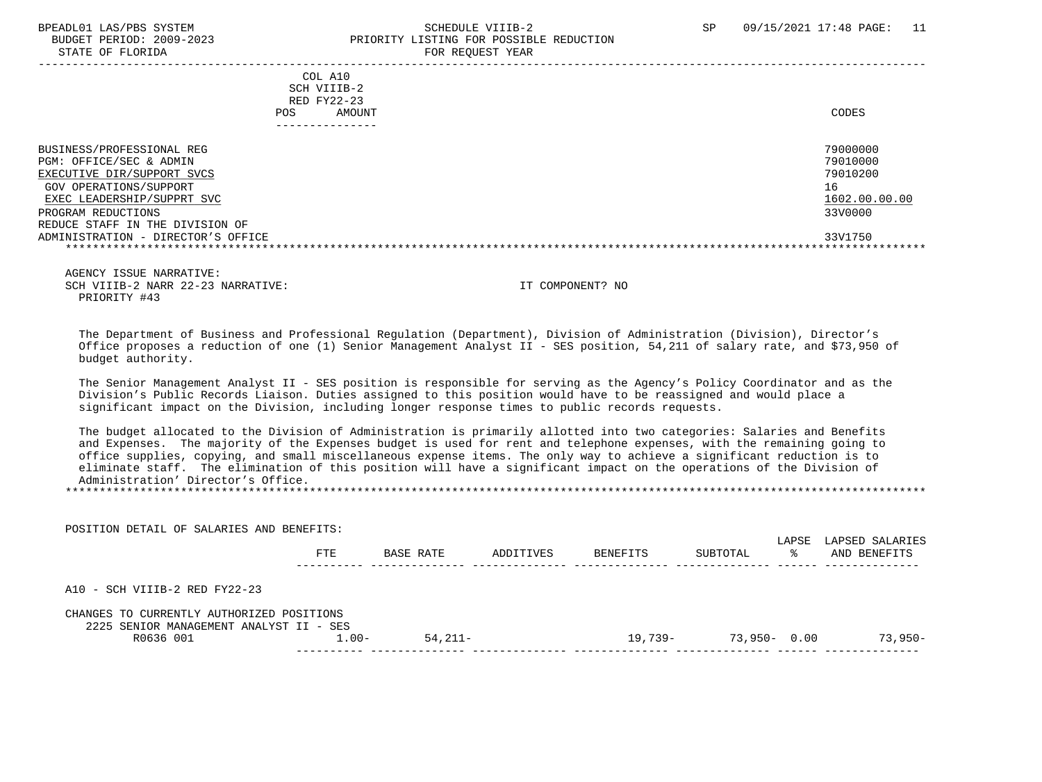BPEADL01 LAS/PBS SYSTEM — SCHEDULE VIIIB-2 — SP 09/15/2021 17:48

BUDGET PERIOD: 2009-2023 — PRIORITY LISTING FOR POSSIBLE REDUCTION

STATE OF FLORIDA — FOR REQUEST YEAR

| | COL A10 SCH VIIIB-2 RED FY22-23 POS AMOUNT | CODES |
|---|---|---|
| BUSINESS/PROFESSIONAL REG | | 79000000 |
| PGM: OFFICE/SEC & ADMIN | | 79010000 |
| EXECUTIVE DIR/SUPPORT SVCS | | 79010200 |
| GOV OPERATIONS/SUPPORT | | 16 |
| EXEC LEADERSHIP/SUPPRT SVC | | 1602.00.00.00 |
| PROGRAM REDUCTIONS | | 33V0000 |
| REDUCE STAFF IN THE DIVISION OF ADMINISTRATION - DIRECTOR'S OFFICE | | 33V1750 |

AGENCY ISSUE NARRATIVE:

SCH VIIIB-2 NARR 22-23 NARRATIVE: IT COMPONENT? NO

PRIORITY #43

The Department of Business and Professional Regulation (Department), Division of Administration (Division), Director's Office proposes a reduction of one (1) Senior Management Analyst II - SES position, 54,211 of salary rate, and $73,950 of budget authority.

The Senior Management Analyst II - SES position is responsible for serving as the Agency's Policy Coordinator and as the Division's Public Records Liaison. Duties assigned to this position would have to be reassigned and would place a significant impact on the Division, including longer response times to public records requests.

The budget allocated to the Division of Administration is primarily allotted into two categories: Salaries and Benefits and Expenses. The majority of the Expenses budget is used for rent and telephone expenses, with the remaining going to office supplies, copying, and small miscellaneous expense items. The only way to achieve a significant reduction is to eliminate staff. The elimination of this position will have a significant impact on the operations of the Division of Administration' Director's Office.

POSITION DETAIL OF SALARIES AND BENEFITS:

| | FTE | BASE RATE | ADDITIVES | BENEFITS | SUBTOTAL | LAPSE % | LAPSED SALARIES AND BENEFITS |
|---|---|---|---|---|---|---|---|
| A10 - SCH VIIIB-2 RED FY22-23 | | | | | | | |
| CHANGES TO CURRENTLY AUTHORIZED POSITIONS | | | | | | | |
| 2225 SENIOR MANAGEMENT ANALYST II - SES | | | | | | | |
| R0636 001 | 1.00- | 54,211- | | 19,739- | 73,950- | 0.00 | 73,950- |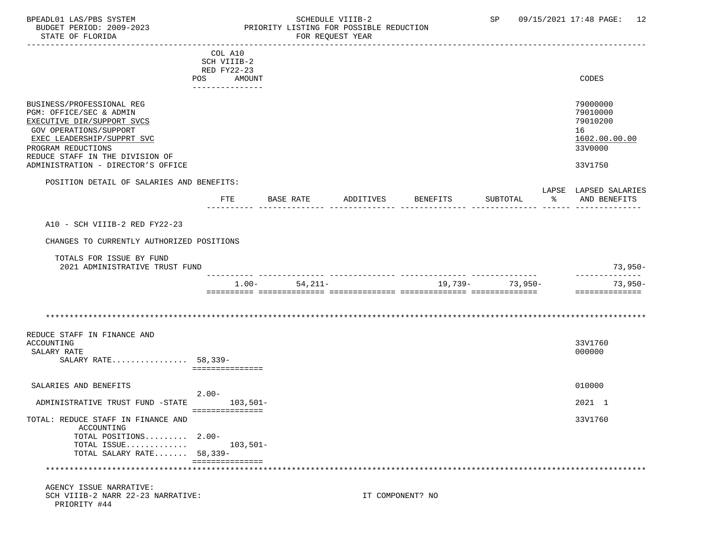BPEADL01 LAS/PBS SYSTEM — SCHEDULE VIIIB-2 — SP 09/15/2021 17:48

BUDGET PERIOD: 2009-2023 — PRIORITY LISTING FOR POSSIBLE REDUCTION

STATE OF FLORIDA — FOR REQUEST YEAR

| | COL A10 SCH VIIIB-2 RED FY22-23 POS | AMOUNT | CODES |
|---|---|---|---|
| BUSINESS/PROFESSIONAL REG | | | 79000000 |
| PGM: OFFICE/SEC & ADMIN | | | 79010000 |
| EXECUTIVE DIR/SUPPORT SVCS | | | 79010200 |
| GOV OPERATIONS/SUPPORT | | | 16 |
| EXEC LEADERSHIP/SUPPRT SVC | | | 1602.00.00.00 |
| PROGRAM REDUCTIONS | | | 33V0000 |
| REDUCE STAFF IN THE DIVISION OF ADMINISTRATION - DIRECTOR'S OFFICE | | | 33V1750 |

POSITION DETAIL OF SALARIES AND BENEFITS:

| | FTE | BASE RATE | ADDITIVES | BENEFITS | SUBTOTAL | LAPSE % | LAPSED SALARIES AND BENEFITS |
|---|---|---|---|---|---|---|---|
| A10 - SCH VIIIB-2 RED FY22-23 | | | | | | | |
| CHANGES TO CURRENTLY AUTHORIZED POSITIONS | | | | | | | |
| TOTALS FOR ISSUE BY FUND | | | | | | | |
| 2021 ADMINISTRATIVE TRUST FUND | | | | | | | 73,950- |
| | 1.00- | 54,211- | | 19,739- | 73,950- | | 73,950- |

*****

| | POS | AMOUNT | CODES |
|---|---|---|---|
| REDUCE STAFF IN FINANCE AND ACCOUNTING | | | 33V1760 |
| SALARY RATE | | | 000000 |
| SALARY RATE................ | 58,339- | | |
| SALARIES AND BENEFITS | | | 010000 |
| | 2.00- | | |
| ADMINISTRATIVE TRUST FUND -STATE | | 103,501- | 2021 1 |
| TOTAL: REDUCE STAFF IN FINANCE AND ACCOUNTING | | | 33V1760 |
| TOTAL POSITIONS......... | 2.00- | | |
| TOTAL ISSUE............. | | 103,501- | |
| TOTAL SALARY RATE....... | 58,339- | | |

*****

AGENCY ISSUE NARRATIVE:

SCH VIIIB-2 NARR 22-23 NARRATIVE: IT COMPONENT? NO

PRIORITY #44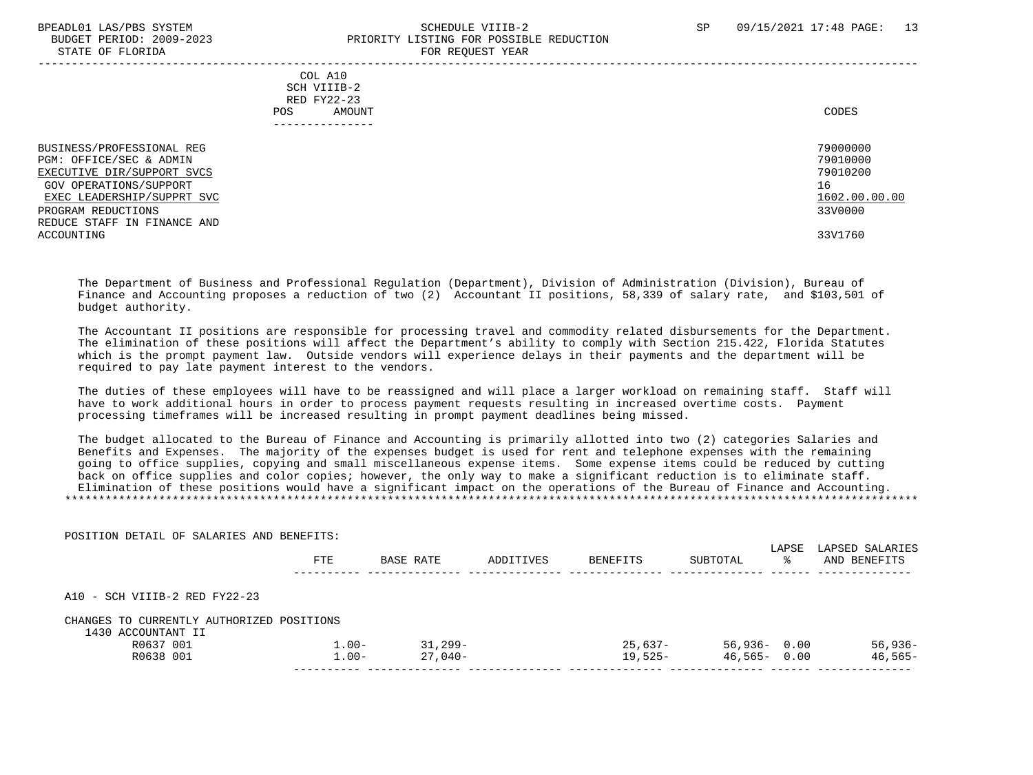BPEADL01 LAS/PBS SYSTEM — SCHEDULE VIIIB-2 — SP 09/15/2021 17:48

BUDGET PERIOD: 2009-2023 — PRIORITY LISTING FOR POSSIBLE REDUCTION

STATE OF FLORIDA — FOR REQUEST YEAR

| | COL A10 SCH VIIIB-2 RED FY22-23 POS AMOUNT | CODES |
|---|---|---|
| BUSINESS/PROFESSIONAL REG | | 79000000 |
| PGM: OFFICE/SEC & ADMIN | | 79010000 |
| EXECUTIVE DIR/SUPPORT SVCS | | 79010200 |
| GOV OPERATIONS/SUPPORT | | 16 |
| EXEC LEADERSHIP/SUPPRT SVC | | 1602.00.00.00 |
| PROGRAM REDUCTIONS | | 33V0000 |
| REDUCE STAFF IN FINANCE AND ACCOUNTING | | 33V1760 |

The Department of Business and Professional Regulation (Department), Division of Administration (Division), Bureau of Finance and Accounting proposes a reduction of two (2) Accountant II positions, 58,339 of salary rate, and $103,501 of budget authority.

The Accountant II positions are responsible for processing travel and commodity related disbursements for the Department. The elimination of these positions will affect the Department's ability to comply with Section 215.422, Florida Statutes which is the prompt payment law. Outside vendors will experience delays in their payments and the department will be required to pay late payment interest to the vendors.

The duties of these employees will have to be reassigned and will place a larger workload on remaining staff. Staff will have to work additional hours in order to process payment requests resulting in increased overtime costs. Payment processing timeframes will be increased resulting in prompt payment deadlines being missed.

The budget allocated to the Bureau of Finance and Accounting is primarily allotted into two (2) categories Salaries and Benefits and Expenses. The majority of the expenses budget is used for rent and telephone expenses with the remaining going to office supplies, copying and small miscellaneous expense items. Some expense items could be reduced by cutting back on office supplies and color copies; however, the only way to make a significant reduction is to eliminate staff. Elimination of these positions would have a significant impact on the operations of the Bureau of Finance and Accounting.

*****************************************************************************************************************************

POSITION DETAIL OF SALARIES AND BENEFITS:

| | FTE | BASE RATE | ADDITIVES | BENEFITS | SUBTOTAL | LAPSE % | LAPSED SALARIES AND BENEFITS |
|---|---|---|---|---|---|---|---|
| A10 - SCH VIIIB-2 RED FY22-23 | | | | | | | |
| CHANGES TO CURRENTLY AUTHORIZED POSITIONS | | | | | | | |
| 1430 ACCOUNTANT II | | | | | | | |
| R0637 001 | 1.00- | 31,299- | | 25,637- | 56,936- | 0.00 | 56,936- |
| R0638 001 | 1.00- | 27,040- | | 19,525- | 46,565- | 0.00 | 46,565- |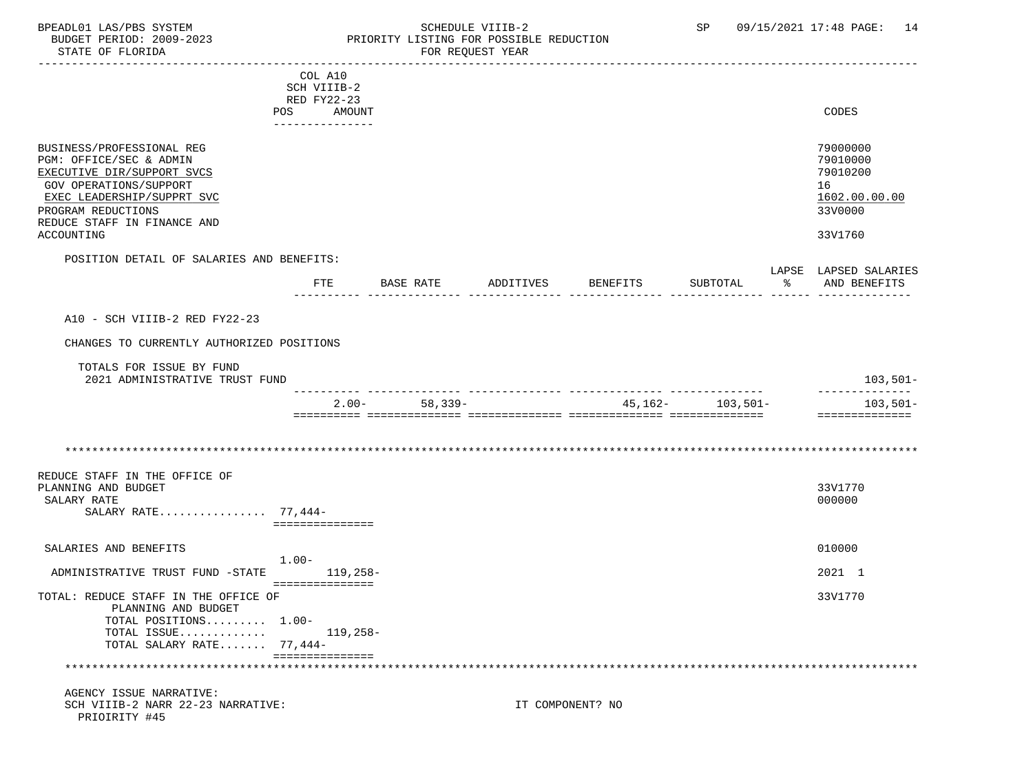BPEADL01 LAS/PBS SYSTEM — SCHEDULE VIIIB-2 — SP 09/15/2021 17:48
BUDGET PERIOD: 2009-2023 — PRIORITY LISTING FOR POSSIBLE REDUCTION
STATE OF FLORIDA — FOR REQUEST YEAR

| | COL A10 SCH VIIIB-2 RED FY22-23 POS AMOUNT | CODES |
|---|---|---|
| BUSINESS/PROFESSIONAL REG | | 79000000 |
| PGM: OFFICE/SEC & ADMIN | | 79010000 |
| EXECUTIVE DIR/SUPPORT SVCS | | 79010200 |
| GOV OPERATIONS/SUPPORT | | 16 |
| EXEC LEADERSHIP/SUPPRT SVC | | 1602.00.00.00 |
| PROGRAM REDUCTIONS | | 33V0000 |
| REDUCE STAFF IN FINANCE AND ACCOUNTING | | 33V1760 |

POSITION DETAIL OF SALARIES AND BENEFITS:

| | FTE | BASE RATE | ADDITIVES | BENEFITS | SUBTOTAL | LAPSE % | LAPSED SALARIES AND BENEFITS |
|---|---|---|---|---|---|---|---|
| A10 - SCH VIIIB-2 RED FY22-23 | | | | | | | |
| CHANGES TO CURRENTLY AUTHORIZED POSITIONS | | | | | | | |
| TOTALS FOR ISSUE BY FUND | | | | | | | |
| 2021 ADMINISTRATIVE TRUST FUND | | | | | | | 103,501- |
| | 2.00- | 58,339- | | 45,162- | 103,501- | | 103,501- |

*******************************************************************************************************

| | POS | AMOUNT | CODES |
|---|---|---|---|
| REDUCE STAFF IN THE OFFICE OF PLANNING AND BUDGET | | | 33V1770 |
| SALARY RATE | | | 000000 |
| SALARY RATE................ | 77,444- | | |
| SALARIES AND BENEFITS | | | 010000 |
| | 1.00- | | |
| ADMINISTRATIVE TRUST FUND -STATE | | 119,258- | 2021 1 |
| TOTAL: REDUCE STAFF IN THE OFFICE OF PLANNING AND BUDGET | | | 33V1770 |
| TOTAL POSITIONS......... | 1.00- | | |
| TOTAL ISSUE............. | | 119,258- | |
| TOTAL SALARY RATE....... | 77,444- | | |

*******************************************************************************************************

AGENCY ISSUE NARRATIVE:
SCH VIIIB-2 NARR 22-23 NARRATIVE: IT COMPONENT? NO
PRIOIRITY #45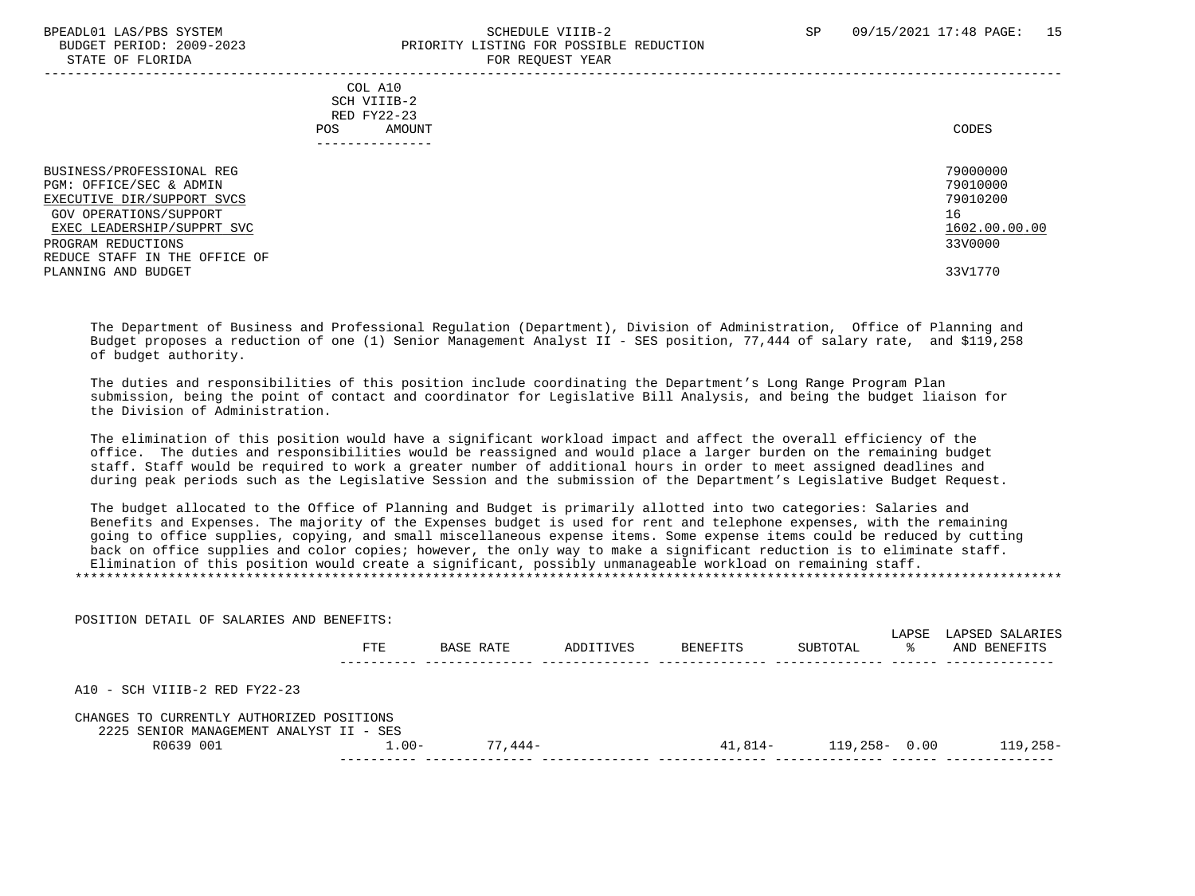BPEADL01 LAS/PBS SYSTEM — SCHEDULE VIIIB-2 — SP 09/15/2021 17:48

BUDGET PERIOD: 2009-2023 — PRIORITY LISTING FOR POSSIBLE REDUCTION

STATE OF FLORIDA — FOR REQUEST YEAR

| | COL A10 SCH VIIIB-2 RED FY22-23 POS AMOUNT | CODES |
|---|---|---|
| BUSINESS/PROFESSIONAL REG | | 79000000 |
| PGM: OFFICE/SEC & ADMIN | | 79010000 |
| EXECUTIVE DIR/SUPPORT SVCS | | 79010200 |
| GOV OPERATIONS/SUPPORT | | 16 |
| EXEC LEADERSHIP/SUPPRT SVC | | 1602.00.00.00 |
| PROGRAM REDUCTIONS | | 33V0000 |
| REDUCE STAFF IN THE OFFICE OF PLANNING AND BUDGET | | 33V1770 |

The Department of Business and Professional Regulation (Department), Division of Administration, Office of Planning and Budget proposes a reduction of one (1) Senior Management Analyst II - SES position, 77,444 of salary rate, and $119,258 of budget authority.

The duties and responsibilities of this position include coordinating the Department's Long Range Program Plan submission, being the point of contact and coordinator for Legislative Bill Analysis, and being the budget liaison for the Division of Administration.

The elimination of this position would have a significant workload impact and affect the overall efficiency of the office. The duties and responsibilities would be reassigned and would place a larger burden on the remaining budget staff. Staff would be required to work a greater number of additional hours in order to meet assigned deadlines and during peak periods such as the Legislative Session and the submission of the Department's Legislative Budget Request.

The budget allocated to the Office of Planning and Budget is primarily allotted into two categories: Salaries and Benefits and Expenses. The majority of the Expenses budget is used for rent and telephone expenses, with the remaining going to office supplies, copying, and small miscellaneous expense items. Some expense items could be reduced by cutting back on office supplies and color copies; however, the only way to make a significant reduction is to eliminate staff. Elimination of this position would create a significant, possibly unmanageable workload on remaining staff.

POSITION DETAIL OF SALARIES AND BENEFITS:

| | FTE | BASE RATE | ADDITIVES | BENEFITS | SUBTOTAL | LAPSE % | LAPSED SALARIES AND BENEFITS |
|---|---|---|---|---|---|---|---|
| A10 - SCH VIIIB-2 RED FY22-23 | | | | | | | |
| CHANGES TO CURRENTLY AUTHORIZED POSITIONS | | | | | | | |
| 2225 SENIOR MANAGEMENT ANALYST II - SES | | | | | | | |
| R0639 001 | 1.00- | 77,444- | | 41,814- | 119,258- | 0.00 | 119,258- |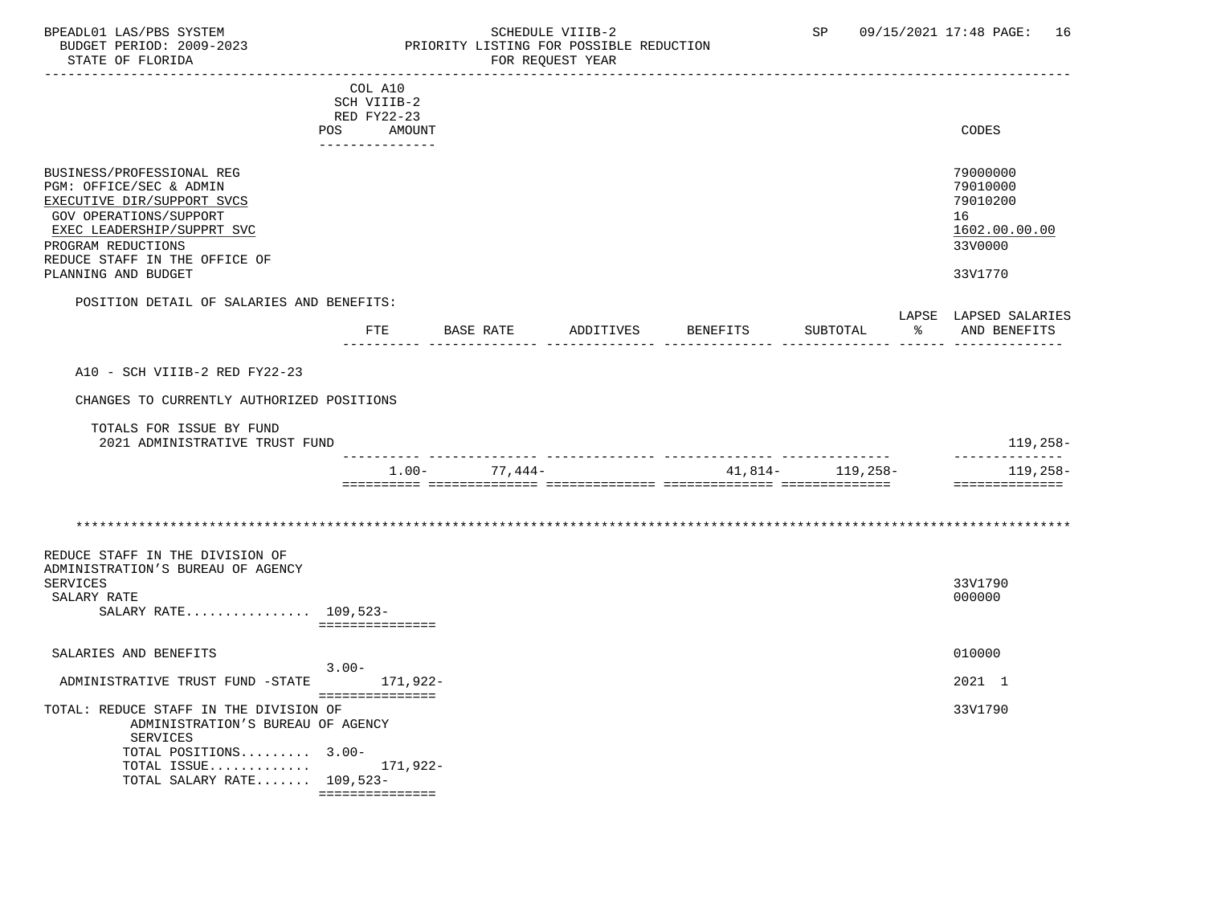BPEADL01 LAS/PBS SYSTEM | SCHEDULE VIIIB-2 | SP 09/15/2021 17:48 PAGE: 16
BUDGET PERIOD: 2009-2023 | PRIORITY LISTING FOR POSSIBLE REDUCTION
STATE OF FLORIDA | FOR REQUEST YEAR

| | COL A10 SCH VIIIB-2 RED FY22-23 POS AMOUNT | CODES |
|---|---|---|
| BUSINESS/PROFESSIONAL REG | | 79000000 |
| PGM: OFFICE/SEC & ADMIN | | 79010000 |
| EXECUTIVE DIR/SUPPORT SVCS | | 79010200 |
| GOV OPERATIONS/SUPPORT | | 16 |
| EXEC LEADERSHIP/SUPPRT SVC | | 1602.00.00.00 |
| PROGRAM REDUCTIONS | | 33V0000 |
| REDUCE STAFF IN THE OFFICE OF PLANNING AND BUDGET | | 33V1770 |

POSITION DETAIL OF SALARIES AND BENEFITS:

| | FTE | BASE RATE | ADDITIVES | BENEFITS | SUBTOTAL | LAPSE % | LAPSED SALARIES AND BENEFITS |
|---|---|---|---|---|---|---|---|
| A10 - SCH VIIIB-2 RED FY22-23 | | | | | | | |
| CHANGES TO CURRENTLY AUTHORIZED POSITIONS | | | | | | | |
| TOTALS FOR ISSUE BY FUND | | | | | | | |
| 2021 ADMINISTRATIVE TRUST FUND | | | | | | | 119,258- |
| | 1.00- | 77,444- | | 41,814- | 119,258- | | 119,258- |

---

| | POS | AMOUNT | CODES |
|---|---|---|---|
| REDUCE STAFF IN THE DIVISION OF ADMINISTRATION'S BUREAU OF AGENCY SERVICES | | | 33V1790 |
| SALARY RATE | | | 000000 |
| SALARY RATE................ | 109,523- | | |
| SALARIES AND BENEFITS | | | 010000 |
| ADMINISTRATIVE TRUST FUND -STATE | 3.00- | 171,922- | 2021 1 |
| TOTAL: REDUCE STAFF IN THE DIVISION OF ADMINISTRATION'S BUREAU OF AGENCY SERVICES | | | 33V1790 |
| TOTAL POSITIONS......... | 3.00- | | |
| TOTAL ISSUE............. | | 171,922- | |
| TOTAL SALARY RATE....... | 109,523- | | |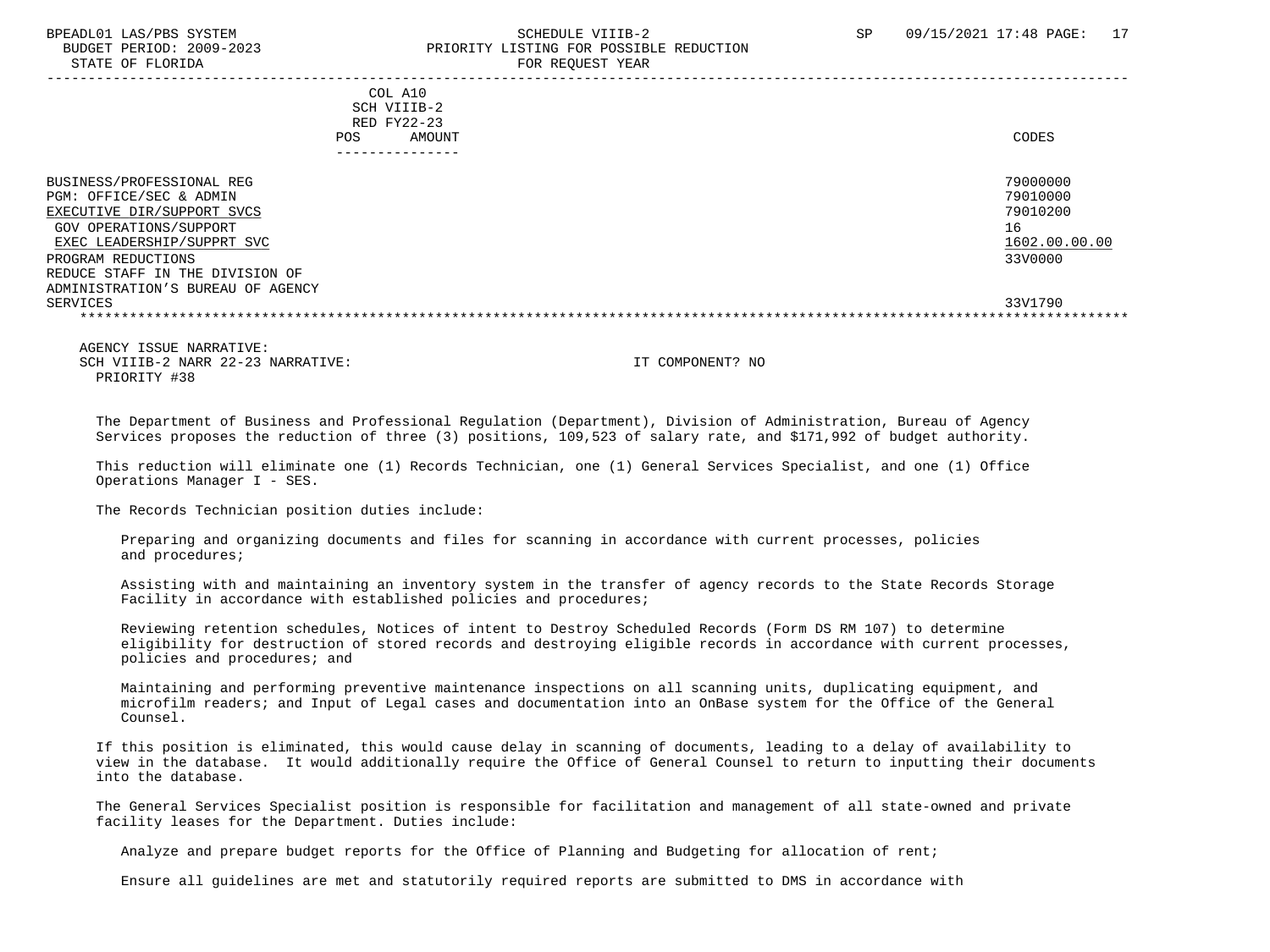| | COL A10 SCH VIIIB-2 RED FY22-23 POS AMOUNT | CODES |
|---|---|---|
| BUSINESS/PROFESSIONAL REG | | 79000000 |
| PGM: OFFICE/SEC & ADMIN | | 79010000 |
| EXECUTIVE DIR/SUPPORT SVCS | | 79010200 |
| GOV OPERATIONS/SUPPORT | | 16 |
| EXEC LEADERSHIP/SUPPRT SVC | | 1602.00.00.00 |
| PROGRAM REDUCTIONS | | 33V0000 |
| REDUCE STAFF IN THE DIVISION OF ADMINISTRATION'S BUREAU OF AGENCY SERVICES | | 33V1790 |

AGENCY ISSUE NARRATIVE:
SCH VIIIB-2 NARR 22-23 NARRATIVE: IT COMPONENT? NO
PRIORITY #38

The Department of Business and Professional Regulation (Department), Division of Administration, Bureau of Agency Services proposes the reduction of three (3) positions, 109,523 of salary rate, and $171,992 of budget authority.

This reduction will eliminate one (1) Records Technician, one (1) General Services Specialist, and one (1) Office Operations Manager I - SES.

The Records Technician position duties include:

Preparing and organizing documents and files for scanning in accordance with current processes, policies and procedures;

Assisting with and maintaining an inventory system in the transfer of agency records to the State Records Storage Facility in accordance with established policies and procedures;

Reviewing retention schedules, Notices of intent to Destroy Scheduled Records (Form DS RM 107) to determine eligibility for destruction of stored records and destroying eligible records in accordance with current processes, policies and procedures; and

Maintaining and performing preventive maintenance inspections on all scanning units, duplicating equipment, and microfilm readers; and Input of Legal cases and documentation into an OnBase system for the Office of the General Counsel.

If this position is eliminated, this would cause delay in scanning of documents, leading to a delay of availability to view in the database. It would additionally require the Office of General Counsel to return to inputting their documents into the database.

The General Services Specialist position is responsible for facilitation and management of all state-owned and private facility leases for the Department. Duties include:

Analyze and prepare budget reports for the Office of Planning and Budgeting for allocation of rent;

Ensure all guidelines are met and statutorily required reports are submitted to DMS in accordance with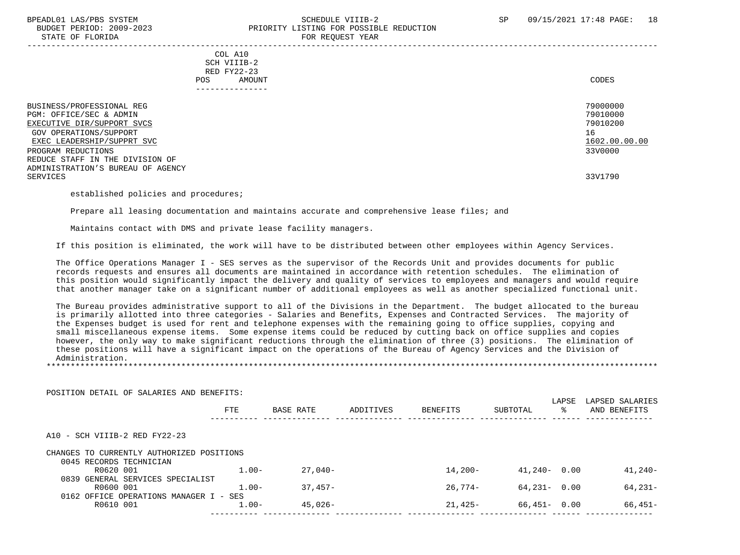COL A10
SCH VIIIB-2
RED FY22-23

| | POS | AMOUNT | CODES |
|---|---|---|---|
| BUSINESS/PROFESSIONAL REG | | | 79000000 |
| PGM: OFFICE/SEC & ADMIN | | | 79010000 |
| EXECUTIVE DIR/SUPPORT SVCS | | | 79010200 |
| GOV OPERATIONS/SUPPORT | | | 16 |
| EXEC LEADERSHIP/SUPPRT SVC | | | 1602.00.00.00 |
| PROGRAM REDUCTIONS | | | 33V0000 |
| REDUCE STAFF IN THE DIVISION OF ADMINISTRATION'S BUREAU OF AGENCY SERVICES | | | 33V1790 |

established policies and procedures;

Prepare all leasing documentation and maintains accurate and comprehensive lease files; and

Maintains contact with DMS and private lease facility managers.

If this position is eliminated, the work will have to be distributed between other employees within Agency Services.

The Office Operations Manager I - SES serves as the supervisor of the Records Unit and provides documents for public records requests and ensures all documents are maintained in accordance with retention schedules. The elimination of this position would significantly impact the delivery and quality of services to employees and managers and would require that another manager take on a significant number of additional employees as well as another specialized functional unit.

The Bureau provides administrative support to all of the Divisions in the Department. The budget allocated to the bureau is primarily allotted into three categories - Salaries and Benefits, Expenses and Contracted Services. The majority of the Expenses budget is used for rent and telephone expenses with the remaining going to office supplies, copying and small miscellaneous expense items. Some expense items could be reduced by cutting back on office supplies and copies however, the only way to make significant reductions through the elimination of three (3) positions. The elimination of these positions will have a significant impact on the operations of the Bureau of Agency Services and the Division of Administration.

*******************************************************************************************************************************

POSITION DETAIL OF SALARIES AND BENEFITS:

| | FTE | BASE RATE | ADDITIVES | BENEFITS | SUBTOTAL | LAPSE % | LAPSED SALARIES AND BENEFITS |
|---|---|---|---|---|---|---|---|
| A10 - SCH VIIIB-2 RED FY22-23 | | | | | | | |
| CHANGES TO CURRENTLY AUTHORIZED POSITIONS | | | | | | | |
| 0045 RECORDS TECHNICIAN | | | | | | | |
| R0620 001 | 1.00- | 27,040- | | 14,200- | 41,240- | 0.00 | 41,240- |
| 0839 GENERAL SERVICES SPECIALIST | | | | | | | |
| R0600 001 | 1.00- | 37,457- | | 26,774- | 64,231- | 0.00 | 64,231- |
| 0162 OFFICE OPERATIONS MANAGER I - SES | | | | | | | |
| R0610 001 | 1.00- | 45,026- | | 21,425- | 66,451- | 0.00 | 66,451- |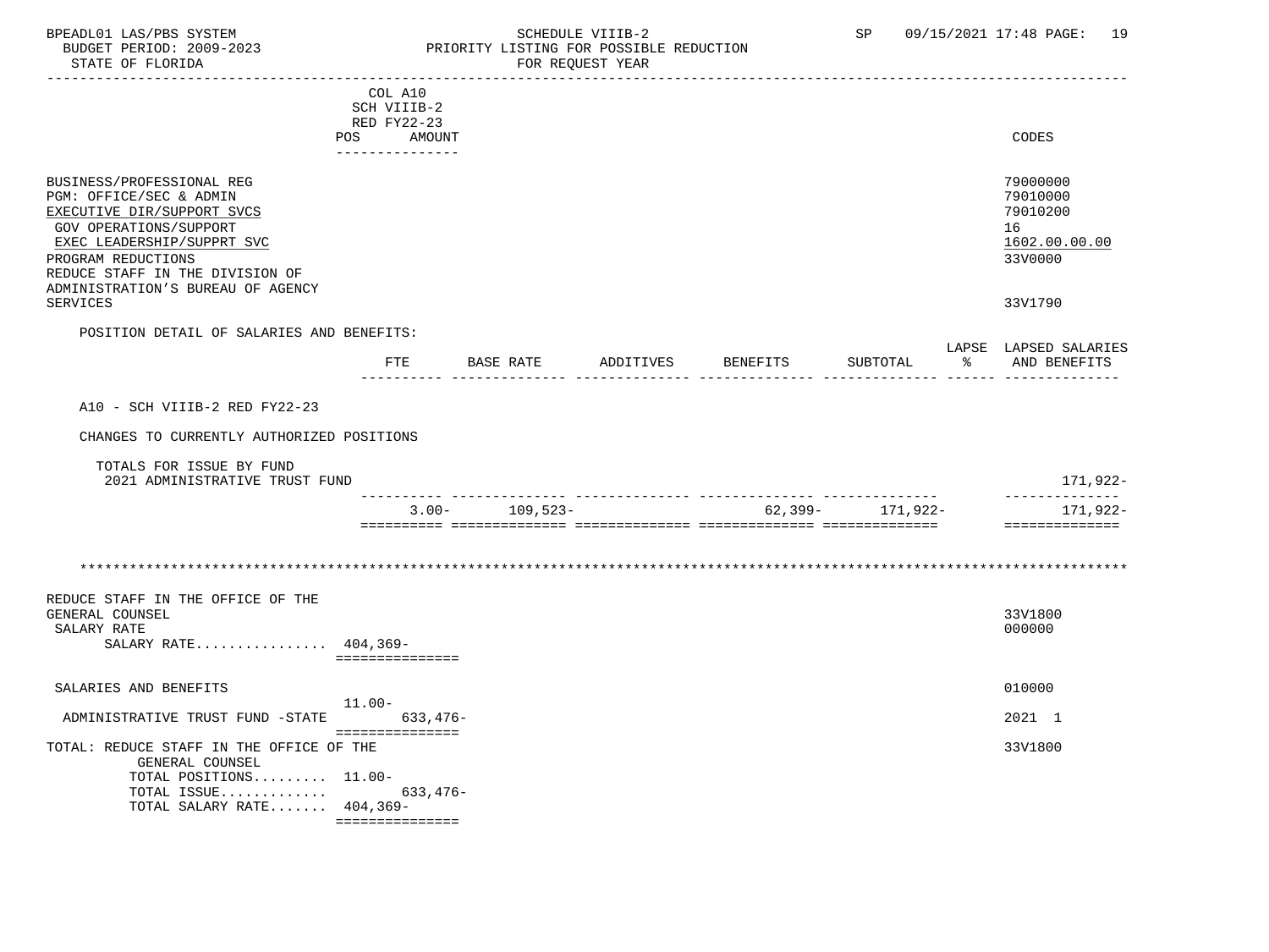| | COL A10 SCH VIIIB-2 RED FY22-23 POS AMOUNT | CODES |
|---|---|---|
| BUSINESS/PROFESSIONAL REG | | 79000000 |
| PGM: OFFICE/SEC & ADMIN | | 79010000 |
| EXECUTIVE DIR/SUPPORT SVCS | | 79010200 |
| GOV OPERATIONS/SUPPORT | | 16 |
| EXEC LEADERSHIP/SUPPRT SVC | | 1602.00.00.00 |
| PROGRAM REDUCTIONS | | 33V0000 |
| REDUCE STAFF IN THE DIVISION OF ADMINISTRATION'S BUREAU OF AGENCY SERVICES | | 33V1790 |

POSITION DETAIL OF SALARIES AND BENEFITS:

| | FTE | BASE RATE | ADDITIVES | BENEFITS | SUBTOTAL | LAPSE % | LAPSED SALARIES AND BENEFITS |
|---|---|---|---|---|---|---|---|
| A10 - SCH VIIIB-2 RED FY22-23 | | | | | | | |
| CHANGES TO CURRENTLY AUTHORIZED POSITIONS | | | | | | | |
| TOTALS FOR ISSUE BY FUND | | | | | | | |
| 2021 ADMINISTRATIVE TRUST FUND | | | | | | | 171,922- |
| | 3.00- | 109,523- | | 62,399- | 171,922- | | 171,922- |

***

| | POS | AMOUNT | CODES |
|---|---|---|---|
| REDUCE STAFF IN THE OFFICE OF THE GENERAL COUNSEL | | | 33V1800 |
| SALARY RATE | | | 000000 |
| SALARY RATE................ | 404,369- | | |
| SALARIES AND BENEFITS | | | 010000 |
| ADMINISTRATIVE TRUST FUND -STATE | 11.00- | 633,476- | 2021 1 |
| TOTAL: REDUCE STAFF IN THE OFFICE OF THE GENERAL COUNSEL | | | 33V1800 |
| TOTAL POSITIONS......... | 11.00- | | |
| TOTAL ISSUE............ | | 633,476- | |
| TOTAL SALARY RATE....... | 404,369- | | |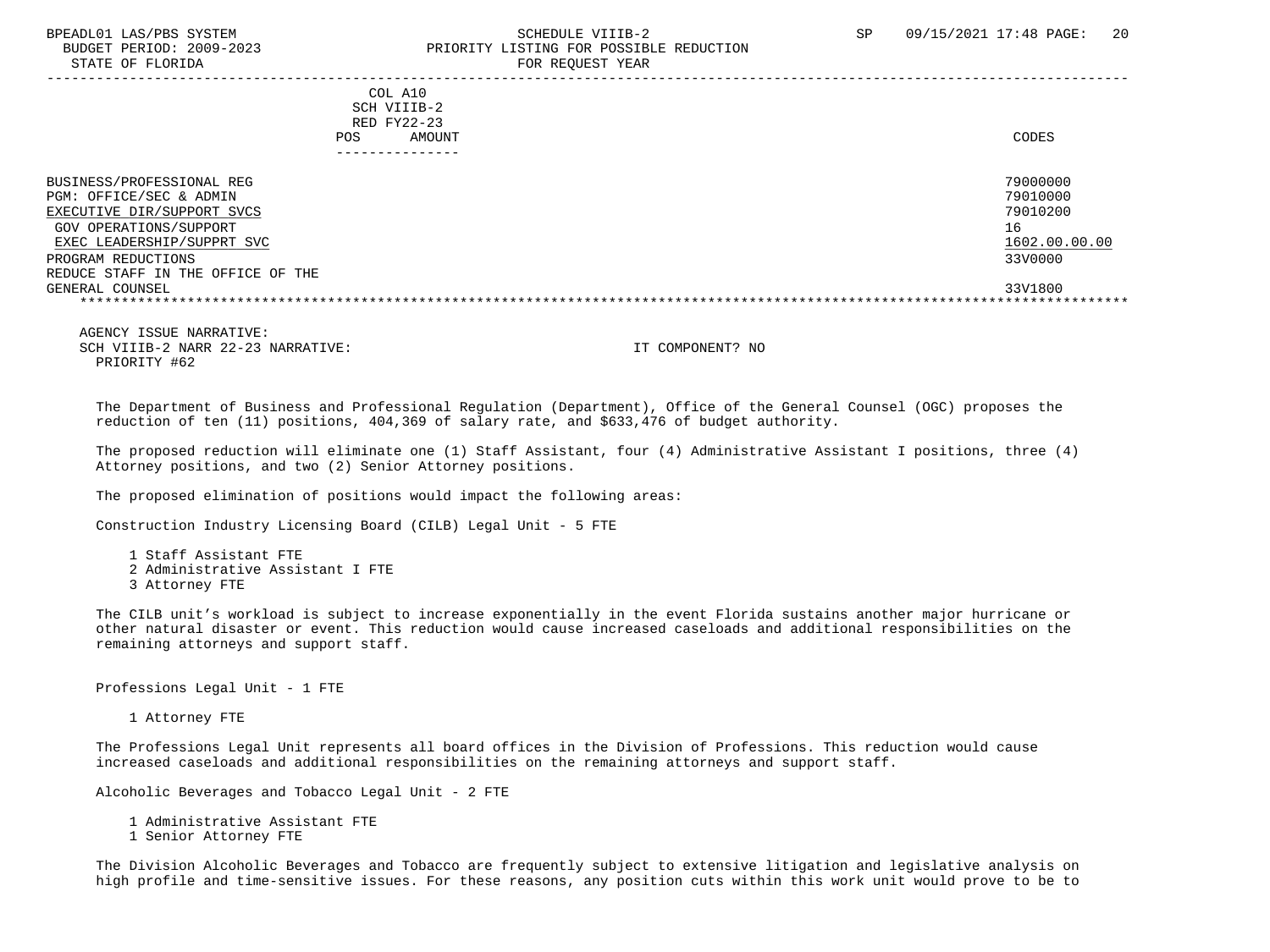BPEADL01 LAS/PBS SYSTEM — SCHEDULE VIIIB-2 — SP 09/15/2021 17:48
BUDGET PERIOD: 2009-2023 — PRIORITY LISTING FOR POSSIBLE REDUCTION
STATE OF FLORIDA — FOR REQUEST YEAR

| | COL A10 SCH VIIIB-2 RED FY22-23 POS AMOUNT | CODES |
|---|---|---|
| BUSINESS/PROFESSIONAL REG | | 79000000 |
| PGM: OFFICE/SEC & ADMIN | | 79010000 |
| EXECUTIVE DIR/SUPPORT SVCS | | 79010200 |
| GOV OPERATIONS/SUPPORT | | 16 |
| EXEC LEADERSHIP/SUPPRT SVC | | 1602.00.00.00 |
| PROGRAM REDUCTIONS | | 33V0000 |
| REDUCE STAFF IN THE OFFICE OF THE GENERAL COUNSEL | | 33V1800 |

AGENCY ISSUE NARRATIVE:
SCH VIIIB-2 NARR 22-23 NARRATIVE: IT COMPONENT? NO
PRIORITY #62

The Department of Business and Professional Regulation (Department), Office of the General Counsel (OGC) proposes the reduction of ten (11) positions, 404,369 of salary rate, and $633,476 of budget authority.

The proposed reduction will eliminate one (1) Staff Assistant, four (4) Administrative Assistant I positions, three (4) Attorney positions, and two (2) Senior Attorney positions.

The proposed elimination of positions would impact the following areas:

Construction Industry Licensing Board (CILB) Legal Unit - 5 FTE

- 1 Staff Assistant FTE
- 2 Administrative Assistant I FTE
- 3 Attorney FTE

The CILB unit's workload is subject to increase exponentially in the event Florida sustains another major hurricane or other natural disaster or event. This reduction would cause increased caseloads and additional responsibilities on the remaining attorneys and support staff.

Professions Legal Unit - 1 FTE

- 1 Attorney FTE

The Professions Legal Unit represents all board offices in the Division of Professions. This reduction would cause increased caseloads and additional responsibilities on the remaining attorneys and support staff.

Alcoholic Beverages and Tobacco Legal Unit - 2 FTE

- 1 Administrative Assistant FTE
- 1 Senior Attorney FTE

The Division Alcoholic Beverages and Tobacco are frequently subject to extensive litigation and legislative analysis on high profile and time-sensitive issues. For these reasons, any position cuts within this work unit would prove to be to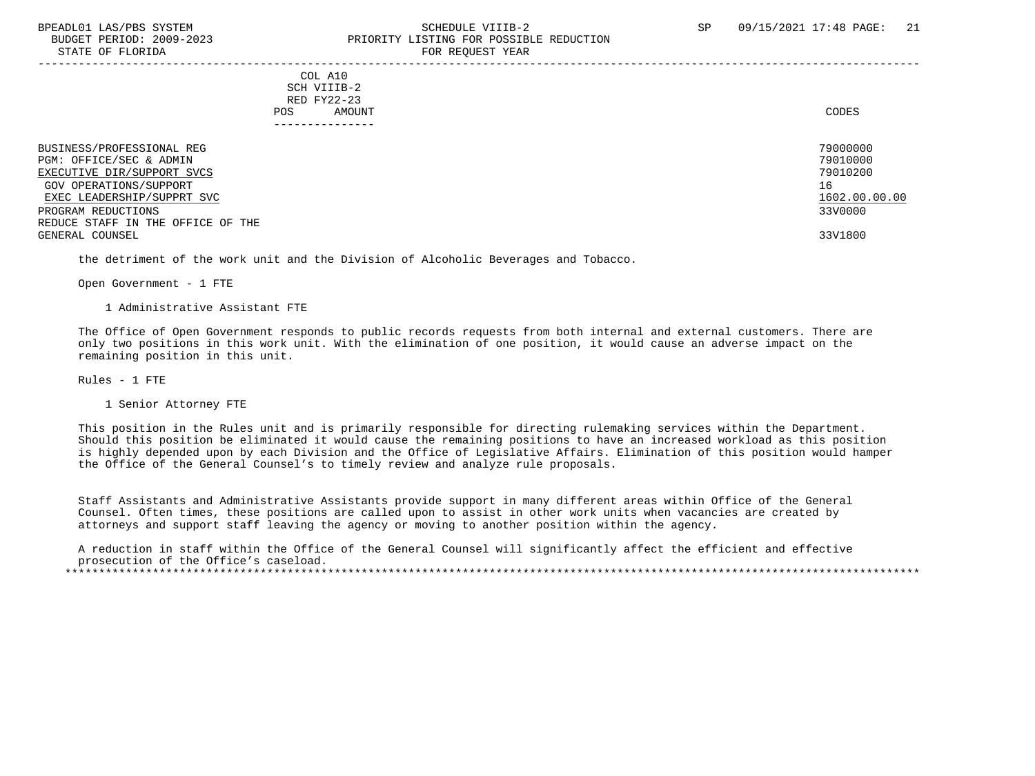COL A10
SCH VIIIB-2
RED FY22-23
POS AMOUNT

| | CODES |
|---|---|
| BUSINESS/PROFESSIONAL REG | 79000000 |
| PGM: OFFICE/SEC & ADMIN | 79010000 |
| EXECUTIVE DIR/SUPPORT SVCS | 79010200 |
| GOV OPERATIONS/SUPPORT | 16 |
| EXEC LEADERSHIP/SUPPRT SVC | 1602.00.00.00 |
| PROGRAM REDUCTIONS | 33V0000 |
| REDUCE STAFF IN THE OFFICE OF THE GENERAL COUNSEL | 33V1800 |

the detriment of the work unit and the Division of Alcoholic Beverages and Tobacco.

Open Government - 1 FTE

1 Administrative Assistant FTE

The Office of Open Government responds to public records requests from both internal and external customers. There are only two positions in this work unit. With the elimination of one position, it would cause an adverse impact on the remaining position in this unit.

Rules - 1 FTE

1 Senior Attorney FTE

This position in the Rules unit and is primarily responsible for directing rulemaking services within the Department. Should this position be eliminated it would cause the remaining positions to have an increased workload as this position is highly depended upon by each Division and the Office of Legislative Affairs. Elimination of this position would hamper the Office of the General Counsel's to timely review and analyze rule proposals.

Staff Assistants and Administrative Assistants provide support in many different areas within Office of the General Counsel. Often times, these positions are called upon to assist in other work units when vacancies are created by attorneys and support staff leaving the agency or moving to another position within the agency.

A reduction in staff within the Office of the General Counsel will significantly affect the efficient and effective prosecution of the Office's caseload.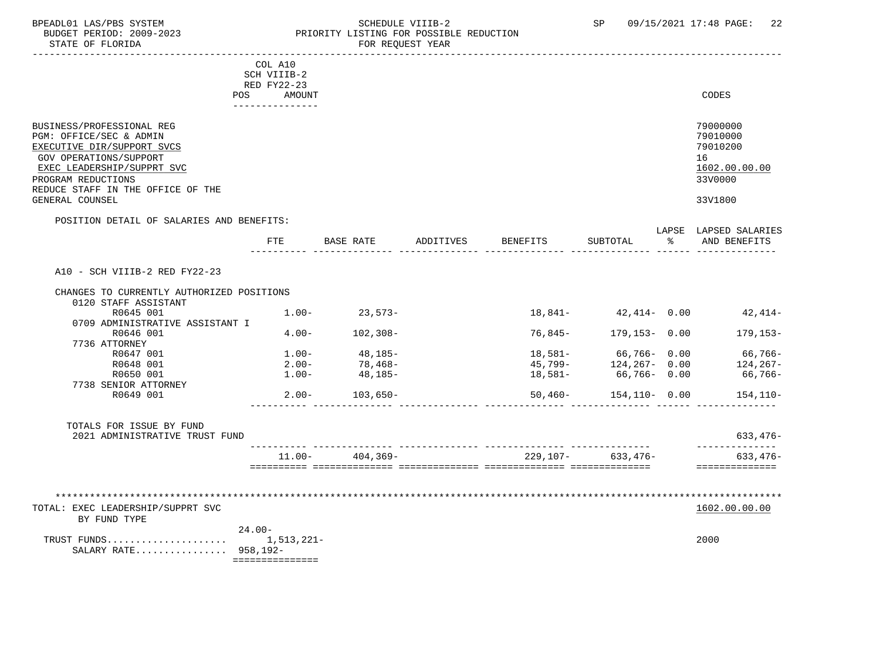BPEADL01 LAS/PBS SYSTEM — SCHEDULE VIIIB-2 — SP 09/15/2021 17:48

BUDGET PERIOD: 2009-2023 — PRIORITY LISTING FOR POSSIBLE REDUCTION

STATE OF FLORIDA — FOR REQUEST YEAR

COL A10 SCH VIIIB-2 RED FY22-23 POS AMOUNT

| | CODES |
|---|---|
| BUSINESS/PROFESSIONAL REG | 79000000 |
| PGM: OFFICE/SEC & ADMIN | 79010000 |
| EXECUTIVE DIR/SUPPORT SVCS | 79010200 |
| GOV OPERATIONS/SUPPORT | 16 |
| EXEC LEADERSHIP/SUPPRT SVC | 1602.00.00.00 |
| PROGRAM REDUCTIONS | 33V0000 |
| REDUCE STAFF IN THE OFFICE OF THE GENERAL COUNSEL | 33V1800 |

POSITION DETAIL OF SALARIES AND BENEFITS:

| | FTE | BASE RATE | ADDITIVES | BENEFITS | SUBTOTAL | LAPSE % | LAPSED SALARIES AND BENEFITS |
|---|---|---|---|---|---|---|---|
| A10 - SCH VIIIB-2 RED FY22-23 | | | | | | | |
| CHANGES TO CURRENTLY AUTHORIZED POSITIONS | | | | | | | |
| 0120 STAFF ASSISTANT | | | | | | | |
| R0645 001 | 1.00- | 23,573- | | 18,841- | 42,414- | 0.00 | 42,414- |
| 0709 ADMINISTRATIVE ASSISTANT I | | | | | | | |
| R0646 001 | 4.00- | 102,308- | | 76,845- | 179,153- | 0.00 | 179,153- |
| 7736 ATTORNEY | | | | | | | |
| R0647 001 | 1.00- | 48,185- | | 18,581- | 66,766- | 0.00 | 66,766- |
| R0648 001 | 2.00- | 78,468- | | 45,799- | 124,267- | 0.00 | 124,267- |
| R0650 001 | 1.00- | 48,185- | | 18,581- | 66,766- | 0.00 | 66,766- |
| 7738 SENIOR ATTORNEY | | | | | | | |
| R0649 001 | 2.00- | 103,650- | | 50,460- | 154,110- | 0.00 | 154,110- |
| TOTALS FOR ISSUE BY FUND | | | | | | | |
| 2021 ADMINISTRATIVE TRUST FUND | | | | | | | 633,476- |
| | 11.00- | 404,369- | | 229,107- | 633,476- | | 633,476- |

TOTAL: EXEC LEADERSHIP/SUPPRT SVC — 1602.00.00.00

BY FUND TYPE

| | POS / AMOUNT | CODES |
|---|---|---|
| | 24.00- | |
| TRUST FUNDS.................... | 1,513,221- | 2000 |
| SALARY RATE................ | 958,192- | |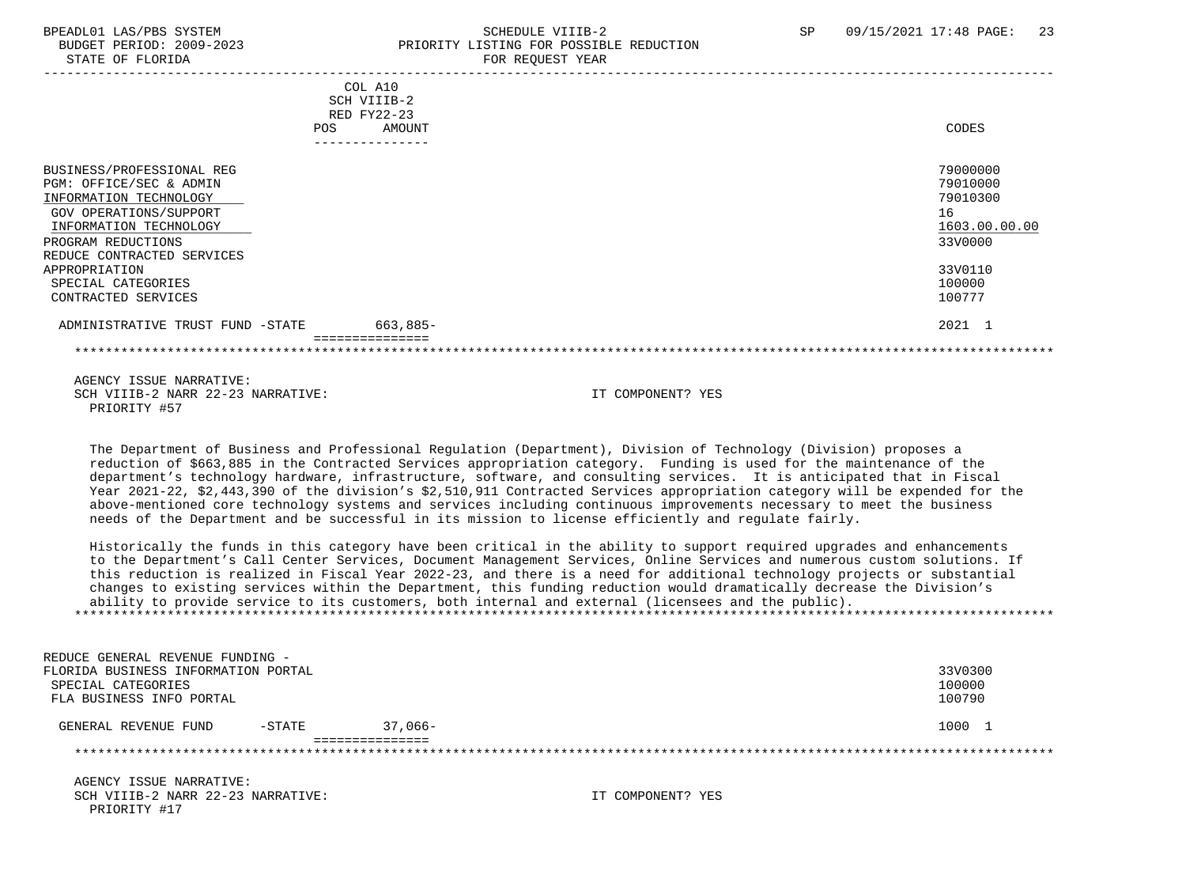| | COL A10 SCH VIIIB-2 RED FY22-23 POS AMOUNT | CODES |
|---|---|---|
| BUSINESS/PROFESSIONAL REG | | 79000000 |
| PGM: OFFICE/SEC & ADMIN | | 79010000 |
| INFORMATION TECHNOLOGY | | 79010300 |
| GOV OPERATIONS/SUPPORT | | 16 |
| INFORMATION TECHNOLOGY | | 1603.00.00.00 |
| PROGRAM REDUCTIONS | | 33V0000 |
| REDUCE CONTRACTED SERVICES | | |
| APPROPRIATION | | 33V0110 |
| SPECIAL CATEGORIES | | 100000 |
| CONTRACTED SERVICES | | 100777 |
| ADMINISTRATIVE TRUST FUND -STATE | 663,885- | 2021 1 |

AGENCY ISSUE NARRATIVE:
SCH VIIIB-2 NARR 22-23 NARRATIVE: IT COMPONENT? YES
PRIORITY #57

The Department of Business and Professional Regulation (Department), Division of Technology (Division) proposes a reduction of $663,885 in the Contracted Services appropriation category. Funding is used for the maintenance of the department's technology hardware, infrastructure, software, and consulting services. It is anticipated that in Fiscal Year 2021-22, $2,443,390 of the division's $2,510,911 Contracted Services appropriation category will be expended for the above-mentioned core technology systems and services including continuous improvements necessary to meet the business needs of the Department and be successful in its mission to license efficiently and regulate fairly.

Historically the funds in this category have been critical in the ability to support required upgrades and enhancements to the Department's Call Center Services, Document Management Services, Online Services and numerous custom solutions. If this reduction is realized in Fiscal Year 2022-23, and there is a need for additional technology projects or substantial changes to existing services within the Department, this funding reduction would dramatically decrease the Division's ability to provide service to its customers, both internal and external (licensees and the public).

| | AMOUNT | CODES |
|---|---|---|
| REDUCE GENERAL REVENUE FUNDING - FLORIDA BUSINESS INFORMATION PORTAL | | 33V0300 |
| SPECIAL CATEGORIES | | 100000 |
| FLA BUSINESS INFO PORTAL | | 100790 |
| GENERAL REVENUE FUND -STATE | 37,066- | 1000 1 |

AGENCY ISSUE NARRATIVE:
SCH VIIIB-2 NARR 22-23 NARRATIVE: IT COMPONENT? YES
PRIORITY #17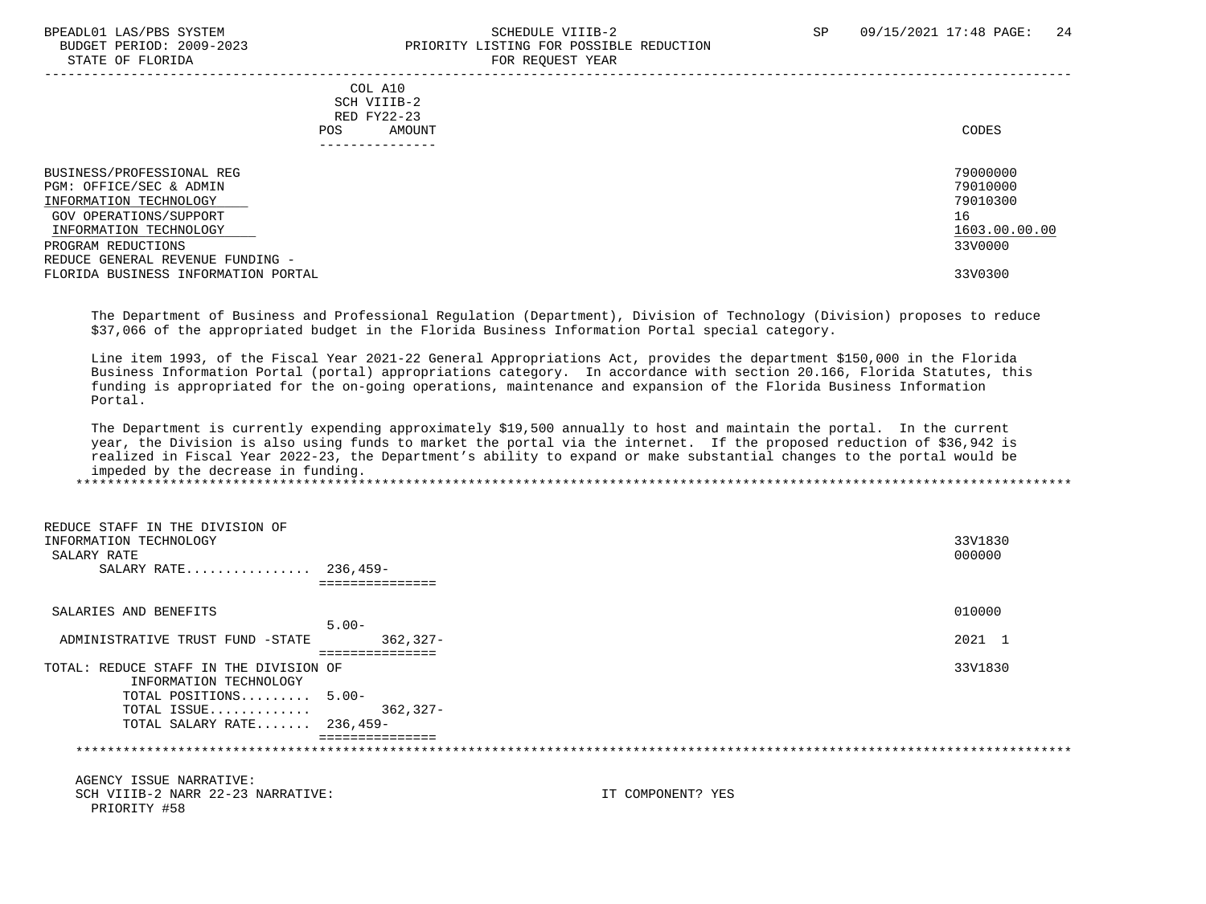| | COL A10 SCH VIIIB-2 RED FY22-23 POS AMOUNT | CODES |
|---|---|---|
| BUSINESS/PROFESSIONAL REG | | 79000000 |
| PGM: OFFICE/SEC & ADMIN | | 79010000 |
| INFORMATION TECHNOLOGY | | 79010300 |
| GOV OPERATIONS/SUPPORT | | 16 |
| INFORMATION TECHNOLOGY | | 1603.00.00.00 |
| PROGRAM REDUCTIONS | | 33V0000 |
| REDUCE GENERAL REVENUE FUNDING - FLORIDA BUSINESS INFORMATION PORTAL | | 33V0300 |

The Department of Business and Professional Regulation (Department), Division of Technology (Division) proposes to reduce $37,066 of the appropriated budget in the Florida Business Information Portal special category.

Line item 1993, of the Fiscal Year 2021-22 General Appropriations Act, provides the department $150,000 in the Florida Business Information Portal (portal) appropriations category. In accordance with section 20.166, Florida Statutes, this funding is appropriated for the on-going operations, maintenance and expansion of the Florida Business Information Portal.

The Department is currently expending approximately $19,500 annually to host and maintain the portal. In the current year, the Division is also using funds to market the portal via the internet. If the proposed reduction of $36,942 is realized in Fiscal Year 2022-23, the Department's ability to expand or make substantial changes to the portal would be impeded by the decrease in funding.

*****************************************************************************************************************************

| | POS | AMOUNT | CODES |
|---|---|---|---|
| REDUCE STAFF IN THE DIVISION OF INFORMATION TECHNOLOGY | | | 33V1830 |
| SALARY RATE | | | 000000 |
| SALARY RATE................ | 236,459- | | |
| SALARIES AND BENEFITS | | | 010000 |
| | 5.00- | | |
| ADMINISTRATIVE TRUST FUND -STATE | | 362,327- | 2021 1 |
| TOTAL: REDUCE STAFF IN THE DIVISION OF INFORMATION TECHNOLOGY | | | 33V1830 |
| TOTAL POSITIONS......... | 5.00- | | |
| TOTAL ISSUE............. | | 362,327- | |
| TOTAL SALARY RATE....... | 236,459- | | |

*****************************************************************************************************************************

AGENCY ISSUE NARRATIVE:
SCH VIIIB-2 NARR 22-23 NARRATIVE: IT COMPONENT? YES
PRIORITY #58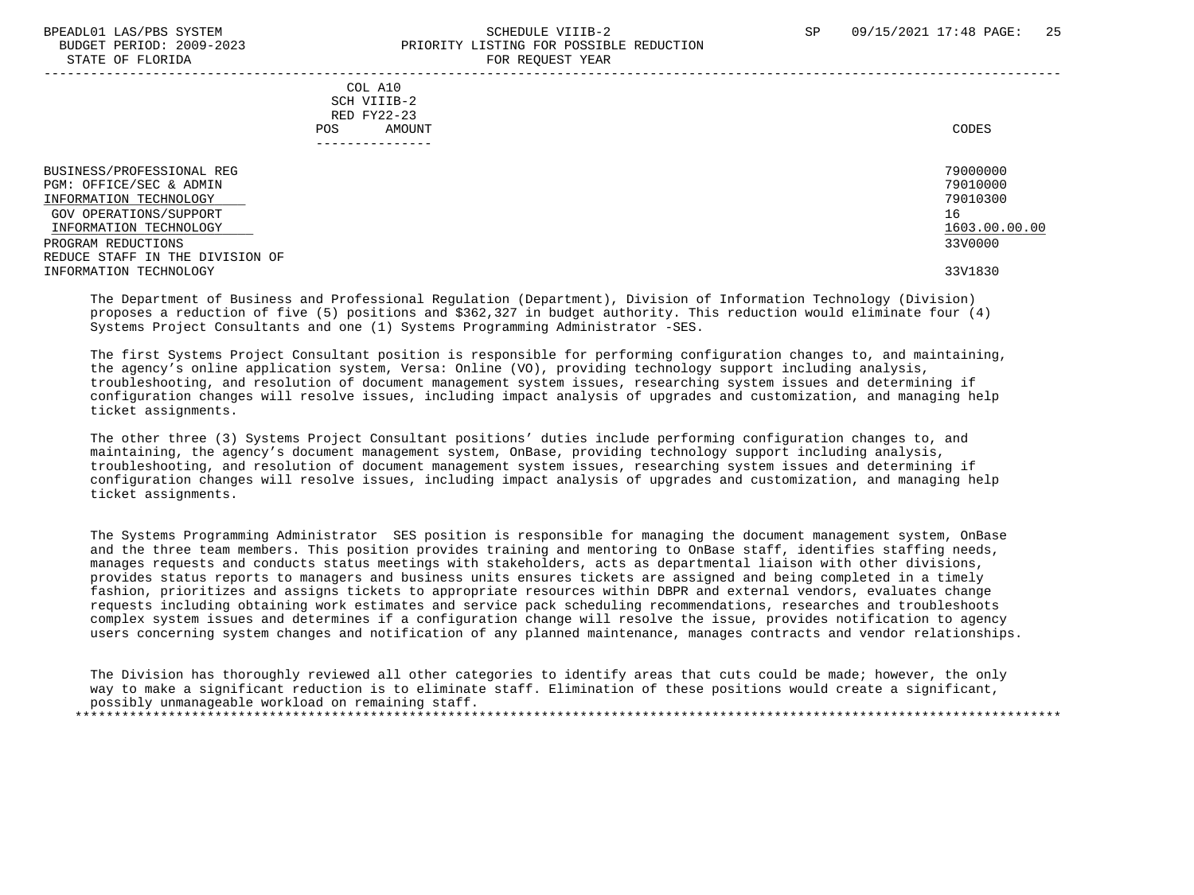| | COL A10 SCH VIIIB-2 RED FY22-23 POS AMOUNT | CODES |
|---|---|---|
| BUSINESS/PROFESSIONAL REG | | 79000000 |
| PGM: OFFICE/SEC & ADMIN | | 79010000 |
| INFORMATION TECHNOLOGY | | 79010300 |
| GOV OPERATIONS/SUPPORT | | 16 |
| INFORMATION TECHNOLOGY | | 1603.00.00.00 |
| PROGRAM REDUCTIONS | | 33V0000 |
| REDUCE STAFF IN THE DIVISION OF INFORMATION TECHNOLOGY | | 33V1830 |

The Department of Business and Professional Regulation (Department), Division of Information Technology (Division) proposes a reduction of five (5) positions and $362,327 in budget authority. This reduction would eliminate four (4) Systems Project Consultants and one (1) Systems Programming Administrator -SES.

The first Systems Project Consultant position is responsible for performing configuration changes to, and maintaining, the agency's online application system, Versa: Online (VO), providing technology support including analysis, troubleshooting, and resolution of document management system issues, researching system issues and determining if configuration changes will resolve issues, including impact analysis of upgrades and customization, and managing help ticket assignments.

The other three (3) Systems Project Consultant positions' duties include performing configuration changes to, and maintaining, the agency's document management system, OnBase, providing technology support including analysis, troubleshooting, and resolution of document management system issues, researching system issues and determining if configuration changes will resolve issues, including impact analysis of upgrades and customization, and managing help ticket assignments.

The Systems Programming Administrator SES position is responsible for managing the document management system, OnBase and the three team members. This position provides training and mentoring to OnBase staff, identifies staffing needs, manages requests and conducts status meetings with stakeholders, acts as departmental liaison with other divisions, provides status reports to managers and business units ensures tickets are assigned and being completed in a timely fashion, prioritizes and assigns tickets to appropriate resources within DBPR and external vendors, evaluates change requests including obtaining work estimates and service pack scheduling recommendations, researches and troubleshoots complex system issues and determines if a configuration change will resolve the issue, provides notification to agency users concerning system changes and notification of any planned maintenance, manages contracts and vendor relationships.

The Division has thoroughly reviewed all other categories to identify areas that cuts could be made; however, the only way to make a significant reduction is to eliminate staff. Elimination of these positions would create a significant, possibly unmanageable workload on remaining staff.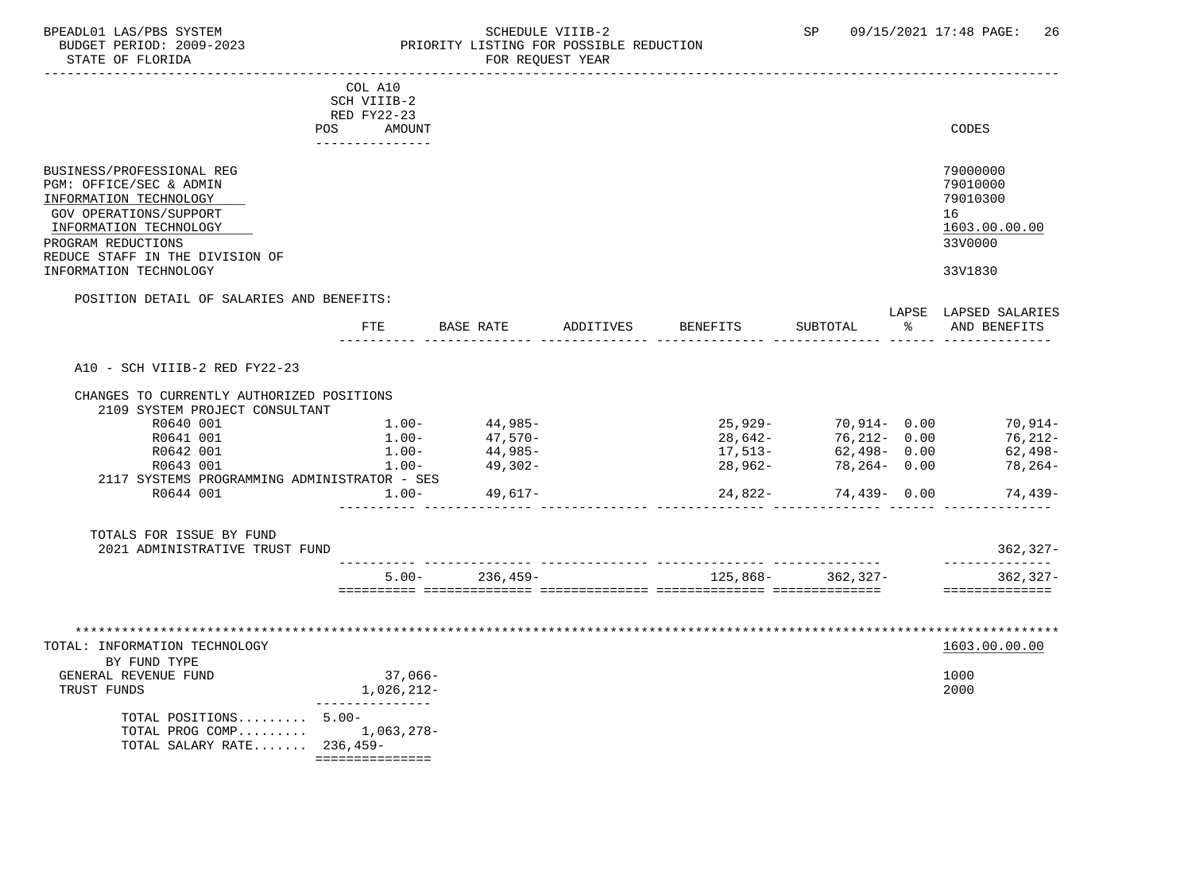BPEADL01 LAS/PBS SYSTEM — SCHEDULE VIIIB-2 — PRIORITY LISTING FOR POSSIBLE REDUCTION — FOR REQUEST YEAR
BUDGET PERIOD: 2009-2023
STATE OF FLORIDA

| | COL A10 SCH VIIIB-2 RED FY22-23 POS AMOUNT | CODES |
|---|---|---|
| BUSINESS/PROFESSIONAL REG | | 79000000 |
| PGM: OFFICE/SEC & ADMIN | | 79010000 |
| INFORMATION TECHNOLOGY | | 79010300 |
| GOV OPERATIONS/SUPPORT | | 16 |
| INFORMATION TECHNOLOGY | | 1603.00.00.00 |
| PROGRAM REDUCTIONS | | 33V0000 |
| REDUCE STAFF IN THE DIVISION OF INFORMATION TECHNOLOGY | | 33V1830 |

POSITION DETAIL OF SALARIES AND BENEFITS:

| | FTE | BASE RATE | ADDITIVES | BENEFITS | SUBTOTAL | LAPSE % | LAPSED SALARIES AND BENEFITS |
|---|---|---|---|---|---|---|---|
| A10 - SCH VIIIB-2 RED FY22-23 | | | | | | | |
| CHANGES TO CURRENTLY AUTHORIZED POSITIONS | | | | | | | |
| 2109 SYSTEM PROJECT CONSULTANT | | | | | | | |
| R0640 001 | 1.00- | 44,985- | | 25,929- | 70,914- | 0.00 | 70,914- |
| R0641 001 | 1.00- | 47,570- | | 28,642- | 76,212- | 0.00 | 76,212- |
| R0642 001 | 1.00- | 44,985- | | 17,513- | 62,498- | 0.00 | 62,498- |
| R0643 001 | 1.00- | 49,302- | | 28,962- | 78,264- | 0.00 | 78,264- |
| 2117 SYSTEMS PROGRAMMING ADMINISTRATOR - SES | | | | | | | |
| R0644 001 | 1.00- | 49,617- | | 24,822- | 74,439- | 0.00 | 74,439- |
| TOTALS FOR ISSUE BY FUND | | | | | | | |
| 2021 ADMINISTRATIVE TRUST FUND | | | | | | | 362,327- |
| | 5.00- | 236,459- | | 125,868- | 362,327- | | 362,327- |

TOTAL: INFORMATION TECHNOLOGY — 1603.00.00.00

| BY FUND TYPE | | |
|---|---|---|
| GENERAL REVENUE FUND | 37,066- | 1000 |
| TRUST FUNDS | 1,026,212- | 2000 |
| TOTAL POSITIONS | 5.00- | |
| TOTAL PROG COMP | 1,063,278- | |
| TOTAL SALARY RATE | 236,459- | |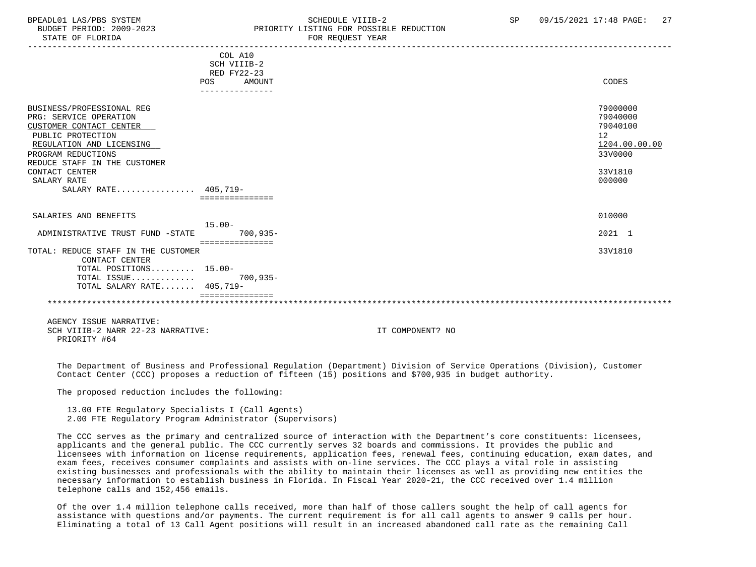| | COL A10 SCH VIIIB-2 RED FY22-23 POS | AMOUNT | CODES |
|---|---|---|---|
| BUSINESS/PROFESSIONAL REG | | | 79000000 |
| PRG: SERVICE OPERATION | | | 79040000 |
| CUSTOMER CONTACT CENTER | | | 79040100 |
| PUBLIC PROTECTION | | | 12 |
| REGULATION AND LICENSING | | | 1204.00.00.00 |
| PROGRAM REDUCTIONS | | | 33V0000 |
| REDUCE STAFF IN THE CUSTOMER CONTACT CENTER | | | 33V1810 |
| SALARY RATE | | | 000000 |
| SALARY RATE................ | 405,719- | | |
| SALARIES AND BENEFITS | | | 010000 |
| | 15.00- | | |
| ADMINISTRATIVE TRUST FUND -STATE | | 700,935- | 2021 1 |
| TOTAL: REDUCE STAFF IN THE CUSTOMER CONTACT CENTER | | | 33V1810 |
| TOTAL POSITIONS......... | 15.00- | | |
| TOTAL ISSUE............ | | 700,935- | |
| TOTAL SALARY RATE....... | 405,719- | | |

AGENCY ISSUE NARRATIVE:
SCH VIIIB-2 NARR 22-23 NARRATIVE: IT COMPONENT? NO
PRIORITY #64

The Department of Business and Professional Regulation (Department) Division of Service Operations (Division), Customer Contact Center (CCC) proposes a reduction of fifteen (15) positions and $700,935 in budget authority.

The proposed reduction includes the following:

13.00 FTE Regulatory Specialists I (Call Agents)
2.00 FTE Regulatory Program Administrator (Supervisors)

The CCC serves as the primary and centralized source of interaction with the Department's core constituents: licensees, applicants and the general public. The CCC currently serves 32 boards and commissions. It provides the public and licensees with information on license requirements, application fees, renewal fees, continuing education, exam dates, and exam fees, receives consumer complaints and assists with on-line services. The CCC plays a vital role in assisting existing businesses and professionals with the ability to maintain their licenses as well as providing new entities the necessary information to establish business in Florida. In Fiscal Year 2020-21, the CCC received over 1.4 million telephone calls and 152,456 emails.

Of the over 1.4 million telephone calls received, more than half of those callers sought the help of call agents for assistance with questions and/or payments. The current requirement is for all call agents to answer 9 calls per hour. Eliminating a total of 13 Call Agent positions will result in an increased abandoned call rate as the remaining Call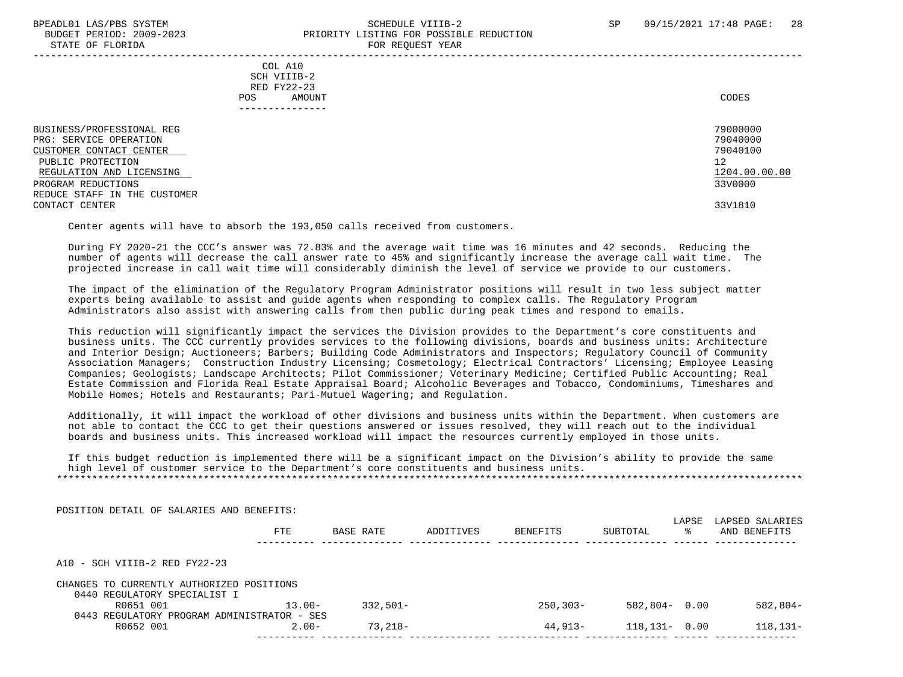COL A10
SCH VIIIB-2
RED FY22-23
POS AMOUNT

| | CODES |
|---|---|
| BUSINESS/PROFESSIONAL REG | 79000000 |
| PRG: SERVICE OPERATION | 79040000 |
| CUSTOMER CONTACT CENTER | 79040100 |
| PUBLIC PROTECTION | 12 |
| REGULATION AND LICENSING | 1204.00.00.00 |
| PROGRAM REDUCTIONS | 33V0000 |
| REDUCE STAFF IN THE CUSTOMER CONTACT CENTER | 33V1810 |

Center agents will have to absorb the 193,050 calls received from customers.

During FY 2020-21 the CCC's answer was 72.83% and the average wait time was 16 minutes and 42 seconds. Reducing the number of agents will decrease the call answer rate to 45% and significantly increase the average call wait time. The projected increase in call wait time will considerably diminish the level of service we provide to our customers.

The impact of the elimination of the Regulatory Program Administrator positions will result in two less subject matter experts being available to assist and guide agents when responding to complex calls. The Regulatory Program Administrators also assist with answering calls from then public during peak times and respond to emails.

This reduction will significantly impact the services the Division provides to the Department's core constituents and business units. The CCC currently provides services to the following divisions, boards and business units: Architecture and Interior Design; Auctioneers; Barbers; Building Code Administrators and Inspectors; Regulatory Council of Community Association Managers; Construction Industry Licensing; Cosmetology; Electrical Contractors' Licensing; Employee Leasing Companies; Geologists; Landscape Architects; Pilot Commissioner; Veterinary Medicine; Certified Public Accounting; Real Estate Commission and Florida Real Estate Appraisal Board; Alcoholic Beverages and Tobacco, Condominiums, Timeshares and Mobile Homes; Hotels and Restaurants; Pari-Mutuel Wagering; and Regulation.

Additionally, it will impact the workload of other divisions and business units within the Department. When customers are not able to contact the CCC to get their questions answered or issues resolved, they will reach out to the individual boards and business units. This increased workload will impact the resources currently employed in those units.

If this budget reduction is implemented there will be a significant impact on the Division's ability to provide the same high level of customer service to the Department's core constituents and business units.

******************************************************************************************************************************

POSITION DETAIL OF SALARIES AND BENEFITS:

| | FTE | BASE RATE | ADDITIVES | BENEFITS | SUBTOTAL | LAPSE % | LAPSED SALARIES AND BENEFITS |
|---|---|---|---|---|---|---|---|
| A10 - SCH VIIIB-2 RED FY22-23 | | | | | | | |
| CHANGES TO CURRENTLY AUTHORIZED POSITIONS | | | | | | | |
| 0440 REGULATORY SPECIALIST I | | | | | | | |
| R0651 001 | 13.00- | 332,501- | | 250,303- | 582,804- | 0.00 | 582,804- |
| 0443 REGULATORY PROGRAM ADMINISTRATOR - SES | | | | | | | |
| R0652 001 | 2.00- | 73,218- | | 44,913- | 118,131- | 0.00 | 118,131- |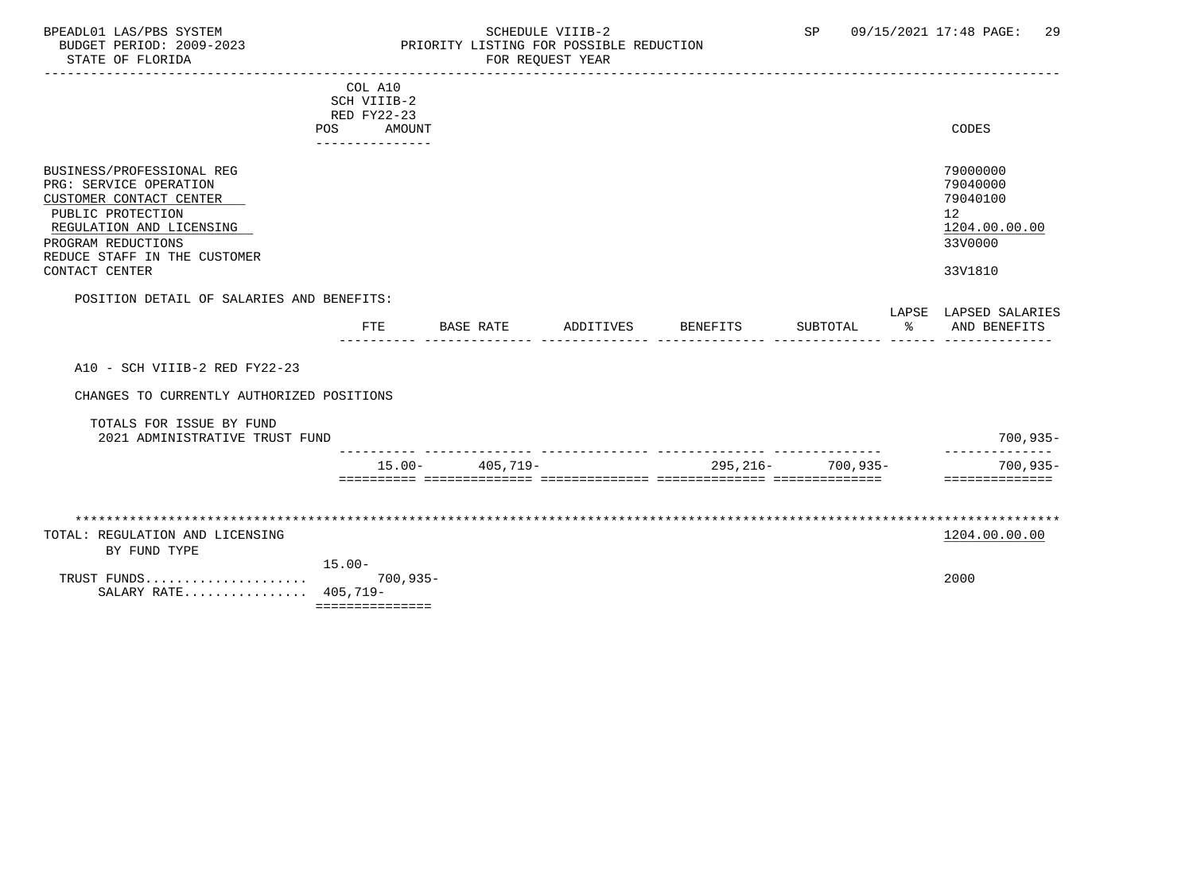BPEADL01 LAS/PBS SYSTEM — SCHEDULE VIIIB-2 — SP 09/15/2021 17:48

BUDGET PERIOD: 2009-2023 — PRIORITY LISTING FOR POSSIBLE REDUCTION

STATE OF FLORIDA — FOR REQUEST YEAR

| | COL A10 SCH VIIIB-2 RED FY22-23 POS AMOUNT | CODES |
|---|---|---|
| BUSINESS/PROFESSIONAL REG | | 79000000 |
| PRG: SERVICE OPERATION | | 79040000 |
| CUSTOMER CONTACT CENTER | | 79040100 |
| PUBLIC PROTECTION | | 12 |
| REGULATION AND LICENSING | | 1204.00.00.00 |
| PROGRAM REDUCTIONS | | 33V0000 |
| REDUCE STAFF IN THE CUSTOMER CONTACT CENTER | | 33V1810 |

POSITION DETAIL OF SALARIES AND BENEFITS:

| | FTE | BASE RATE | ADDITIVES | BENEFITS | SUBTOTAL | LAPSE % | LAPSED SALARIES AND BENEFITS |
|---|---|---|---|---|---|---|---|
| A10 - SCH VIIIB-2 RED FY22-23 | | | | | | | |
| CHANGES TO CURRENTLY AUTHORIZED POSITIONS | | | | | | | |
| TOTALS FOR ISSUE BY FUND | | | | | | | |
| 2021 ADMINISTRATIVE TRUST FUND | | | | | | | 700,935- |
| | 15.00- | 405,719- | | 295,216- | 700,935- | | 700,935- |

TOTAL: REGULATION AND LICENSING — 1204.00.00.00

BY FUND TYPE

| | POS | AMOUNT | CODES |
|---|---|---|---|
| | 15.00- | | |
| TRUST FUNDS..................... | | 700,935- | 2000 |
| SALARY RATE................ | | 405,719- | |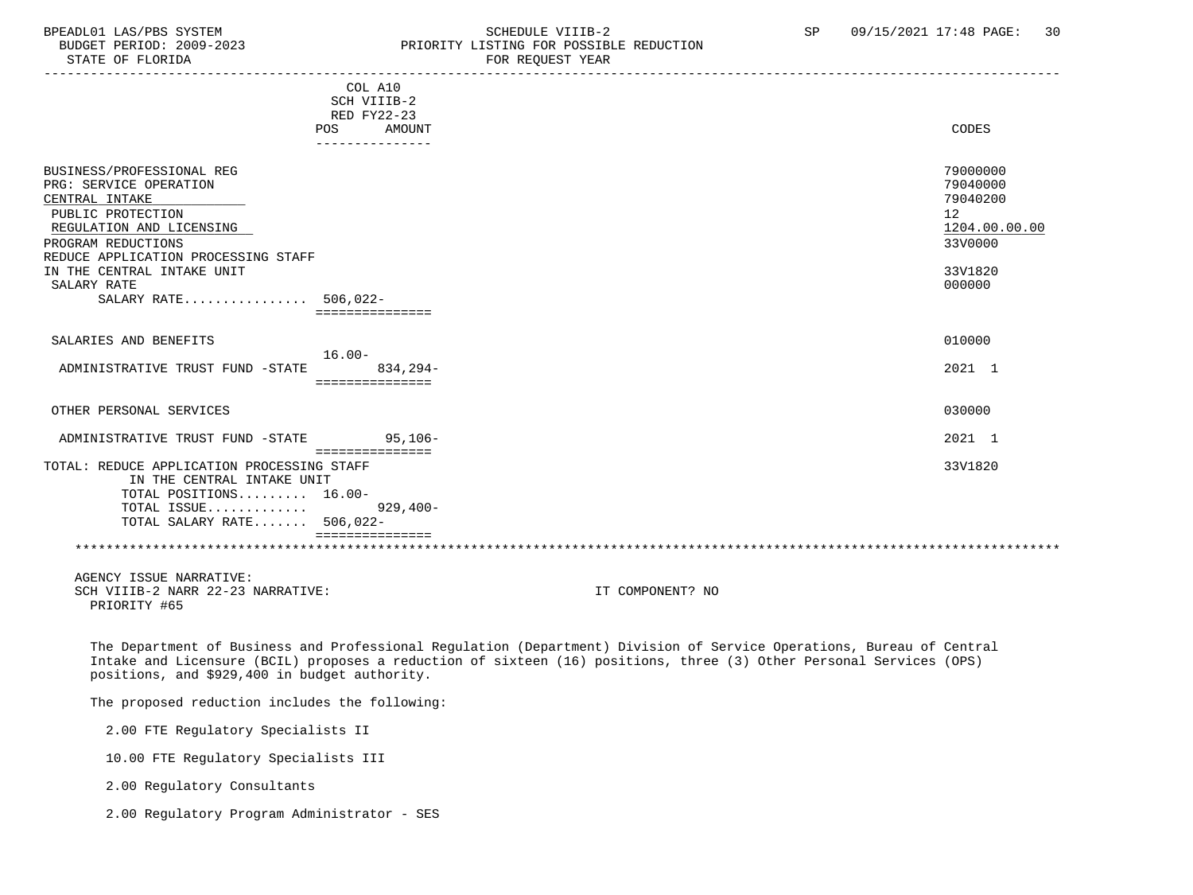BPEADL01 LAS/PBS SYSTEM | SCHEDULE VIIIB-2 | SP 09/15/2021 17:48
BUDGET PERIOD: 2009-2023 | PRIORITY LISTING FOR POSSIBLE REDUCTION
STATE OF FLORIDA | FOR REQUEST YEAR

| | COL A10 SCH VIIIB-2 RED FY22-23 POS | AMOUNT | CODES |
|---|---|---|---|
| BUSINESS/PROFESSIONAL REG | | | 79000000 |
| PRG: SERVICE OPERATION | | | 79040000 |
| CENTRAL INTAKE | | | 79040200 |
| PUBLIC PROTECTION | | | 12 |
| REGULATION AND LICENSING | | | 1204.00.00.00 |
| PROGRAM REDUCTIONS | | | 33V0000 |
| REDUCE APPLICATION PROCESSING STAFF IN THE CENTRAL INTAKE UNIT | | | 33V1820 |
| SALARY RATE | | | 000000 |
| SALARY RATE................ | 506,022- | | |
| SALARIES AND BENEFITS | | | 010000 |
| ADMINISTRATIVE TRUST FUND -STATE | 16.00- | 834,294- | 2021 1 |
| OTHER PERSONAL SERVICES | | | 030000 |
| ADMINISTRATIVE TRUST FUND -STATE | | 95,106- | 2021 1 |
| TOTAL: REDUCE APPLICATION PROCESSING STAFF IN THE CENTRAL INTAKE UNIT | | | 33V1820 |
| TOTAL POSITIONS......... | 16.00- | | |
| TOTAL ISSUE............. | | 929,400- | |
| TOTAL SALARY RATE....... | 506,022- | | |

AGENCY ISSUE NARRATIVE:
SCH VIIIB-2 NARR 22-23 NARRATIVE: IT COMPONENT? NO
PRIORITY #65

The Department of Business and Professional Regulation (Department) Division of Service Operations, Bureau of Central Intake and Licensure (BCIL) proposes a reduction of sixteen (16) positions, three (3) Other Personal Services (OPS) positions, and $929,400 in budget authority.

The proposed reduction includes the following:

2.00 FTE Regulatory Specialists II

10.00 FTE Regulatory Specialists III

2.00 Regulatory Consultants

2.00 Regulatory Program Administrator - SES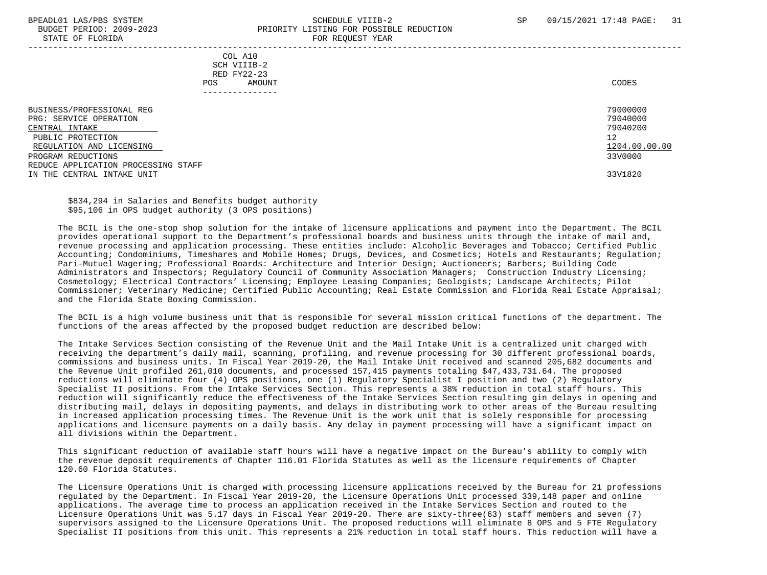BPEADL01 LAS/PBS SYSTEM SCHEDULE VIIIB-2 SP 09/15/2021 17:48 PAGE: 31
BUDGET PERIOD: 2009-2023 PRIORITY LISTING FOR POSSIBLE REDUCTION
STATE OF FLORIDA FOR REQUEST YEAR

| | COL A10 SCH VIIIB-2 RED FY22-23 POS AMOUNT | CODES |
|---|---|---|
| BUSINESS/PROFESSIONAL REG | | 79000000 |
| PRG: SERVICE OPERATION | | 79040000 |
| CENTRAL INTAKE | | 79040200 |
| PUBLIC PROTECTION | | 12 |
| REGULATION AND LICENSING | | 1204.00.00.00 |
| PROGRAM REDUCTIONS | | 33V0000 |
| REDUCE APPLICATION PROCESSING STAFF IN THE CENTRAL INTAKE UNIT | | 33V1820 |

$834,294 in Salaries and Benefits budget authority
$95,106 in OPS budget authority (3 OPS positions)

The BCIL is the one-stop shop solution for the intake of licensure applications and payment into the Department. The BCIL provides operational support to the Department's professional boards and business units through the intake of mail and, revenue processing and application processing. These entities include: Alcoholic Beverages and Tobacco; Certified Public Accounting; Condominiums, Timeshares and Mobile Homes; Drugs, Devices, and Cosmetics; Hotels and Restaurants; Regulation; Pari-Mutuel Wagering; Professional Boards: Architecture and Interior Design; Auctioneers; Barbers; Building Code Administrators and Inspectors; Regulatory Council of Community Association Managers; Construction Industry Licensing; Cosmetology; Electrical Contractors' Licensing; Employee Leasing Companies; Geologists; Landscape Architects; Pilot Commissioner; Veterinary Medicine; Certified Public Accounting; Real Estate Commission and Florida Real Estate Appraisal; and the Florida State Boxing Commission.

The BCIL is a high volume business unit that is responsible for several mission critical functions of the department. The functions of the areas affected by the proposed budget reduction are described below:

The Intake Services Section consisting of the Revenue Unit and the Mail Intake Unit is a centralized unit charged with receiving the department's daily mail, scanning, profiling, and revenue processing for 30 different professional boards, commissions and business units. In Fiscal Year 2019-20, the Mail Intake Unit received and scanned 205,682 documents and the Revenue Unit profiled 261,010 documents, and processed 157,415 payments totaling $47,433,731.64. The proposed reductions will eliminate four (4) OPS positions, one (1) Regulatory Specialist I position and two (2) Regulatory Specialist II positions. From the Intake Services Section. This represents a 38% reduction in total staff hours. This reduction will significantly reduce the effectiveness of the Intake Services Section resulting gin delays in opening and distributing mail, delays in depositing payments, and delays in distributing work to other areas of the Bureau resulting in increased application processing times. The Revenue Unit is the work unit that is solely responsible for processing applications and licensure payments on a daily basis. Any delay in payment processing will have a significant impact on all divisions within the Department.

This significant reduction of available staff hours will have a negative impact on the Bureau's ability to comply with the revenue deposit requirements of Chapter 116.01 Florida Statutes as well as the licensure requirements of Chapter 120.60 Florida Statutes.

The Licensure Operations Unit is charged with processing licensure applications received by the Bureau for 21 professions regulated by the Department. In Fiscal Year 2019-20, the Licensure Operations Unit processed 339,148 paper and online applications. The average time to process an application received in the Intake Services Section and routed to the Licensure Operations Unit was 5.17 days in Fiscal Year 2019-20. There are sixty-three(63) staff members and seven (7) supervisors assigned to the Licensure Operations Unit. The proposed reductions will eliminate 8 OPS and 5 FTE Regulatory Specialist II positions from this unit. This represents a 21% reduction in total staff hours. This reduction will have a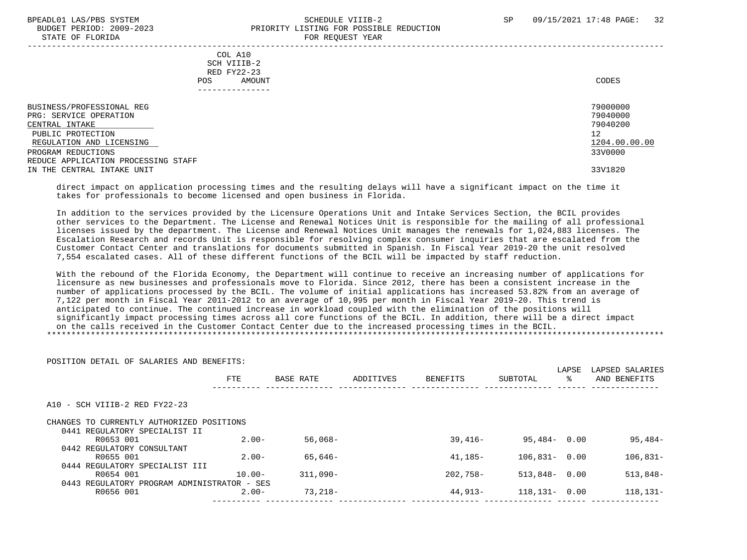COL A10
SCH VIIIB-2
RED FY22-23
POS AMOUNT

| | CODES |
|---|---|
| BUSINESS/PROFESSIONAL REG | 79000000 |
| PRG: SERVICE OPERATION | 79040000 |
| CENTRAL INTAKE | 79040200 |
| PUBLIC PROTECTION | 12 |
| REGULATION AND LICENSING | 1204.00.00.00 |
| PROGRAM REDUCTIONS | 33V0000 |
| REDUCE APPLICATION PROCESSING STAFF IN THE CENTRAL INTAKE UNIT | 33V1820 |

direct impact on application processing times and the resulting delays will have a significant impact on the time it takes for professionals to become licensed and open business in Florida.

In addition to the services provided by the Licensure Operations Unit and Intake Services Section, the BCIL provides other services to the Department. The License and Renewal Notices Unit is responsible for the mailing of all professional licenses issued by the department. The License and Renewal Notices Unit manages the renewals for 1,024,883 licenses. The Escalation Research and records Unit is responsible for resolving complex consumer inquiries that are escalated from the Customer Contact Center and translations for documents submitted in Spanish. In Fiscal Year 2019-20 the unit resolved 7,554 escalated cases. All of these different functions of the BCIL will be impacted by staff reduction.

With the rebound of the Florida Economy, the Department will continue to receive an increasing number of applications for licensure as new businesses and professionals move to Florida. Since 2012, there has been a consistent increase in the number of applications processed by the BCIL. The volume of initial applications has increased 53.82% from an average of 7,122 per month in Fiscal Year 2011-2012 to an average of 10,995 per month in Fiscal Year 2019-20. This trend is anticipated to continue. The continued increase in workload coupled with the elimination of the positions will significantly impact processing times across all core functions of the BCIL. In addition, there will be a direct impact on the calls received in the Customer Contact Center due to the increased processing times in the BCIL.
*******************************************************************************************************************************

POSITION DETAIL OF SALARIES AND BENEFITS:

| | FTE | BASE RATE | ADDITIVES | BENEFITS | SUBTOTAL | LAPSE % | LAPSED SALARIES AND BENEFITS |
|---|---|---|---|---|---|---|---|
| A10 - SCH VIIIB-2 RED FY22-23 | | | | | | | |
| CHANGES TO CURRENTLY AUTHORIZED POSITIONS | | | | | | | |
| 0441 REGULATORY SPECIALIST II | | | | | | | |
| R0653 001 | 2.00- | 56,068- | | 39,416- | 95,484- | 0.00 | 95,484- |
| 0442 REGULATORY CONSULTANT | | | | | | | |
| R0655 001 | 2.00- | 65,646- | | 41,185- | 106,831- | 0.00 | 106,831- |
| 0444 REGULATORY SPECIALIST III | | | | | | | |
| R0654 001 | 10.00- | 311,090- | | 202,758- | 513,848- | 0.00 | 513,848- |
| 0443 REGULATORY PROGRAM ADMINISTRATOR - SES | | | | | | | |
| R0656 001 | 2.00- | 73,218- | | 44,913- | 118,131- | 0.00 | 118,131- |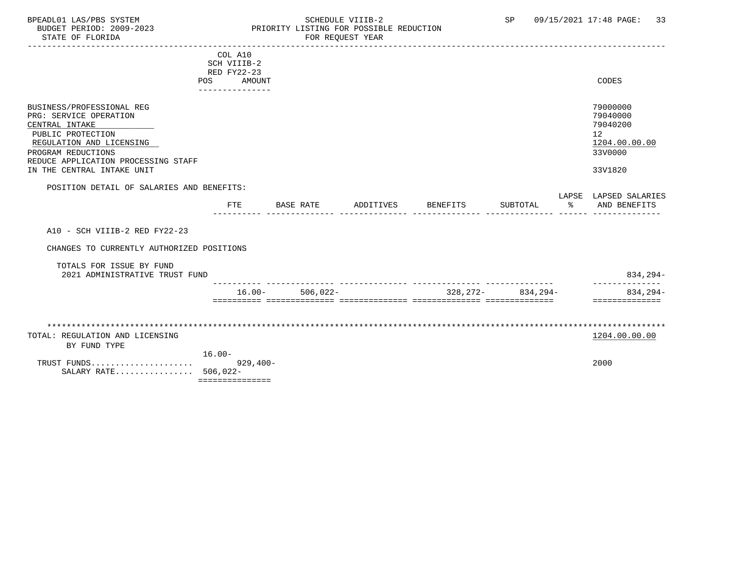BPEADL01 LAS/PBS SYSTEM — SCHEDULE VIIIB-2 — SP 09/15/2021 17:48

BUDGET PERIOD: 2009-2023 — PRIORITY LISTING FOR POSSIBLE REDUCTION

STATE OF FLORIDA — FOR REQUEST YEAR

| | COL A10 SCH VIIIB-2 RED FY22-23 POS AMOUNT | CODES |
|---|---|---|
| BUSINESS/PROFESSIONAL REG | | 79000000 |
| PRG: SERVICE OPERATION | | 79040000 |
| CENTRAL INTAKE | | 79040200 |
| PUBLIC PROTECTION | | 12 |
| REGULATION AND LICENSING | | 1204.00.00.00 |
| PROGRAM REDUCTIONS | | 33V0000 |
| REDUCE APPLICATION PROCESSING STAFF IN THE CENTRAL INTAKE UNIT | | 33V1820 |

POSITION DETAIL OF SALARIES AND BENEFITS:

| | FTE | BASE RATE | ADDITIVES | BENEFITS | SUBTOTAL | LAPSE % | LAPSED SALARIES AND BENEFITS |
|---|---|---|---|---|---|---|---|
| A10 - SCH VIIIB-2 RED FY22-23 | | | | | | | |
| CHANGES TO CURRENTLY AUTHORIZED POSITIONS | | | | | | | |
| TOTALS FOR ISSUE BY FUND | | | | | | | |
| 2021 ADMINISTRATIVE TRUST FUND | | | | | | | 834,294- |
| | 16.00- | 506,022- | | 328,272- | 834,294- | | 834,294- |

*************************************************************************************************************

| TOTAL: REGULATION AND LICENSING | POS / AMOUNT | CODES |
|---|---|---|
| BY FUND TYPE | | 1204.00.00.00 |
| | 16.00- | |
| TRUST FUNDS..................... | 929,400- | 2000 |
| SALARY RATE................ | 506,022- | |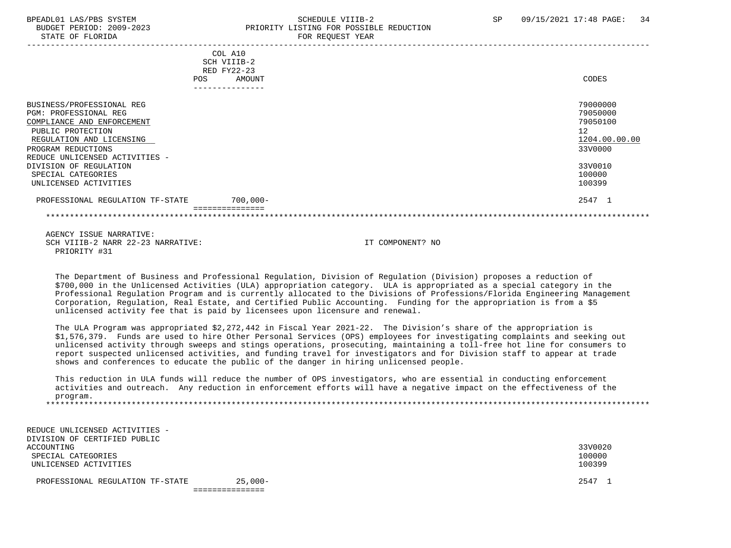| | COL A10 SCH VIIIB-2 RED FY22-23 POS AMOUNT | CODES |
|---|---|---|
| BUSINESS/PROFESSIONAL REG | | 79000000 |
| PGM: PROFESSIONAL REG | | 79050000 |
| COMPLIANCE AND ENFORCEMENT | | 79050100 |
| PUBLIC PROTECTION | | 12 |
| REGULATION AND LICENSING | | 1204.00.00.00 |
| PROGRAM REDUCTIONS | | 33V0000 |
| REDUCE UNLICENSED ACTIVITIES - DIVISION OF REGULATION | | 33V0010 |
| SPECIAL CATEGORIES | | 100000 |
| UNLICENSED ACTIVITIES | | 100399 |
| PROFESSIONAL REGULATION TF-STATE | 700,000- | 2547 1 |

AGENCY ISSUE NARRATIVE:
SCH VIIIB-2 NARR 22-23 NARRATIVE: IT COMPONENT? NO
PRIORITY #31

The Department of Business and Professional Regulation, Division of Regulation (Division) proposes a reduction of $700,000 in the Unlicensed Activities (ULA) appropriation category. ULA is appropriated as a special category in the Professional Regulation Program and is currently allocated to the Divisions of Professions/Florida Engineering Management Corporation, Regulation, Real Estate, and Certified Public Accounting. Funding for the appropriation is from a $5 unlicensed activity fee that is paid by licensees upon licensure and renewal.

The ULA Program was appropriated $2,272,442 in Fiscal Year 2021-22. The Division's share of the appropriation is $1,576,379. Funds are used to hire Other Personal Services (OPS) employees for investigating complaints and seeking out unlicensed activity through sweeps and stings operations, prosecuting, maintaining a toll-free hot line for consumers to report suspected unlicensed activities, and funding travel for investigators and for Division staff to appear at trade shows and conferences to educate the public of the danger in hiring unlicensed people.

This reduction in ULA funds will reduce the number of OPS investigators, who are essential in conducting enforcement activities and outreach. Any reduction in enforcement efforts will have a negative impact on the effectiveness of the program.

| | POS AMOUNT | CODES |
|---|---|---|
| REDUCE UNLICENSED ACTIVITIES - DIVISION OF CERTIFIED PUBLIC ACCOUNTING | | 33V0020 |
| SPECIAL CATEGORIES | | 100000 |
| UNLICENSED ACTIVITIES | | 100399 |
| PROFESSIONAL REGULATION TF-STATE | 25,000- | 2547 1 |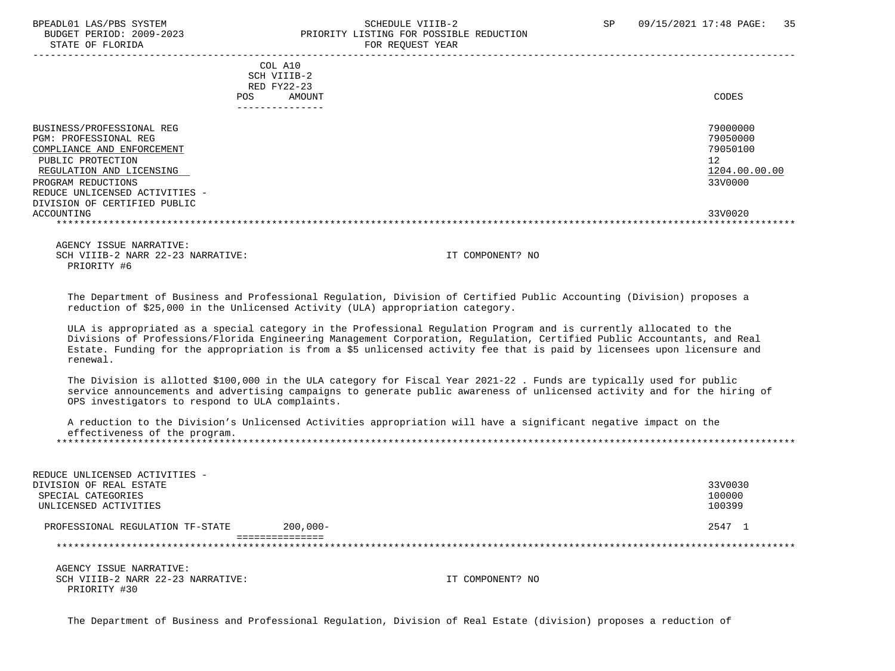BPEADL01 LAS/PBS SYSTEM SCHEDULE VIIIB-2 SP 09/15/2021 17:48 PAGE: 35
BUDGET PERIOD: 2009-2023 PRIORITY LISTING FOR POSSIBLE REDUCTION
STATE OF FLORIDA FOR REQUEST YEAR

| | COL A10 SCH VIIIB-2 RED FY22-23 POS AMOUNT | CODES |
|---|---|---|
| BUSINESS/PROFESSIONAL REG | | 79000000 |
| PGM: PROFESSIONAL REG | | 79050000 |
| COMPLIANCE AND ENFORCEMENT | | 79050100 |
| PUBLIC PROTECTION | | 12 |
| REGULATION AND LICENSING | | 1204.00.00.00 |
| PROGRAM REDUCTIONS | | 33V0000 |
| REDUCE UNLICENSED ACTIVITIES - DIVISION OF CERTIFIED PUBLIC ACCOUNTING | | 33V0020 |

AGENCY ISSUE NARRATIVE:
SCH VIIIB-2 NARR 22-23 NARRATIVE: IT COMPONENT? NO
PRIORITY #6

The Department of Business and Professional Regulation, Division of Certified Public Accounting (Division) proposes a reduction of $25,000 in the Unlicensed Activity (ULA) appropriation category.

ULA is appropriated as a special category in the Professional Regulation Program and is currently allocated to the Divisions of Professions/Florida Engineering Management Corporation, Regulation, Certified Public Accountants, and Real Estate. Funding for the appropriation is from a $5 unlicensed activity fee that is paid by licensees upon licensure and renewal.

The Division is allotted $100,000 in the ULA category for Fiscal Year 2021-22 . Funds are typically used for public service announcements and advertising campaigns to generate public awareness of unlicensed activity and for the hiring of OPS investigators to respond to ULA complaints.

A reduction to the Division's Unlicensed Activities appropriation will have a significant negative impact on the effectiveness of the program.

| | COL A10 SCH VIIIB-2 RED FY22-23 POS AMOUNT | CODES |
|---|---|---|
| REDUCE UNLICENSED ACTIVITIES - DIVISION OF REAL ESTATE | | 33V0030 |
| SPECIAL CATEGORIES | | 100000 |
| UNLICENSED ACTIVITIES | | 100399 |
| PROFESSIONAL REGULATION TF-STATE | 200,000- | 2547 1 |

AGENCY ISSUE NARRATIVE:
SCH VIIIB-2 NARR 22-23 NARRATIVE: IT COMPONENT? NO
PRIORITY #30

The Department of Business and Professional Regulation, Division of Real Estate (division) proposes a reduction of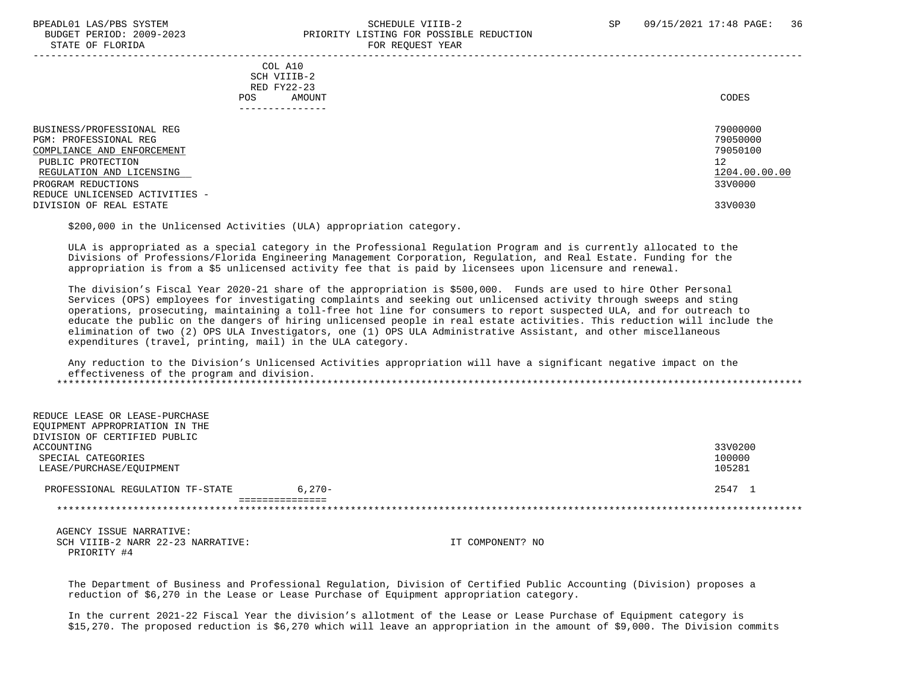COL A10
SCH VIIIB-2
RED FY22-23
POS AMOUNT

| | | CODES |
|---|---|---|
| BUSINESS/PROFESSIONAL REG | | 79000000 |
| PGM: PROFESSIONAL REG | | 79050000 |
| COMPLIANCE AND ENFORCEMENT | | 79050100 |
| PUBLIC PROTECTION | | 12 |
| REGULATION AND LICENSING | | 1204.00.00.00 |
| PROGRAM REDUCTIONS | | 33V0000 |
| REDUCE UNLICENSED ACTIVITIES - DIVISION OF REAL ESTATE | | 33V0030 |

$200,000 in the Unlicensed Activities (ULA) appropriation category.

ULA is appropriated as a special category in the Professional Regulation Program and is currently allocated to the Divisions of Professions/Florida Engineering Management Corporation, Regulation, and Real Estate. Funding for the appropriation is from a $5 unlicensed activity fee that is paid by licensees upon licensure and renewal.

The division's Fiscal Year 2020-21 share of the appropriation is $500,000. Funds are used to hire Other Personal Services (OPS) employees for investigating complaints and seeking out unlicensed activity through sweeps and sting operations, prosecuting, maintaining a toll-free hot line for consumers to report suspected ULA, and for outreach to educate the public on the dangers of hiring unlicensed people in real estate activities. This reduction will include the elimination of two (2) OPS ULA Investigators, one (1) OPS ULA Administrative Assistant, and other miscellaneous expenditures (travel, printing, mail) in the ULA category.

Any reduction to the Division's Unlicensed Activities appropriation will have a significant negative impact on the effectiveness of the program and division.

*******************************************************************************************************************

| | POS AMOUNT | CODES |
|---|---|---|
| REDUCE LEASE OR LEASE-PURCHASE EQUIPMENT APPROPRIATION IN THE DIVISION OF CERTIFIED PUBLIC ACCOUNTING | | 33V0200 |
| SPECIAL CATEGORIES | | 100000 |
| LEASE/PURCHASE/EQUIPMENT | | 105281 |
| PROFESSIONAL REGULATION TF-STATE | 6,270- | 2547 1 |

*******************************************************************************************************************

AGENCY ISSUE NARRATIVE:
SCH VIIIB-2 NARR 22-23 NARRATIVE: IT COMPONENT? NO
PRIORITY #4

The Department of Business and Professional Regulation, Division of Certified Public Accounting (Division) proposes a reduction of $6,270 in the Lease or Lease Purchase of Equipment appropriation category.

In the current 2021-22 Fiscal Year the division's allotment of the Lease or Lease Purchase of Equipment category is $15,270. The proposed reduction is $6,270 which will leave an appropriation in the amount of $9,000. The Division commits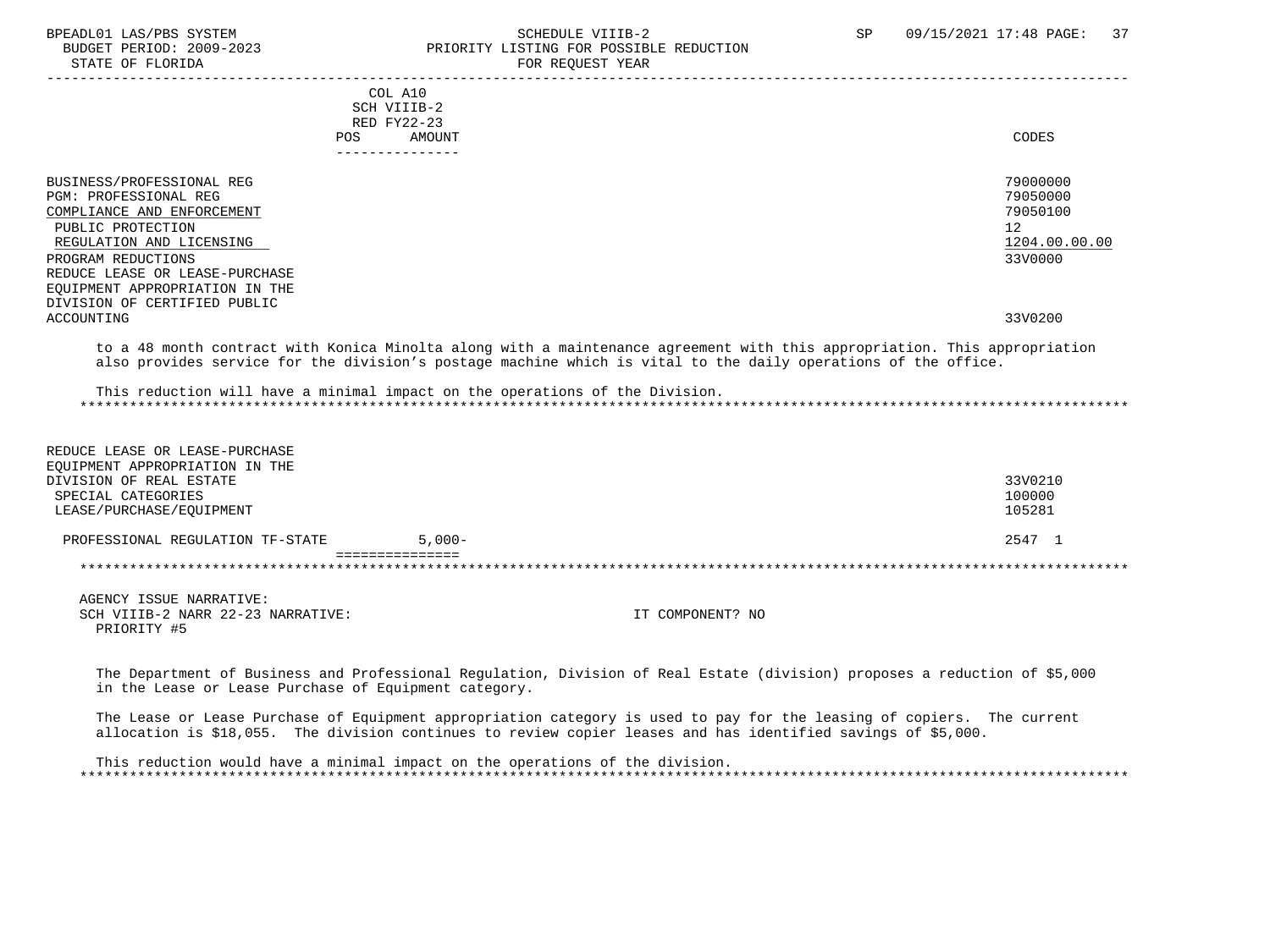COL A10
SCH VIIIB-2
RED FY22-23
POS AMOUNT

| | POS AMOUNT | CODES |
|---|---|---|
| BUSINESS/PROFESSIONAL REG | | 79000000 |
| PGM: PROFESSIONAL REG | | 79050000 |
| COMPLIANCE AND ENFORCEMENT | | 79050100 |
| PUBLIC PROTECTION | | 12 |
| REGULATION AND LICENSING | | 1204.00.00.00 |
| PROGRAM REDUCTIONS | | 33V0000 |
| REDUCE LEASE OR LEASE-PURCHASE EQUIPMENT APPROPRIATION IN THE DIVISION OF CERTIFIED PUBLIC ACCOUNTING | | 33V0200 |

to a 48 month contract with Konica Minolta along with a maintenance agreement with this appropriation. This appropriation also provides service for the division's postage machine which is vital to the daily operations of the office.

This reduction will have a minimal impact on the operations of the Division.

*****************************************************************************************************************************

| | POS AMOUNT | CODES |
|---|---|---|
| REDUCE LEASE OR LEASE-PURCHASE EQUIPMENT APPROPRIATION IN THE DIVISION OF REAL ESTATE | | 33V0210 |
| SPECIAL CATEGORIES | | 100000 |
| LEASE/PURCHASE/EQUIPMENT | | 105281 |
| PROFESSIONAL REGULATION TF-STATE | 5,000- | 2547 1 |

*****************************************************************************************************************************

AGENCY ISSUE NARRATIVE:
SCH VIIIB-2 NARR 22-23 NARRATIVE: IT COMPONENT? NO
PRIORITY #5

The Department of Business and Professional Regulation, Division of Real Estate (division) proposes a reduction of $5,000 in the Lease or Lease Purchase of Equipment category.

The Lease or Lease Purchase of Equipment appropriation category is used to pay for the leasing of copiers. The current allocation is $18,055. The division continues to review copier leases and has identified savings of $5,000.

This reduction would have a minimal impact on the operations of the division.

*****************************************************************************************************************************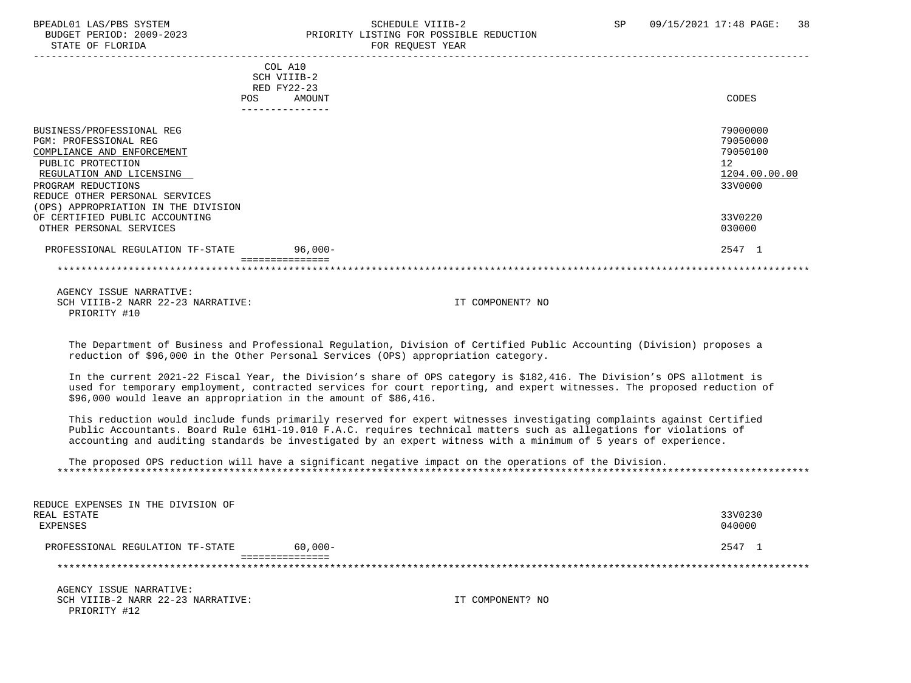| | COL A10 SCH VIIIB-2 RED FY22-23 POS AMOUNT | CODES |
|---|---|---|
| BUSINESS/PROFESSIONAL REG | | 79000000 |
| PGM: PROFESSIONAL REG | | 79050000 |
| COMPLIANCE AND ENFORCEMENT | | 79050100 |
| PUBLIC PROTECTION | | 12 |
| REGULATION AND LICENSING | | 1204.00.00.00 |
| PROGRAM REDUCTIONS | | 33V0000 |
| REDUCE OTHER PERSONAL SERVICES (OPS) APPROPRIATION IN THE DIVISION OF CERTIFIED PUBLIC ACCOUNTING | | 33V0220 |
| OTHER PERSONAL SERVICES | | 030000 |
| PROFESSIONAL REGULATION TF-STATE | 96,000- | 2547 1 |

AGENCY ISSUE NARRATIVE:
SCH VIIIB-2 NARR 22-23 NARRATIVE: IT COMPONENT? NO
PRIORITY #10

The Department of Business and Professional Regulation, Division of Certified Public Accounting (Division) proposes a reduction of $96,000 in the Other Personal Services (OPS) appropriation category.

In the current 2021-22 Fiscal Year, the Division's share of OPS category is $182,416. The Division's OPS allotment is used for temporary employment, contracted services for court reporting, and expert witnesses. The proposed reduction of $96,000 would leave an appropriation in the amount of $86,416.

This reduction would include funds primarily reserved for expert witnesses investigating complaints against Certified Public Accountants. Board Rule 61H1-19.010 F.A.C. requires technical matters such as allegations for violations of accounting and auditing standards be investigated by an expert witness with a minimum of 5 years of experience.

The proposed OPS reduction will have a significant negative impact on the operations of the Division.

| | AMOUNT | CODES |
|---|---|---|
| REDUCE EXPENSES IN THE DIVISION OF REAL ESTATE | | 33V0230 |
| EXPENSES | | 040000 |
| PROFESSIONAL REGULATION TF-STATE | 60,000- | 2547 1 |

AGENCY ISSUE NARRATIVE:
SCH VIIIB-2 NARR 22-23 NARRATIVE: IT COMPONENT? NO
PRIORITY #12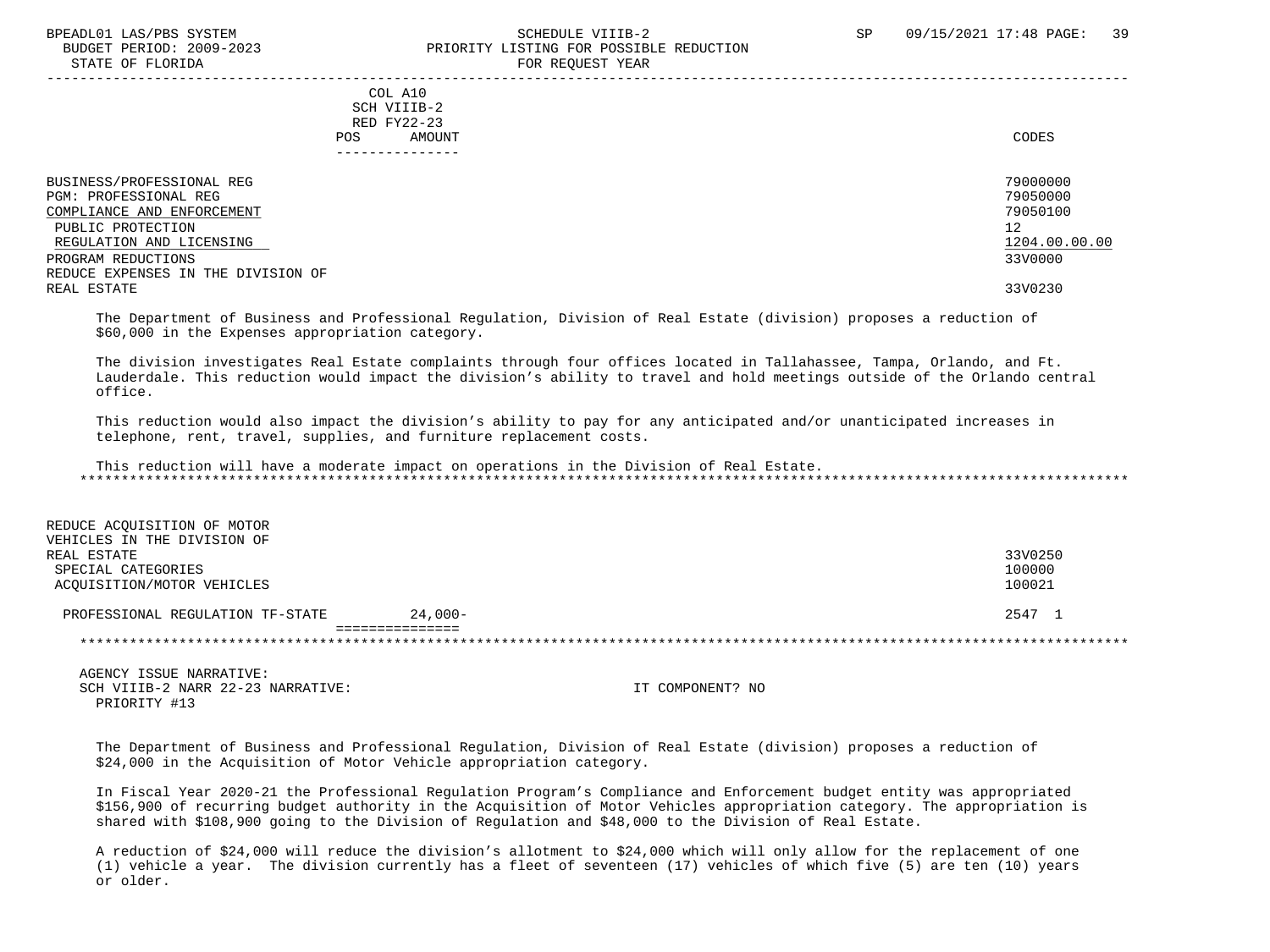| | COL A10 SCH VIIIB-2 RED FY22-23 POS AMOUNT | CODES |
|---|---|---|
| BUSINESS/PROFESSIONAL REG | | 79000000 |
| PGM: PROFESSIONAL REG | | 79050000 |
| COMPLIANCE AND ENFORCEMENT | | 79050100 |
| PUBLIC PROTECTION | | 12 |
| REGULATION AND LICENSING | | 1204.00.00.00 |
| PROGRAM REDUCTIONS | | 33V0000 |
| REDUCE EXPENSES IN THE DIVISION OF REAL ESTATE | | 33V0230 |

The Department of Business and Professional Regulation, Division of Real Estate (division) proposes a reduction of $60,000 in the Expenses appropriation category.

The division investigates Real Estate complaints through four offices located in Tallahassee, Tampa, Orlando, and Ft. Lauderdale. This reduction would impact the division's ability to travel and hold meetings outside of the Orlando central office.

This reduction would also impact the division's ability to pay for any anticipated and/or unanticipated increases in telephone, rent, travel, supplies, and furniture replacement costs.

This reduction will have a moderate impact on operations in the Division of Real Estate.

| | COL A10 SCH VIIIB-2 RED FY22-23 POS AMOUNT | CODES |
|---|---|---|
| REDUCE ACQUISITION OF MOTOR VEHICLES IN THE DIVISION OF REAL ESTATE | | 33V0250 |
| SPECIAL CATEGORIES | | 100000 |
| ACQUISITION/MOTOR VEHICLES | | 100021 |
| PROFESSIONAL REGULATION TF-STATE | 24,000- | 2547 1 |

AGENCY ISSUE NARRATIVE:
SCH VIIIB-2 NARR 22-23 NARRATIVE: IT COMPONENT? NO
PRIORITY #13

The Department of Business and Professional Regulation, Division of Real Estate (division) proposes a reduction of $24,000 in the Acquisition of Motor Vehicle appropriation category.

In Fiscal Year 2020-21 the Professional Regulation Program's Compliance and Enforcement budget entity was appropriated $156,900 of recurring budget authority in the Acquisition of Motor Vehicles appropriation category. The appropriation is shared with $108,900 going to the Division of Regulation and $48,000 to the Division of Real Estate.

A reduction of $24,000 will reduce the division's allotment to $24,000 which will only allow for the replacement of one (1) vehicle a year. The division currently has a fleet of seventeen (17) vehicles of which five (5) are ten (10) years or older.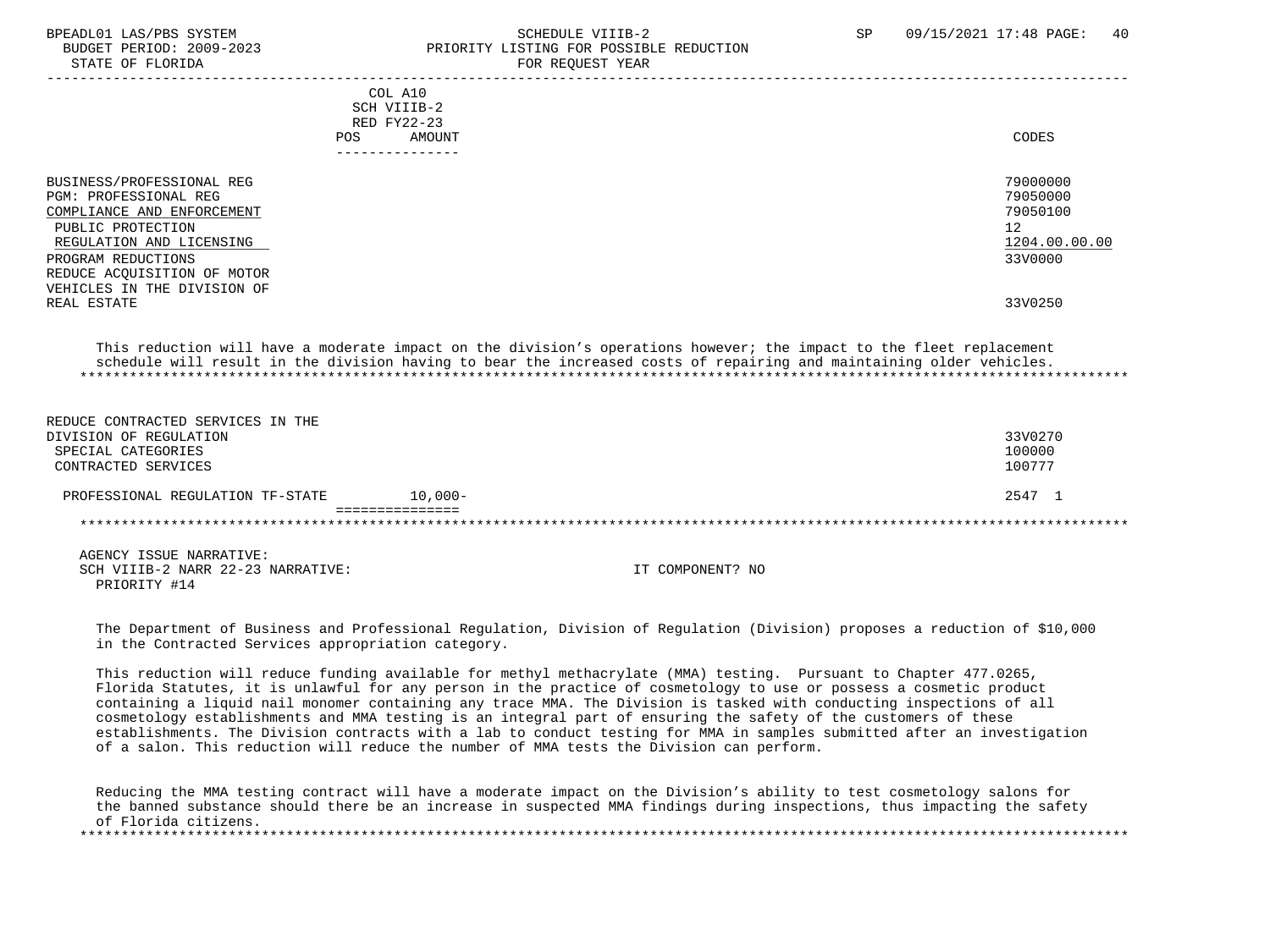COL A10
SCH VIIIB-2
RED FY22-23

| | POS | AMOUNT | CODES |
|---|---|---|---|
| BUSINESS/PROFESSIONAL REG | | | 79000000 |
| PGM: PROFESSIONAL REG | | | 79050000 |
| COMPLIANCE AND ENFORCEMENT | | | 79050100 |
| PUBLIC PROTECTION | | | 12 |
| REGULATION AND LICENSING | | | 1204.00.00.00 |
| PROGRAM REDUCTIONS | | | 33V0000 |
| REDUCE ACQUISITION OF MOTOR VEHICLES IN THE DIVISION OF REAL ESTATE | | | 33V0250 |

This reduction will have a moderate impact on the division's operations however; the impact to the fleet replacement schedule will result in the division having to bear the increased costs of repairing and maintaining older vehicles.

*******************************************************************************************************************

| | POS | AMOUNT | CODES |
|---|---|---|---|
| REDUCE CONTRACTED SERVICES IN THE DIVISION OF REGULATION | | | 33V0270 |
| SPECIAL CATEGORIES | | | 100000 |
| CONTRACTED SERVICES | | | 100777 |
| PROFESSIONAL REGULATION TF-STATE | | 10,000- | 2547 1 |

*******************************************************************************************************************

AGENCY ISSUE NARRATIVE:
SCH VIIIB-2 NARR 22-23 NARRATIVE: IT COMPONENT? NO
PRIORITY #14

The Department of Business and Professional Regulation, Division of Regulation (Division) proposes a reduction of $10,000 in the Contracted Services appropriation category.

This reduction will reduce funding available for methyl methacrylate (MMA) testing. Pursuant to Chapter 477.0265, Florida Statutes, it is unlawful for any person in the practice of cosmetology to use or possess a cosmetic product containing a liquid nail monomer containing any trace MMA. The Division is tasked with conducting inspections of all cosmetology establishments and MMA testing is an integral part of ensuring the safety of the customers of these establishments. The Division contracts with a lab to conduct testing for MMA in samples submitted after an investigation of a salon. This reduction will reduce the number of MMA tests the Division can perform.

Reducing the MMA testing contract will have a moderate impact on the Division's ability to test cosmetology salons for the banned substance should there be an increase in suspected MMA findings during inspections, thus impacting the safety of Florida citizens.

*******************************************************************************************************************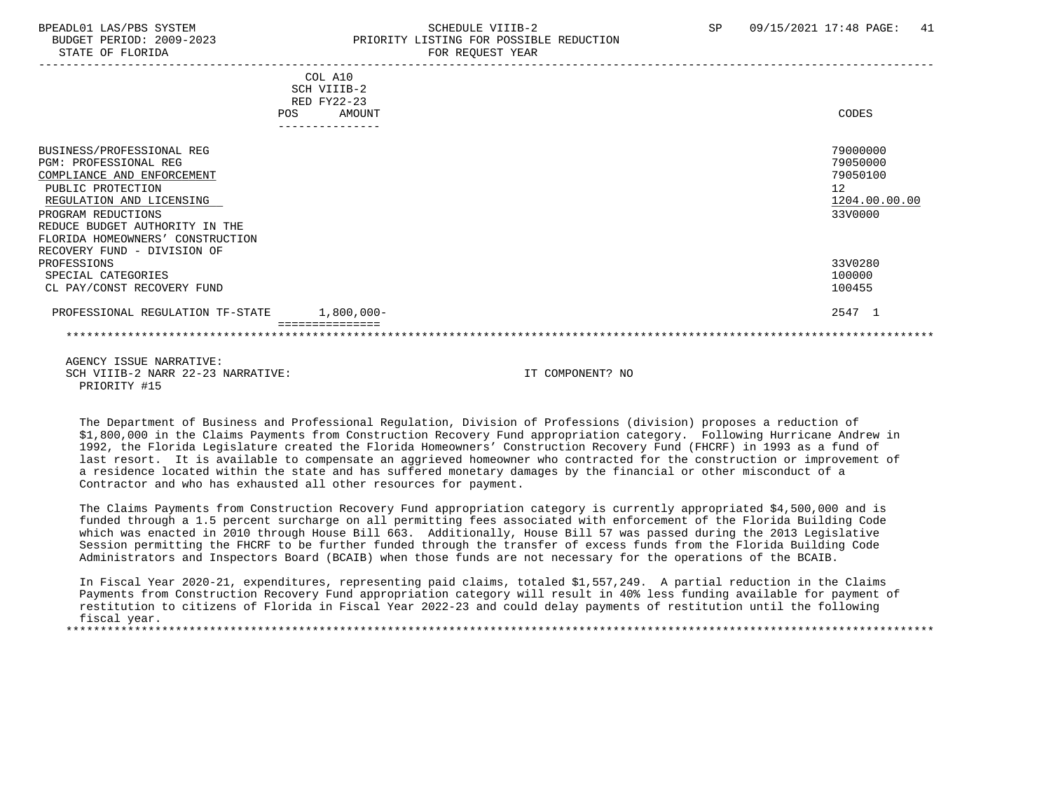BPEADL01 LAS/PBS SYSTEM — SCHEDULE VIIIB-2 — SP 09/15/2021 17:48

BUDGET PERIOD: 2009-2023 — PRIORITY LISTING FOR POSSIBLE REDUCTION

STATE OF FLORIDA — FOR REQUEST YEAR

| | COL A10 SCH VIIIB-2 RED FY22-23 POS | AMOUNT | CODES |
|---|---|---|---|
| BUSINESS/PROFESSIONAL REG | | | 79000000 |
| PGM: PROFESSIONAL REG | | | 79050000 |
| COMPLIANCE AND ENFORCEMENT | | | 79050100 |
| PUBLIC PROTECTION | | | 12 |
| REGULATION AND LICENSING | | | 1204.00.00.00 |
| PROGRAM REDUCTIONS | | | 33V0000 |
| REDUCE BUDGET AUTHORITY IN THE FLORIDA HOMEOWNERS' CONSTRUCTION RECOVERY FUND - DIVISION OF PROFESSIONS | | | 33V0280 |
| SPECIAL CATEGORIES | | | 100000 |
| CL PAY/CONST RECOVERY FUND | | | 100455 |
| PROFESSIONAL REGULATION TF-STATE | | 1,800,000- | 2547 1 |

AGENCY ISSUE NARRATIVE:

SCH VIIIB-2 NARR 22-23 NARRATIVE: IT COMPONENT? NO

PRIORITY #15

The Department of Business and Professional Regulation, Division of Professions (division) proposes a reduction of $1,800,000 in the Claims Payments from Construction Recovery Fund appropriation category. Following Hurricane Andrew in 1992, the Florida Legislature created the Florida Homeowners' Construction Recovery Fund (FHCRF) in 1993 as a fund of last resort. It is available to compensate an aggrieved homeowner who contracted for the construction or improvement of a residence located within the state and has suffered monetary damages by the financial or other misconduct of a Contractor and who has exhausted all other resources for payment.

The Claims Payments from Construction Recovery Fund appropriation category is currently appropriated $4,500,000 and is funded through a 1.5 percent surcharge on all permitting fees associated with enforcement of the Florida Building Code which was enacted in 2010 through House Bill 663. Additionally, House Bill 57 was passed during the 2013 Legislative Session permitting the FHCRF to be further funded through the transfer of excess funds from the Florida Building Code Administrators and Inspectors Board (BCAIB) when those funds are not necessary for the operations of the BCAIB.

In Fiscal Year 2020-21, expenditures, representing paid claims, totaled $1,557,249. A partial reduction in the Claims Payments from Construction Recovery Fund appropriation category will result in 40% less funding available for payment of restitution to citizens of Florida in Fiscal Year 2022-23 and could delay payments of restitution until the following fiscal year.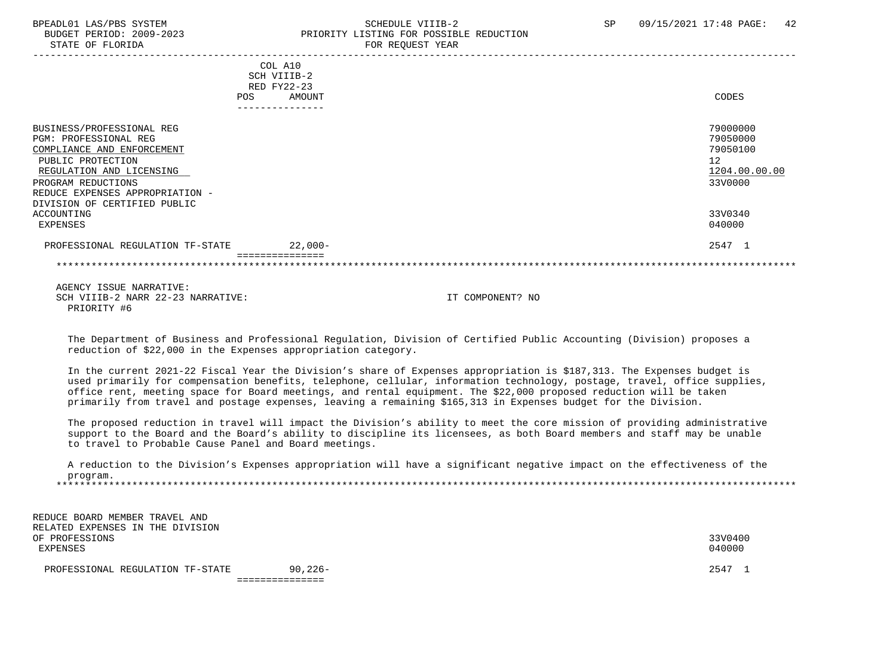| | COL A10 SCH VIIIB-2 RED FY22-23 POS AMOUNT | CODES |
|---|---|---|
| BUSINESS/PROFESSIONAL REG | | 79000000 |
| PGM: PROFESSIONAL REG | | 79050000 |
| COMPLIANCE AND ENFORCEMENT | | 79050100 |
| PUBLIC PROTECTION | | 12 |
| REGULATION AND LICENSING | | 1204.00.00.00 |
| PROGRAM REDUCTIONS | | 33V0000 |
| REDUCE EXPENSES APPROPRIATION - DIVISION OF CERTIFIED PUBLIC ACCOUNTING | | 33V0340 |
| EXPENSES | | 040000 |
| PROFESSIONAL REGULATION TF-STATE | 22,000- | 2547 1 |

AGENCY ISSUE NARRATIVE:
SCH VIIIB-2 NARR 22-23 NARRATIVE: IT COMPONENT? NO
PRIORITY #6

The Department of Business and Professional Regulation, Division of Certified Public Accounting (Division) proposes a reduction of $22,000 in the Expenses appropriation category.

In the current 2021-22 Fiscal Year the Division's share of Expenses appropriation is $187,313. The Expenses budget is used primarily for compensation benefits, telephone, cellular, information technology, postage, travel, office supplies, office rent, meeting space for Board meetings, and rental equipment. The $22,000 proposed reduction will be taken primarily from travel and postage expenses, leaving a remaining $165,313 in Expenses budget for the Division.

The proposed reduction in travel will impact the Division's ability to meet the core mission of providing administrative support to the Board and the Board's ability to discipline its licensees, as both Board members and staff may be unable to travel to Probable Cause Panel and Board meetings.

A reduction to the Division's Expenses appropriation will have a significant negative impact on the effectiveness of the program.

| | POS AMOUNT | CODES |
|---|---|---|
| REDUCE BOARD MEMBER TRAVEL AND RELATED EXPENSES IN THE DIVISION OF PROFESSIONS | | 33V0400 |
| EXPENSES | | 040000 |
| PROFESSIONAL REGULATION TF-STATE | 90,226- | 2547 1 |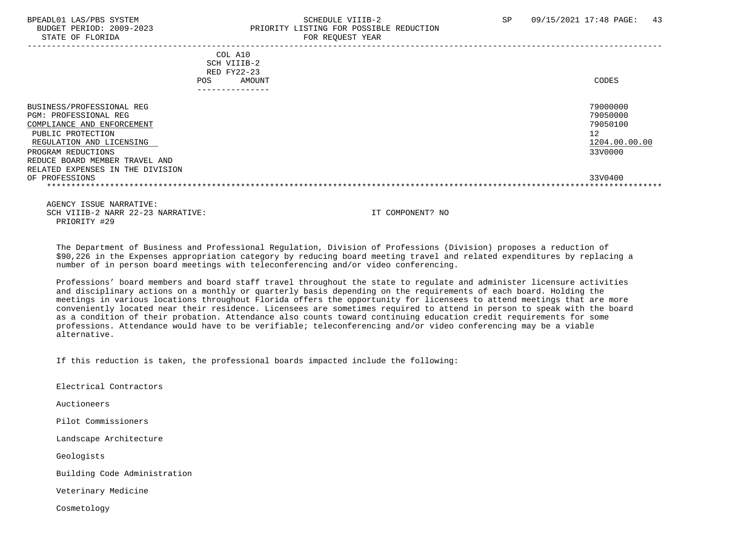COL A10
SCH VIIIB-2
RED FY22-23
POS AMOUNT

| | CODES |
|---|---|
| BUSINESS/PROFESSIONAL REG | 79000000 |
| PGM: PROFESSIONAL REG | 79050000 |
| COMPLIANCE AND ENFORCEMENT | 79050100 |
| PUBLIC PROTECTION | 12 |
| REGULATION AND LICENSING | 1204.00.00.00 |
| PROGRAM REDUCTIONS | 33V0000 |
| REDUCE BOARD MEMBER TRAVEL AND RELATED EXPENSES IN THE DIVISION OF PROFESSIONS | 33V0400 |

AGENCY ISSUE NARRATIVE:
SCH VIIIB-2 NARR 22-23 NARRATIVE: IT COMPONENT? NO
PRIORITY #29

The Department of Business and Professional Regulation, Division of Professions (Division) proposes a reduction of $90,226 in the Expenses appropriation category by reducing board meeting travel and related expenditures by replacing a number of in person board meetings with teleconferencing and/or video conferencing.

Professions' board members and board staff travel throughout the state to regulate and administer licensure activities and disciplinary actions on a monthly or quarterly basis depending on the requirements of each board. Holding the meetings in various locations throughout Florida offers the opportunity for licensees to attend meetings that are more conveniently located near their residence. Licensees are sometimes required to attend in person to speak with the board as a condition of their probation. Attendance also counts toward continuing education credit requirements for some professions. Attendance would have to be verifiable; teleconferencing and/or video conferencing may be a viable alternative.

If this reduction is taken, the professional boards impacted include the following:

Electrical Contractors

Auctioneers

Pilot Commissioners

Landscape Architecture

Geologists

Building Code Administration

Veterinary Medicine

Cosmetology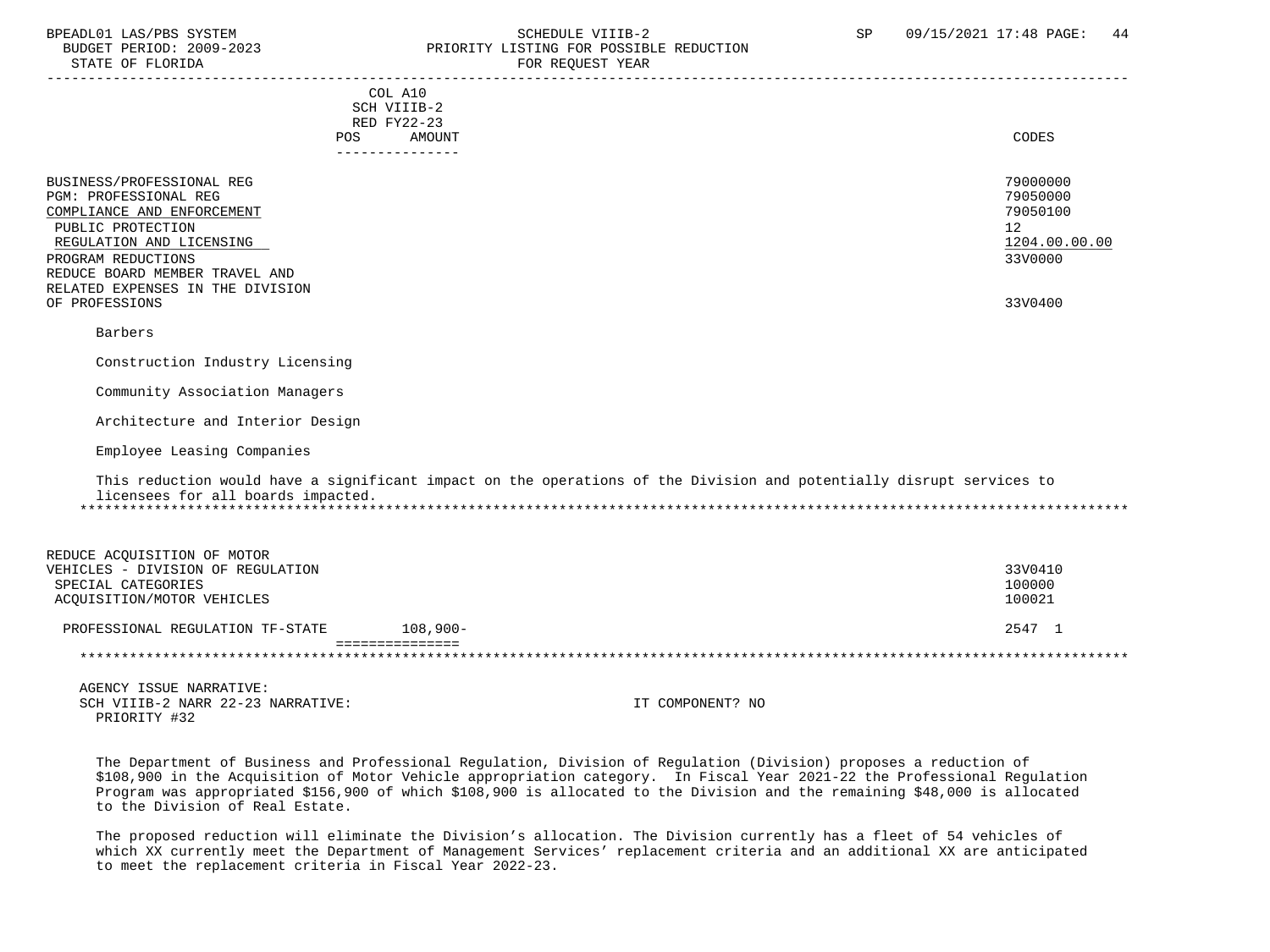| | COL A10 SCH VIIIB-2 RED FY22-23 POS AMOUNT | CODES |
|---|---|---|
| BUSINESS/PROFESSIONAL REG | | 79000000 |
| PGM: PROFESSIONAL REG | | 79050000 |
| COMPLIANCE AND ENFORCEMENT | | 79050100 |
| PUBLIC PROTECTION | | 12 |
| REGULATION AND LICENSING | | 1204.00.00.00 |
| PROGRAM REDUCTIONS | | 33V0000 |
| REDUCE BOARD MEMBER TRAVEL AND RELATED EXPENSES IN THE DIVISION OF PROFESSIONS | | 33V0400 |

Barbers

Construction Industry Licensing

Community Association Managers

Architecture and Interior Design

Employee Leasing Companies

This reduction would have a significant impact on the operations of the Division and potentially disrupt services to licensees for all boards impacted.

*******************************************************************************************************************

| | POS AMOUNT | CODES |
|---|---|---|
| REDUCE ACQUISITION OF MOTOR VEHICLES - DIVISION OF REGULATION | | 33V0410 |
| SPECIAL CATEGORIES | | 100000 |
| ACQUISITION/MOTOR VEHICLES | | 100021 |
| PROFESSIONAL REGULATION TF-STATE | 108,900- | 2547 1 |

*******************************************************************************************************************

AGENCY ISSUE NARRATIVE:
SCH VIIIB-2 NARR 22-23 NARRATIVE: IT COMPONENT? NO
PRIORITY #32

The Department of Business and Professional Regulation, Division of Regulation (Division) proposes a reduction of $108,900 in the Acquisition of Motor Vehicle appropriation category. In Fiscal Year 2021-22 the Professional Regulation Program was appropriated $156,900 of which $108,900 is allocated to the Division and the remaining $48,000 is allocated to the Division of Real Estate.

The proposed reduction will eliminate the Division's allocation. The Division currently has a fleet of 54 vehicles of which XX currently meet the Department of Management Services' replacement criteria and an additional XX are anticipated to meet the replacement criteria in Fiscal Year 2022-23.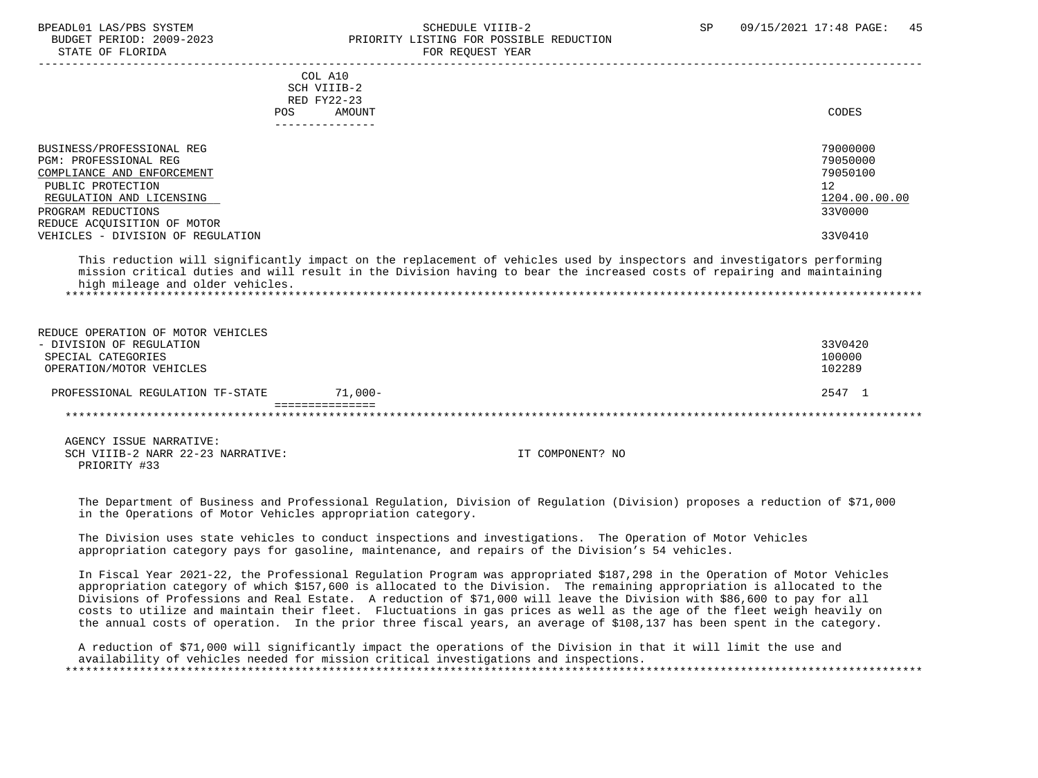| | COL A10 SCH VIIIB-2 RED FY22-23 POS AMOUNT | CODES |
|---|---|---|
| BUSINESS/PROFESSIONAL REG | | 79000000 |
| PGM: PROFESSIONAL REG | | 79050000 |
| COMPLIANCE AND ENFORCEMENT | | 79050100 |
| PUBLIC PROTECTION | | 12 |
| REGULATION AND LICENSING | | 1204.00.00.00 |
| PROGRAM REDUCTIONS | | 33V0000 |
| REDUCE ACQUISITION OF MOTOR VEHICLES - DIVISION OF REGULATION | | 33V0410 |

This reduction will significantly impact on the replacement of vehicles used by inspectors and investigators performing mission critical duties and will result in the Division having to bear the increased costs of repairing and maintaining high mileage and older vehicles.

*******************************************************************************************************************************

| | POS AMOUNT | CODES |
|---|---|---|
| REDUCE OPERATION OF MOTOR VEHICLES - DIVISION OF REGULATION | | 33V0420 |
| SPECIAL CATEGORIES | | 100000 |
| OPERATION/MOTOR VEHICLES | | 102289 |
| PROFESSIONAL REGULATION TF-STATE | 71,000- | 2547 1 |

*******************************************************************************************************************************

AGENCY ISSUE NARRATIVE:
SCH VIIIB-2 NARR 22-23 NARRATIVE: IT COMPONENT? NO
PRIORITY #33

The Department of Business and Professional Regulation, Division of Regulation (Division) proposes a reduction of $71,000 in the Operations of Motor Vehicles appropriation category.

The Division uses state vehicles to conduct inspections and investigations. The Operation of Motor Vehicles appropriation category pays for gasoline, maintenance, and repairs of the Division's 54 vehicles.

In Fiscal Year 2021-22, the Professional Regulation Program was appropriated $187,298 in the Operation of Motor Vehicles appropriation category of which $157,600 is allocated to the Division. The remaining appropriation is allocated to the Divisions of Professions and Real Estate. A reduction of $71,000 will leave the Division with $86,600 to pay for all costs to utilize and maintain their fleet. Fluctuations in gas prices as well as the age of the fleet weigh heavily on the annual costs of operation. In the prior three fiscal years, an average of $108,137 has been spent in the category.

A reduction of $71,000 will significantly impact the operations of the Division in that it will limit the use and availability of vehicles needed for mission critical investigations and inspections.

*******************************************************************************************************************************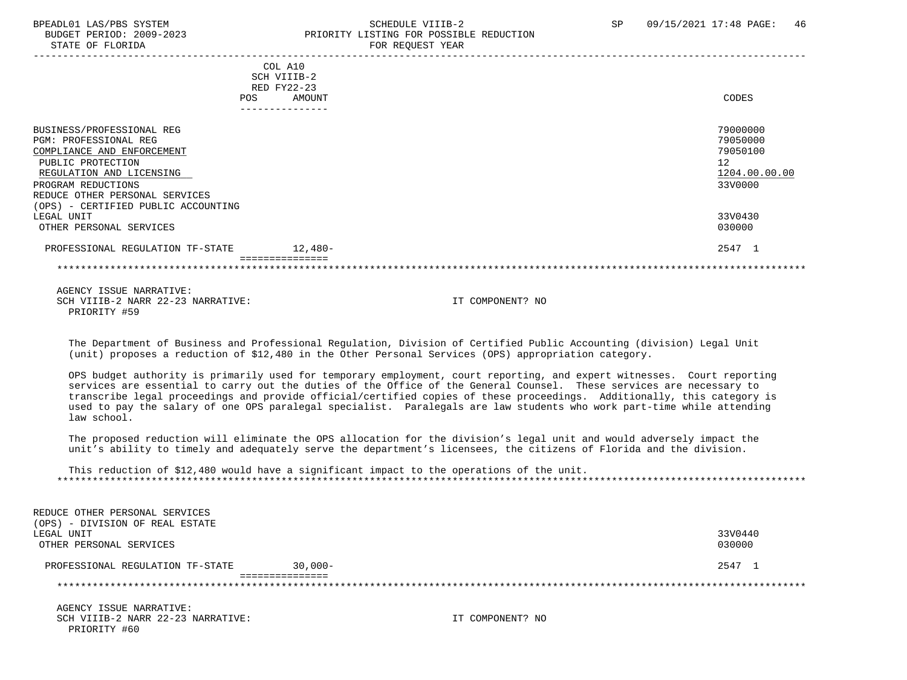| | COL A10 SCH VIIIB-2 RED FY22-23 POS AMOUNT | CODES |
|---|---|---|
| BUSINESS/PROFESSIONAL REG | | 79000000 |
| PGM: PROFESSIONAL REG | | 79050000 |
| COMPLIANCE AND ENFORCEMENT | | 79050100 |
| PUBLIC PROTECTION | | 12 |
| REGULATION AND LICENSING | | 1204.00.00.00 |
| PROGRAM REDUCTIONS | | 33V0000 |
| REDUCE OTHER PERSONAL SERVICES (OPS) - CERTIFIED PUBLIC ACCOUNTING LEGAL UNIT | | 33V0430 |
| OTHER PERSONAL SERVICES | | 030000 |
| PROFESSIONAL REGULATION TF-STATE | 12,480- | 2547 1 |

AGENCY ISSUE NARRATIVE:
SCH VIIIB-2 NARR 22-23 NARRATIVE: IT COMPONENT? NO
PRIORITY #59

The Department of Business and Professional Regulation, Division of Certified Public Accounting (division) Legal Unit (unit) proposes a reduction of $12,480 in the Other Personal Services (OPS) appropriation category.

OPS budget authority is primarily used for temporary employment, court reporting, and expert witnesses. Court reporting services are essential to carry out the duties of the Office of the General Counsel. These services are necessary to transcribe legal proceedings and provide official/certified copies of these proceedings. Additionally, this category is used to pay the salary of one OPS paralegal specialist. Paralegals are law students who work part-time while attending law school.

The proposed reduction will eliminate the OPS allocation for the division's legal unit and would adversely impact the unit's ability to timely and adequately serve the department's licensees, the citizens of Florida and the division.

This reduction of $12,480 would have a significant impact to the operations of the unit.

| | POS AMOUNT | CODES |
|---|---|---|
| REDUCE OTHER PERSONAL SERVICES (OPS) - DIVISION OF REAL ESTATE LEGAL UNIT | | 33V0440 |
| OTHER PERSONAL SERVICES | | 030000 |
| PROFESSIONAL REGULATION TF-STATE | 30,000- | 2547 1 |

AGENCY ISSUE NARRATIVE:
SCH VIIIB-2 NARR 22-23 NARRATIVE: IT COMPONENT? NO
PRIORITY #60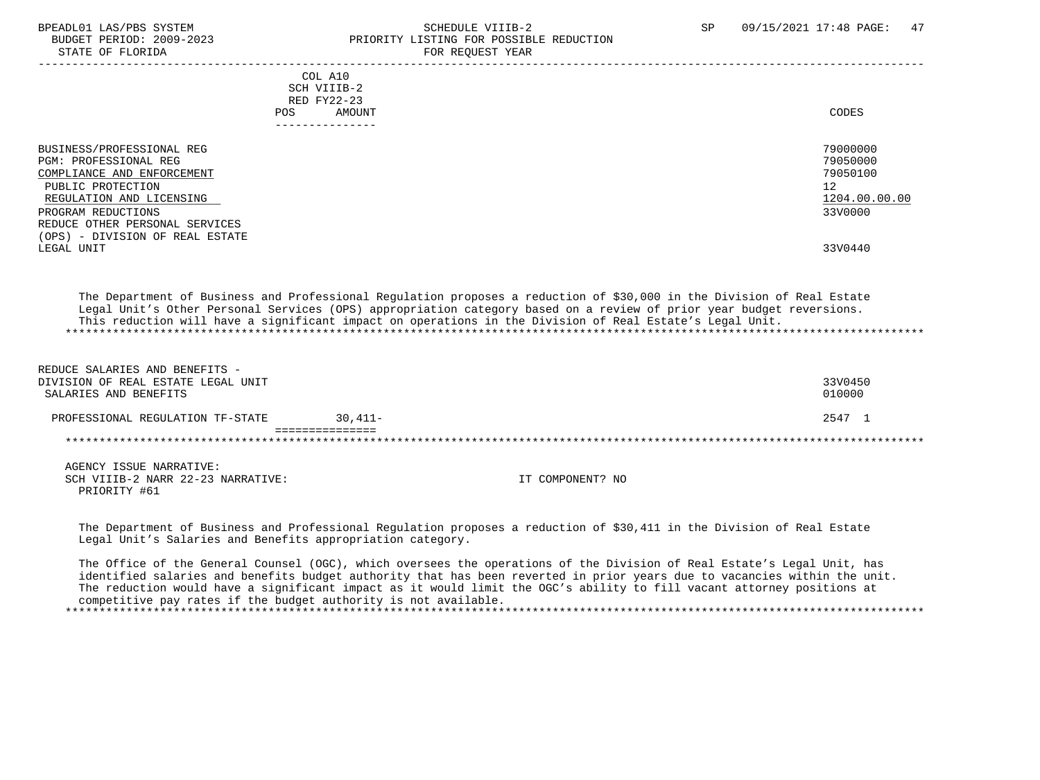| | COL A10 SCH VIIIB-2 RED FY22-23 POS AMOUNT | CODES |
|---|---|---|
| BUSINESS/PROFESSIONAL REG | | 79000000 |
| PGM: PROFESSIONAL REG | | 79050000 |
| COMPLIANCE AND ENFORCEMENT | | 79050100 |
| PUBLIC PROTECTION | | 12 |
| REGULATION AND LICENSING | | 1204.00.00.00 |
| PROGRAM REDUCTIONS | | 33V0000 |
| REDUCE OTHER PERSONAL SERVICES (OPS) - DIVISION OF REAL ESTATE LEGAL UNIT | | 33V0440 |

The Department of Business and Professional Regulation proposes a reduction of $30,000 in the Division of Real Estate Legal Unit's Other Personal Services (OPS) appropriation category based on a review of prior year budget reversions. This reduction will have a significant impact on operations in the Division of Real Estate's Legal Unit.

***

| | POS AMOUNT | CODES |
|---|---|---|
| REDUCE SALARIES AND BENEFITS - DIVISION OF REAL ESTATE LEGAL UNIT | | 33V0450 |
| SALARIES AND BENEFITS | | 010000 |
| PROFESSIONAL REGULATION TF-STATE | 30,411- | 2547 1 |

***

AGENCY ISSUE NARRATIVE:
SCH VIIIB-2 NARR 22-23 NARRATIVE: IT COMPONENT? NO
PRIORITY #61

The Department of Business and Professional Regulation proposes a reduction of $30,411 in the Division of Real Estate Legal Unit's Salaries and Benefits appropriation category.

The Office of the General Counsel (OGC), which oversees the operations of the Division of Real Estate's Legal Unit, has identified salaries and benefits budget authority that has been reverted in prior years due to vacancies within the unit. The reduction would have a significant impact as it would limit the OGC's ability to fill vacant attorney positions at competitive pay rates if the budget authority is not available.

***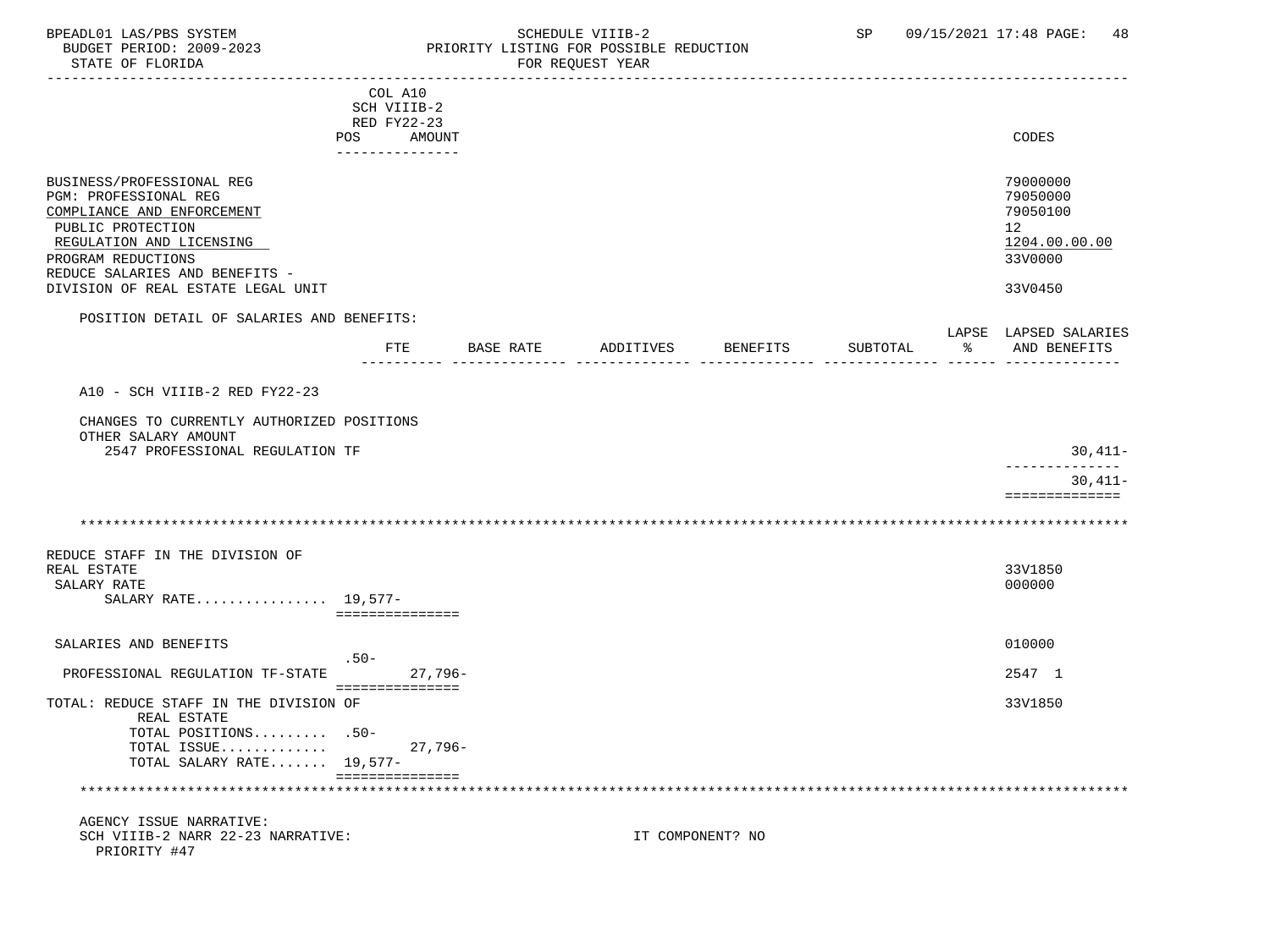BPEADL01 LAS/PBS SYSTEM SCHEDULE VIIIB-2 SP 09/15/2021 17:48 PAGE: 48
BUDGET PERIOD: 2009-2023 PRIORITY LISTING FOR POSSIBLE REDUCTION
STATE OF FLORIDA FOR REQUEST YEAR

| | COL A10 SCH VIIIB-2 RED FY22-23 POS AMOUNT | CODES |
|---|---|---|
| BUSINESS/PROFESSIONAL REG | | 79000000 |
| PGM: PROFESSIONAL REG | | 79050000 |
| COMPLIANCE AND ENFORCEMENT | | 79050100 |
| PUBLIC PROTECTION | | 12 |
| REGULATION AND LICENSING | | 1204.00.00.00 |
| PROGRAM REDUCTIONS | | 33V0000 |
| REDUCE SALARIES AND BENEFITS - DIVISION OF REAL ESTATE LEGAL UNIT | | 33V0450 |

POSITION DETAIL OF SALARIES AND BENEFITS:

| | FTE | BASE RATE | ADDITIVES | BENEFITS | SUBTOTAL | LAPSE % | LAPSED SALARIES AND BENEFITS |
|---|---|---|---|---|---|---|---|
| A10 - SCH VIIIB-2 RED FY22-23 | | | | | | | |
| CHANGES TO CURRENTLY AUTHORIZED POSITIONS | | | | | | | |
| OTHER SALARY AMOUNT | | | | | | | |
| 2547 PROFESSIONAL REGULATION TF | | | | | | | 30,411- |
| | | | | | | | 30,411- |

*******************************************************************************************************

| | POS | AMOUNT | CODES |
|---|---|---|---|
| REDUCE STAFF IN THE DIVISION OF REAL ESTATE | | | 33V1850 |
| SALARY RATE | | | 000000 |
| SALARY RATE................ | 19,577- | | |
| SALARIES AND BENEFITS | | | 010000 |
| PROFESSIONAL REGULATION TF-STATE | .50- | 27,796- | 2547 1 |
| TOTAL: REDUCE STAFF IN THE DIVISION OF REAL ESTATE | | | 33V1850 |
| TOTAL POSITIONS......... | .50- | | |
| TOTAL ISSUE............ | | 27,796- | |
| TOTAL SALARY RATE....... | 19,577- | | |

*******************************************************************************************************

AGENCY ISSUE NARRATIVE:
SCH VIIIB-2 NARR 22-23 NARRATIVE: IT COMPONENT? NO
PRIORITY #47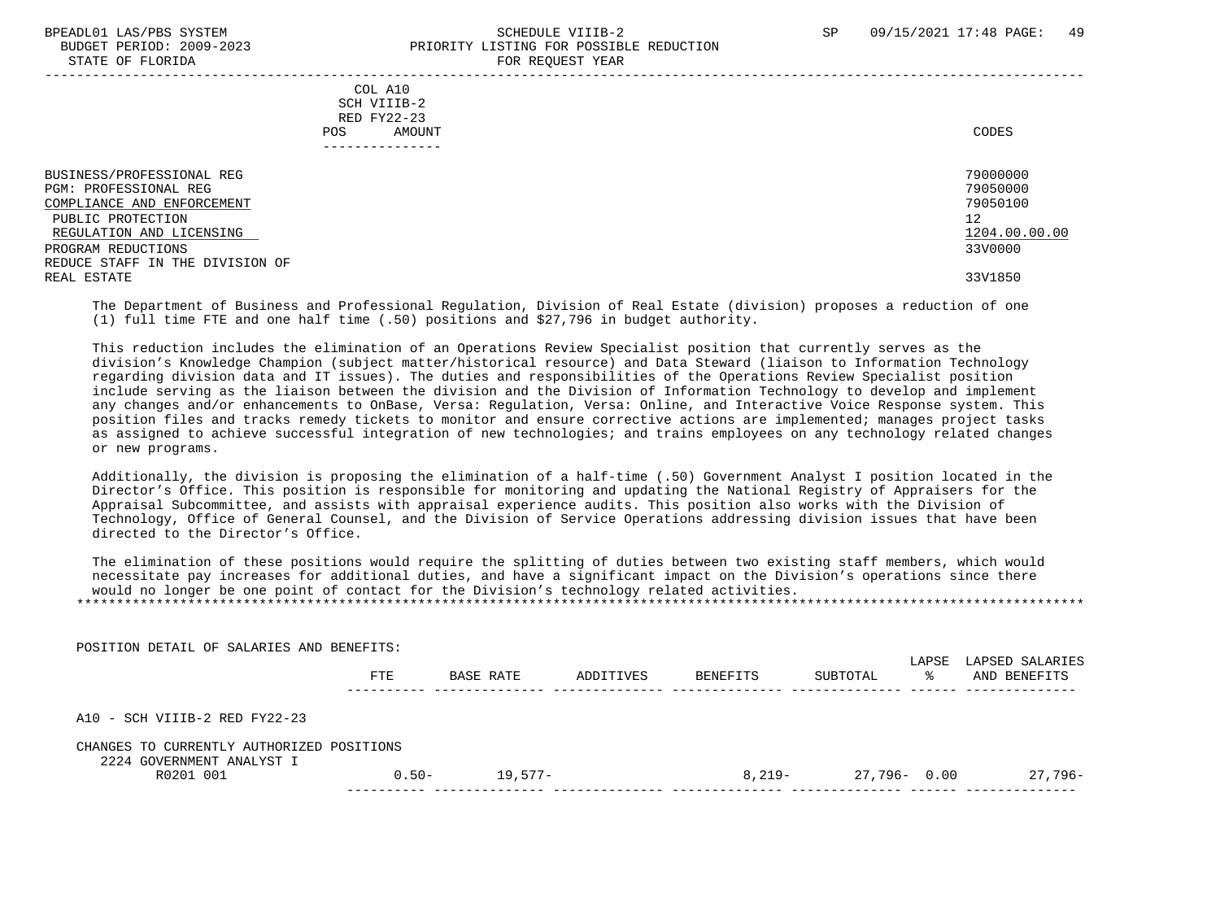BPEADL01 LAS/PBS SYSTEM | SCHEDULE VIIIB-2 | SP 09/15/2021 17:48
BUDGET PERIOD: 2009-2023 | PRIORITY LISTING FOR POSSIBLE REDUCTION
STATE OF FLORIDA | FOR REQUEST YEAR

| | COL A10 SCH VIIIB-2 RED FY22-23 POS AMOUNT | CODES |
|---|---|---|
| BUSINESS/PROFESSIONAL REG | | 79000000 |
| PGM: PROFESSIONAL REG | | 79050000 |
| COMPLIANCE AND ENFORCEMENT | | 79050100 |
| PUBLIC PROTECTION | | 12 |
| REGULATION AND LICENSING | | 1204.00.00.00 |
| PROGRAM REDUCTIONS | | 33V0000 |
| REDUCE STAFF IN THE DIVISION OF REAL ESTATE | | 33V1850 |

The Department of Business and Professional Regulation, Division of Real Estate (division) proposes a reduction of one (1) full time FTE and one half time (.50) positions and $27,796 in budget authority.

This reduction includes the elimination of an Operations Review Specialist position that currently serves as the division's Knowledge Champion (subject matter/historical resource) and Data Steward (liaison to Information Technology regarding division data and IT issues). The duties and responsibilities of the Operations Review Specialist position include serving as the liaison between the division and the Division of Information Technology to develop and implement any changes and/or enhancements to OnBase, Versa: Regulation, Versa: Online, and Interactive Voice Response system. This position files and tracks remedy tickets to monitor and ensure corrective actions are implemented; manages project tasks as assigned to achieve successful integration of new technologies; and trains employees on any technology related changes or new programs.

Additionally, the division is proposing the elimination of a half-time (.50) Government Analyst I position located in the Director's Office. This position is responsible for monitoring and updating the National Registry of Appraisers for the Appraisal Subcommittee, and assists with appraisal experience audits. This position also works with the Division of Technology, Office of General Counsel, and the Division of Service Operations addressing division issues that have been directed to the Director's Office.

The elimination of these positions would require the splitting of duties between two existing staff members, which would necessitate pay increases for additional duties, and have a significant impact on the Division's operations since there would no longer be one point of contact for the Division's technology related activities.

POSITION DETAIL OF SALARIES AND BENEFITS:

| | FTE | BASE RATE | ADDITIVES | BENEFITS | SUBTOTAL | LAPSE % | LAPSED SALARIES AND BENEFITS |
|---|---|---|---|---|---|---|---|
| A10 - SCH VIIIB-2 RED FY22-23 | | | | | | | |
| CHANGES TO CURRENTLY AUTHORIZED POSITIONS | | | | | | | |
| 2224 GOVERNMENT ANALYST I | | | | | | | |
| R0201 001 | 0.50- | 19,577- | | 8,219- | 27,796- | 0.00 | 27,796- |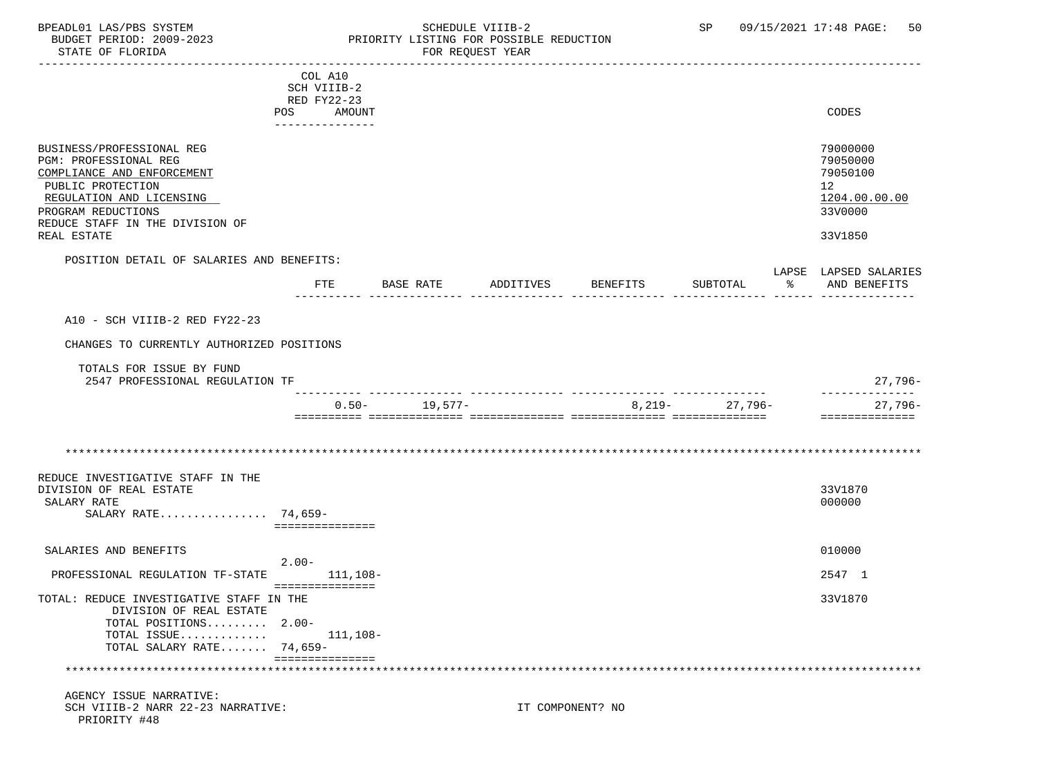COL A10
SCH VIIIB-2
RED FY22-23

| | POS | AMOUNT | CODES |
|---|---|---|---|
| BUSINESS/PROFESSIONAL REG | | | 79000000 |
| PGM: PROFESSIONAL REG | | | 79050000 |
| COMPLIANCE AND ENFORCEMENT | | | 79050100 |
| PUBLIC PROTECTION | | | 12 |
| REGULATION AND LICENSING | | | 1204.00.00.00 |
| PROGRAM REDUCTIONS | | | 33V0000 |
| REDUCE STAFF IN THE DIVISION OF REAL ESTATE | | | 33V1850 |

POSITION DETAIL OF SALARIES AND BENEFITS:

| | FTE | BASE RATE | ADDITIVES | BENEFITS | SUBTOTAL | LAPSE % | LAPSED SALARIES AND BENEFITS |
|---|---|---|---|---|---|---|---|
| A10 - SCH VIIIB-2 RED FY22-23 | | | | | | | |
| CHANGES TO CURRENTLY AUTHORIZED POSITIONS | | | | | | | |
| TOTALS FOR ISSUE BY FUND | | | | | | | |
| 2547 PROFESSIONAL REGULATION TF | | | | | | | 27,796- |
| | 0.50- | 19,577- | | 8,219- | 27,796- | | 27,796- |

*******************************************************************************************************************

| | POS | AMOUNT | CODES |
|---|---|---|---|
| REDUCE INVESTIGATIVE STAFF IN THE DIVISION OF REAL ESTATE | | | 33V1870 |
| SALARY RATE | | | 000000 |
| SALARY RATE................ | 74,659- | | |
| SALARIES AND BENEFITS | | | 010000 |
| PROFESSIONAL REGULATION TF-STATE | 2.00- | 111,108- | 2547 1 |
| TOTAL: REDUCE INVESTIGATIVE STAFF IN THE DIVISION OF REAL ESTATE | | | 33V1870 |
| TOTAL POSITIONS......... | 2.00- | | |
| TOTAL ISSUE............. | | 111,108- | |
| TOTAL SALARY RATE....... | 74,659- | | |

*******************************************************************************************************************

AGENCY ISSUE NARRATIVE:
SCH VIIIB-2 NARR 22-23 NARRATIVE: IT COMPONENT? NO
PRIORITY #48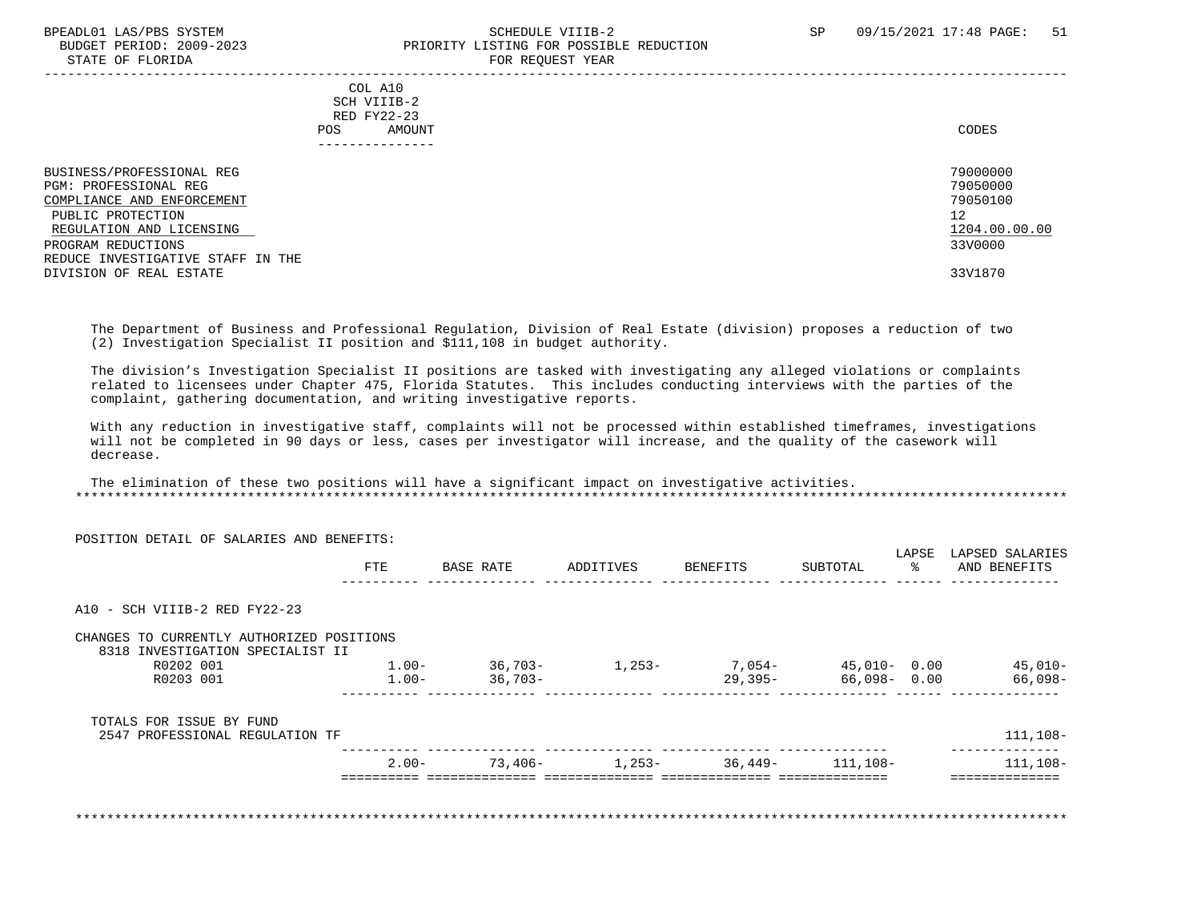BPEADL01 LAS/PBS SYSTEM SCHEDULE VIIIB-2 SP 09/15/2021 17:48 PAGE: 51
BUDGET PERIOD: 2009-2023 PRIORITY LISTING FOR POSSIBLE REDUCTION
STATE OF FLORIDA FOR REQUEST YEAR

| | COL A10 SCH VIIIB-2 RED FY22-23 POS AMOUNT | CODES |
|---|---|---|
| BUSINESS/PROFESSIONAL REG | | 79000000 |
| PGM: PROFESSIONAL REG | | 79050000 |
| COMPLIANCE AND ENFORCEMENT | | 79050100 |
| PUBLIC PROTECTION | | 12 |
| REGULATION AND LICENSING | | 1204.00.00.00 |
| PROGRAM REDUCTIONS | | 33V0000 |
| REDUCE INVESTIGATIVE STAFF IN THE DIVISION OF REAL ESTATE | | 33V1870 |

The Department of Business and Professional Regulation, Division of Real Estate (division) proposes a reduction of two (2) Investigation Specialist II position and $111,108 in budget authority.

The division's Investigation Specialist II positions are tasked with investigating any alleged violations or complaints related to licensees under Chapter 475, Florida Statutes. This includes conducting interviews with the parties of the complaint, gathering documentation, and writing investigative reports.

With any reduction in investigative staff, complaints will not be processed within established timeframes, investigations will not be completed in 90 days or less, cases per investigator will increase, and the quality of the casework will decrease.

The elimination of these two positions will have a significant impact on investigative activities.

POSITION DETAIL OF SALARIES AND BENEFITS:

| | FTE | BASE RATE | ADDITIVES | BENEFITS | SUBTOTAL | LAPSE % | LAPSED SALARIES AND BENEFITS |
|---|---|---|---|---|---|---|---|
| A10 - SCH VIIIB-2 RED FY22-23 | | | | | | | |
| CHANGES TO CURRENTLY AUTHORIZED POSITIONS | | | | | | | |
| 8318 INVESTIGATION SPECIALIST II | | | | | | | |
| R0202 001 | 1.00- | 36,703- | 1,253- | 7,054- | 45,010- | 0.00 | 45,010- |
| R0203 001 | 1.00- | 36,703- | | 29,395- | 66,098- | 0.00 | 66,098- |
| TOTALS FOR ISSUE BY FUND | | | | | | | |
| 2547 PROFESSIONAL REGULATION TF | | | | | | | 111,108- |
| | 2.00- | 73,406- | 1,253- | 36,449- | 111,108- | | 111,108- |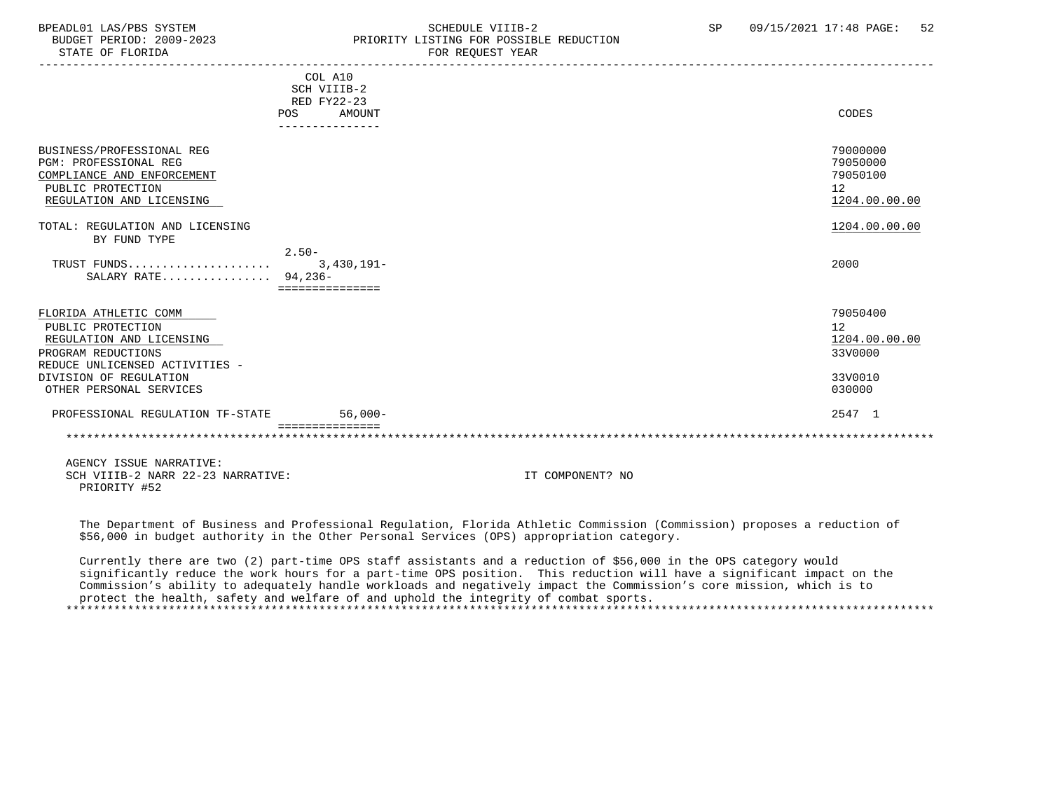| | COL A10 SCH VIIIB-2 RED FY22-23 POS AMOUNT | CODES |
|---|---|---|
| BUSINESS/PROFESSIONAL REG | | 79000000 |
| PGM: PROFESSIONAL REG | | 79050000 |
| COMPLIANCE AND ENFORCEMENT | | 79050100 |
| PUBLIC PROTECTION | | 12 |
| REGULATION AND LICENSING | | 1204.00.00.00 |
| TOTAL: REGULATION AND LICENSING | | 1204.00.00.00 |
| BY FUND TYPE | | |
| | 2.50- | |
| TRUST FUNDS..................... | 3,430,191- | 2000 |
| SALARY RATE................ 94,236- | | |
| FLORIDA ATHLETIC COMM | | 79050400 |
| PUBLIC PROTECTION | | 12 |
| REGULATION AND LICENSING | | 1204.00.00.00 |
| PROGRAM REDUCTIONS | | 33V0000 |
| REDUCE UNLICENSED ACTIVITIES - DIVISION OF REGULATION | | 33V0010 |
| OTHER PERSONAL SERVICES | | 030000 |
| PROFESSIONAL REGULATION TF-STATE | 56,000- | 2547 1 |

AGENCY ISSUE NARRATIVE:
SCH VIIIB-2 NARR 22-23 NARRATIVE: IT COMPONENT? NO
PRIORITY #52

The Department of Business and Professional Regulation, Florida Athletic Commission (Commission) proposes a reduction of $56,000 in budget authority in the Other Personal Services (OPS) appropriation category.

Currently there are two (2) part-time OPS staff assistants and a reduction of $56,000 in the OPS category would significantly reduce the work hours for a part-time OPS position. This reduction will have a significant impact on the Commission's ability to adequately handle workloads and negatively impact the Commission's core mission, which is to protect the health, safety and welfare of and uphold the integrity of combat sports.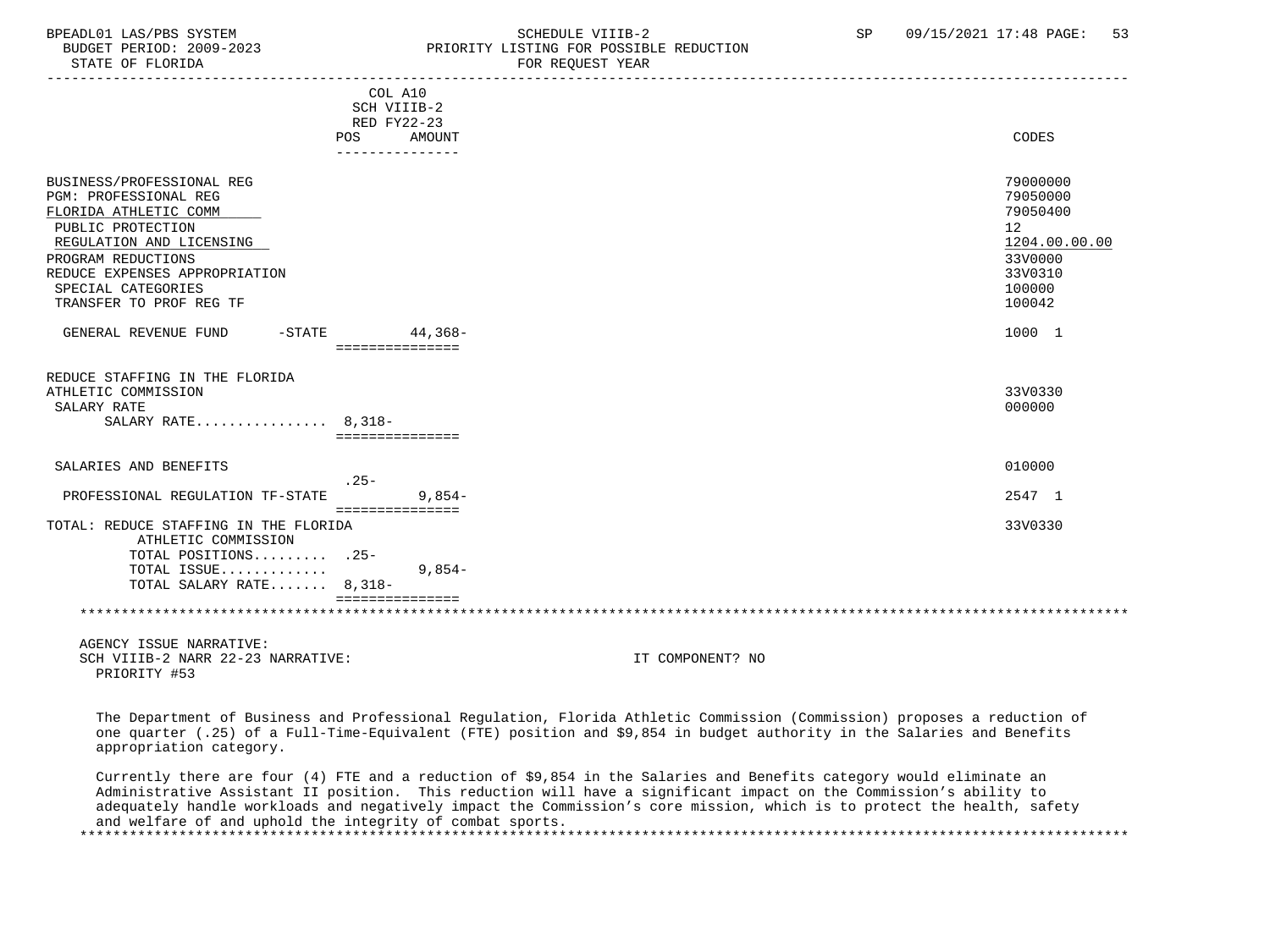BPEADL01 LAS/PBS SYSTEM — SCHEDULE VIIIB-2 — SP 09/15/2021 17:48

BUDGET PERIOD: 2009-2023 — PRIORITY LISTING FOR POSSIBLE REDUCTION

STATE OF FLORIDA — FOR REQUEST YEAR

| | COL A10 SCH VIIIB-2 RED FY22-23 POS | AMOUNT | CODES |
|---|---|---|---|
| BUSINESS/PROFESSIONAL REG | | | 79000000 |
| PGM: PROFESSIONAL REG | | | 79050000 |
| FLORIDA ATHLETIC COMM | | | 79050400 |
| PUBLIC PROTECTION | | | 12 |
| REGULATION AND LICENSING | | | 1204.00.00.00 |
| PROGRAM REDUCTIONS | | | 33V0000 |
| REDUCE EXPENSES APPROPRIATION | | | 33V0310 |
| SPECIAL CATEGORIES | | | 100000 |
| TRANSFER TO PROF REG TF | | | 100042 |
| GENERAL REVENUE FUND -STATE | | 44,368- | 1000 1 |
| REDUCE STAFFING IN THE FLORIDA ATHLETIC COMMISSION | | | 33V0330 |
| SALARY RATE | | | 000000 |
| SALARY RATE................ 8,318- | | | |
| SALARIES AND BENEFITS | | | 010000 |
| | .25- | | |
| PROFESSIONAL REGULATION TF-STATE | | 9,854- | 2547 1 |
| TOTAL: REDUCE STAFFING IN THE FLORIDA ATHLETIC COMMISSION | | | 33V0330 |
| TOTAL POSITIONS......... | .25- | | |
| TOTAL ISSUE............ | | 9,854- | |
| TOTAL SALARY RATE....... 8,318- | | | |

AGENCY ISSUE NARRATIVE:

SCH VIIIB-2 NARR 22-23 NARRATIVE: IT COMPONENT? NO

PRIORITY #53

The Department of Business and Professional Regulation, Florida Athletic Commission (Commission) proposes a reduction of one quarter (.25) of a Full-Time-Equivalent (FTE) position and $9,854 in budget authority in the Salaries and Benefits appropriation category.

Currently there are four (4) FTE and a reduction of $9,854 in the Salaries and Benefits category would eliminate an Administrative Assistant II position. This reduction will have a significant impact on the Commission's ability to adequately handle workloads and negatively impact the Commission's core mission, which is to protect the health, safety and welfare of and uphold the integrity of combat sports.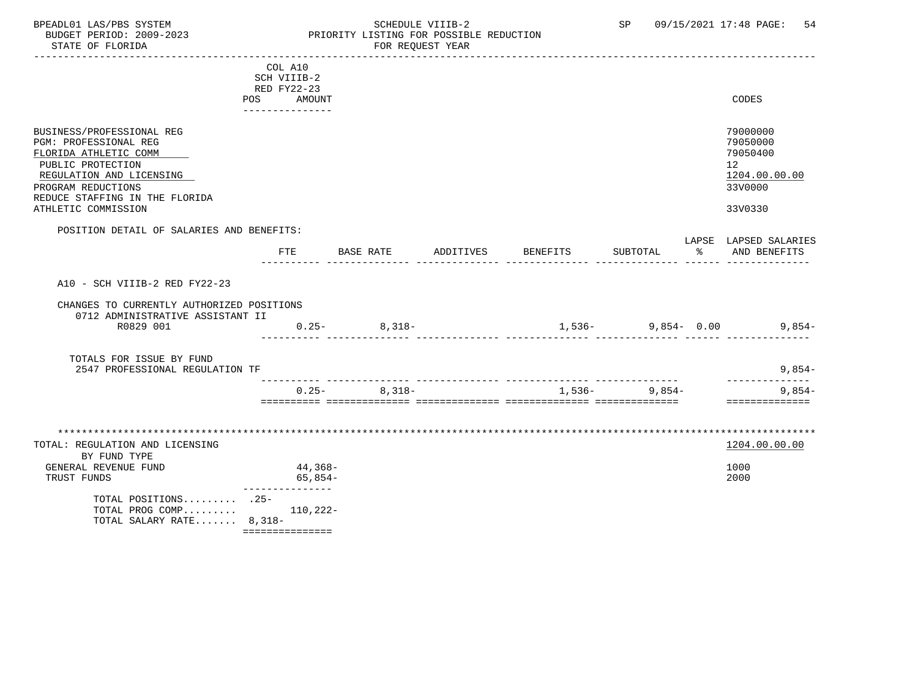BPEADL01 LAS/PBS SYSTEM — SCHEDULE VIIIB-2 — SP 09/15/2021 17:48

BUDGET PERIOD: 2009-2023 — PRIORITY LISTING FOR POSSIBLE REDUCTION

STATE OF FLORIDA — FOR REQUEST YEAR

| | COL A10 SCH VIIIB-2 RED FY22-23 POS AMOUNT | CODES |
|---|---|---|
| BUSINESS/PROFESSIONAL REG | | 79000000 |
| PGM: PROFESSIONAL REG | | 79050000 |
| FLORIDA ATHLETIC COMM | | 79050400 |
| PUBLIC PROTECTION | | 12 |
| REGULATION AND LICENSING | | 1204.00.00.00 |
| PROGRAM REDUCTIONS | | 33V0000 |
| REDUCE STAFFING IN THE FLORIDA ATHLETIC COMMISSION | | 33V0330 |

POSITION DETAIL OF SALARIES AND BENEFITS:

| | FTE | BASE RATE | ADDITIVES | BENEFITS | SUBTOTAL | LAPSE % | LAPSED SALARIES AND BENEFITS |
|---|---|---|---|---|---|---|---|
| A10 - SCH VIIIB-2 RED FY22-23 | | | | | | | |
| CHANGES TO CURRENTLY AUTHORIZED POSITIONS | | | | | | | |
| 0712 ADMINISTRATIVE ASSISTANT II R0829 001 | 0.25- | 8,318- | | 1,536- | 9,854- | 0.00 | 9,854- |
| TOTALS FOR ISSUE BY FUND | | | | | | | |
| 2547 PROFESSIONAL REGULATION TF | | | | | | | 9,854- |
| | 0.25- | 8,318- | | 1,536- | 9,854- | | 9,854- |

| TOTAL: REGULATION AND LICENSING | | 1204.00.00.00 |
|---|---|---|
| BY FUND TYPE | | |
| GENERAL REVENUE FUND | 44,368- | 1000 |
| TRUST FUNDS | 65,854- | 2000 |
| TOTAL POSITIONS......... | .25- | |
| TOTAL PROG COMP......... | 110,222- | |
| TOTAL SALARY RATE....... | 8,318- | |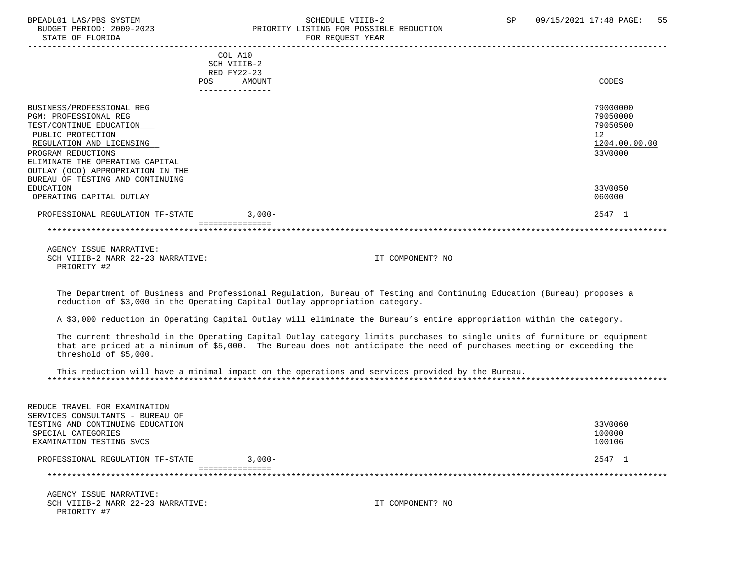| | COL A10 SCH VIIIB-2 RED FY22-23 POS AMOUNT | CODES |
|---|---|---|
| BUSINESS/PROFESSIONAL REG | | 79000000 |
| PGM: PROFESSIONAL REG | | 79050000 |
| TEST/CONTINUE EDUCATION | | 79050500 |
| PUBLIC PROTECTION | | 12 |
| REGULATION AND LICENSING | | 1204.00.00.00 |
| PROGRAM REDUCTIONS | | 33V0000 |
| ELIMINATE THE OPERATING CAPITAL OUTLAY (OCO) APPROPRIATION IN THE BUREAU OF TESTING AND CONTINUING EDUCATION | | 33V0050 |
| OPERATING CAPITAL OUTLAY | | 060000 |
| PROFESSIONAL REGULATION TF-STATE | 3,000- | 2547 1 |

AGENCY ISSUE NARRATIVE:
SCH VIIIB-2 NARR 22-23 NARRATIVE: IT COMPONENT? NO
PRIORITY #2

The Department of Business and Professional Regulation, Bureau of Testing and Continuing Education (Bureau) proposes a reduction of $3,000 in the Operating Capital Outlay appropriation category.

A $3,000 reduction in Operating Capital Outlay will eliminate the Bureau's entire appropriation within the category.

The current threshold in the Operating Capital Outlay category limits purchases to single units of furniture or equipment that are priced at a minimum of $5,000. The Bureau does not anticipate the need of purchases meeting or exceeding the threshold of $5,000.

This reduction will have a minimal impact on the operations and services provided by the Bureau.

| | POS AMOUNT | CODES |
|---|---|---|
| REDUCE TRAVEL FOR EXAMINATION SERVICES CONSULTANTS - BUREAU OF TESTING AND CONTINUING EDUCATION | | 33V0060 |
| SPECIAL CATEGORIES | | 100000 |
| EXAMINATION TESTING SVCS | | 100106 |
| PROFESSIONAL REGULATION TF-STATE | 3,000- | 2547 1 |

AGENCY ISSUE NARRATIVE:
SCH VIIIB-2 NARR 22-23 NARRATIVE: IT COMPONENT? NO
PRIORITY #7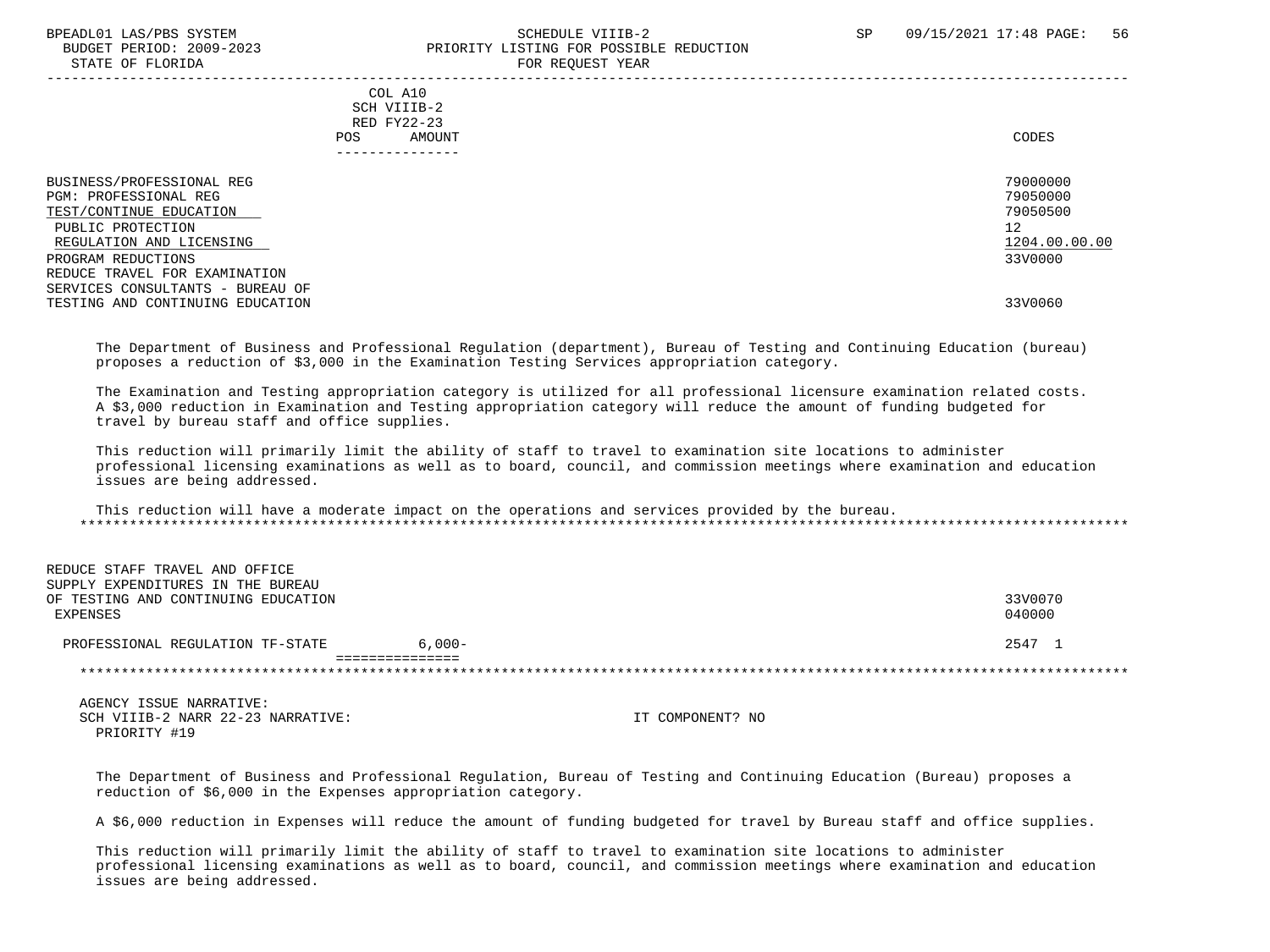| | COL A10 SCH VIIIB-2 RED FY22-23 POS AMOUNT | CODES |
|---|---|---|
| BUSINESS/PROFESSIONAL REG | | 79000000 |
| PGM: PROFESSIONAL REG | | 79050000 |
| TEST/CONTINUE EDUCATION | | 79050500 |
| PUBLIC PROTECTION | | 12 |
| REGULATION AND LICENSING | | 1204.00.00.00 |
| PROGRAM REDUCTIONS | | 33V0000 |
| REDUCE TRAVEL FOR EXAMINATION SERVICES CONSULTANTS - BUREAU OF TESTING AND CONTINUING EDUCATION | | 33V0060 |

The Department of Business and Professional Regulation (department), Bureau of Testing and Continuing Education (bureau) proposes a reduction of $3,000 in the Examination Testing Services appropriation category.

The Examination and Testing appropriation category is utilized for all professional licensure examination related costs. A $3,000 reduction in Examination and Testing appropriation category will reduce the amount of funding budgeted for travel by bureau staff and office supplies.

This reduction will primarily limit the ability of staff to travel to examination site locations to administer professional licensing examinations as well as to board, council, and commission meetings where examination and education issues are being addressed.

This reduction will have a moderate impact on the operations and services provided by the bureau.

*****************************************************************************************************************************

| | COL A10 SCH VIIIB-2 RED FY22-23 POS AMOUNT | CODES |
|---|---|---|
| REDUCE STAFF TRAVEL AND OFFICE SUPPLY EXPENDITURES IN THE BUREAU OF TESTING AND CONTINUING EDUCATION | | 33V0070 |
| EXPENSES | | 040000 |
| PROFESSIONAL REGULATION TF-STATE | 6,000- | 2547 1 |

*****************************************************************************************************************************

AGENCY ISSUE NARRATIVE:
SCH VIIIB-2 NARR 22-23 NARRATIVE: IT COMPONENT? NO
PRIORITY #19

The Department of Business and Professional Regulation, Bureau of Testing and Continuing Education (Bureau) proposes a reduction of $6,000 in the Expenses appropriation category.

A $6,000 reduction in Expenses will reduce the amount of funding budgeted for travel by Bureau staff and office supplies.

This reduction will primarily limit the ability of staff to travel to examination site locations to administer professional licensing examinations as well as to board, council, and commission meetings where examination and education issues are being addressed.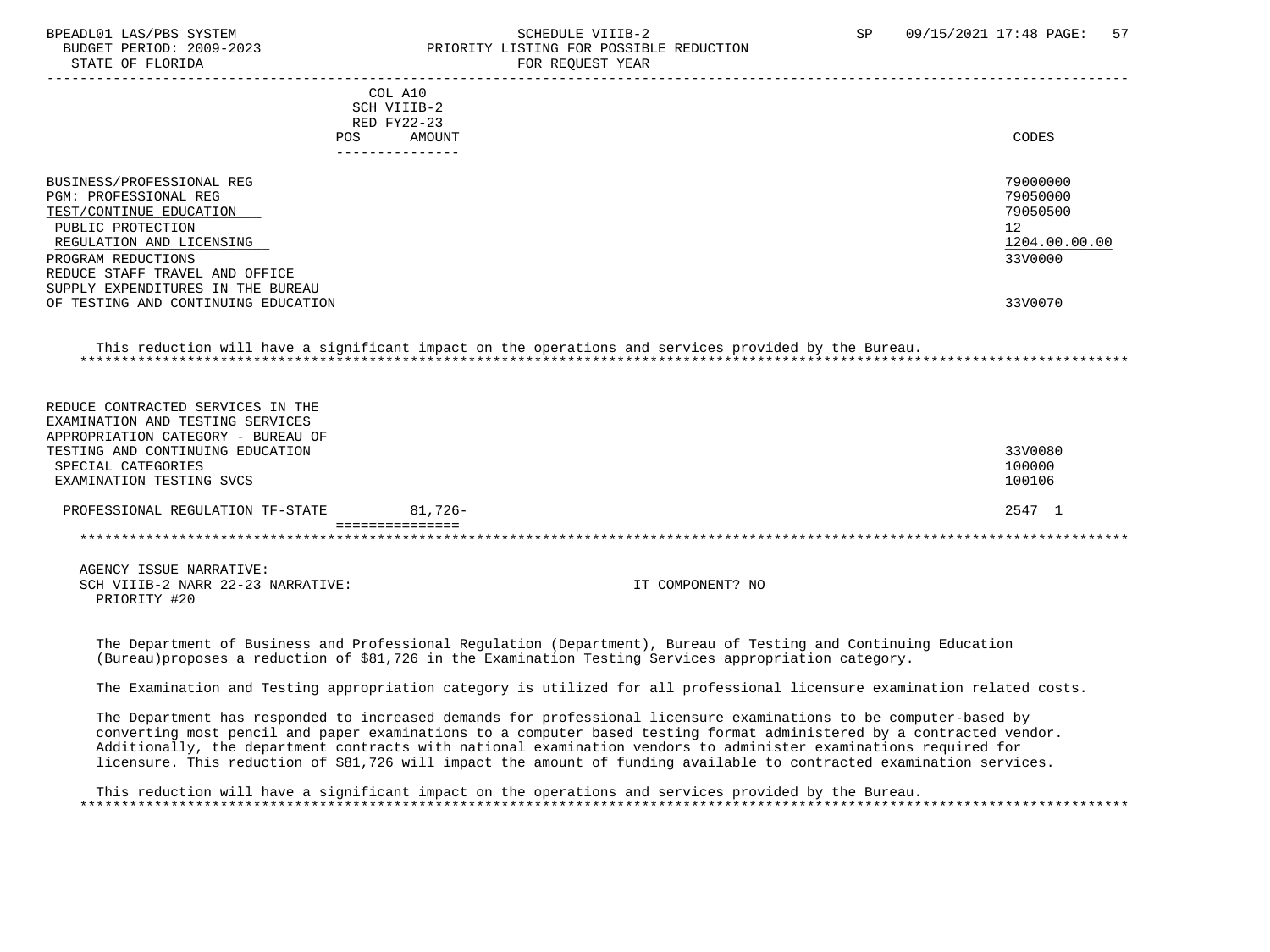| | COL A10 SCH VIIIB-2 RED FY22-23 POS AMOUNT | CODES |
|---|---|---|
| BUSINESS/PROFESSIONAL REG | | 79000000 |
| PGM: PROFESSIONAL REG | | 79050000 |
| TEST/CONTINUE EDUCATION | | 79050500 |
| PUBLIC PROTECTION | | 12 |
| REGULATION AND LICENSING | | 1204.00.00.00 |
| PROGRAM REDUCTIONS | | 33V0000 |
| REDUCE STAFF TRAVEL AND OFFICE SUPPLY EXPENDITURES IN THE BUREAU OF TESTING AND CONTINUING EDUCATION | | 33V0070 |

This reduction will have a significant impact on the operations and services provided by the Bureau.

*****************************************************************************************************************************

| | COL A10 SCH VIIIB-2 RED FY22-23 POS AMOUNT | CODES |
|---|---|---|
| REDUCE CONTRACTED SERVICES IN THE EXAMINATION AND TESTING SERVICES APPROPRIATION CATEGORY - BUREAU OF TESTING AND CONTINUING EDUCATION | | 33V0080 |
| SPECIAL CATEGORIES | | 100000 |
| EXAMINATION TESTING SVCS | | 100106 |
| PROFESSIONAL REGULATION TF-STATE | 81,726- | 2547 1 |

*****************************************************************************************************************************

AGENCY ISSUE NARRATIVE:
SCH VIIIB-2 NARR 22-23 NARRATIVE: IT COMPONENT? NO
PRIORITY #20

The Department of Business and Professional Regulation (Department), Bureau of Testing and Continuing Education (Bureau)proposes a reduction of $81,726 in the Examination Testing Services appropriation category.

The Examination and Testing appropriation category is utilized for all professional licensure examination related costs.

The Department has responded to increased demands for professional licensure examinations to be computer-based by converting most pencil and paper examinations to a computer based testing format administered by a contracted vendor. Additionally, the department contracts with national examination vendors to administer examinations required for licensure. This reduction of $81,726 will impact the amount of funding available to contracted examination services.

This reduction will have a significant impact on the operations and services provided by the Bureau.

*****************************************************************************************************************************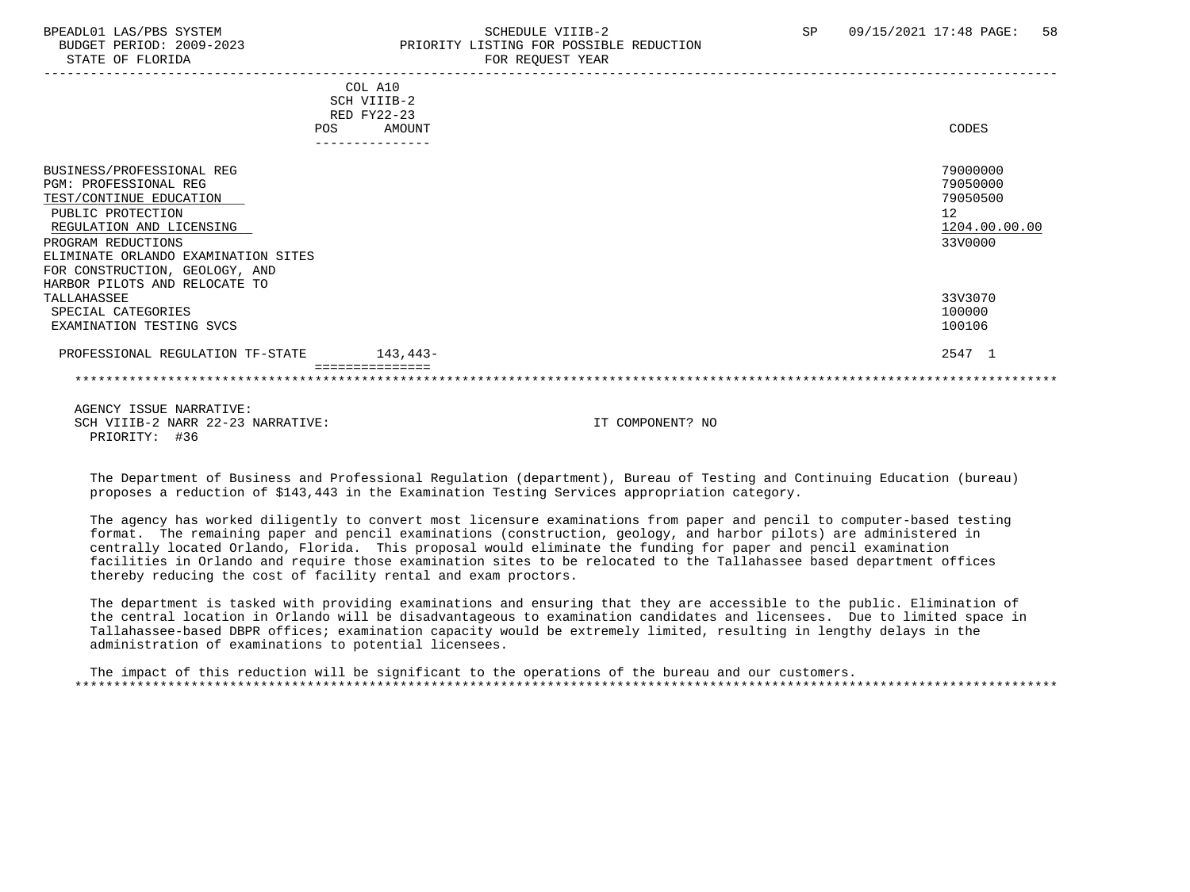| | COL A10 SCH VIIIB-2 RED FY22-23 POS AMOUNT | CODES |
|---|---|---|
| BUSINESS/PROFESSIONAL REG | | 79000000 |
| PGM: PROFESSIONAL REG | | 79050000 |
| TEST/CONTINUE EDUCATION | | 79050500 |
| PUBLIC PROTECTION | | 12 |
| REGULATION AND LICENSING | | 1204.00.00.00 |
| PROGRAM REDUCTIONS | | 33V0000 |
| ELIMINATE ORLANDO EXAMINATION SITES FOR CONSTRUCTION, GEOLOGY, AND HARBOR PILOTS AND RELOCATE TO TALLAHASSEE | | 33V3070 |
| SPECIAL CATEGORIES | | 100000 |
| EXAMINATION TESTING SVCS | | 100106 |
| PROFESSIONAL REGULATION TF-STATE | 143,443- | 2547 1 |

AGENCY ISSUE NARRATIVE:
SCH VIIIB-2 NARR 22-23 NARRATIVE: IT COMPONENT? NO
PRIORITY: #36

The Department of Business and Professional Regulation (department), Bureau of Testing and Continuing Education (bureau) proposes a reduction of $143,443 in the Examination Testing Services appropriation category.

The agency has worked diligently to convert most licensure examinations from paper and pencil to computer-based testing format. The remaining paper and pencil examinations (construction, geology, and harbor pilots) are administered in centrally located Orlando, Florida. This proposal would eliminate the funding for paper and pencil examination facilities in Orlando and require those examination sites to be relocated to the Tallahassee based department offices thereby reducing the cost of facility rental and exam proctors.

The department is tasked with providing examinations and ensuring that they are accessible to the public. Elimination of the central location in Orlando will be disadvantageous to examination candidates and licensees. Due to limited space in Tallahassee-based DBPR offices; examination capacity would be extremely limited, resulting in lengthy delays in the administration of examinations to potential licensees.

The impact of this reduction will be significant to the operations of the bureau and our customers.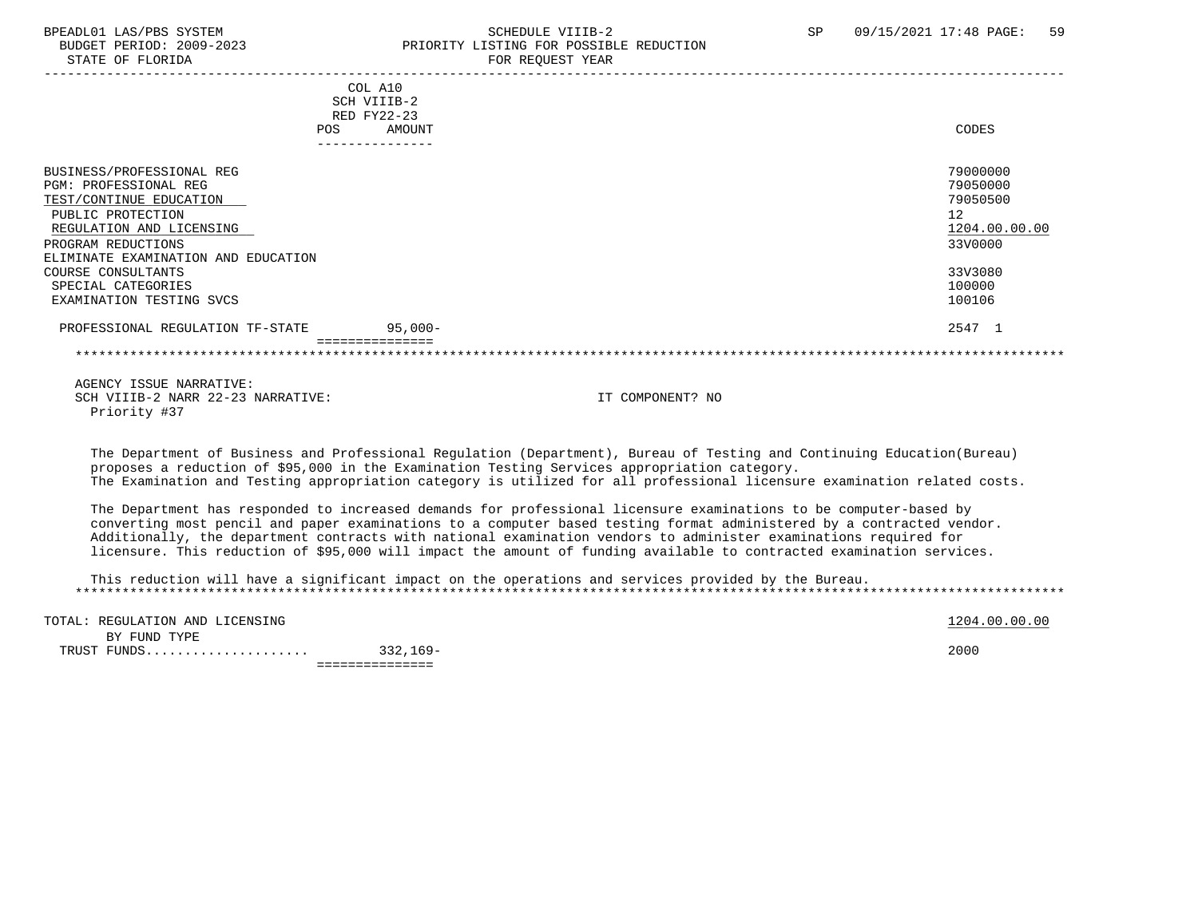| | COL A10 SCH VIIIB-2 RED FY22-23 POS AMOUNT | CODES |
|---|---|---|
| BUSINESS/PROFESSIONAL REG | | 79000000 |
| PGM: PROFESSIONAL REG | | 79050000 |
| TEST/CONTINUE EDUCATION | | 79050500 |
| PUBLIC PROTECTION | | 12 |
| REGULATION AND LICENSING | | 1204.00.00.00 |
| PROGRAM REDUCTIONS | | 33V0000 |
| ELIMINATE EXAMINATION AND EDUCATION COURSE CONSULTANTS | | 33V3080 |
| SPECIAL CATEGORIES | | 100000 |
| EXAMINATION TESTING SVCS | | 100106 |
| PROFESSIONAL REGULATION TF-STATE | 95,000- | 2547 1 |

AGENCY ISSUE NARRATIVE:
SCH VIIIB-2 NARR 22-23 NARRATIVE: IT COMPONENT? NO
Priority #37

The Department of Business and Professional Regulation (Department), Bureau of Testing and Continuing Education(Bureau) proposes a reduction of $95,000 in the Examination Testing Services appropriation category.
The Examination and Testing appropriation category is utilized for all professional licensure examination related costs.

The Department has responded to increased demands for professional licensure examinations to be computer-based by converting most pencil and paper examinations to a computer based testing format administered by a contracted vendor. Additionally, the department contracts with national examination vendors to administer examinations required for licensure. This reduction of $95,000 will impact the amount of funding available to contracted examination services.

This reduction will have a significant impact on the operations and services provided by the Bureau.

| | | |
|---|---|---|
| TOTAL: REGULATION AND LICENSING | | 1204.00.00.00 |
| BY FUND TYPE | | |
| TRUST FUNDS.................... | 332,169- | 2000 |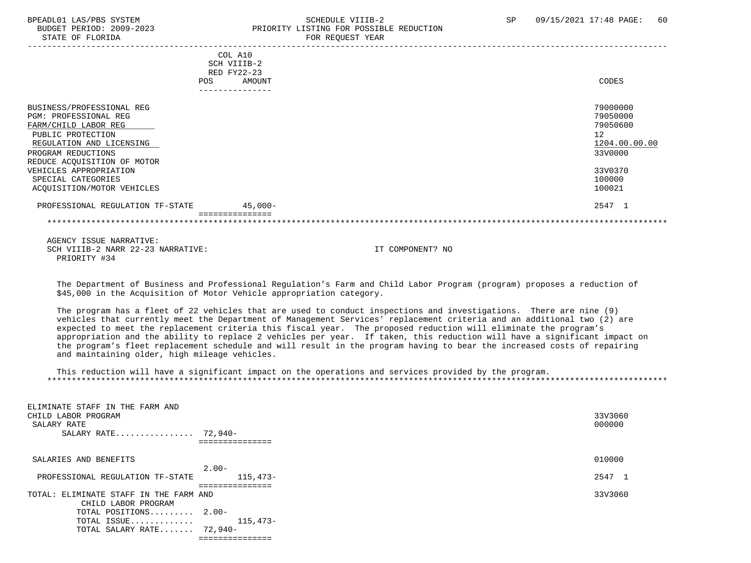| | COL A10 SCH VIIIB-2 RED FY22-23 POS | AMOUNT | CODES |
|---|---|---|---|
| BUSINESS/PROFESSIONAL REG | | | 79000000 |
| PGM: PROFESSIONAL REG | | | 79050000 |
| FARM/CHILD LABOR REG | | | 79050600 |
| PUBLIC PROTECTION | | | 12 |
| REGULATION AND LICENSING | | | 1204.00.00.00 |
| PROGRAM REDUCTIONS | | | 33V0000 |
| REDUCE ACQUISITION OF MOTOR VEHICLES APPROPRIATION | | | 33V0370 |
| SPECIAL CATEGORIES | | | 100000 |
| ACQUISITION/MOTOR VEHICLES | | | 100021 |
| PROFESSIONAL REGULATION TF-STATE | | 45,000- | 2547 1 |

AGENCY ISSUE NARRATIVE:
SCH VIIIB-2 NARR 22-23 NARRATIVE: IT COMPONENT? NO
PRIORITY #34

The Department of Business and Professional Regulation's Farm and Child Labor Program (program) proposes a reduction of $45,000 in the Acquisition of Motor Vehicle appropriation category.

The program has a fleet of 22 vehicles that are used to conduct inspections and investigations. There are nine (9) vehicles that currently meet the Department of Management Services' replacement criteria and an additional two (2) are expected to meet the replacement criteria this fiscal year. The proposed reduction will eliminate the program's appropriation and the ability to replace 2 vehicles per year. If taken, this reduction will have a significant impact on the program's fleet replacement schedule and will result in the program having to bear the increased costs of repairing and maintaining older, high mileage vehicles.

This reduction will have a significant impact on the operations and services provided by the program.

| | POS | AMOUNT | CODES |
|---|---|---|---|
| ELIMINATE STAFF IN THE FARM AND CHILD LABOR PROGRAM | | | 33V3060 |
| SALARY RATE | | | 000000 |
| SALARY RATE................ | 72,940- | | |
| SALARIES AND BENEFITS | | | 010000 |
| PROFESSIONAL REGULATION TF-STATE | 2.00- | 115,473- | 2547 1 |
| TOTAL: ELIMINATE STAFF IN THE FARM AND CHILD LABOR PROGRAM | | | 33V3060 |
| TOTAL POSITIONS......... | 2.00- | | |
| TOTAL ISSUE............ | | 115,473- | |
| TOTAL SALARY RATE....... | 72,940- | | |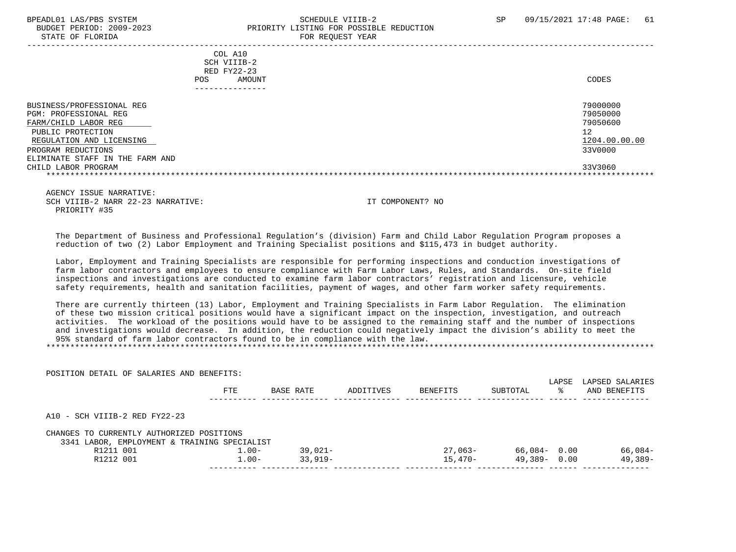BPEADL01 LAS/PBS SYSTEM — SCHEDULE VIIIB-2 — SP 09/15/2021 17:48
BUDGET PERIOD: 2009-2023 — PRIORITY LISTING FOR POSSIBLE REDUCTION
STATE OF FLORIDA — FOR REQUEST YEAR

| | COL A10 SCH VIIIB-2 RED FY22-23 POS AMOUNT | CODES |
|---|---|---|
| BUSINESS/PROFESSIONAL REG | | 79000000 |
| PGM: PROFESSIONAL REG | | 79050000 |
| FARM/CHILD LABOR REG | | 79050600 |
| PUBLIC PROTECTION | | 12 |
| REGULATION AND LICENSING | | 1204.00.00.00 |
| PROGRAM REDUCTIONS | | 33V0000 |
| ELIMINATE STAFF IN THE FARM AND CHILD LABOR PROGRAM | | 33V3060 |

AGENCY ISSUE NARRATIVE:
SCH VIIIB-2 NARR 22-23 NARRATIVE: IT COMPONENT? NO
PRIORITY #35

The Department of Business and Professional Regulation's (division) Farm and Child Labor Regulation Program proposes a reduction of two (2) Labor Employment and Training Specialist positions and $115,473 in budget authority.

Labor, Employment and Training Specialists are responsible for performing inspections and conduction investigations of farm labor contractors and employees to ensure compliance with Farm Labor Laws, Rules, and Standards. On-site field inspections and investigations are conducted to examine farm labor contractors' registration and licensure, vehicle safety requirements, health and sanitation facilities, payment of wages, and other farm worker safety requirements.

There are currently thirteen (13) Labor, Employment and Training Specialists in Farm Labor Regulation. The elimination of these two mission critical positions would have a significant impact on the inspection, investigation, and outreach activities. The workload of the positions would have to be assigned to the remaining staff and the number of inspections and investigations would decrease. In addition, the reduction could negatively impact the division's ability to meet the 95% standard of farm labor contractors found to be in compliance with the law.

POSITION DETAIL OF SALARIES AND BENEFITS:

| | FTE | BASE RATE | ADDITIVES | BENEFITS | SUBTOTAL | LAPSE % | LAPSED SALARIES AND BENEFITS |
|---|---|---|---|---|---|---|---|
| A10 - SCH VIIIB-2 RED FY22-23 | | | | | | | |
| CHANGES TO CURRENTLY AUTHORIZED POSITIONS | | | | | | | |
| 3341 LABOR, EMPLOYMENT & TRAINING SPECIALIST | | | | | | | |
| R1211 001 | 1.00- | 39,021- | | 27,063- | 66,084- | 0.00 | 66,084- |
| R1212 001 | 1.00- | 33,919- | | 15,470- | 49,389- | 0.00 | 49,389- |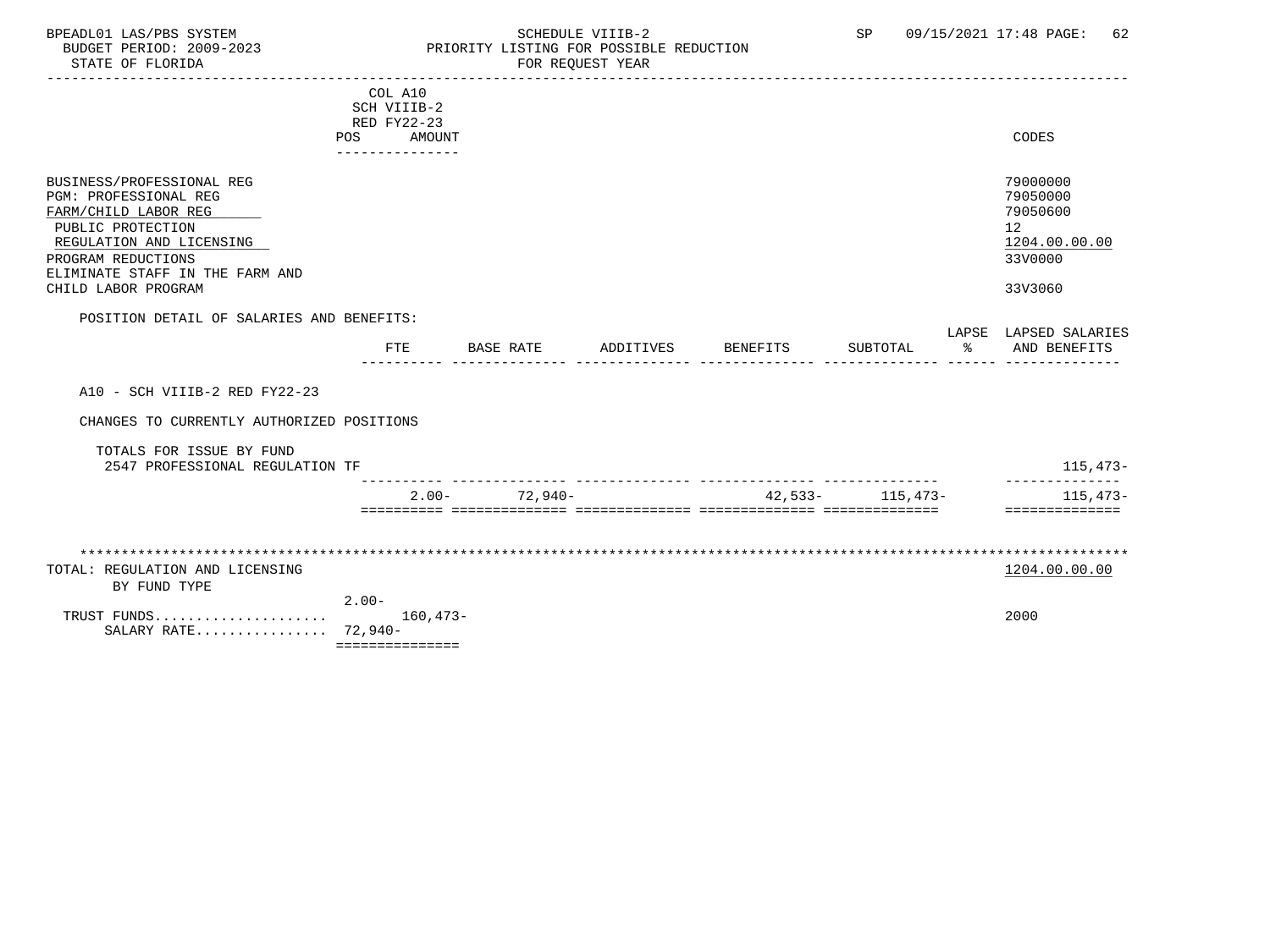BPEADL01 LAS/PBS SYSTEM
BUDGET PERIOD: 2009-2023
STATE OF FLORIDA

SCHEDULE VIIIB-2
PRIORITY LISTING FOR POSSIBLE REDUCTION
FOR REQUEST YEAR

SP 09/15/2021 17:48

| | COL A10 SCH VIIIB-2 RED FY22-23 POS AMOUNT | CODES |
|---|---|---|
| BUSINESS/PROFESSIONAL REG | | 79000000 |
| PGM: PROFESSIONAL REG | | 79050000 |
| FARM/CHILD LABOR REG | | 79050600 |
| PUBLIC PROTECTION | | 12 |
| REGULATION AND LICENSING | | 1204.00.00.00 |
| PROGRAM REDUCTIONS | | 33V0000 |
| ELIMINATE STAFF IN THE FARM AND CHILD LABOR PROGRAM | | 33V3060 |

POSITION DETAIL OF SALARIES AND BENEFITS:

| | FTE | BASE RATE | ADDITIVES | BENEFITS | SUBTOTAL | LAPSE % | LAPSED SALARIES AND BENEFITS |
|---|---|---|---|---|---|---|---|
| A10 - SCH VIIIB-2 RED FY22-23 | | | | | | | |
| CHANGES TO CURRENTLY AUTHORIZED POSITIONS | | | | | | | |
| TOTALS FOR ISSUE BY FUND | | | | | | | |
| 2547 PROFESSIONAL REGULATION TF | | | | | | | 115,473- |
| | 2.00- | 72,940- | | 42,533- | 115,473- | | 115,473- |

| TOTAL: REGULATION AND LICENSING | | 1204.00.00.00 |
|---|---|---|
| BY FUND TYPE | | |
| | 2.00- | |
| TRUST FUNDS..................... | 160,473- | 2000 |
| SALARY RATE................ | 72,940- | |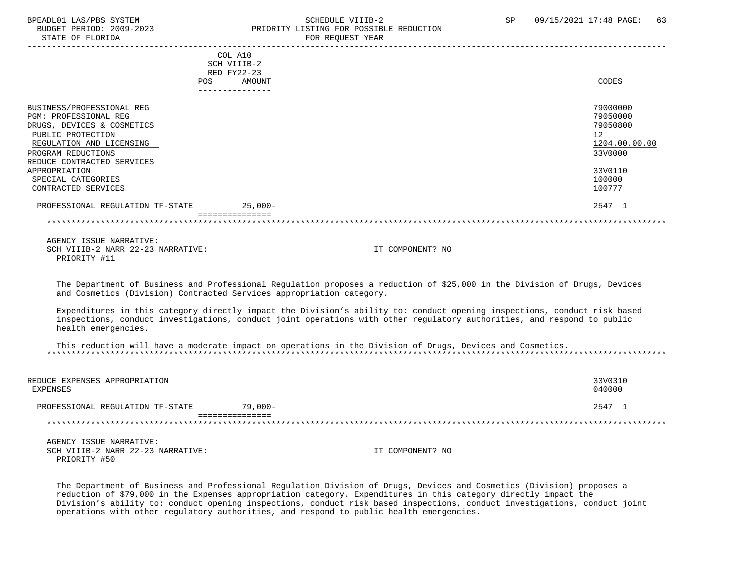COL A10
SCH VIIIB-2
RED FY22-23

| | POS | AMOUNT | CODES |
|---|---|---|---|
| BUSINESS/PROFESSIONAL REG | | | 79000000 |
| PGM: PROFESSIONAL REG | | | 79050000 |
| DRUGS, DEVICES & COSMETICS | | | 79050800 |
| PUBLIC PROTECTION | | | 12 |
| REGULATION AND LICENSING | | | 1204.00.00.00 |
| PROGRAM REDUCTIONS | | | 33V0000 |
| REDUCE CONTRACTED SERVICES APPROPRIATION | | | 33V0110 |
| SPECIAL CATEGORIES | | | 100000 |
| CONTRACTED SERVICES | | | 100777 |
| PROFESSIONAL REGULATION TF-STATE | | 25,000- | 2547 1 |

AGENCY ISSUE NARRATIVE:
SCH VIIIB-2 NARR 22-23 NARRATIVE: IT COMPONENT? NO
PRIORITY #11

The Department of Business and Professional Regulation proposes a reduction of $25,000 in the Division of Drugs, Devices and Cosmetics (Division) Contracted Services appropriation category.

Expenditures in this category directly impact the Division's ability to: conduct opening inspections, conduct risk based inspections, conduct investigations, conduct joint operations with other regulatory authorities, and respond to public health emergencies.

This reduction will have a moderate impact on operations in the Division of Drugs, Devices and Cosmetics.

| | POS | AMOUNT | CODES |
|---|---|---|---|
| REDUCE EXPENSES APPROPRIATION | | | 33V0310 |
| EXPENSES | | | 040000 |
| PROFESSIONAL REGULATION TF-STATE | | 79,000- | 2547 1 |

AGENCY ISSUE NARRATIVE:
SCH VIIIB-2 NARR 22-23 NARRATIVE: IT COMPONENT? NO
PRIORITY #50

The Department of Business and Professional Regulation Division of Drugs, Devices and Cosmetics (Division) proposes a reduction of $79,000 in the Expenses appropriation category. Expenditures in this category directly impact the Division's ability to: conduct opening inspections, conduct risk based inspections, conduct investigations, conduct joint operations with other regulatory authorities, and respond to public health emergencies.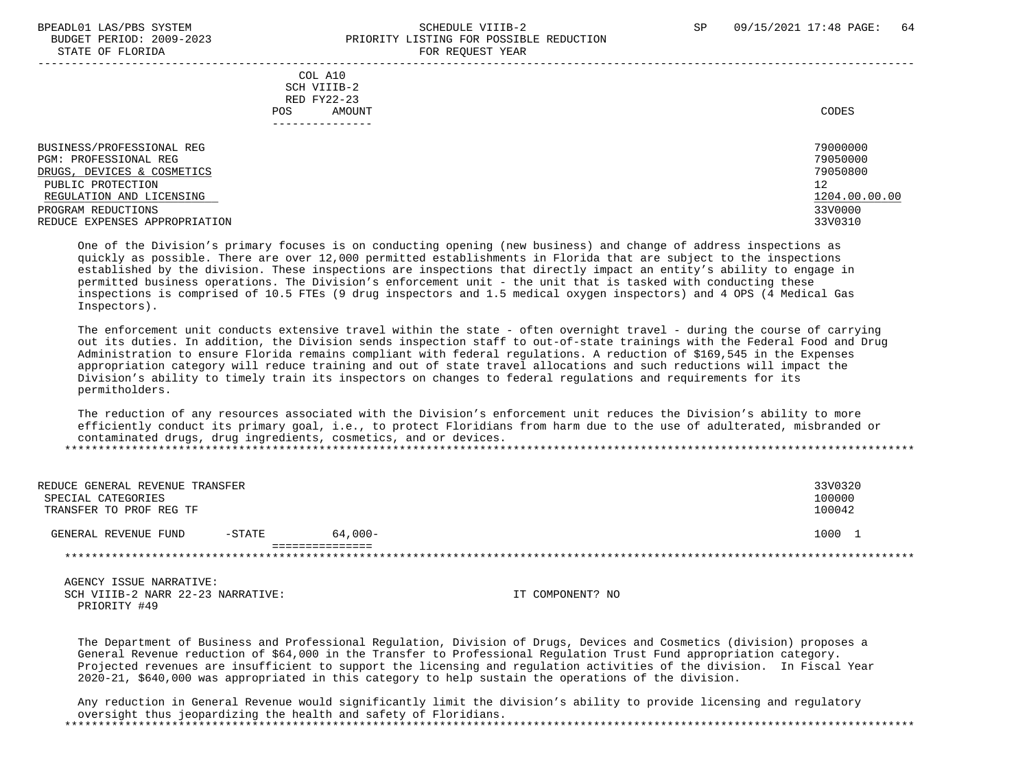| | COL A10 SCH VIIIB-2 RED FY22-23 POS AMOUNT | CODES |
|---|---|---|
| BUSINESS/PROFESSIONAL REG | | 79000000 |
| PGM: PROFESSIONAL REG | | 79050000 |
| DRUGS, DEVICES & COSMETICS | | 79050800 |
| PUBLIC PROTECTION | | 12 |
| REGULATION AND LICENSING | | 1204.00.00.00 |
| PROGRAM REDUCTIONS | | 33V0000 |
| REDUCE EXPENSES APPROPRIATION | | 33V0310 |

One of the Division's primary focuses is on conducting opening (new business) and change of address inspections as quickly as possible. There are over 12,000 permitted establishments in Florida that are subject to the inspections established by the division. These inspections are inspections that directly impact an entity's ability to engage in permitted business operations. The Division's enforcement unit - the unit that is tasked with conducting these inspections is comprised of 10.5 FTEs (9 drug inspectors and 1.5 medical oxygen inspectors) and 4 OPS (4 Medical Gas Inspectors).

The enforcement unit conducts extensive travel within the state - often overnight travel - during the course of carrying out its duties. In addition, the Division sends inspection staff to out-of-state trainings with the Federal Food and Drug Administration to ensure Florida remains compliant with federal regulations. A reduction of $169,545 in the Expenses appropriation category will reduce training and out of state travel allocations and such reductions will impact the Division's ability to timely train its inspectors on changes to federal regulations and requirements for its permitholders.

The reduction of any resources associated with the Division's enforcement unit reduces the Division's ability to more efficiently conduct its primary goal, i.e., to protect Floridians from harm due to the use of adulterated, misbranded or contaminated drugs, drug ingredients, cosmetics, and or devices.

*****************************************************************************************************************************

| | | CODES |
|---|---|---|
| REDUCE GENERAL REVENUE TRANSFER | | 33V0320 |
| SPECIAL CATEGORIES | | 100000 |
| TRANSFER TO PROF REG TF | | 100042 |
| GENERAL REVENUE FUND -STATE | 64,000- | 1000 1 |

*****************************************************************************************************************************

AGENCY ISSUE NARRATIVE:
SCH VIIIB-2 NARR 22-23 NARRATIVE: IT COMPONENT? NO
PRIORITY #49

The Department of Business and Professional Regulation, Division of Drugs, Devices and Cosmetics (division) proposes a General Revenue reduction of $64,000 in the Transfer to Professional Regulation Trust Fund appropriation category. Projected revenues are insufficient to support the licensing and regulation activities of the division. In Fiscal Year 2020-21, $640,000 was appropriated in this category to help sustain the operations of the division.

Any reduction in General Revenue would significantly limit the division's ability to provide licensing and regulatory oversight thus jeopardizing the health and safety of Floridians.

*****************************************************************************************************************************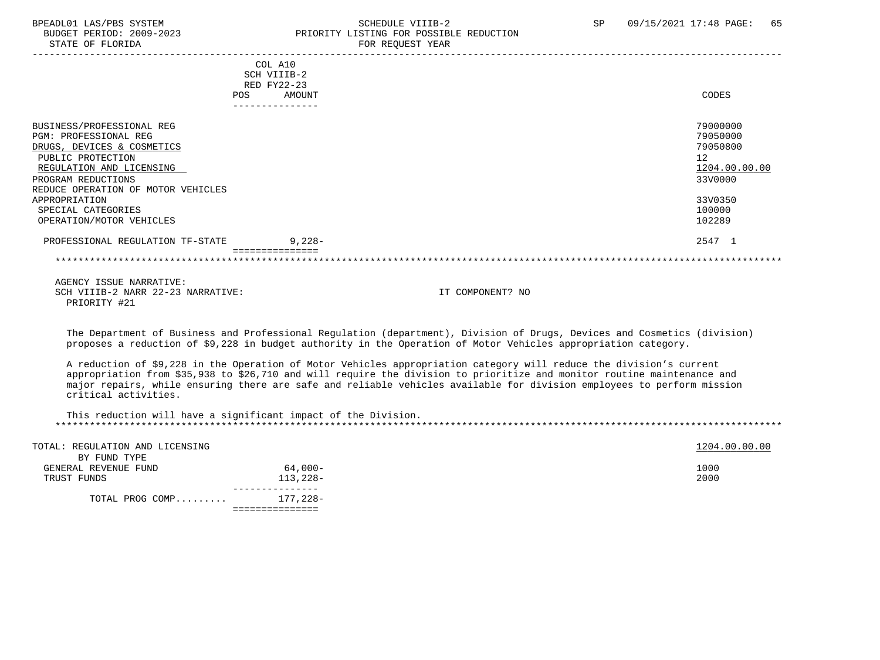| | COL A10 SCH VIIIB-2 RED FY22-23 POS AMOUNT | CODES |
|---|---|---|
| BUSINESS/PROFESSIONAL REG | | 79000000 |
| PGM: PROFESSIONAL REG | | 79050000 |
| DRUGS, DEVICES & COSMETICS | | 79050800 |
| PUBLIC PROTECTION | | 12 |
| REGULATION AND LICENSING | | 1204.00.00.00 |
| PROGRAM REDUCTIONS | | 33V0000 |
| REDUCE OPERATION OF MOTOR VEHICLES | | |
| APPROPRIATION | | 33V0350 |
| SPECIAL CATEGORIES | | 100000 |
| OPERATION/MOTOR VEHICLES | | 102289 |
| PROFESSIONAL REGULATION TF-STATE | 9,228- | 2547 1 |

AGENCY ISSUE NARRATIVE:
SCH VIIIB-2 NARR 22-23 NARRATIVE: IT COMPONENT? NO
PRIORITY #21

The Department of Business and Professional Regulation (department), Division of Drugs, Devices and Cosmetics (division) proposes a reduction of $9,228 in budget authority in the Operation of Motor Vehicles appropriation category.

A reduction of $9,228 in the Operation of Motor Vehicles appropriation category will reduce the division's current appropriation from $35,938 to $26,710 and will require the division to prioritize and monitor routine maintenance and major repairs, while ensuring there are safe and reliable vehicles available for division employees to perform mission critical activities.

This reduction will have a significant impact of the Division.

| TOTAL: REGULATION AND LICENSING | | 1204.00.00.00 |
|---|---|---|
| BY FUND TYPE | | |
| GENERAL REVENUE FUND | 64,000- | 1000 |
| TRUST FUNDS | 113,228- | 2000 |
| TOTAL PROG COMP......... | 177,228- | |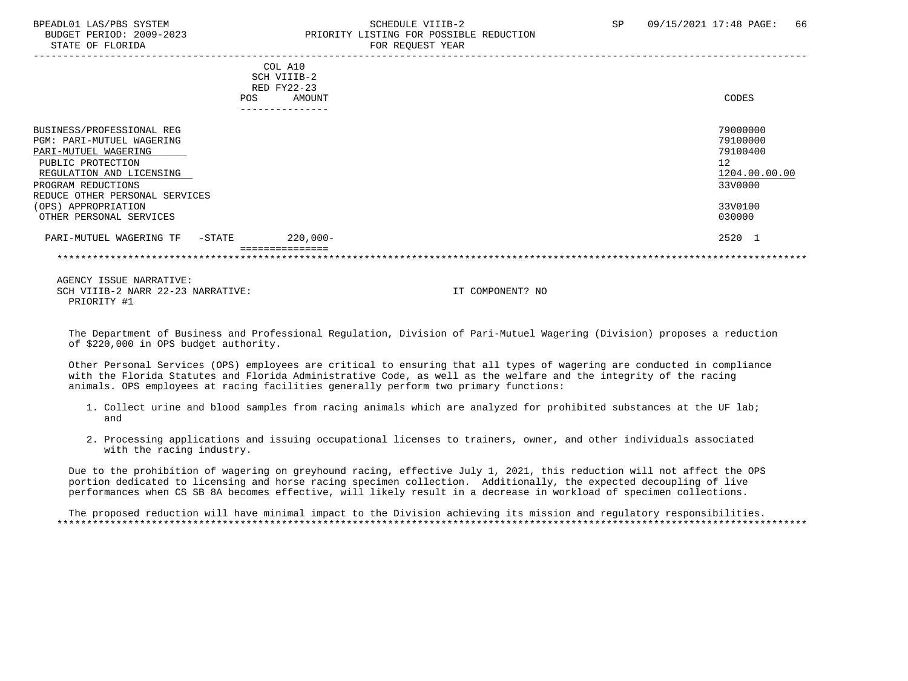BPEADL01 LAS/PBS SYSTEM
BUDGET PERIOD: 2009-2023
STATE OF FLORIDA

SCHEDULE VIIIB-2
PRIORITY LISTING FOR POSSIBLE REDUCTION
FOR REQUEST YEAR

SP 09/15/2021 17:48

| | COL A10 SCH VIIIB-2 RED FY22-23 POS | AMOUNT | CODES |
|---|---|---|---|
| BUSINESS/PROFESSIONAL REG | | | 79000000 |
| PGM: PARI-MUTUEL WAGERING | | | 79100000 |
| PARI-MUTUEL WAGERING | | | 79100400 |
| PUBLIC PROTECTION | | | 12 |
| REGULATION AND LICENSING | | | 1204.00.00.00 |
| PROGRAM REDUCTIONS | | | 33V0000 |
| REDUCE OTHER PERSONAL SERVICES (OPS) APPROPRIATION | | | 33V0100 |
| OTHER PERSONAL SERVICES | | | 030000 |
| PARI-MUTUEL WAGERING TF -STATE | | 220,000- | 2520 1 |

AGENCY ISSUE NARRATIVE:
SCH VIIIB-2 NARR 22-23 NARRATIVE: IT COMPONENT? NO
PRIORITY #1

The Department of Business and Professional Regulation, Division of Pari-Mutuel Wagering (Division) proposes a reduction of $220,000 in OPS budget authority.

Other Personal Services (OPS) employees are critical to ensuring that all types of wagering are conducted in compliance with the Florida Statutes and Florida Administrative Code, as well as the welfare and the integrity of the racing animals. OPS employees at racing facilities generally perform two primary functions:

1. Collect urine and blood samples from racing animals which are analyzed for prohibited substances at the UF lab; and
2. Processing applications and issuing occupational licenses to trainers, owner, and other individuals associated with the racing industry.

Due to the prohibition of wagering on greyhound racing, effective July 1, 2021, this reduction will not affect the OPS portion dedicated to licensing and horse racing specimen collection. Additionally, the expected decoupling of live performances when CS SB 8A becomes effective, will likely result in a decrease in workload of specimen collections.

The proposed reduction will have minimal impact to the Division achieving its mission and regulatory responsibilities.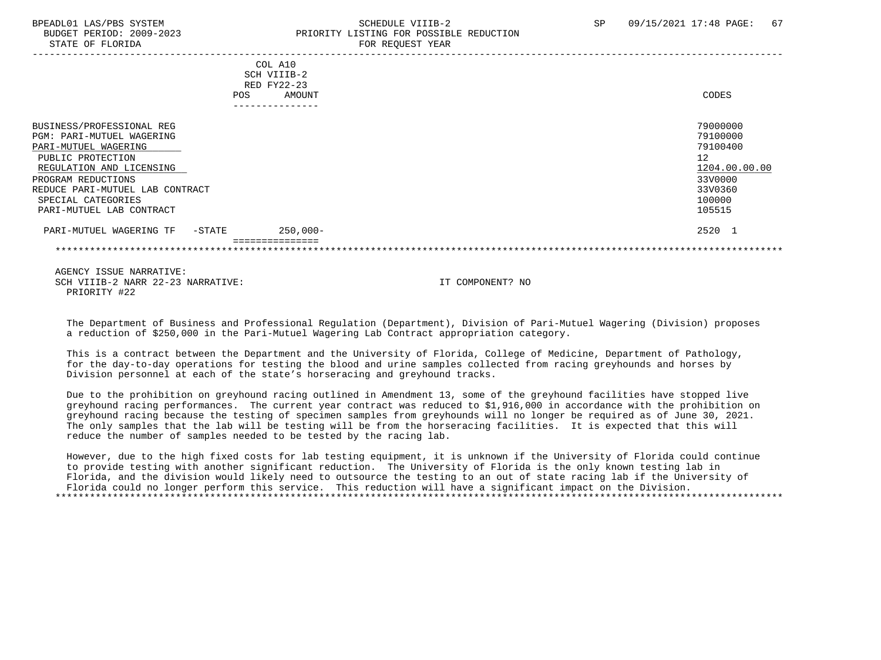BPEADL01 LAS/PBS SYSTEM | SCHEDULE VIIIB-2 | SP 09/15/2021 17:48
BUDGET PERIOD: 2009-2023 | PRIORITY LISTING FOR POSSIBLE REDUCTION
STATE OF FLORIDA | FOR REQUEST YEAR

| | COL A10 SCH VIIIB-2 RED FY22-23 POS AMOUNT | CODES |
|---|---|---|
| BUSINESS/PROFESSIONAL REG | | 79000000 |
| PGM: PARI-MUTUEL WAGERING | | 79100000 |
| PARI-MUTUEL WAGERING | | 79100400 |
| PUBLIC PROTECTION | | 12 |
| REGULATION AND LICENSING | | 1204.00.00.00 |
| PROGRAM REDUCTIONS | | 33V0000 |
| REDUCE PARI-MUTUEL LAB CONTRACT | | 33V0360 |
| SPECIAL CATEGORIES | | 100000 |
| PARI-MUTUEL LAB CONTRACT | | 105515 |
| PARI-MUTUEL WAGERING TF -STATE | 250,000- | 2520 1 |

AGENCY ISSUE NARRATIVE:
SCH VIIIB-2 NARR 22-23 NARRATIVE: IT COMPONENT? NO
PRIORITY #22

The Department of Business and Professional Regulation (Department), Division of Pari-Mutuel Wagering (Division) proposes a reduction of $250,000 in the Pari-Mutuel Wagering Lab Contract appropriation category.

This is a contract between the Department and the University of Florida, College of Medicine, Department of Pathology, for the day-to-day operations for testing the blood and urine samples collected from racing greyhounds and horses by Division personnel at each of the state's horseracing and greyhound tracks.

Due to the prohibition on greyhound racing outlined in Amendment 13, some of the greyhound facilities have stopped live greyhound racing performances. The current year contract was reduced to $1,916,000 in accordance with the prohibition on greyhound racing because the testing of specimen samples from greyhounds will no longer be required as of June 30, 2021. The only samples that the lab will be testing will be from the horseracing facilities. It is expected that this will reduce the number of samples needed to be tested by the racing lab.

However, due to the high fixed costs for lab testing equipment, it is unknown if the University of Florida could continue to provide testing with another significant reduction. The University of Florida is the only known testing lab in Florida, and the division would likely need to outsource the testing to an out of state racing lab if the University of Florida could no longer perform this service. This reduction will have a significant impact on the Division.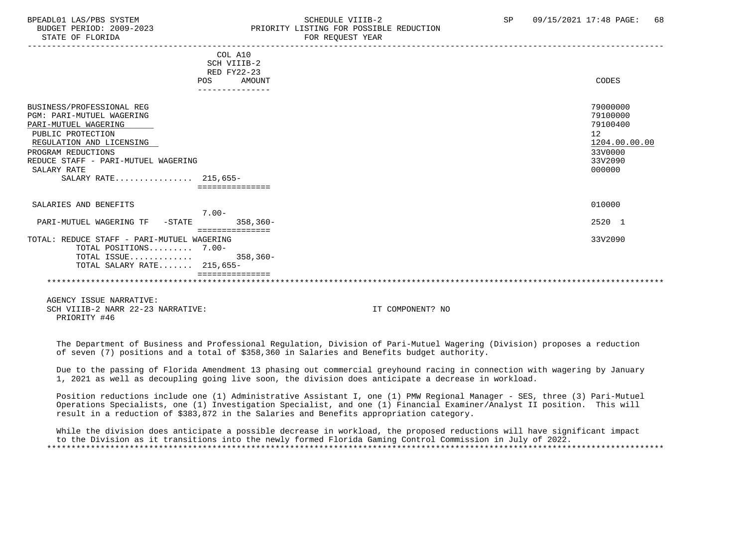BPEADL01 LAS/PBS SYSTEM | SCHEDULE VIIIB-2 | SP 09/15/2021 17:48
BUDGET PERIOD: 2009-2023 | PRIORITY LISTING FOR POSSIBLE REDUCTION
STATE OF FLORIDA | FOR REQUEST YEAR

| | COL A10 SCH VIIIB-2 RED FY22-23 POS | AMOUNT | CODES |
|---|---|---|---|
| BUSINESS/PROFESSIONAL REG | | | 79000000 |
| PGM: PARI-MUTUEL WAGERING | | | 79100000 |
| PARI-MUTUEL WAGERING | | | 79100400 |
| PUBLIC PROTECTION | | | 12 |
| REGULATION AND LICENSING | | | 1204.00.00.00 |
| PROGRAM REDUCTIONS | | | 33V0000 |
| REDUCE STAFF - PARI-MUTUEL WAGERING | | | 33V2090 |
| SALARY RATE | | | 000000 |
| SALARY RATE................ | 215,655- | | |
| SALARIES AND BENEFITS | | | 010000 |
| PARI-MUTUEL WAGERING TF -STATE | 7.00- | 358,360- | 2520 1 |
| TOTAL: REDUCE STAFF - PARI-MUTUEL WAGERING | | | 33V2090 |
| TOTAL POSITIONS......... | 7.00- | | |
| TOTAL ISSUE............. | | 358,360- | |
| TOTAL SALARY RATE....... | 215,655- | | |

AGENCY ISSUE NARRATIVE:
SCH VIIIB-2 NARR 22-23 NARRATIVE: IT COMPONENT? NO
PRIORITY #46

The Department of Business and Professional Regulation, Division of Pari-Mutuel Wagering (Division) proposes a reduction of seven (7) positions and a total of $358,360 in Salaries and Benefits budget authority.

Due to the passing of Florida Amendment 13 phasing out commercial greyhound racing in connection with wagering by January 1, 2021 as well as decoupling going live soon, the division does anticipate a decrease in workload.

Position reductions include one (1) Administrative Assistant I, one (1) PMW Regional Manager - SES, three (3) Pari-Mutuel Operations Specialists, one (1) Investigation Specialist, and one (1) Financial Examiner/Analyst II position. This will result in a reduction of $383,872 in the Salaries and Benefits appropriation category.

While the division does anticipate a possible decrease in workload, the proposed reductions will have significant impact to the Division as it transitions into the newly formed Florida Gaming Control Commission in July of 2022.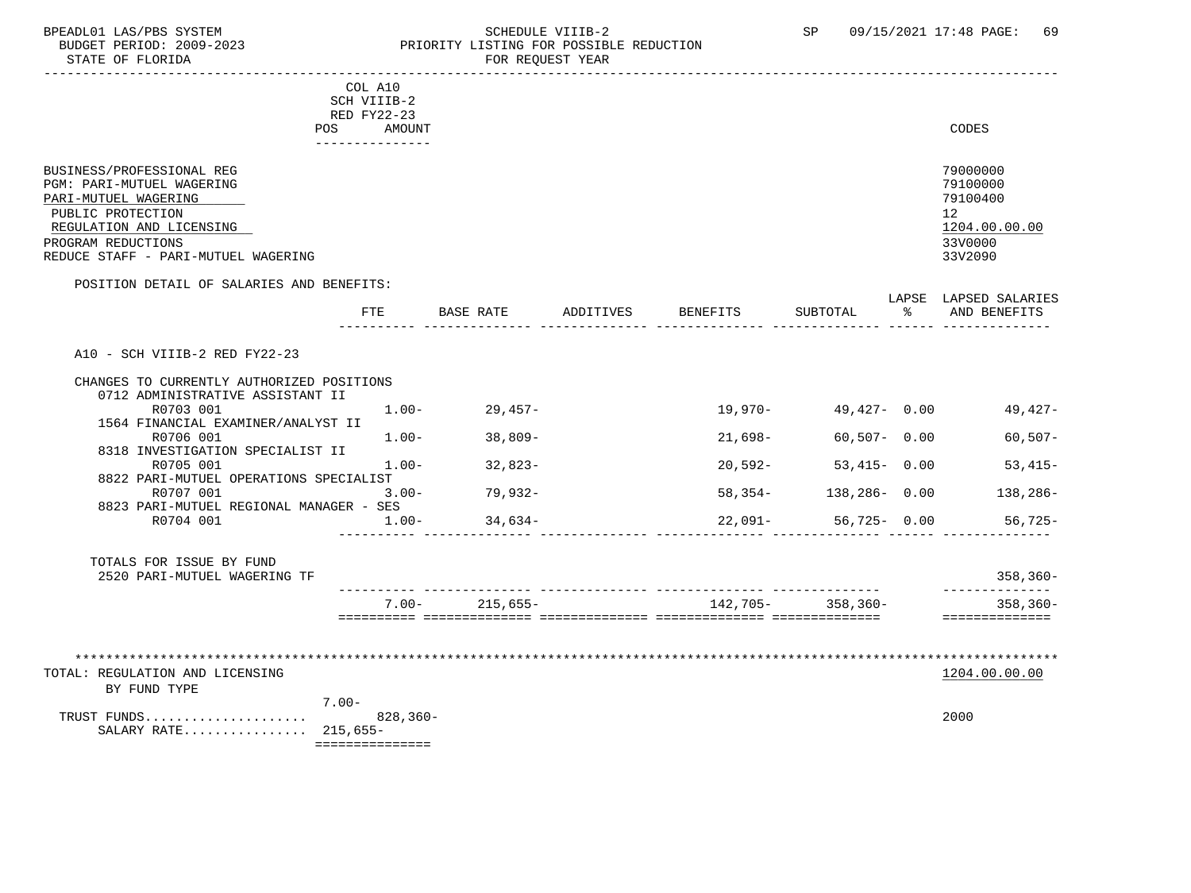BPEADL01 LAS/PBS SYSTEM — SCHEDULE VIIIB-2 — SP 09/15/2021 17:48

BUDGET PERIOD: 2009-2023 — PRIORITY LISTING FOR POSSIBLE REDUCTION

STATE OF FLORIDA — FOR REQUEST YEAR

| | COL A10 SCH VIIIB-2 RED FY22-23 POS AMOUNT | CODES |
|---|---|---|
| BUSINESS/PROFESSIONAL REG | | 79000000 |
| PGM: PARI-MUTUEL WAGERING | | 79100000 |
| PARI-MUTUEL WAGERING | | 79100400 |
| PUBLIC PROTECTION | | 12 |
| REGULATION AND LICENSING | | 1204.00.00.00 |
| PROGRAM REDUCTIONS | | 33V0000 |
| REDUCE STAFF - PARI-MUTUEL WAGERING | | 33V2090 |

POSITION DETAIL OF SALARIES AND BENEFITS:

| | FTE | BASE RATE | ADDITIVES | BENEFITS | SUBTOTAL | LAPSE % | LAPSED SALARIES AND BENEFITS |
|---|---|---|---|---|---|---|---|
| A10 - SCH VIIIB-2 RED FY22-23 | | | | | | | |
| CHANGES TO CURRENTLY AUTHORIZED POSITIONS | | | | | | | |
| 0712 ADMINISTRATIVE ASSISTANT II | | | | | | | |
| R0703 001 | 1.00- | 29,457- | | 19,970- | 49,427- | 0.00 | 49,427- |
| 1564 FINANCIAL EXAMINER/ANALYST II | | | | | | | |
| R0706 001 | 1.00- | 38,809- | | 21,698- | 60,507- | 0.00 | 60,507- |
| 8318 INVESTIGATION SPECIALIST II | | | | | | | |
| R0705 001 | 1.00- | 32,823- | | 20,592- | 53,415- | 0.00 | 53,415- |
| 8822 PARI-MUTUEL OPERATIONS SPECIALIST | | | | | | | |
| R0707 001 | 3.00- | 79,932- | | 58,354- | 138,286- | 0.00 | 138,286- |
| 8823 PARI-MUTUEL REGIONAL MANAGER - SES | | | | | | | |
| R0704 001 | 1.00- | 34,634- | | 22,091- | 56,725- | 0.00 | 56,725- |
| TOTALS FOR ISSUE BY FUND | | | | | | | |
| 2520 PARI-MUTUEL WAGERING TF | | | | | | | 358,360- |
| | 7.00- | 215,655- | | 142,705- | 358,360- | | 358,360- |

TOTAL: REGULATION AND LICENSING — 1204.00.00.00

BY FUND TYPE

| | POS | AMOUNT | CODES |
|---|---|---|---|
| | 7.00- | | |
| TRUST FUNDS | | 828,360- | 2000 |
| SALARY RATE | | 215,655- | |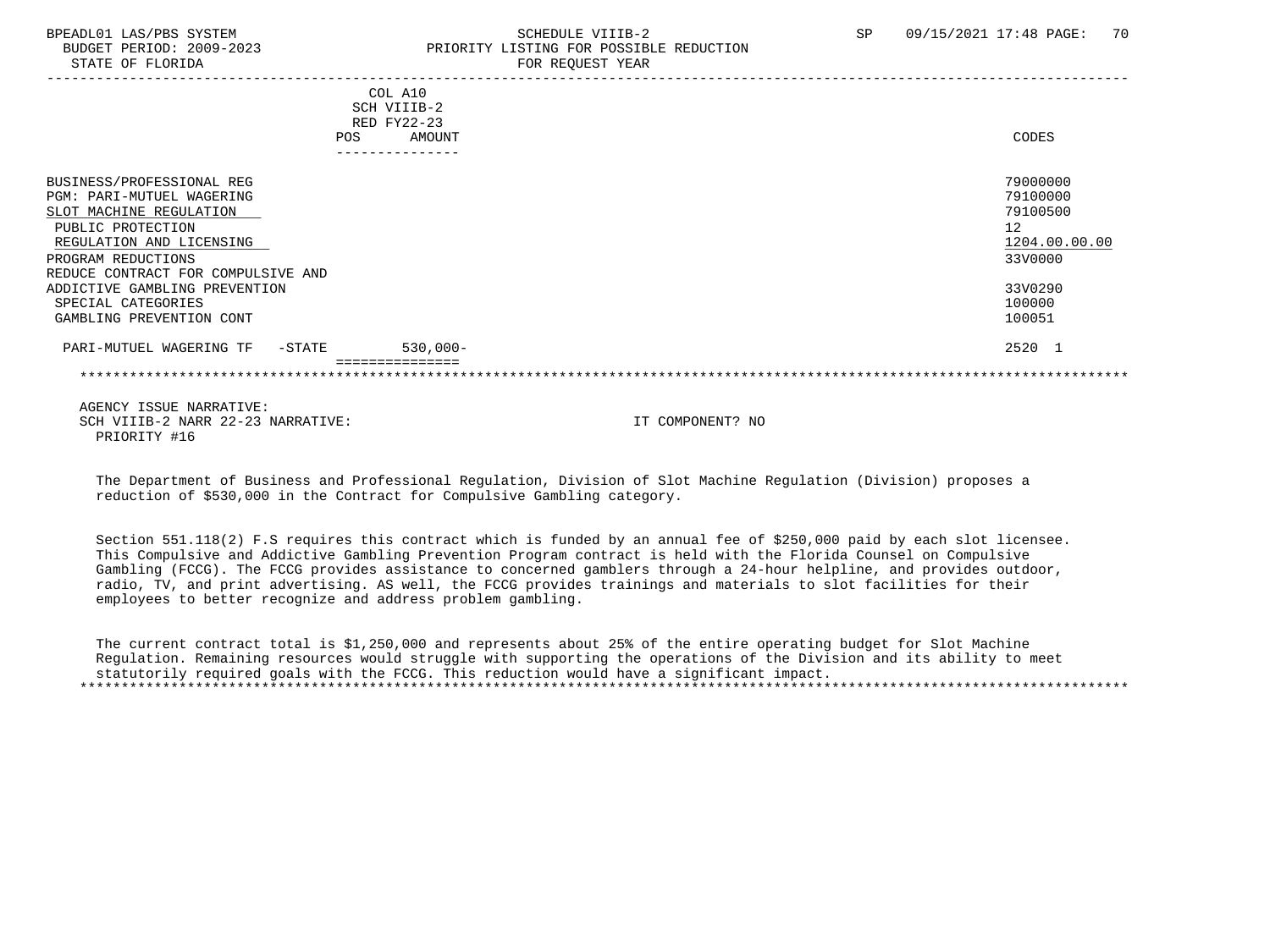| | COL A10 SCH VIIIB-2 RED FY22-23 POS AMOUNT | CODES |
|---|---|---|
| BUSINESS/PROFESSIONAL REG | | 79000000 |
| PGM: PARI-MUTUEL WAGERING | | 79100000 |
| SLOT MACHINE REGULATION | | 79100500 |
| PUBLIC PROTECTION | | 12 |
| REGULATION AND LICENSING | | 1204.00.00.00 |
| PROGRAM REDUCTIONS | | 33V0000 |
| REDUCE CONTRACT FOR COMPULSIVE AND ADDICTIVE GAMBLING PREVENTION | | 33V0290 |
| SPECIAL CATEGORIES | | 100000 |
| GAMBLING PREVENTION CONT | | 100051 |
| PARI-MUTUEL WAGERING TF -STATE | 530,000- | 2520 1 |

AGENCY ISSUE NARRATIVE:
SCH VIIIB-2 NARR 22-23 NARRATIVE: IT COMPONENT? NO
PRIORITY #16

The Department of Business and Professional Regulation, Division of Slot Machine Regulation (Division) proposes a reduction of $530,000 in the Contract for Compulsive Gambling category.

Section 551.118(2) F.S requires this contract which is funded by an annual fee of $250,000 paid by each slot licensee. This Compulsive and Addictive Gambling Prevention Program contract is held with the Florida Counsel on Compulsive Gambling (FCCG). The FCCG provides assistance to concerned gamblers through a 24-hour helpline, and provides outdoor, radio, TV, and print advertising. AS well, the FCCG provides trainings and materials to slot facilities for their employees to better recognize and address problem gambling.

The current contract total is $1,250,000 and represents about 25% of the entire operating budget for Slot Machine Regulation. Remaining resources would struggle with supporting the operations of the Division and its ability to meet statutorily required goals with the FCCG. This reduction would have a significant impact.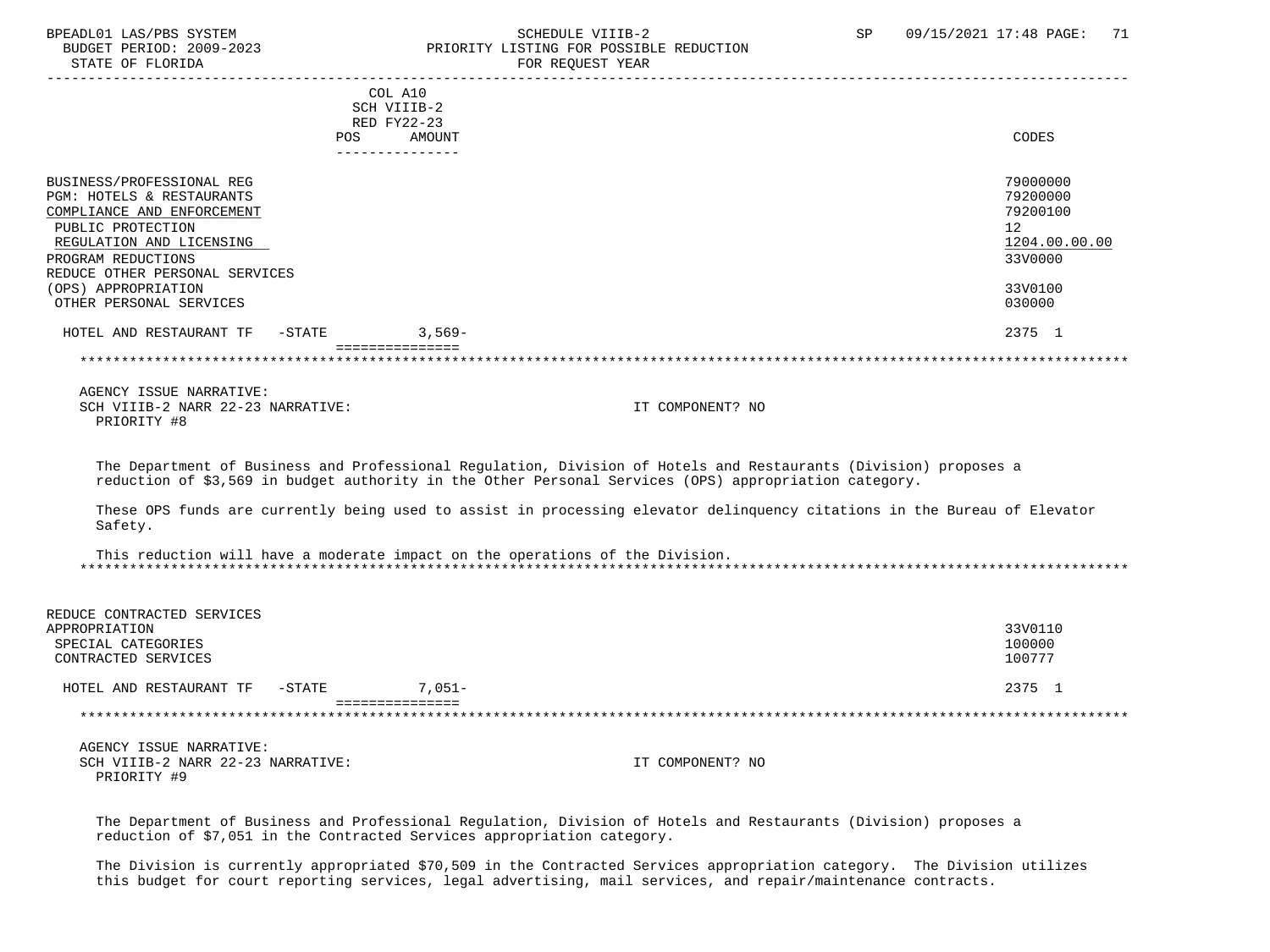COL A10
SCH VIIIB-2
RED FY22-23

| | POS | AMOUNT | CODES |
|---|---|---|---|
| BUSINESS/PROFESSIONAL REG | | | 79000000 |
| PGM: HOTELS & RESTAURANTS | | | 79200000 |
| COMPLIANCE AND ENFORCEMENT | | | 79200100 |
| PUBLIC PROTECTION | | | 12 |
| REGULATION AND LICENSING | | | 1204.00.00.00 |
| PROGRAM REDUCTIONS | | | 33V0000 |
| REDUCE OTHER PERSONAL SERVICES (OPS) APPROPRIATION | | | 33V0100 |
| OTHER PERSONAL SERVICES | | | 030000 |
| HOTEL AND RESTAURANT TF -STATE | | 3,569- | 2375 1 |

AGENCY ISSUE NARRATIVE:
SCH VIIIB-2 NARR 22-23 NARRATIVE: IT COMPONENT? NO
PRIORITY #8

The Department of Business and Professional Regulation, Division of Hotels and Restaurants (Division) proposes a reduction of $3,569 in budget authority in the Other Personal Services (OPS) appropriation category.

These OPS funds are currently being used to assist in processing elevator delinquency citations in the Bureau of Elevator Safety.

This reduction will have a moderate impact on the operations of the Division.

| | POS | AMOUNT | CODES |
|---|---|---|---|
| REDUCE CONTRACTED SERVICES APPROPRIATION | | | 33V0110 |
| SPECIAL CATEGORIES | | | 100000 |
| CONTRACTED SERVICES | | | 100777 |
| HOTEL AND RESTAURANT TF -STATE | | 7,051- | 2375 1 |

AGENCY ISSUE NARRATIVE:
SCH VIIIB-2 NARR 22-23 NARRATIVE: IT COMPONENT? NO
PRIORITY #9

The Department of Business and Professional Regulation, Division of Hotels and Restaurants (Division) proposes a reduction of $7,051 in the Contracted Services appropriation category.

The Division is currently appropriated $70,509 in the Contracted Services appropriation category. The Division utilizes this budget for court reporting services, legal advertising, mail services, and repair/maintenance contracts.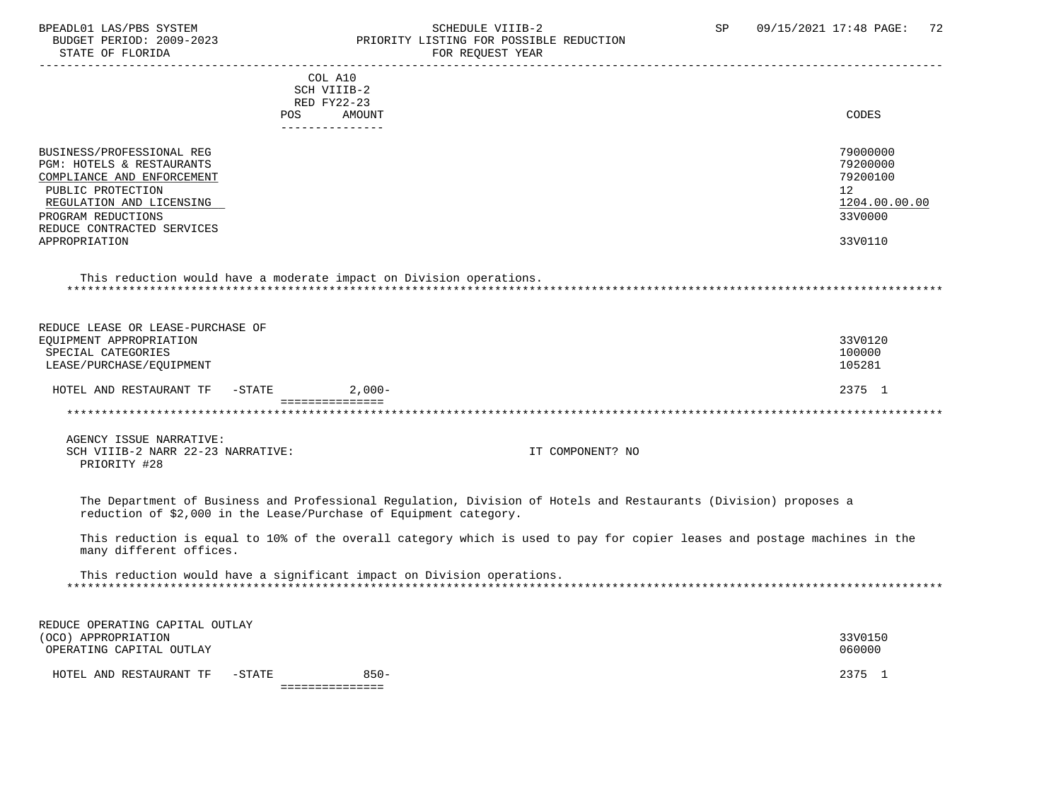BPEADL01 LAS/PBS SYSTEM | SCHEDULE VIIIB-2 | SP 09/15/2021 17:48
BUDGET PERIOD: 2009-2023 | PRIORITY LISTING FOR POSSIBLE REDUCTION
STATE OF FLORIDA | FOR REQUEST YEAR

| | COL A10 SCH VIIIB-2 RED FY22-23 POS AMOUNT | CODES |
|---|---|---|
| BUSINESS/PROFESSIONAL REG | | 79000000 |
| PGM: HOTELS & RESTAURANTS | | 79200000 |
| COMPLIANCE AND ENFORCEMENT | | 79200100 |
| PUBLIC PROTECTION | | 12 |
| REGULATION AND LICENSING | | 1204.00.00.00 |
| PROGRAM REDUCTIONS | | 33V0000 |
| REDUCE CONTRACTED SERVICES APPROPRIATION | | 33V0110 |

This reduction would have a moderate impact on Division operations.

***

| | COL A10 SCH VIIIB-2 RED FY22-23 POS AMOUNT | CODES |
|---|---|---|
| REDUCE LEASE OR LEASE-PURCHASE OF EQUIPMENT APPROPRIATION | | 33V0120 |
| SPECIAL CATEGORIES | | 100000 |
| LEASE/PURCHASE/EQUIPMENT | | 105281 |
| HOTEL AND RESTAURANT TF -STATE | 2,000- | 2375 1 |

***

AGENCY ISSUE NARRATIVE:
SCH VIIIB-2 NARR 22-23 NARRATIVE: IT COMPONENT? NO
PRIORITY #28

The Department of Business and Professional Regulation, Division of Hotels and Restaurants (Division) proposes a reduction of $2,000 in the Lease/Purchase of Equipment category.

This reduction is equal to 10% of the overall category which is used to pay for copier leases and postage machines in the many different offices.

This reduction would have a significant impact on Division operations.

***

| | COL A10 SCH VIIIB-2 RED FY22-23 POS AMOUNT | CODES |
|---|---|---|
| REDUCE OPERATING CAPITAL OUTLAY (OCO) APPROPRIATION | | 33V0150 |
| OPERATING CAPITAL OUTLAY | | 060000 |
| HOTEL AND RESTAURANT TF -STATE | 850- | 2375 1 |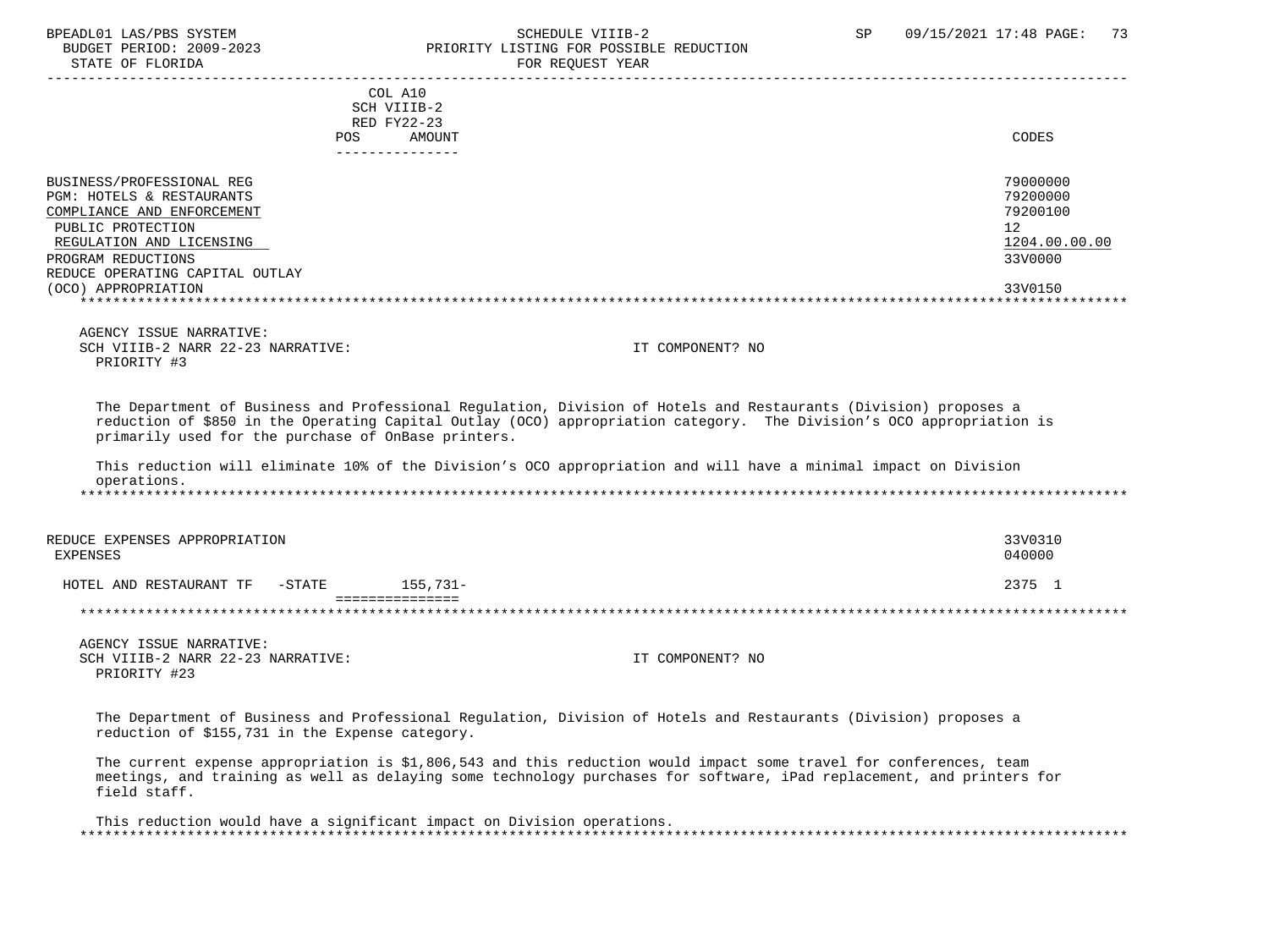COL A10
SCH VIIIB-2
RED FY22-23

| | POS | AMOUNT | CODES |
|---|---|---|---|
| BUSINESS/PROFESSIONAL REG | | | 79000000 |
| PGM: HOTELS & RESTAURANTS | | | 79200000 |
| COMPLIANCE AND ENFORCEMENT | | | 79200100 |
| PUBLIC PROTECTION | | | 12 |
| REGULATION AND LICENSING | | | 1204.00.00.00 |
| PROGRAM REDUCTIONS | | | 33V0000 |
| REDUCE OPERATING CAPITAL OUTLAY (OCO) APPROPRIATION | | | 33V0150 |

AGENCY ISSUE NARRATIVE:
SCH VIIIB-2 NARR 22-23 NARRATIVE: IT COMPONENT? NO
PRIORITY #3

The Department of Business and Professional Regulation, Division of Hotels and Restaurants (Division) proposes a reduction of $850 in the Operating Capital Outlay (OCO) appropriation category. The Division's OCO appropriation is primarily used for the purchase of OnBase printers.

This reduction will eliminate 10% of the Division's OCO appropriation and will have a minimal impact on Division operations.

| | POS | AMOUNT | CODES |
|---|---|---|---|
| REDUCE EXPENSES APPROPRIATION | | | 33V0310 |
| EXPENSES | | | 040000 |
| HOTEL AND RESTAURANT TF -STATE | | 155,731- | 2375 1 |

AGENCY ISSUE NARRATIVE:
SCH VIIIB-2 NARR 22-23 NARRATIVE: IT COMPONENT? NO
PRIORITY #23

The Department of Business and Professional Regulation, Division of Hotels and Restaurants (Division) proposes a reduction of $155,731 in the Expense category.

The current expense appropriation is $1,806,543 and this reduction would impact some travel for conferences, team meetings, and training as well as delaying some technology purchases for software, iPad replacement, and printers for field staff.

This reduction would have a significant impact on Division operations.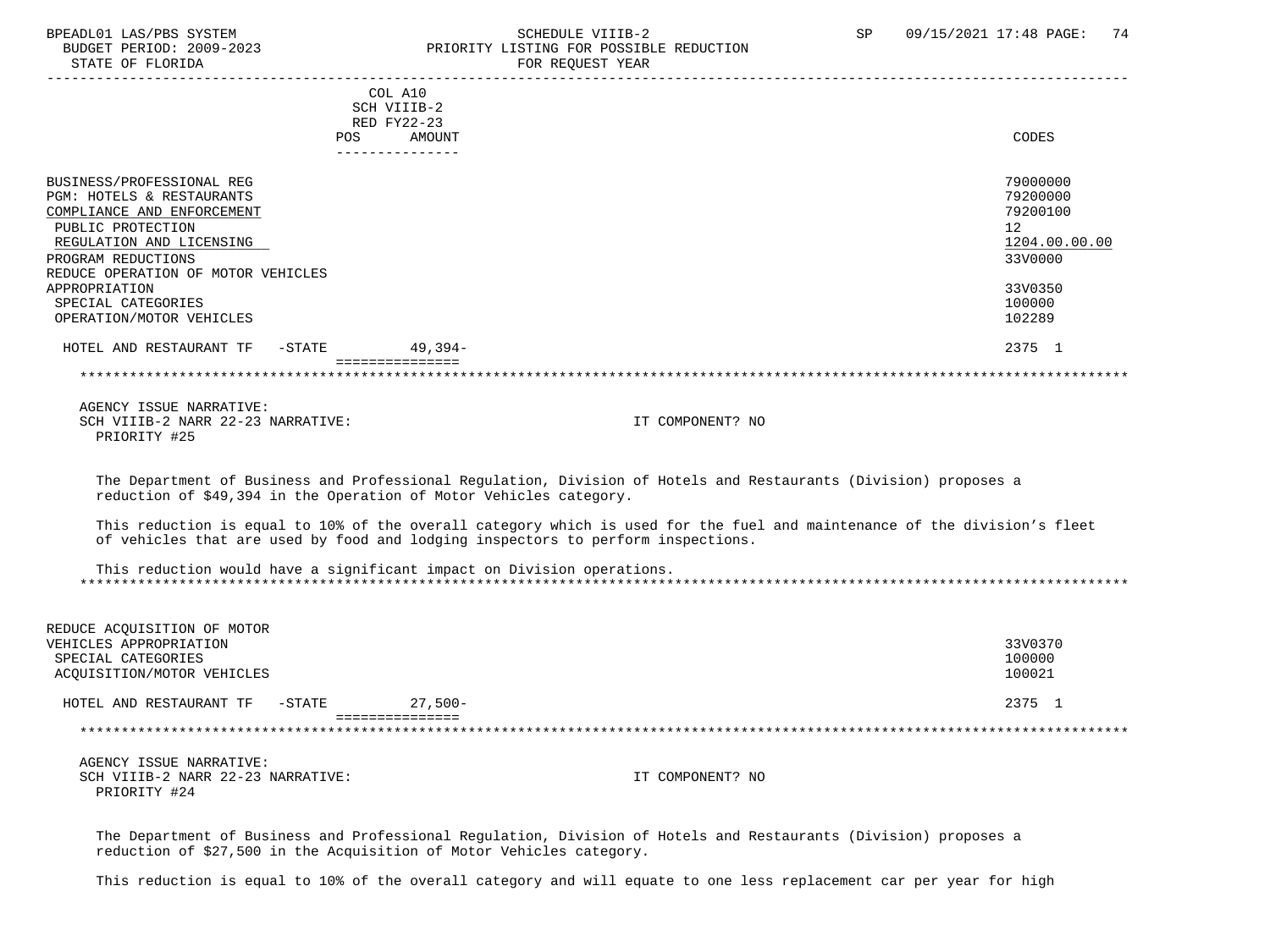| | COL A10 SCH VIIIB-2 RED FY22-23 POS AMOUNT | CODES |
|---|---|---|
| BUSINESS/PROFESSIONAL REG | | 79000000 |
| PGM: HOTELS & RESTAURANTS | | 79200000 |
| COMPLIANCE AND ENFORCEMENT | | 79200100 |
| PUBLIC PROTECTION | | 12 |
| REGULATION AND LICENSING | | 1204.00.00.00 |
| PROGRAM REDUCTIONS | | 33V0000 |
| REDUCE OPERATION OF MOTOR VEHICLES APPROPRIATION | | 33V0350 |
| SPECIAL CATEGORIES | | 100000 |
| OPERATION/MOTOR VEHICLES | | 102289 |
| HOTEL AND RESTAURANT TF -STATE | 49,394- | 2375 1 |

AGENCY ISSUE NARRATIVE:
SCH VIIIB-2 NARR 22-23 NARRATIVE: IT COMPONENT? NO
PRIORITY #25

The Department of Business and Professional Regulation, Division of Hotels and Restaurants (Division) proposes a reduction of $49,394 in the Operation of Motor Vehicles category.

This reduction is equal to 10% of the overall category which is used for the fuel and maintenance of the division's fleet of vehicles that are used by food and lodging inspectors to perform inspections.

This reduction would have a significant impact on Division operations.

| | POS AMOUNT | CODES |
|---|---|---|
| REDUCE ACQUISITION OF MOTOR VEHICLES APPROPRIATION | | 33V0370 |
| SPECIAL CATEGORIES | | 100000 |
| ACQUISITION/MOTOR VEHICLES | | 100021 |
| HOTEL AND RESTAURANT TF -STATE | 27,500- | 2375 1 |

AGENCY ISSUE NARRATIVE:
SCH VIIIB-2 NARR 22-23 NARRATIVE: IT COMPONENT? NO
PRIORITY #24

The Department of Business and Professional Regulation, Division of Hotels and Restaurants (Division) proposes a reduction of $27,500 in the Acquisition of Motor Vehicles category.

This reduction is equal to 10% of the overall category and will equate to one less replacement car per year for high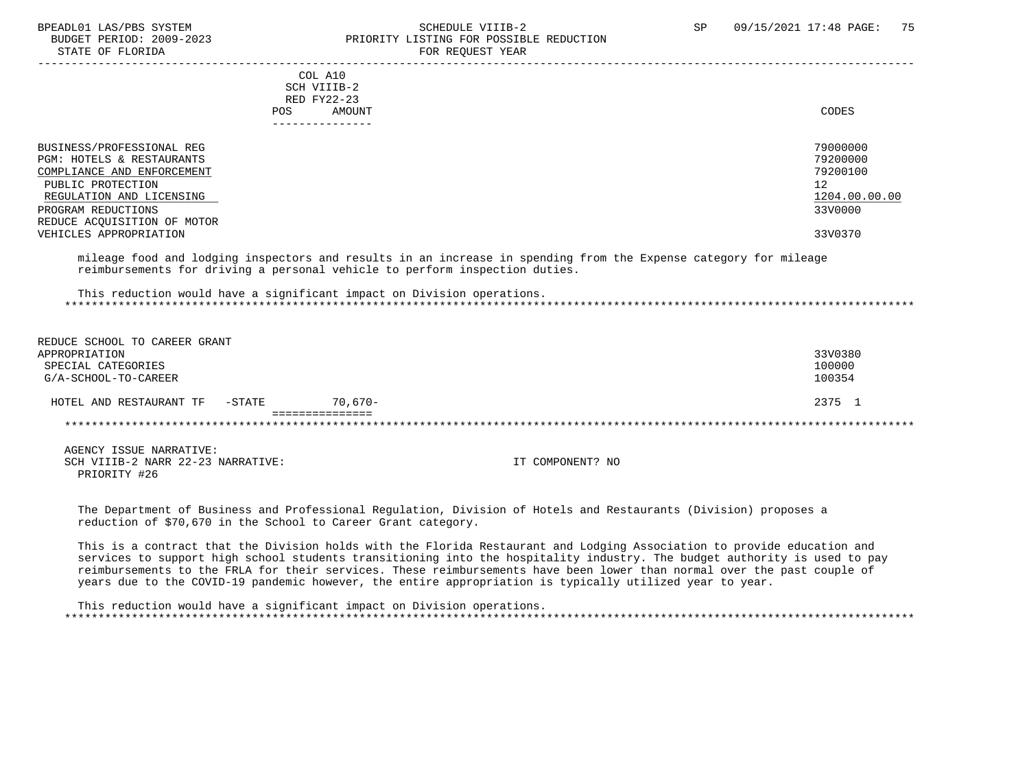| | COL A10 SCH VIIIB-2 RED FY22-23 POS AMOUNT | CODES |
|---|---|---|
| BUSINESS/PROFESSIONAL REG | | 79000000 |
| PGM: HOTELS & RESTAURANTS | | 79200000 |
| COMPLIANCE AND ENFORCEMENT | | 79200100 |
| PUBLIC PROTECTION | | 12 |
| REGULATION AND LICENSING | | 1204.00.00.00 |
| PROGRAM REDUCTIONS | | 33V0000 |
| REDUCE ACQUISITION OF MOTOR VEHICLES APPROPRIATION | | 33V0370 |

mileage food and lodging inspectors and results in an increase in spending from the Expense category for mileage reimbursements for driving a personal vehicle to perform inspection duties.

This reduction would have a significant impact on Division operations.

| | | |
|---|---|---|
| REDUCE SCHOOL TO CAREER GRANT APPROPRIATION | | 33V0380 |
| SPECIAL CATEGORIES | | 100000 |
| G/A-SCHOOL-TO-CAREER | | 100354 |
| HOTEL AND RESTAURANT TF -STATE | 70,670- | 2375 1 |

AGENCY ISSUE NARRATIVE:
SCH VIIIB-2 NARR 22-23 NARRATIVE: IT COMPONENT? NO
PRIORITY #26

The Department of Business and Professional Regulation, Division of Hotels and Restaurants (Division) proposes a reduction of $70,670 in the School to Career Grant category.

This is a contract that the Division holds with the Florida Restaurant and Lodging Association to provide education and services to support high school students transitioning into the hospitality industry. The budget authority is used to pay reimbursements to the FRLA for their services. These reimbursements have been lower than normal over the past couple of years due to the COVID-19 pandemic however, the entire appropriation is typically utilized year to year.

This reduction would have a significant impact on Division operations.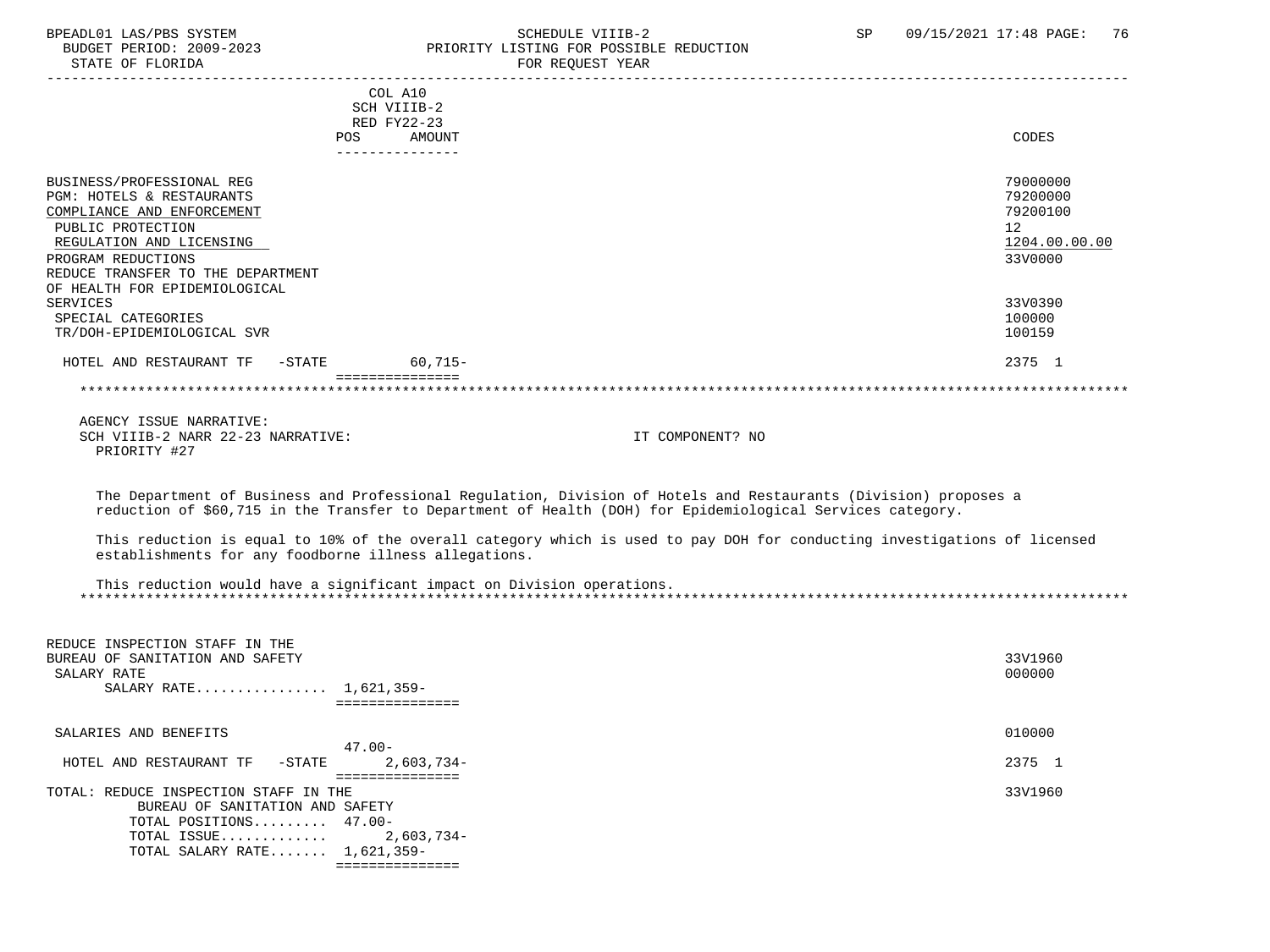| | COL A10 SCH VIIIB-2 RED FY22-23 POS AMOUNT | CODES |
|---|---|---|
| BUSINESS/PROFESSIONAL REG | | 79000000 |
| PGM: HOTELS & RESTAURANTS | | 79200000 |
| COMPLIANCE AND ENFORCEMENT | | 79200100 |
| PUBLIC PROTECTION | | 12 |
| REGULATION AND LICENSING | | 1204.00.00.00 |
| PROGRAM REDUCTIONS | | 33V0000 |
| REDUCE TRANSFER TO THE DEPARTMENT OF HEALTH FOR EPIDEMIOLOGICAL SERVICES | | 33V0390 |
| SPECIAL CATEGORIES | | 100000 |
| TR/DOH-EPIDEMIOLOGICAL SVR | | 100159 |
| HOTEL AND RESTAURANT TF -STATE | 60,715- | 2375 1 |

AGENCY ISSUE NARRATIVE:
SCH VIIIB-2 NARR 22-23 NARRATIVE: IT COMPONENT? NO
PRIORITY #27

The Department of Business and Professional Regulation, Division of Hotels and Restaurants (Division) proposes a reduction of $60,715 in the Transfer to Department of Health (DOH) for Epidemiological Services category.

This reduction is equal to 10% of the overall category which is used to pay DOH for conducting investigations of licensed establishments for any foodborne illness allegations.

This reduction would have a significant impact on Division operations.

| | POS AMOUNT | CODES |
|---|---|---|
| REDUCE INSPECTION STAFF IN THE BUREAU OF SANITATION AND SAFETY | | 33V1960 |
| SALARY RATE | | 000000 |
| SALARY RATE................ | 1,621,359- | |
| SALARIES AND BENEFITS | 47.00- | 010000 |
| HOTEL AND RESTAURANT TF -STATE | 2,603,734- | 2375 1 |
| TOTAL: REDUCE INSPECTION STAFF IN THE BUREAU OF SANITATION AND SAFETY | | 33V1960 |
| TOTAL POSITIONS......... | 47.00- | |
| TOTAL ISSUE............. | 2,603,734- | |
| TOTAL SALARY RATE....... | 1,621,359- | |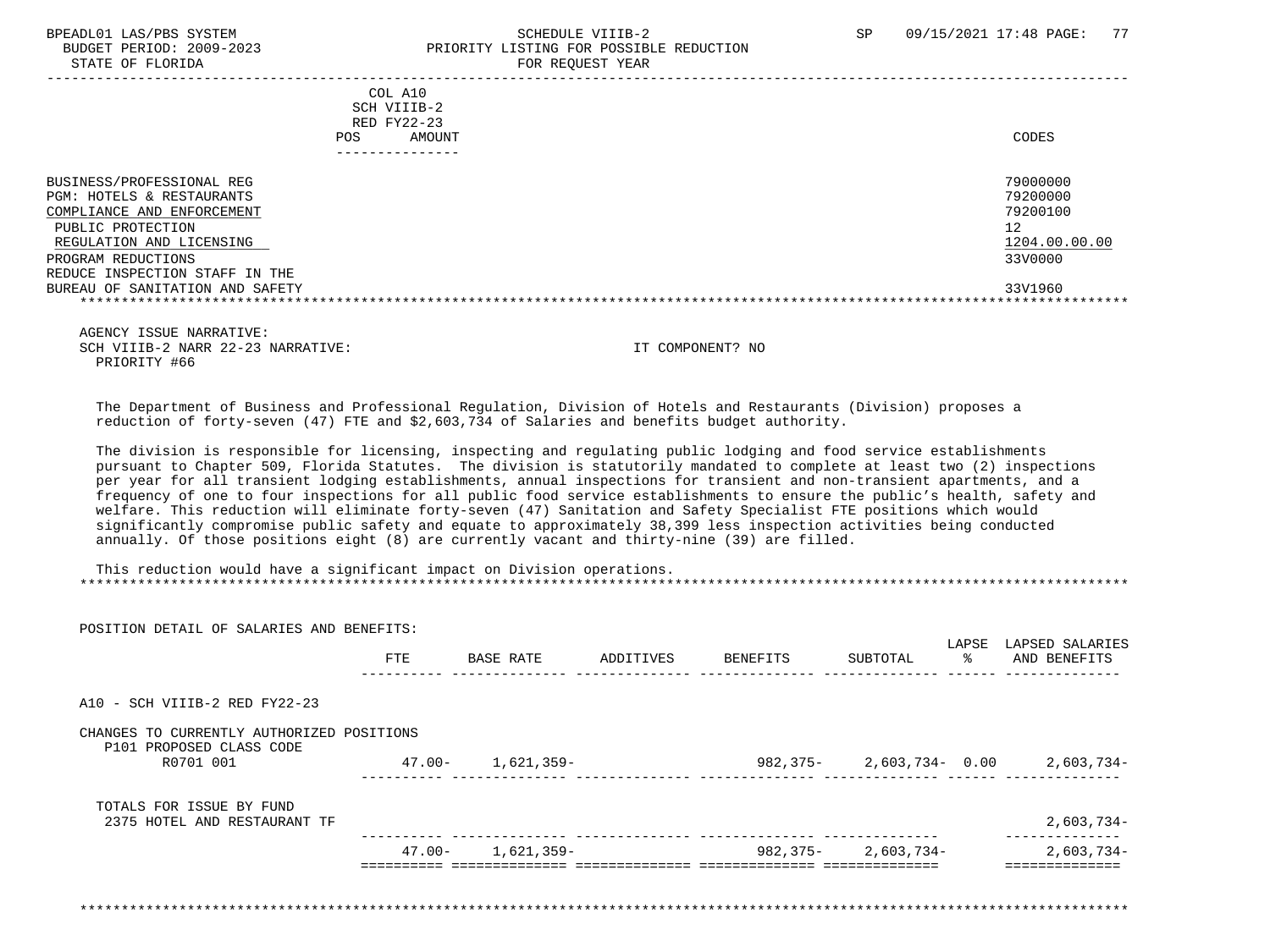COL A10
SCH VIIIB-2
RED FY22-23
POS AMOUNT

| | CODES |
|---|---|
| BUSINESS/PROFESSIONAL REG | 79000000 |
| PGM: HOTELS & RESTAURANTS | 79200000 |
| COMPLIANCE AND ENFORCEMENT | 79200100 |
| PUBLIC PROTECTION | 12 |
| REGULATION AND LICENSING | 1204.00.00.00 |
| PROGRAM REDUCTIONS | 33V0000 |
| REDUCE INSPECTION STAFF IN THE BUREAU OF SANITATION AND SAFETY | 33V1960 |

AGENCY ISSUE NARRATIVE:
SCH VIIIB-2 NARR 22-23 NARRATIVE: IT COMPONENT? NO
PRIORITY #66

The Department of Business and Professional Regulation, Division of Hotels and Restaurants (Division) proposes a reduction of forty-seven (47) FTE and $2,603,734 of Salaries and benefits budget authority.

The division is responsible for licensing, inspecting and regulating public lodging and food service establishments pursuant to Chapter 509, Florida Statutes. The division is statutorily mandated to complete at least two (2) inspections per year for all transient lodging establishments, annual inspections for transient and non-transient apartments, and a frequency of one to four inspections for all public food service establishments to ensure the public's health, safety and welfare. This reduction will eliminate forty-seven (47) Sanitation and Safety Specialist FTE positions which would significantly compromise public safety and equate to approximately 38,399 less inspection activities being conducted annually. Of those positions eight (8) are currently vacant and thirty-nine (39) are filled.

This reduction would have a significant impact on Division operations.

POSITION DETAIL OF SALARIES AND BENEFITS:

| | FTE | BASE RATE | ADDITIVES | BENEFITS | SUBTOTAL | LAPSE % | LAPSED SALARIES AND BENEFITS |
|---|---|---|---|---|---|---|---|
| A10 - SCH VIIIB-2 RED FY22-23 | | | | | | | |
| CHANGES TO CURRENTLY AUTHORIZED POSITIONS | | | | | | | |
| P101 PROPOSED CLASS CODE | | | | | | | |
| R0701 001 | 47.00- | 1,621,359- | | 982,375- | 2,603,734- | 0.00 | 2,603,734- |
| TOTALS FOR ISSUE BY FUND | | | | | | | |
| 2375 HOTEL AND RESTAURANT TF | | | | | | | 2,603,734- |
| | 47.00- | 1,621,359- | | 982,375- | 2,603,734- | | 2,603,734- |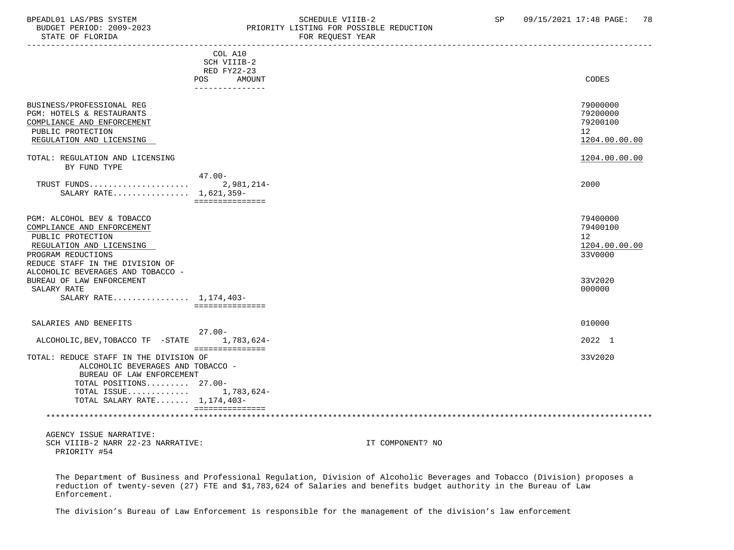BPEADL01 LAS/PBS SYSTEM | SCHEDULE VIIIB-2 | SP 09/15/2021 17:48
BUDGET PERIOD: 2009-2023 | PRIORITY LISTING FOR POSSIBLE REDUCTION
STATE OF FLORIDA | FOR REQUEST YEAR

| | COL A10 SCH VIIIB-2 RED FY22-23 POS AMOUNT | CODES |
|---|---|---|
| BUSINESS/PROFESSIONAL REG | | 79000000 |
| PGM: HOTELS & RESTAURANTS | | 79200000 |
| COMPLIANCE AND ENFORCEMENT | | 79200100 |
| PUBLIC PROTECTION | | 12 |
| REGULATION AND LICENSING | | 1204.00.00.00 |
| TOTAL: REGULATION AND LICENSING | | 1204.00.00.00 |
| BY FUND TYPE | | |
| | 47.00- | |
| TRUST FUNDS.................... | 2,981,214- | 2000 |
| SALARY RATE................ | 1,621,359- | |
| PGM: ALCOHOL BEV & TOBACCO | | 79400000 |
| COMPLIANCE AND ENFORCEMENT | | 79400100 |
| PUBLIC PROTECTION | | 12 |
| REGULATION AND LICENSING | | 1204.00.00.00 |
| PROGRAM REDUCTIONS | | 33V0000 |
| REDUCE STAFF IN THE DIVISION OF ALCOHOLIC BEVERAGES AND TOBACCO - BUREAU OF LAW ENFORCEMENT | | 33V2020 |
| SALARY RATE | | 000000 |
| SALARY RATE................ | 1,174,403- | |
| SALARIES AND BENEFITS | | 010000 |
| | 27.00- | |
| ALCOHOLIC,BEV,TOBACCO TF -STATE | 1,783,624- | 2022 1 |
| TOTAL: REDUCE STAFF IN THE DIVISION OF ALCOHOLIC BEVERAGES AND TOBACCO - BUREAU OF LAW ENFORCEMENT | | 33V2020 |
| TOTAL POSITIONS......... | 27.00- | |
| TOTAL ISSUE............ | 1,783,624- | |
| TOTAL SALARY RATE....... | 1,174,403- | |

AGENCY ISSUE NARRATIVE:
SCH VIIIB-2 NARR 22-23 NARRATIVE: IT COMPONENT? NO
PRIORITY #54

The Department of Business and Professional Regulation, Division of Alcoholic Beverages and Tobacco (Division) proposes a reduction of twenty-seven (27) FTE and $1,783,624 of Salaries and benefits budget authority in the Bureau of Law Enforcement.

The division's Bureau of Law Enforcement is responsible for the management of the division's law enforcement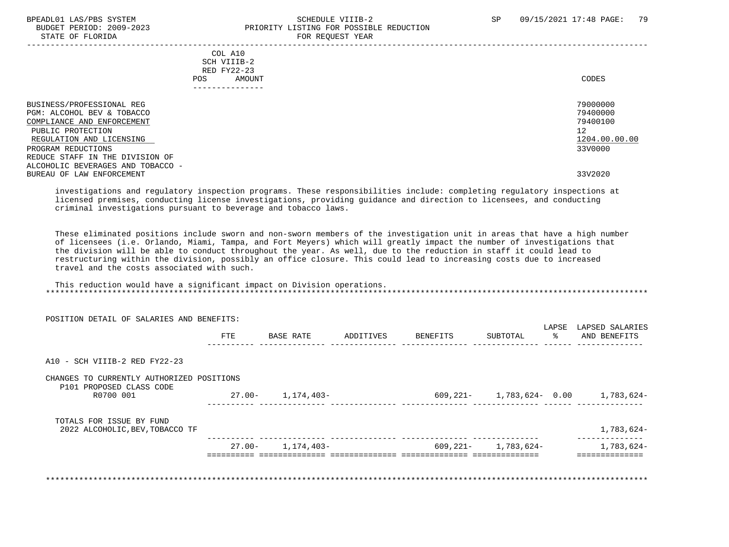| | COL A10 SCH VIIIB-2 RED FY22-23 POS AMOUNT | CODES |
|---|---|---|
| BUSINESS/PROFESSIONAL REG | | 79000000 |
| PGM: ALCOHOL BEV & TOBACCO | | 79400000 |
| COMPLIANCE AND ENFORCEMENT | | 79400100 |
| PUBLIC PROTECTION | | 12 |
| REGULATION AND LICENSING | | 1204.00.00.00 |
| PROGRAM REDUCTIONS | | 33V0000 |
| REDUCE STAFF IN THE DIVISION OF ALCOHOLIC BEVERAGES AND TOBACCO - BUREAU OF LAW ENFORCEMENT | | 33V2020 |

investigations and regulatory inspection programs. These responsibilities include: completing regulatory inspections at licensed premises, conducting license investigations, providing guidance and direction to licensees, and conducting criminal investigations pursuant to beverage and tobacco laws.

These eliminated positions include sworn and non-sworn members of the investigation unit in areas that have a high number of licensees (i.e. Orlando, Miami, Tampa, and Fort Meyers) which will greatly impact the number of investigations that the division will be able to conduct throughout the year. As well, due to the reduction in staff it could lead to restructuring within the division, possibly an office closure. This could lead to increasing costs due to increased travel and the costs associated with such.

This reduction would have a significant impact on Division operations.

POSITION DETAIL OF SALARIES AND BENEFITS:

| | FTE | BASE RATE | ADDITIVES | BENEFITS | SUBTOTAL | LAPSE % | LAPSED SALARIES AND BENEFITS |
|---|---|---|---|---|---|---|---|
| A10 - SCH VIIIB-2 RED FY22-23 | | | | | | | |
| CHANGES TO CURRENTLY AUTHORIZED POSITIONS | | | | | | | |
| P101 PROPOSED CLASS CODE | | | | | | | |
| R0700 001 | 27.00- | 1,174,403- | | 609,221- | 1,783,624- | 0.00 | 1,783,624- |
| TOTALS FOR ISSUE BY FUND | | | | | | | |
| 2022 ALCOHOLIC,BEV,TOBACCO TF | | | | | | | 1,783,624- |
| | 27.00- | 1,174,403- | | 609,221- | 1,783,624- | | 1,783,624- |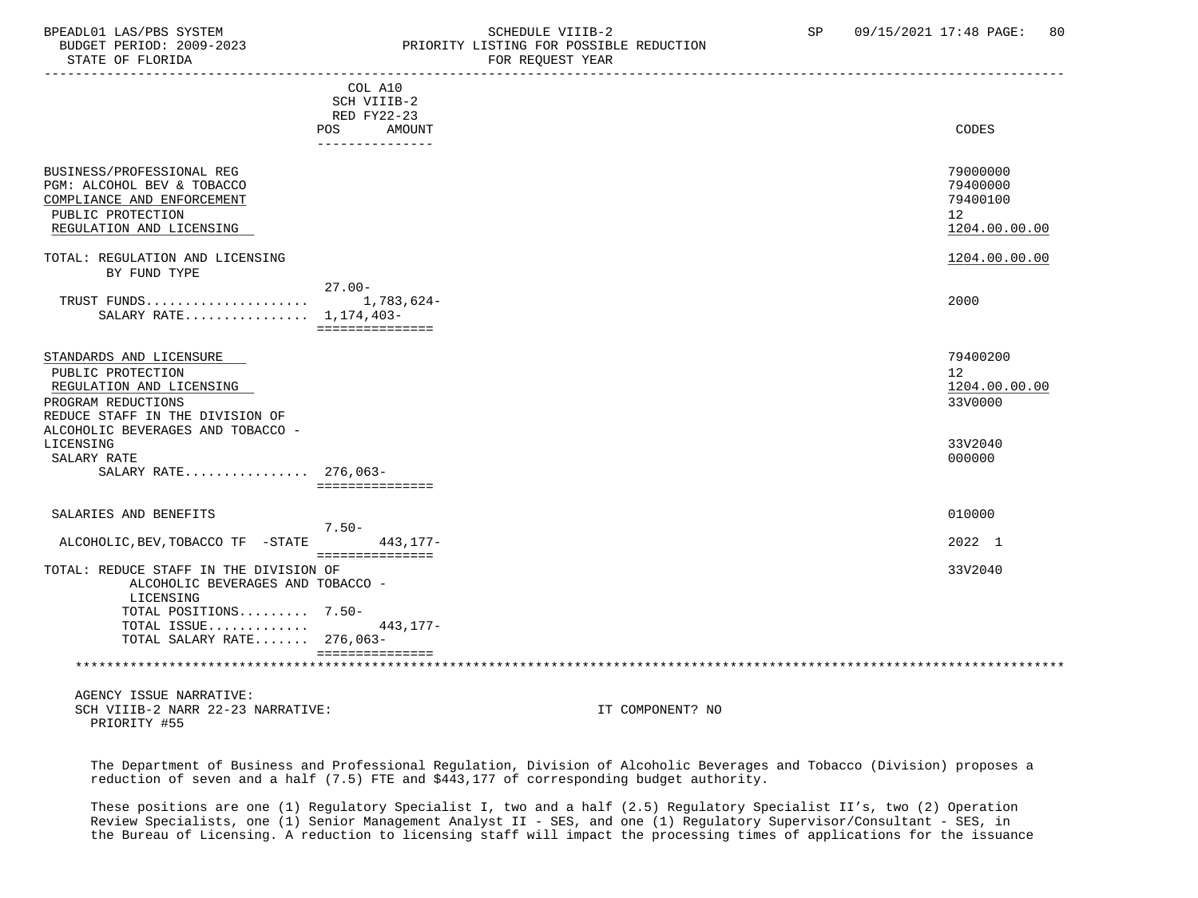BPEADL01 LAS/PBS SYSTEM | SCHEDULE VIIIB-2 | SP 09/15/2021 17:48
BUDGET PERIOD: 2009-2023 | PRIORITY LISTING FOR POSSIBLE REDUCTION
STATE OF FLORIDA | FOR REQUEST YEAR

| | COL A10 SCH VIIIB-2 RED FY22-23 POS | AMOUNT | CODES |
|---|---|---|---|
| BUSINESS/PROFESSIONAL REG | | | 79000000 |
| PGM: ALCOHOL BEV & TOBACCO | | | 79400000 |
| COMPLIANCE AND ENFORCEMENT | | | 79400100 |
| PUBLIC PROTECTION | | | 12 |
| REGULATION AND LICENSING | | | 1204.00.00.00 |
| TOTAL: REGULATION AND LICENSING | | | 1204.00.00.00 |
| BY FUND TYPE | | | |
| TRUST FUNDS | 27.00- | 1,783,624- | 2000 |
| SALARY RATE | 1,174,403- | | |
| STANDARDS AND LICENSURE | | | 79400200 |
| PUBLIC PROTECTION | | | 12 |
| REGULATION AND LICENSING | | | 1204.00.00.00 |
| PROGRAM REDUCTIONS | | | 33V0000 |
| REDUCE STAFF IN THE DIVISION OF ALCOHOLIC BEVERAGES AND TOBACCO - LICENSING | | | 33V2040 |
| SALARY RATE | | | 000000 |
| SALARY RATE | 276,063- | | |
| SALARIES AND BENEFITS | | | 010000 |
| ALCOHOLIC,BEV,TOBACCO TF -STATE | 7.50- | 443,177- | 2022 1 |
| TOTAL: REDUCE STAFF IN THE DIVISION OF ALCOHOLIC BEVERAGES AND TOBACCO - LICENSING | | | 33V2040 |
| TOTAL POSITIONS | 7.50- | | |
| TOTAL ISSUE | | 443,177- | |
| TOTAL SALARY RATE | 276,063- | | |

AGENCY ISSUE NARRATIVE:
SCH VIIIB-2 NARR 22-23 NARRATIVE: IT COMPONENT? NO
PRIORITY #55

The Department of Business and Professional Regulation, Division of Alcoholic Beverages and Tobacco (Division) proposes a reduction of seven and a half (7.5) FTE and $443,177 of corresponding budget authority.

These positions are one (1) Regulatory Specialist I, two and a half (2.5) Regulatory Specialist II's, two (2) Operation Review Specialists, one (1) Senior Management Analyst II - SES, and one (1) Regulatory Supervisor/Consultant - SES, in the Bureau of Licensing. A reduction to licensing staff will impact the processing times of applications for the issuance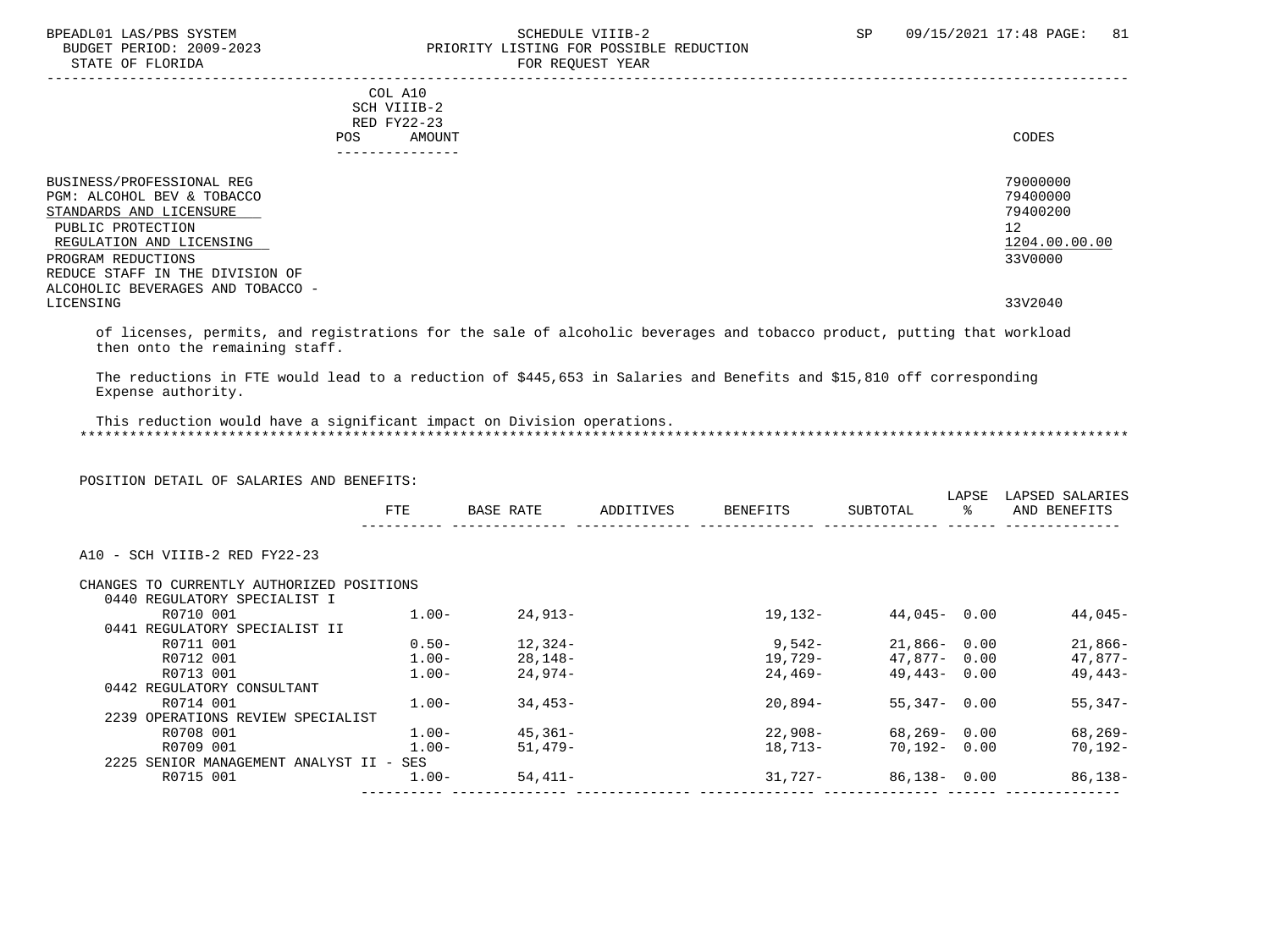COL A10
SCH VIIIB-2
RED FY22-23

| | POS | AMOUNT | CODES |
|---|---|---|---|
| BUSINESS/PROFESSIONAL REG | | | 79000000 |
| PGM: ALCOHOL BEV & TOBACCO | | | 79400000 |
| STANDARDS AND LICENSURE | | | 79400200 |
| PUBLIC PROTECTION | | | 12 |
| REGULATION AND LICENSING | | | 1204.00.00.00 |
| PROGRAM REDUCTIONS | | | 33V0000 |
| REDUCE STAFF IN THE DIVISION OF ALCOHOLIC BEVERAGES AND TOBACCO - LICENSING | | | 33V2040 |

of licenses, permits, and registrations for the sale of alcoholic beverages and tobacco product, putting that workload then onto the remaining staff.

The reductions in FTE would lead to a reduction of $445,653 in Salaries and Benefits and $15,810 off corresponding Expense authority.

This reduction would have a significant impact on Division operations.

POSITION DETAIL OF SALARIES AND BENEFITS:

| | FTE | BASE RATE | ADDITIVES | BENEFITS | SUBTOTAL | LAPSE % | LAPSED SALARIES AND BENEFITS |
|---|---|---|---|---|---|---|---|
| A10 - SCH VIIIB-2 RED FY22-23 | | | | | | | |
| CHANGES TO CURRENTLY AUTHORIZED POSITIONS | | | | | | | |
| 0440 REGULATORY SPECIALIST I | | | | | | | |
| R0710 001 | 1.00- | 24,913- | | 19,132- | 44,045- | 0.00 | 44,045- |
| 0441 REGULATORY SPECIALIST II | | | | | | | |
| R0711 001 | 0.50- | 12,324- | | 9,542- | 21,866- | 0.00 | 21,866- |
| R0712 001 | 1.00- | 28,148- | | 19,729- | 47,877- | 0.00 | 47,877- |
| R0713 001 | 1.00- | 24,974- | | 24,469- | 49,443- | 0.00 | 49,443- |
| 0442 REGULATORY CONSULTANT | | | | | | | |
| R0714 001 | 1.00- | 34,453- | | 20,894- | 55,347- | 0.00 | 55,347- |
| 2239 OPERATIONS REVIEW SPECIALIST | | | | | | | |
| R0708 001 | 1.00- | 45,361- | | 22,908- | 68,269- | 0.00 | 68,269- |
| R0709 001 | 1.00- | 51,479- | | 18,713- | 70,192- | 0.00 | 70,192- |
| 2225 SENIOR MANAGEMENT ANALYST II - SES | | | | | | | |
| R0715 001 | 1.00- | 54,411- | | 31,727- | 86,138- | 0.00 | 86,138- |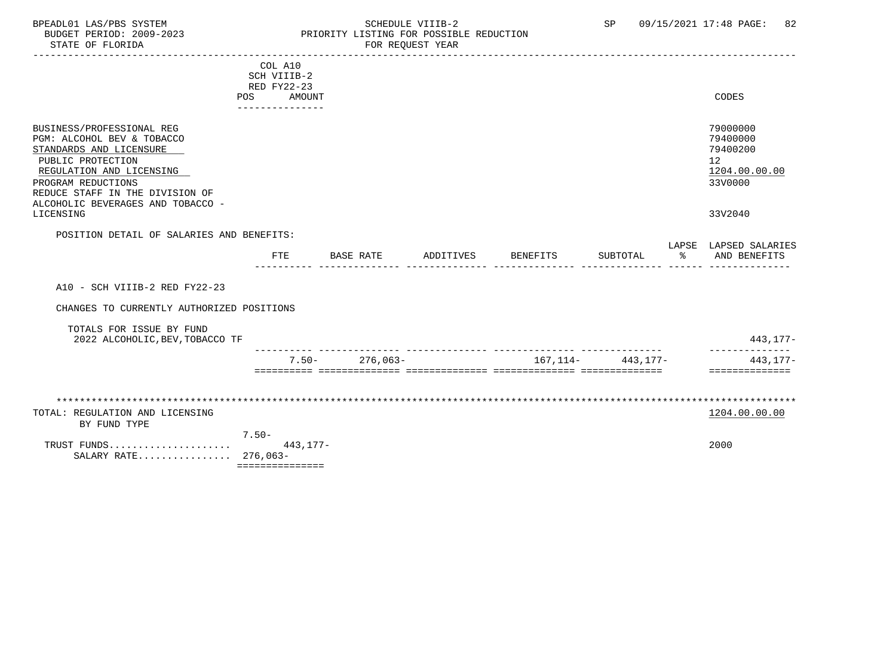BPEADL01 LAS/PBS SYSTEM — SCHEDULE VIIIB-2 — SP 09/15/2021 17:48

BUDGET PERIOD: 2009-2023 — PRIORITY LISTING FOR POSSIBLE REDUCTION

STATE OF FLORIDA — FOR REQUEST YEAR

| | COL A10 SCH VIIIB-2 RED FY22-23 POS AMOUNT | CODES |
|---|---|---|
| BUSINESS/PROFESSIONAL REG | | 79000000 |
| PGM: ALCOHOL BEV & TOBACCO | | 79400000 |
| STANDARDS AND LICENSURE | | 79400200 |
| PUBLIC PROTECTION | | 12 |
| REGULATION AND LICENSING | | 1204.00.00.00 |
| PROGRAM REDUCTIONS | | 33V0000 |
| REDUCE STAFF IN THE DIVISION OF ALCOHOLIC BEVERAGES AND TOBACCO - LICENSING | | 33V2040 |

POSITION DETAIL OF SALARIES AND BENEFITS:

| | FTE | BASE RATE | ADDITIVES | BENEFITS | SUBTOTAL | LAPSE % | LAPSED SALARIES AND BENEFITS |
|---|---|---|---|---|---|---|---|
| A10 - SCH VIIIB-2 RED FY22-23 | | | | | | | |
| CHANGES TO CURRENTLY AUTHORIZED POSITIONS | | | | | | | |
| TOTALS FOR ISSUE BY FUND | | | | | | | |
| 2022 ALCOHOLIC,BEV,TOBACCO TF | | | | | | | 443,177- |
| | 7.50- | 276,063- | | 167,114- | 443,177- | | 443,177- |

| | POS / AMOUNT | CODES |
|---|---|---|
| TOTAL: REGULATION AND LICENSING | | 1204.00.00.00 |
| BY FUND TYPE | | |
| | 7.50- | |
| TRUST FUNDS..................... | 443,177- | 2000 |
| SALARY RATE................ | 276,063- | |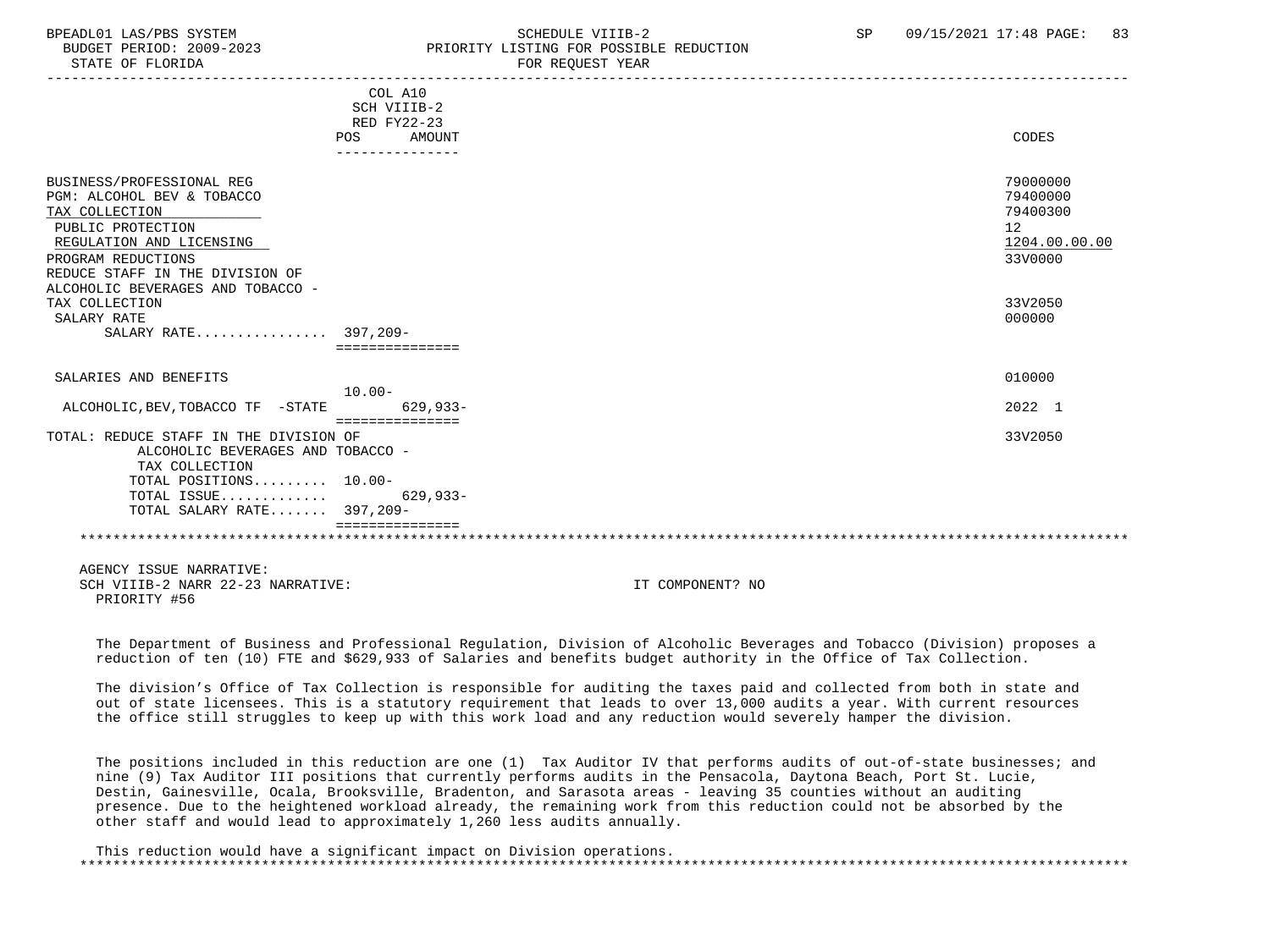| | COL A10 SCH VIIIB-2 RED FY22-23 POS | AMOUNT | CODES |
|---|---|---|---|
| BUSINESS/PROFESSIONAL REG | | | 79000000 |
| PGM: ALCOHOL BEV & TOBACCO | | | 79400000 |
| TAX COLLECTION | | | 79400300 |
| PUBLIC PROTECTION | | | 12 |
| REGULATION AND LICENSING | | | 1204.00.00.00 |
| PROGRAM REDUCTIONS | | | 33V0000 |
| REDUCE STAFF IN THE DIVISION OF ALCOHOLIC BEVERAGES AND TOBACCO - TAX COLLECTION | | | 33V2050 |
| SALARY RATE | | | 000000 |
| SALARY RATE................ | 397,209- | | |
| SALARIES AND BENEFITS | | | 010000 |
| ALCOHOLIC,BEV,TOBACCO TF -STATE | 10.00- | 629,933- | 2022 1 |
| TOTAL: REDUCE STAFF IN THE DIVISION OF ALCOHOLIC BEVERAGES AND TOBACCO - TAX COLLECTION | | | 33V2050 |
| TOTAL POSITIONS......... | 10.00- | | |
| TOTAL ISSUE............. | | 629,933- | |
| TOTAL SALARY RATE....... | 397,209- | | |

AGENCY ISSUE NARRATIVE:
SCH VIIIB-2 NARR 22-23 NARRATIVE: IT COMPONENT? NO
PRIORITY #56

The Department of Business and Professional Regulation, Division of Alcoholic Beverages and Tobacco (Division) proposes a reduction of ten (10) FTE and $629,933 of Salaries and benefits budget authority in the Office of Tax Collection.

The division's Office of Tax Collection is responsible for auditing the taxes paid and collected from both in state and out of state licensees. This is a statutory requirement that leads to over 13,000 audits a year. With current resources the office still struggles to keep up with this work load and any reduction would severely hamper the division.

The positions included in this reduction are one (1) Tax Auditor IV that performs audits of out-of-state businesses; and nine (9) Tax Auditor III positions that currently performs audits in the Pensacola, Daytona Beach, Port St. Lucie, Destin, Gainesville, Ocala, Brooksville, Bradenton, and Sarasota areas - leaving 35 counties without an auditing presence. Due to the heightened workload already, the remaining work from this reduction could not be absorbed by the other staff and would lead to approximately 1,260 less audits annually.

This reduction would have a significant impact on Division operations.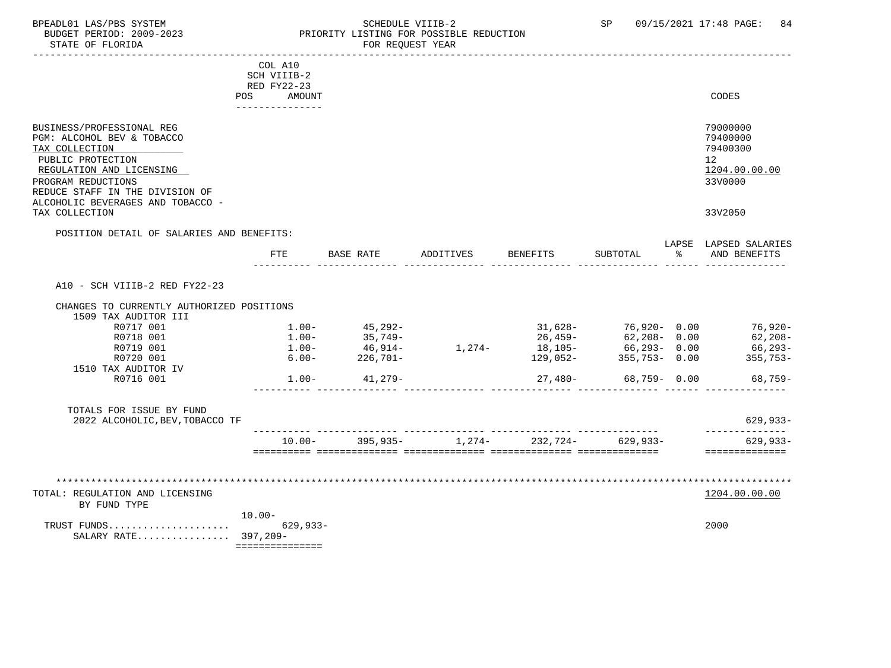BPEADL01 LAS/PBS SYSTEM — SCHEDULE VIIIB-2 — SP 09/15/2021 17:48
BUDGET PERIOD: 2009-2023 — PRIORITY LISTING FOR POSSIBLE REDUCTION
STATE OF FLORIDA — FOR REQUEST YEAR

| | COL A10 SCH VIIIB-2 RED FY22-23 POS AMOUNT | CODES |
|---|---|---|
| BUSINESS/PROFESSIONAL REG | | 79000000 |
| PGM: ALCOHOL BEV & TOBACCO | | 79400000 |
| TAX COLLECTION | | 79400300 |
| PUBLIC PROTECTION | | 12 |
| REGULATION AND LICENSING | | 1204.00.00.00 |
| PROGRAM REDUCTIONS | | 33V0000 |
| REDUCE STAFF IN THE DIVISION OF ALCOHOLIC BEVERAGES AND TOBACCO - TAX COLLECTION | | 33V2050 |

POSITION DETAIL OF SALARIES AND BENEFITS:

| | FTE | BASE RATE | ADDITIVES | BENEFITS | SUBTOTAL | LAPSE % | LAPSED SALARIES AND BENEFITS |
|---|---|---|---|---|---|---|---|
| A10 - SCH VIIIB-2 RED FY22-23 | | | | | | | |
| CHANGES TO CURRENTLY AUTHORIZED POSITIONS | | | | | | | |
| 1509 TAX AUDITOR III | | | | | | | |
| R0717 001 | 1.00- | 45,292- | | 31,628- | 76,920- | 0.00 | 76,920- |
| R0718 001 | 1.00- | 35,749- | | 26,459- | 62,208- | 0.00 | 62,208- |
| R0719 001 | 1.00- | 46,914- | 1,274- | 18,105- | 66,293- | 0.00 | 66,293- |
| R0720 001 | 6.00- | 226,701- | | 129,052- | 355,753- | 0.00 | 355,753- |
| 1510 TAX AUDITOR IV | | | | | | | |
| R0716 001 | 1.00- | 41,279- | | 27,480- | 68,759- | 0.00 | 68,759- |
| TOTALS FOR ISSUE BY FUND | | | | | | | |
| 2022 ALCOHOLIC,BEV,TOBACCO TF | | | | | | | 629,933- |
| | 10.00- | 395,935- | 1,274- | 232,724- | 629,933- | | 629,933- |

| TOTAL: REGULATION AND LICENSING BY FUND TYPE | | 1204.00.00.00 |
|---|---|---|
| | 10.00- | |
| TRUST FUNDS.................... | 629,933- | 2000 |
| SALARY RATE................ | 397,209- | |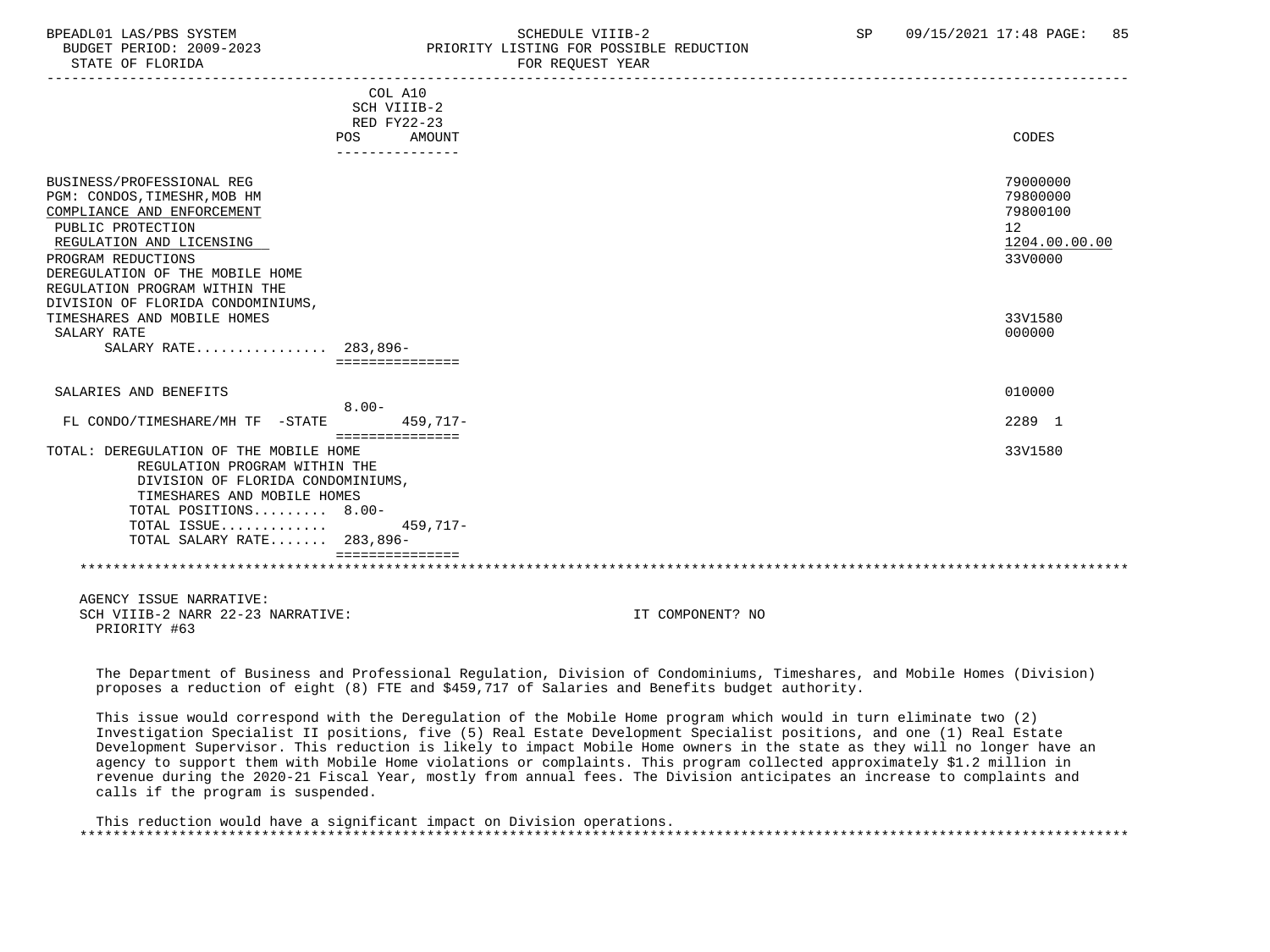BPEADL01 LAS/PBS SYSTEM | SCHEDULE VIIIB-2 | SP 09/15/2021 17:48
BUDGET PERIOD: 2009-2023 | PRIORITY LISTING FOR POSSIBLE REDUCTION
STATE OF FLORIDA | FOR REQUEST YEAR

| | COL A10 SCH VIIIB-2 RED FY22-23 POS | AMOUNT | CODES |
|---|---|---|---|
| BUSINESS/PROFESSIONAL REG | | | 79000000 |
| PGM: CONDOS,TIMESHR,MOB HM | | | 79800000 |
| COMPLIANCE AND ENFORCEMENT | | | 79800100 |
| PUBLIC PROTECTION | | | 12 |
| REGULATION AND LICENSING | | | 1204.00.00.00 |
| PROGRAM REDUCTIONS | | | 33V0000 |
| DEREGULATION OF THE MOBILE HOME REGULATION PROGRAM WITHIN THE DIVISION OF FLORIDA CONDOMINIUMS, TIMESHARES AND MOBILE HOMES | | | 33V1580 |
| SALARY RATE | | | 000000 |
| SALARY RATE................ | | 283,896- | |
| SALARIES AND BENEFITS | | | 010000 |
| FL CONDO/TIMESHARE/MH TF -STATE | 8.00- | 459,717- | 2289 1 |
| TOTAL: DEREGULATION OF THE MOBILE HOME REGULATION PROGRAM WITHIN THE DIVISION OF FLORIDA CONDOMINIUMS, TIMESHARES AND MOBILE HOMES | | | 33V1580 |
| TOTAL POSITIONS......... | 8.00- | | |
| TOTAL ISSUE............. | | 459,717- | |
| TOTAL SALARY RATE....... | | 283,896- | |

AGENCY ISSUE NARRATIVE:
SCH VIIIB-2 NARR 22-23 NARRATIVE: IT COMPONENT? NO
PRIORITY #63

The Department of Business and Professional Regulation, Division of Condominiums, Timeshares, and Mobile Homes (Division) proposes a reduction of eight (8) FTE and $459,717 of Salaries and Benefits budget authority.

This issue would correspond with the Deregulation of the Mobile Home program which would in turn eliminate two (2) Investigation Specialist II positions, five (5) Real Estate Development Specialist positions, and one (1) Real Estate Development Supervisor. This reduction is likely to impact Mobile Home owners in the state as they will no longer have an agency to support them with Mobile Home violations or complaints. This program collected approximately $1.2 million in revenue during the 2020-21 Fiscal Year, mostly from annual fees. The Division anticipates an increase to complaints and calls if the program is suspended.

This reduction would have a significant impact on Division operations.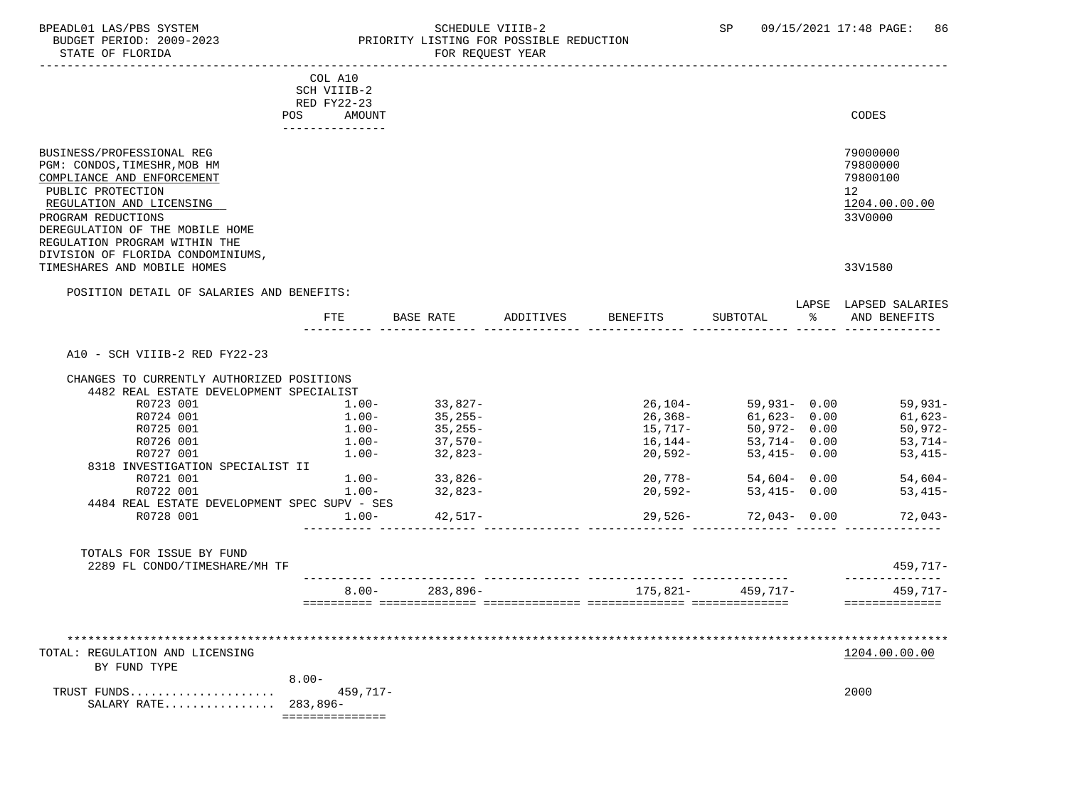BPEADL01 LAS/PBS SYSTEM — SCHEDULE VIIIB-2 — SP 09/15/2021 17:48

BUDGET PERIOD: 2009-2023 — PRIORITY LISTING FOR POSSIBLE REDUCTION

STATE OF FLORIDA — FOR REQUEST YEAR

COL A10 SCH VIIIB-2 RED FY22-23 POS AMOUNT

| | CODES |
|---|---|
| BUSINESS/PROFESSIONAL REG | 79000000 |
| PGM: CONDOS,TIMESHR,MOB HM | 79800000 |
| COMPLIANCE AND ENFORCEMENT | 79800100 |
| PUBLIC PROTECTION | 12 |
| REGULATION AND LICENSING | 1204.00.00.00 |
| PROGRAM REDUCTIONS | 33V0000 |
| DEREGULATION OF THE MOBILE HOME REGULATION PROGRAM WITHIN THE DIVISION OF FLORIDA CONDOMINIUMS, TIMESHARES AND MOBILE HOMES | 33V1580 |

POSITION DETAIL OF SALARIES AND BENEFITS:

| | FTE | BASE RATE | ADDITIVES | BENEFITS | SUBTOTAL | LAPSE % | LAPSED SALARIES AND BENEFITS |
|---|---|---|---|---|---|---|---|
| A10 - SCH VIIIB-2 RED FY22-23 | | | | | | | |
| CHANGES TO CURRENTLY AUTHORIZED POSITIONS | | | | | | | |
| 4482 REAL ESTATE DEVELOPMENT SPECIALIST | | | | | | | |
| R0723 001 | 1.00- | 33,827- | | 26,104- | 59,931- | 0.00 | 59,931- |
| R0724 001 | 1.00- | 35,255- | | 26,368- | 61,623- | 0.00 | 61,623- |
| R0725 001 | 1.00- | 35,255- | | 15,717- | 50,972- | 0.00 | 50,972- |
| R0726 001 | 1.00- | 37,570- | | 16,144- | 53,714- | 0.00 | 53,714- |
| R0727 001 | 1.00- | 32,823- | | 20,592- | 53,415- | 0.00 | 53,415- |
| 8318 INVESTIGATION SPECIALIST II | | | | | | | |
| R0721 001 | 1.00- | 33,826- | | 20,778- | 54,604- | 0.00 | 54,604- |
| R0722 001 | 1.00- | 32,823- | | 20,592- | 53,415- | 0.00 | 53,415- |
| 4484 REAL ESTATE DEVELOPMENT SPEC SUPV - SES | | | | | | | |
| R0728 001 | 1.00- | 42,517- | | 29,526- | 72,043- | 0.00 | 72,043- |
| TOTALS FOR ISSUE BY FUND | | | | | | | |
| 2289 FL CONDO/TIMESHARE/MH TF | | | | | | | 459,717- |
| | 8.00- | 283,896- | | 175,821- | 459,717- | | 459,717- |

| TOTAL: REGULATION AND LICENSING BY FUND TYPE | | 1204.00.00.00 |
|---|---|---|
| | 8.00- | |
| TRUST FUNDS..................... | 459,717- | 2000 |
| SALARY RATE................ | 283,896- | |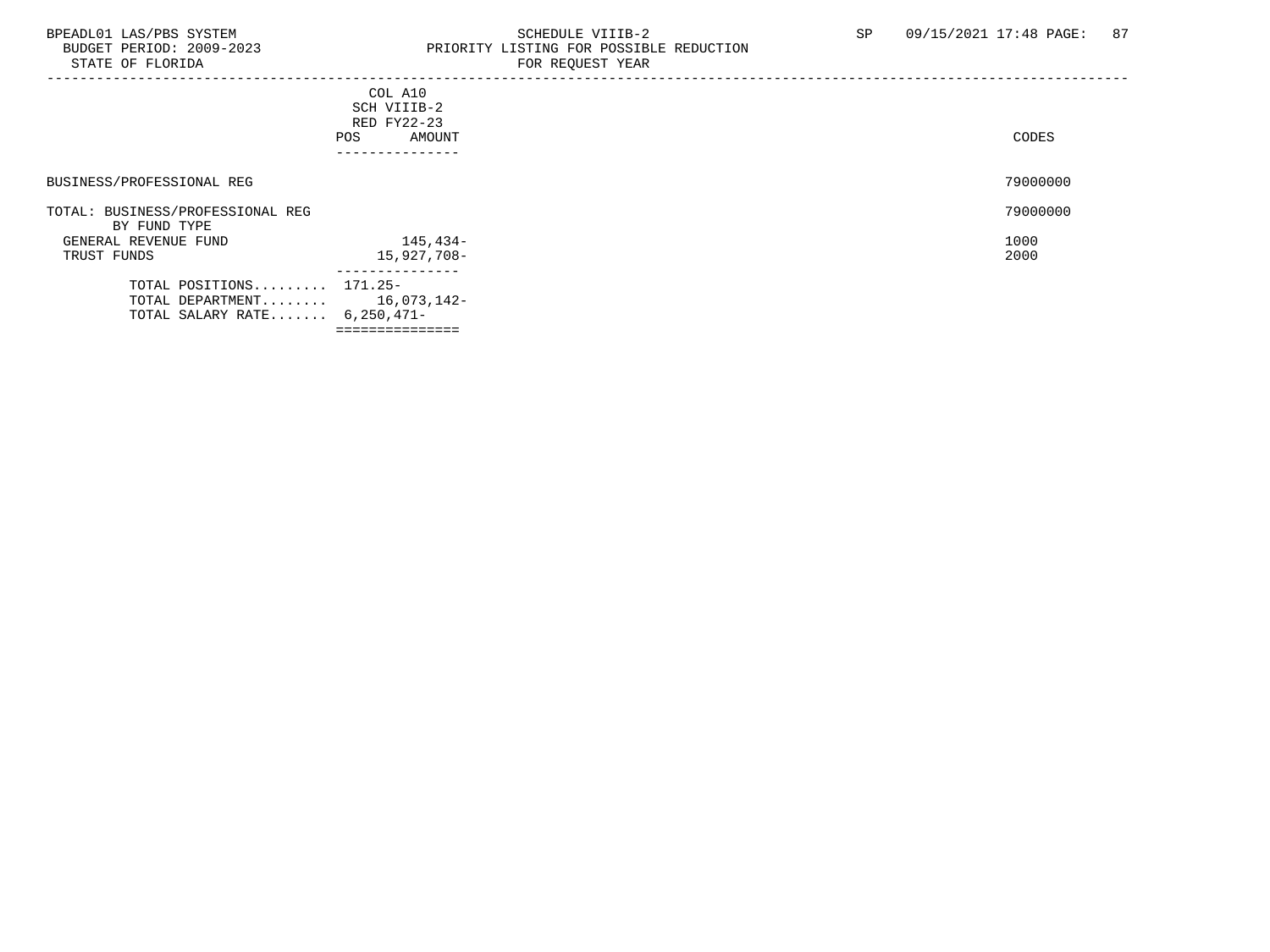BPEADL01 LAS/PBS SYSTEM SCHEDULE VIIIB-2 SP 09/15/2021 17:48 PAGE: 87
BUDGET PERIOD: 2009-2023 PRIORITY LISTING FOR POSSIBLE REDUCTION
STATE OF FLORIDA FOR REQUEST YEAR

| | COL A10 SCH VIIIB-2 RED FY22-23 POS | AMOUNT | CODES |
|---|---|---|---|
| BUSINESS/PROFESSIONAL REG | | | 79000000 |
| TOTAL: BUSINESS/PROFESSIONAL REG | | | 79000000 |
| BY FUND TYPE | | | |
| GENERAL REVENUE FUND | | 145,434- | 1000 |
| TRUST FUNDS | | 15,927,708- | 2000 |
| TOTAL POSITIONS......... | 171.25- | | |
| TOTAL DEPARTMENT........ | | 16,073,142- | |
| TOTAL SALARY RATE....... | 6,250,471- | | |